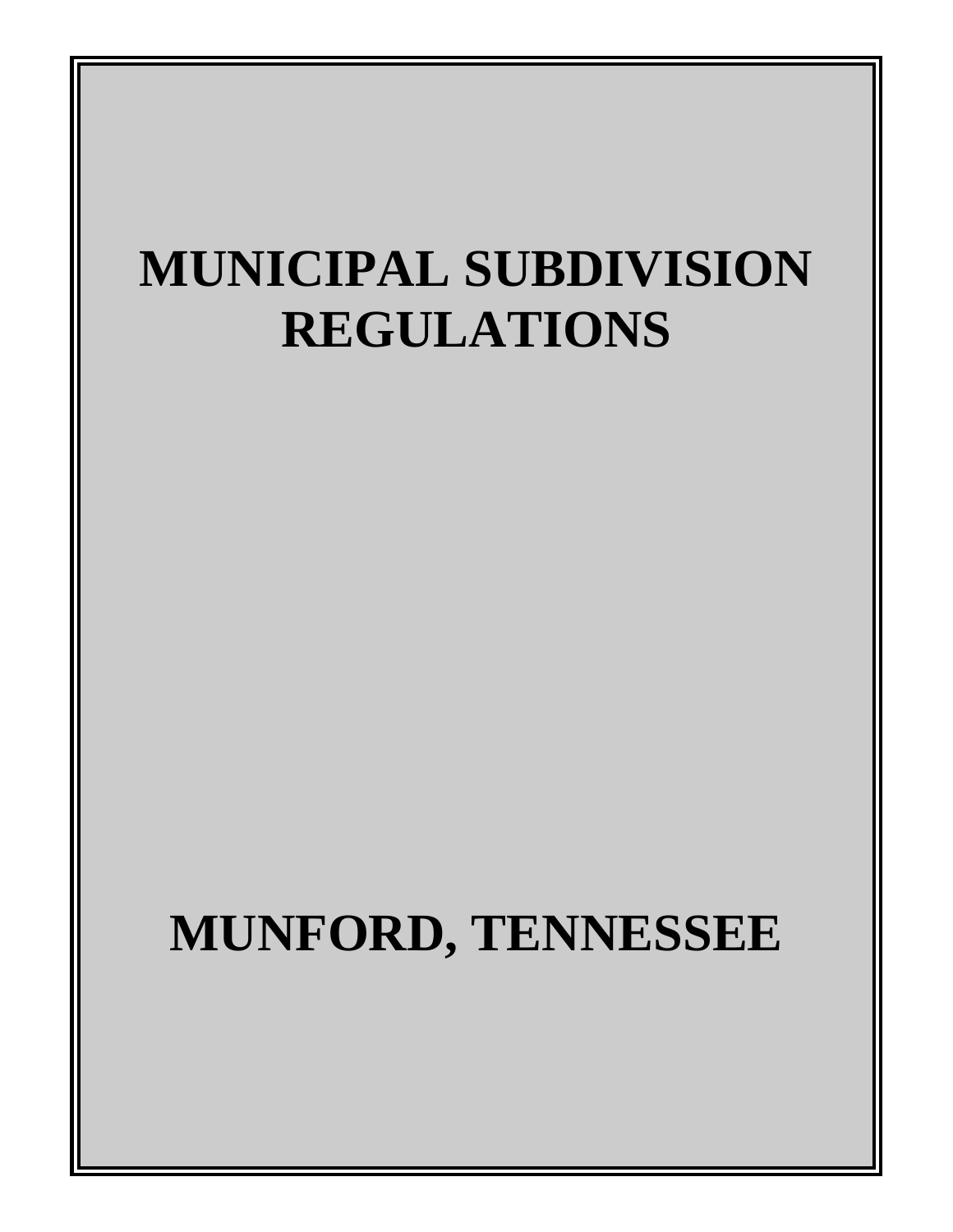# MUNICIPAL SUBDIVISION REGULATIONS

# MUNFORD, TENNESSEE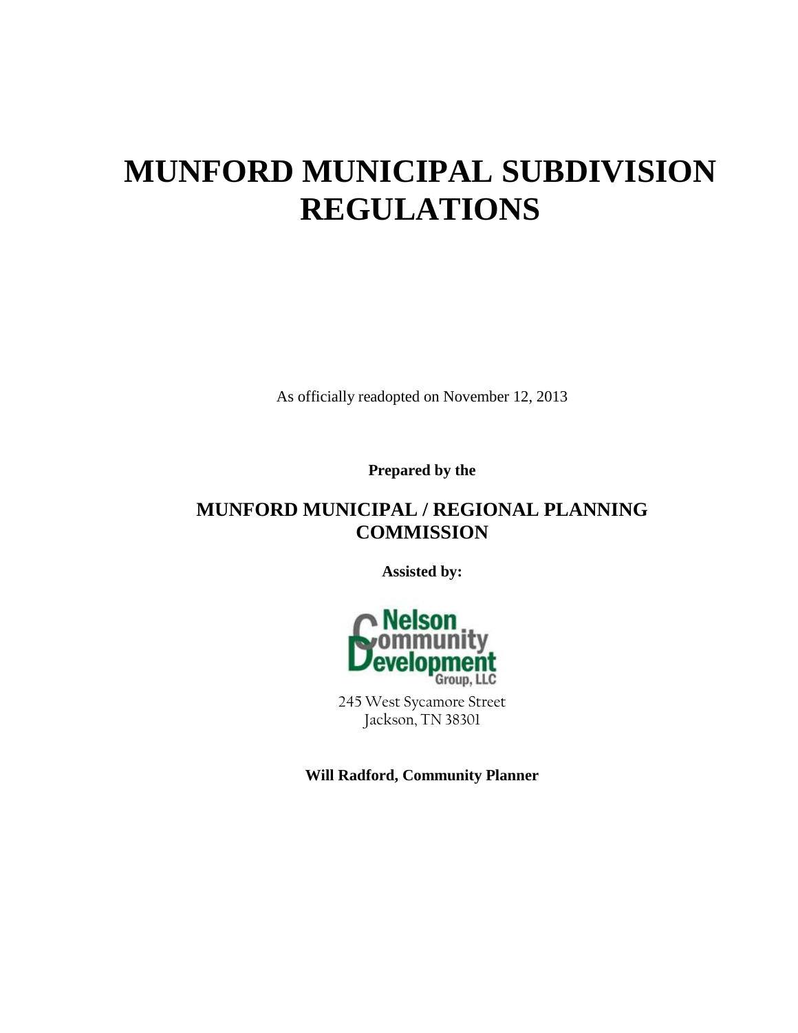# MUNFORD MUNICIPAL SUBDIVISION REGULATIONS

As officially readopted on November 12, 2013

**Prepared by the**

## MUNFORD MUNICIPAL / REGIONAL PLANNING COMMISSION

**Assisted by:**

Nelson Community Development Group, LLC

245 West Sycamore Street
Jackson, TN 38301

**Will Radford, Community Planner**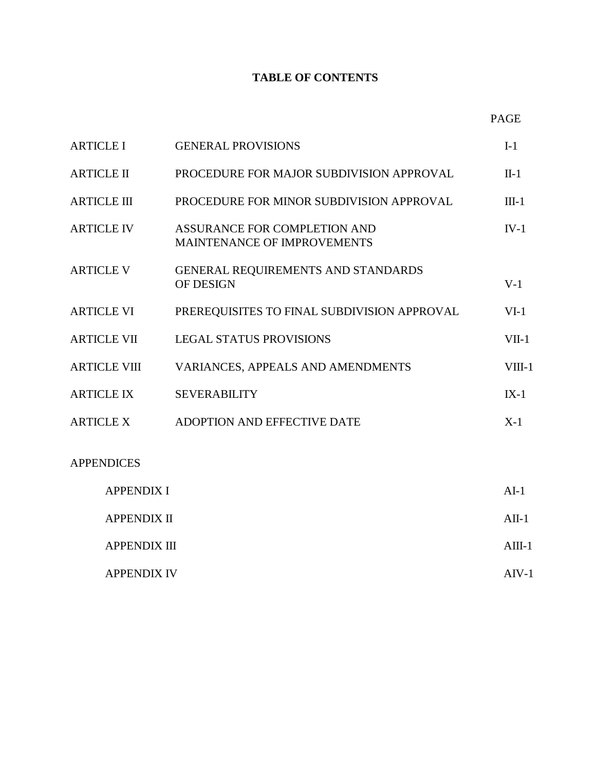# TABLE OF CONTENTS

| | | PAGE |
|---|---|---|
| ARTICLE I | GENERAL PROVISIONS | I-1 |
| ARTICLE II | PROCEDURE FOR MAJOR SUBDIVISION APPROVAL | II-1 |
| ARTICLE III | PROCEDURE FOR MINOR SUBDIVISION APPROVAL | III-1 |
| ARTICLE IV | ASSURANCE FOR COMPLETION AND MAINTENANCE OF IMPROVEMENTS | IV-1 |
| ARTICLE V | GENERAL REQUIREMENTS AND STANDARDS OF DESIGN | V-1 |
| ARTICLE VI | PREREQUISITES TO FINAL SUBDIVISION APPROVAL | VI-1 |
| ARTICLE VII | LEGAL STATUS PROVISIONS | VII-1 |
| ARTICLE VIII | VARIANCES, APPEALS AND AMENDMENTS | VIII-1 |
| ARTICLE IX | SEVERABILITY | IX-1 |
| ARTICLE X | ADOPTION AND EFFECTIVE DATE | X-1 |

APPENDICES

| | PAGE |
|---|---|
| APPENDIX I | AI-1 |
| APPENDIX II | AII-1 |
| APPENDIX III | AIII-1 |
| APPENDIX IV | AIV-1 |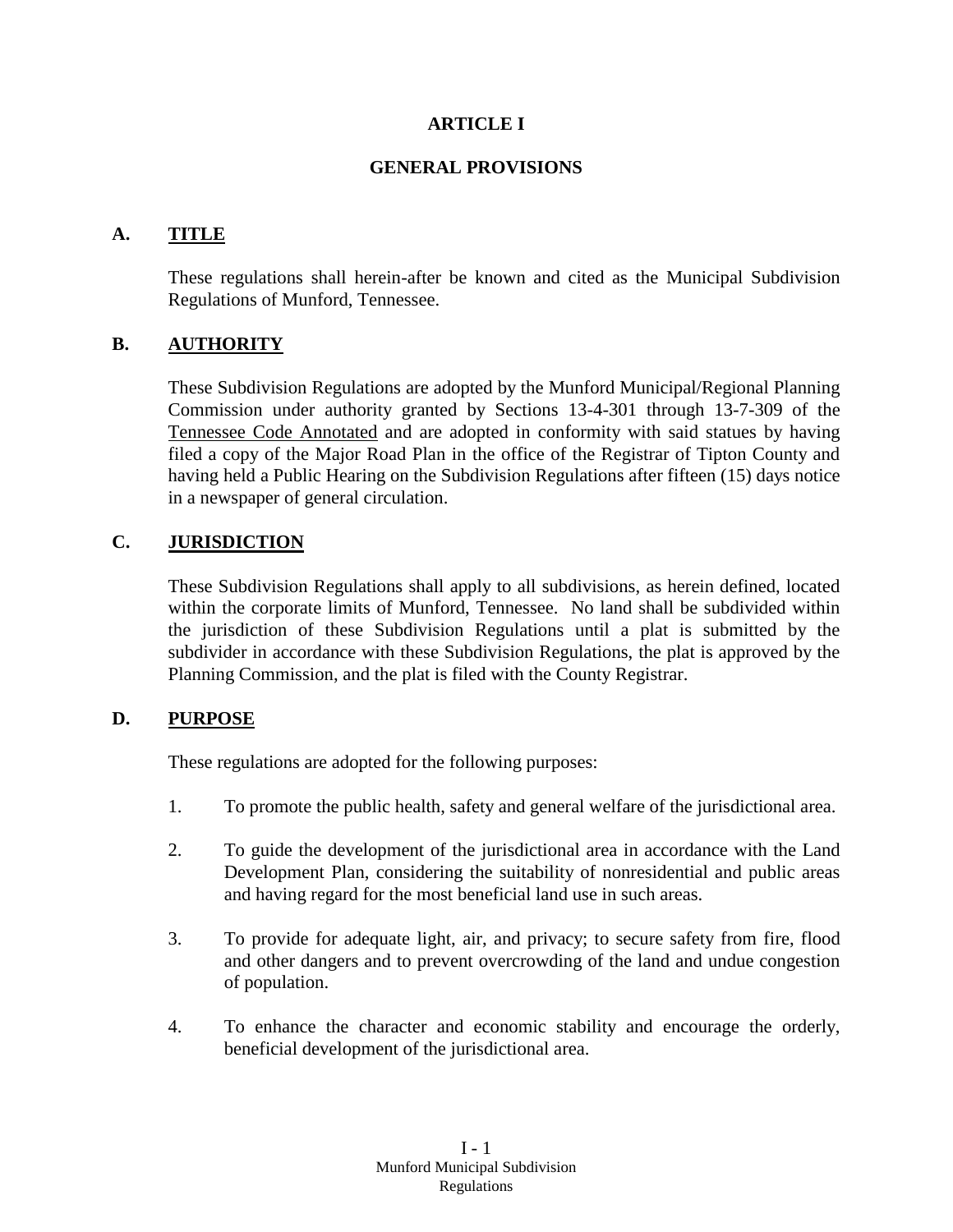# ARTICLE I

## GENERAL PROVISIONS

### A. **TITLE**

These regulations shall herein-after be known and cited as the Municipal Subdivision Regulations of Munford, Tennessee.

### B. **AUTHORITY**

These Subdivision Regulations are adopted by the Munford Municipal/Regional Planning Commission under authority granted by Sections 13-4-301 through 13-7-309 of the Tennessee Code Annotated and are adopted in conformity with said statues by having filed a copy of the Major Road Plan in the office of the Registrar of Tipton County and having held a Public Hearing on the Subdivision Regulations after fifteen (15) days notice in a newspaper of general circulation.

### C. **JURISDICTION**

These Subdivision Regulations shall apply to all subdivisions, as herein defined, located within the corporate limits of Munford, Tennessee. No land shall be subdivided within the jurisdiction of these Subdivision Regulations until a plat is submitted by the subdivider in accordance with these Subdivision Regulations, the plat is approved by the Planning Commission, and the plat is filed with the County Registrar.

### D. **PURPOSE**

These regulations are adopted for the following purposes:

1. To promote the public health, safety and general welfare of the jurisdictional area.

2. To guide the development of the jurisdictional area in accordance with the Land Development Plan, considering the suitability of nonresidential and public areas and having regard for the most beneficial land use in such areas.

3. To provide for adequate light, air, and privacy; to secure safety from fire, flood and other dangers and to prevent overcrowding of the land and undue congestion of population.

4. To enhance the character and economic stability and encourage the orderly, beneficial development of the jurisdictional area.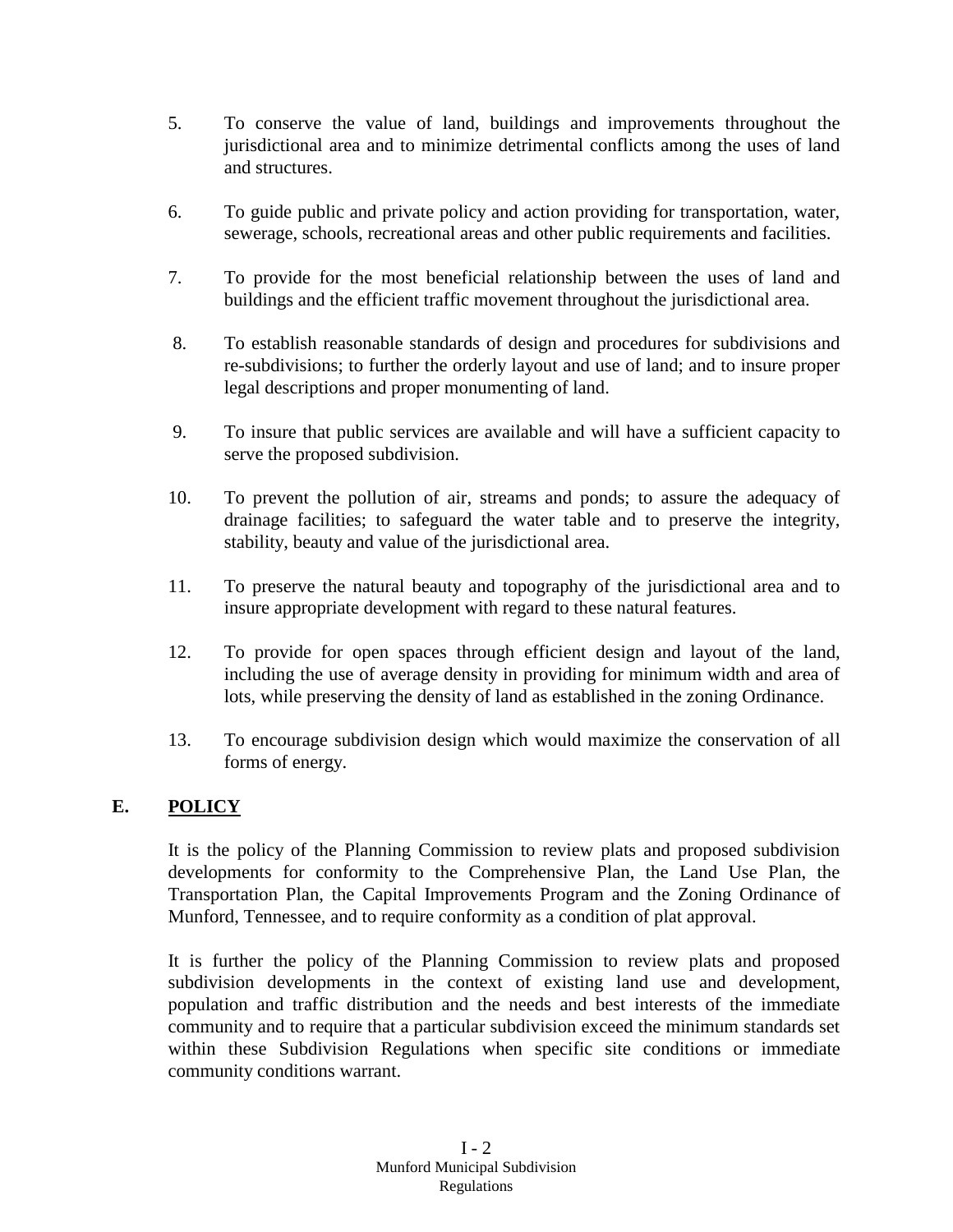5. To conserve the value of land, buildings and improvements throughout the jurisdictional area and to minimize detrimental conflicts among the uses of land and structures.

6. To guide public and private policy and action providing for transportation, water, sewerage, schools, recreational areas and other public requirements and facilities.

7. To provide for the most beneficial relationship between the uses of land and buildings and the efficient traffic movement throughout the jurisdictional area.

8. To establish reasonable standards of design and procedures for subdivisions and re-subdivisions; to further the orderly layout and use of land; and to insure proper legal descriptions and proper monumenting of land.

9. To insure that public services are available and will have a sufficient capacity to serve the proposed subdivision.

10. To prevent the pollution of air, streams and ponds; to assure the adequacy of drainage facilities; to safeguard the water table and to preserve the integrity, stability, beauty and value of the jurisdictional area.

11. To preserve the natural beauty and topography of the jurisdictional area and to insure appropriate development with regard to these natural features.

12. To provide for open spaces through efficient design and layout of the land, including the use of average density in providing for minimum width and area of lots, while preserving the density of land as established in the zoning Ordinance.

13. To encourage subdivision design which would maximize the conservation of all forms of energy.

## E. POLICY

It is the policy of the Planning Commission to review plats and proposed subdivision developments for conformity to the Comprehensive Plan, the Land Use Plan, the Transportation Plan, the Capital Improvements Program and the Zoning Ordinance of Munford, Tennessee, and to require conformity as a condition of plat approval.

It is further the policy of the Planning Commission to review plats and proposed subdivision developments in the context of existing land use and development, population and traffic distribution and the needs and best interests of the immediate community and to require that a particular subdivision exceed the minimum standards set within these Subdivision Regulations when specific site conditions or immediate community conditions warrant.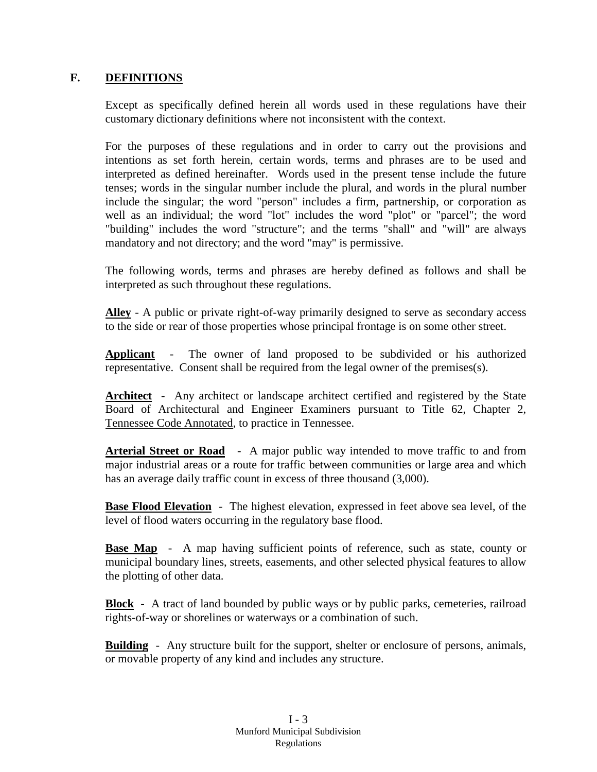## F. DEFINITIONS

Except as specifically defined herein all words used in these regulations have their customary dictionary definitions where not inconsistent with the context.

For the purposes of these regulations and in order to carry out the provisions and intentions as set forth herein, certain words, terms and phrases are to be used and interpreted as defined hereinafter. Words used in the present tense include the future tenses; words in the singular number include the plural, and words in the plural number include the singular; the word "person" includes a firm, partnership, or corporation as well as an individual; the word "lot" includes the word "plot" or "parcel"; the word "building" includes the word "structure"; and the terms "shall" and "will" are always mandatory and not directory; and the word "may" is permissive.

The following words, terms and phrases are hereby defined as follows and shall be interpreted as such throughout these regulations.

**Alley** - A public or private right-of-way primarily designed to serve as secondary access to the side or rear of those properties whose principal frontage is on some other street.

**Applicant** - The owner of land proposed to be subdivided or his authorized representative. Consent shall be required from the legal owner of the premises(s).

**Architect** - Any architect or landscape architect certified and registered by the State Board of Architectural and Engineer Examiners pursuant to Title 62, Chapter 2, Tennessee Code Annotated, to practice in Tennessee.

**Arterial Street or Road** - A major public way intended to move traffic to and from major industrial areas or a route for traffic between communities or large area and which has an average daily traffic count in excess of three thousand (3,000).

**Base Flood Elevation** - The highest elevation, expressed in feet above sea level, of the level of flood waters occurring in the regulatory base flood.

**Base Map** - A map having sufficient points of reference, such as state, county or municipal boundary lines, streets, easements, and other selected physical features to allow the plotting of other data.

**Block** - A tract of land bounded by public ways or by public parks, cemeteries, railroad rights-of-way or shorelines or waterways or a combination of such.

**Building** - Any structure built for the support, shelter or enclosure of persons, animals, or movable property of any kind and includes any structure.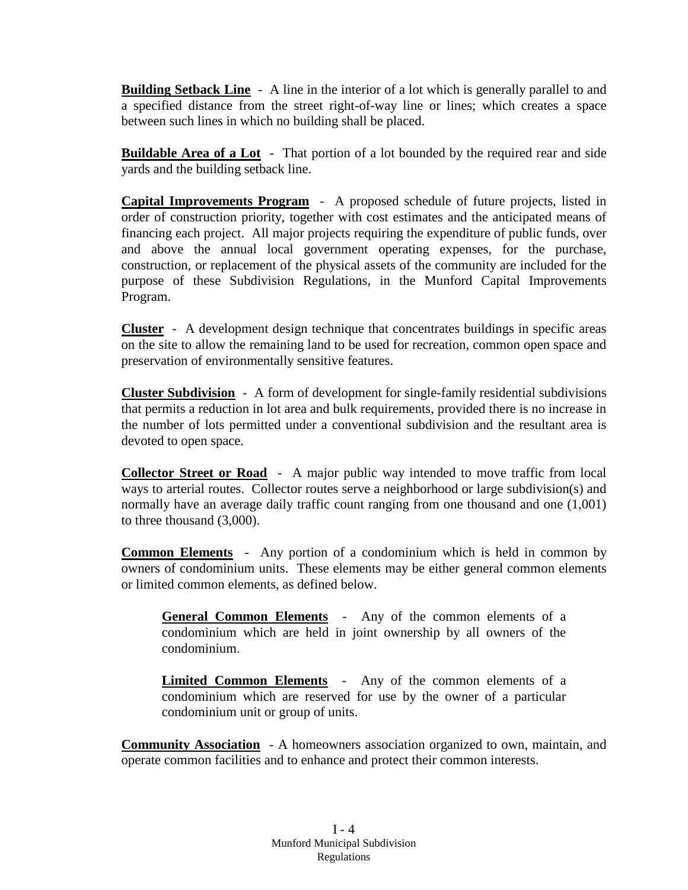**Building Setback Line** - A line in the interior of a lot which is generally parallel to and a specified distance from the street right-of-way line or lines; which creates a space between such lines in which no building shall be placed.

**Buildable Area of a Lot** - That portion of a lot bounded by the required rear and side yards and the building setback line.

**Capital Improvements Program** - A proposed schedule of future projects, listed in order of construction priority, together with cost estimates and the anticipated means of financing each project. All major projects requiring the expenditure of public funds, over and above the annual local government operating expenses, for the purchase, construction, or replacement of the physical assets of the community are included for the purpose of these Subdivision Regulations, in the Munford Capital Improvements Program.

**Cluster** - A development design technique that concentrates buildings in specific areas on the site to allow the remaining land to be used for recreation, common open space and preservation of environmentally sensitive features.

**Cluster Subdivision** - A form of development for single-family residential subdivisions that permits a reduction in lot area and bulk requirements, provided there is no increase in the number of lots permitted under a conventional subdivision and the resultant area is devoted to open space.

**Collector Street or Road** - A major public way intended to move traffic from local ways to arterial routes. Collector routes serve a neighborhood or large subdivision(s) and normally have an average daily traffic count ranging from one thousand and one (1,001) to three thousand (3,000).

**Common Elements** - Any portion of a condominium which is held in common by owners of condominium units. These elements may be either general common elements or limited common elements, as defined below.

> **General Common Elements** - Any of the common elements of a condominium which are held in joint ownership by all owners of the condominium.
>
> **Limited Common Elements** - Any of the common elements of a condominium which are reserved for use by the owner of a particular condominium unit or group of units.

**Community Association** - A homeowners association organized to own, maintain, and operate common facilities and to enhance and protect their common interests.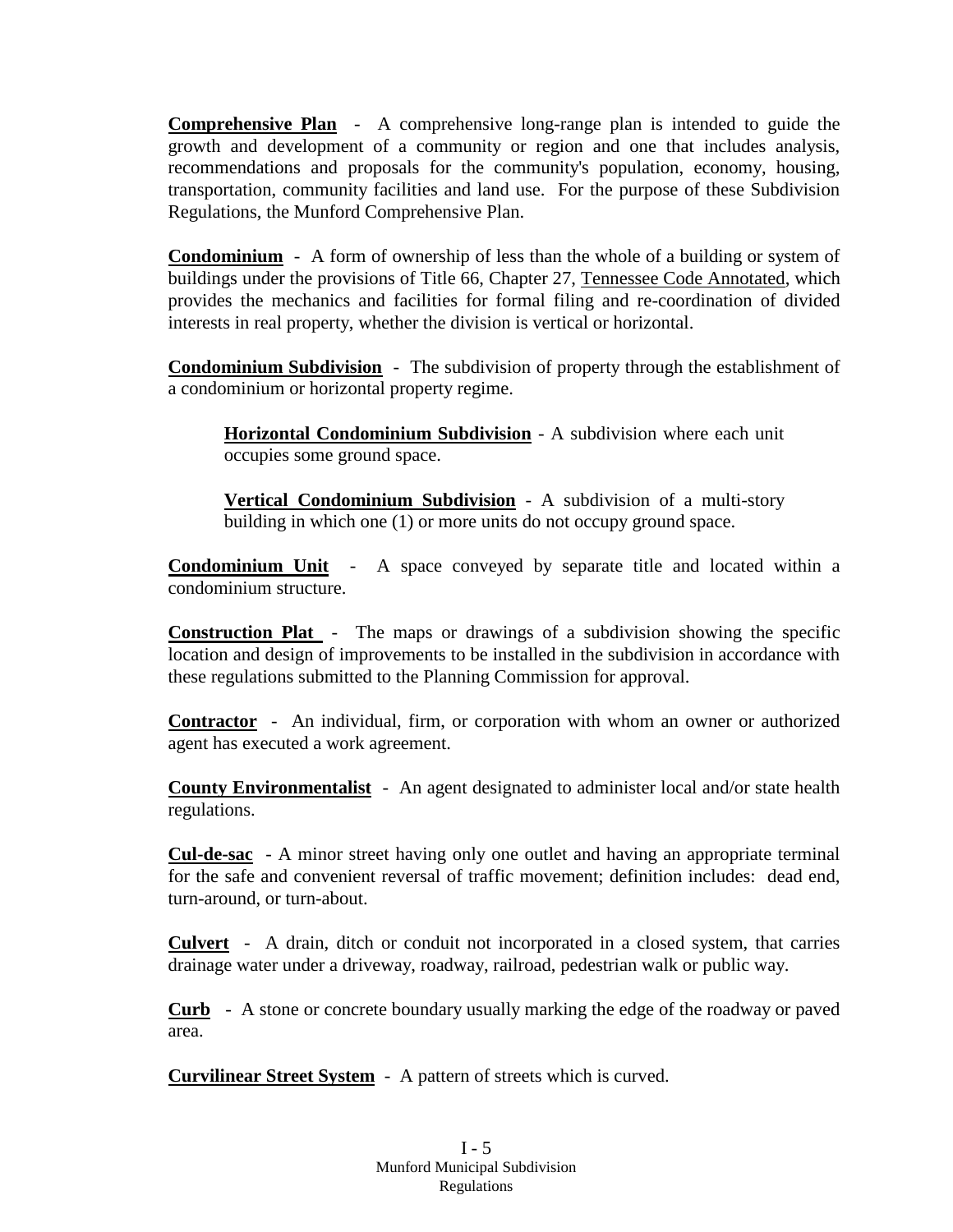**Comprehensive Plan** - A comprehensive long-range plan is intended to guide the growth and development of a community or region and one that includes analysis, recommendations and proposals for the community's population, economy, housing, transportation, community facilities and land use. For the purpose of these Subdivision Regulations, the Munford Comprehensive Plan.

**Condominium** - A form of ownership of less than the whole of a building or system of buildings under the provisions of Title 66, Chapter 27, Tennessee Code Annotated, which provides the mechanics and facilities for formal filing and re-coordination of divided interests in real property, whether the division is vertical or horizontal.

**Condominium Subdivision** - The subdivision of property through the establishment of a condominium or horizontal property regime.

> **Horizontal Condominium Subdivision** - A subdivision where each unit occupies some ground space.
>
> **Vertical Condominium Subdivision** - A subdivision of a multi-story building in which one (1) or more units do not occupy ground space.

**Condominium Unit** - A space conveyed by separate title and located within a condominium structure.

**Construction Plat** - The maps or drawings of a subdivision showing the specific location and design of improvements to be installed in the subdivision in accordance with these regulations submitted to the Planning Commission for approval.

**Contractor** - An individual, firm, or corporation with whom an owner or authorized agent has executed a work agreement.

**County Environmentalist** - An agent designated to administer local and/or state health regulations.

**Cul-de-sac** - A minor street having only one outlet and having an appropriate terminal for the safe and convenient reversal of traffic movement; definition includes: dead end, turn-around, or turn-about.

**Culvert** - A drain, ditch or conduit not incorporated in a closed system, that carries drainage water under a driveway, roadway, railroad, pedestrian walk or public way.

**Curb** - A stone or concrete boundary usually marking the edge of the roadway or paved area.

**Curvilinear Street System** - A pattern of streets which is curved.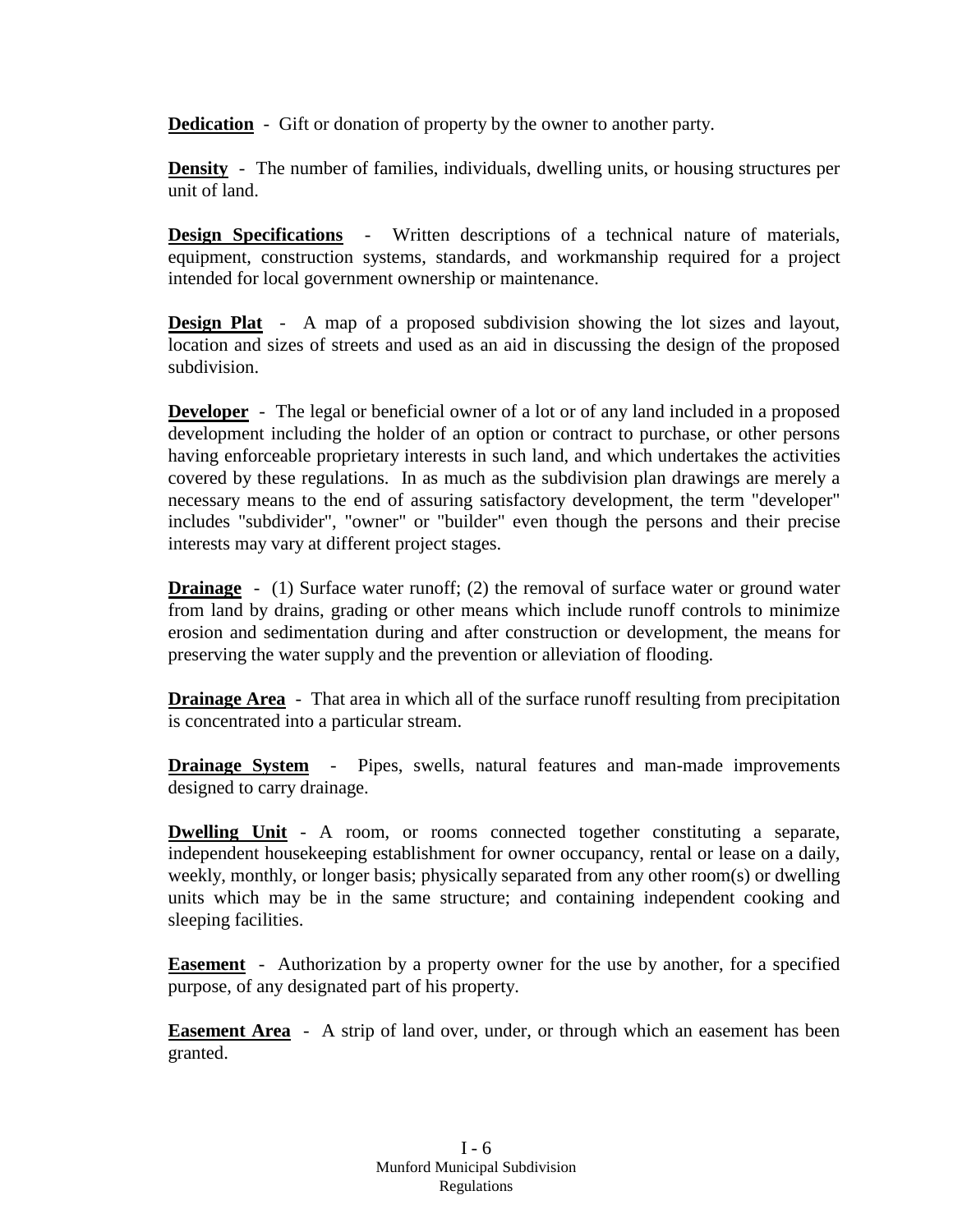**Dedication** - Gift or donation of property by the owner to another party.

**Density** - The number of families, individuals, dwelling units, or housing structures per unit of land.

**Design Specifications** - Written descriptions of a technical nature of materials, equipment, construction systems, standards, and workmanship required for a project intended for local government ownership or maintenance.

**Design Plat** - A map of a proposed subdivision showing the lot sizes and layout, location and sizes of streets and used as an aid in discussing the design of the proposed subdivision.

**Developer** - The legal or beneficial owner of a lot or of any land included in a proposed development including the holder of an option or contract to purchase, or other persons having enforceable proprietary interests in such land, and which undertakes the activities covered by these regulations. In as much as the subdivision plan drawings are merely a necessary means to the end of assuring satisfactory development, the term "developer" includes "subdivider", "owner" or "builder" even though the persons and their precise interests may vary at different project stages.

**Drainage** - (1) Surface water runoff; (2) the removal of surface water or ground water from land by drains, grading or other means which include runoff controls to minimize erosion and sedimentation during and after construction or development, the means for preserving the water supply and the prevention or alleviation of flooding.

**Drainage Area** - That area in which all of the surface runoff resulting from precipitation is concentrated into a particular stream.

**Drainage System** - Pipes, swells, natural features and man-made improvements designed to carry drainage.

**Dwelling Unit** - A room, or rooms connected together constituting a separate, independent housekeeping establishment for owner occupancy, rental or lease on a daily, weekly, monthly, or longer basis; physically separated from any other room(s) or dwelling units which may be in the same structure; and containing independent cooking and sleeping facilities.

**Easement** - Authorization by a property owner for the use by another, for a specified purpose, of any designated part of his property.

**Easement Area** - A strip of land over, under, or through which an easement has been granted.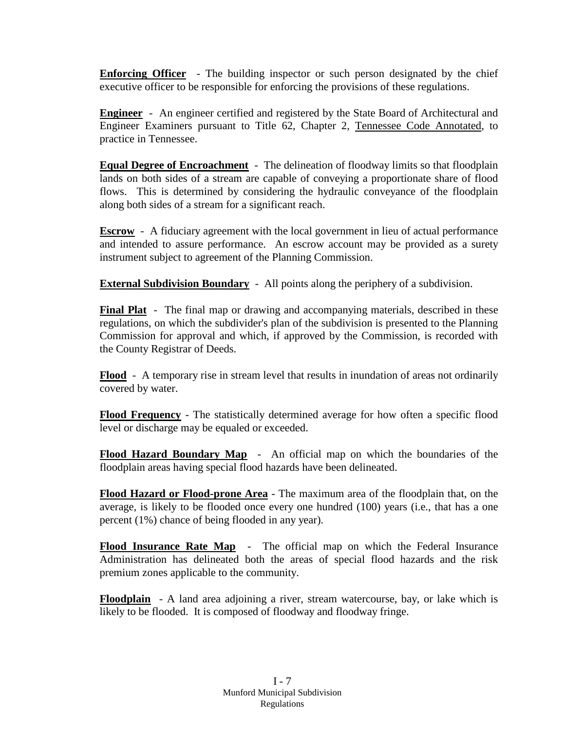**Enforcing Officer** - The building inspector or such person designated by the chief executive officer to be responsible for enforcing the provisions of these regulations.

**Engineer** - An engineer certified and registered by the State Board of Architectural and Engineer Examiners pursuant to Title 62, Chapter 2, Tennessee Code Annotated, to practice in Tennessee.

**Equal Degree of Encroachment** - The delineation of floodway limits so that floodplain lands on both sides of a stream are capable of conveying a proportionate share of flood flows. This is determined by considering the hydraulic conveyance of the floodplain along both sides of a stream for a significant reach.

**Escrow** - A fiduciary agreement with the local government in lieu of actual performance and intended to assure performance. An escrow account may be provided as a surety instrument subject to agreement of the Planning Commission.

**External Subdivision Boundary** - All points along the periphery of a subdivision.

**Final Plat** - The final map or drawing and accompanying materials, described in these regulations, on which the subdivider's plan of the subdivision is presented to the Planning Commission for approval and which, if approved by the Commission, is recorded with the County Registrar of Deeds.

**Flood** - A temporary rise in stream level that results in inundation of areas not ordinarily covered by water.

**Flood Frequency** - The statistically determined average for how often a specific flood level or discharge may be equaled or exceeded.

**Flood Hazard Boundary Map** - An official map on which the boundaries of the floodplain areas having special flood hazards have been delineated.

**Flood Hazard or Flood-prone Area** - The maximum area of the floodplain that, on the average, is likely to be flooded once every one hundred (100) years (i.e., that has a one percent (1%) chance of being flooded in any year).

**Flood Insurance Rate Map** - The official map on which the Federal Insurance Administration has delineated both the areas of special flood hazards and the risk premium zones applicable to the community.

**Floodplain** - A land area adjoining a river, stream watercourse, bay, or lake which is likely to be flooded. It is composed of floodway and floodway fringe.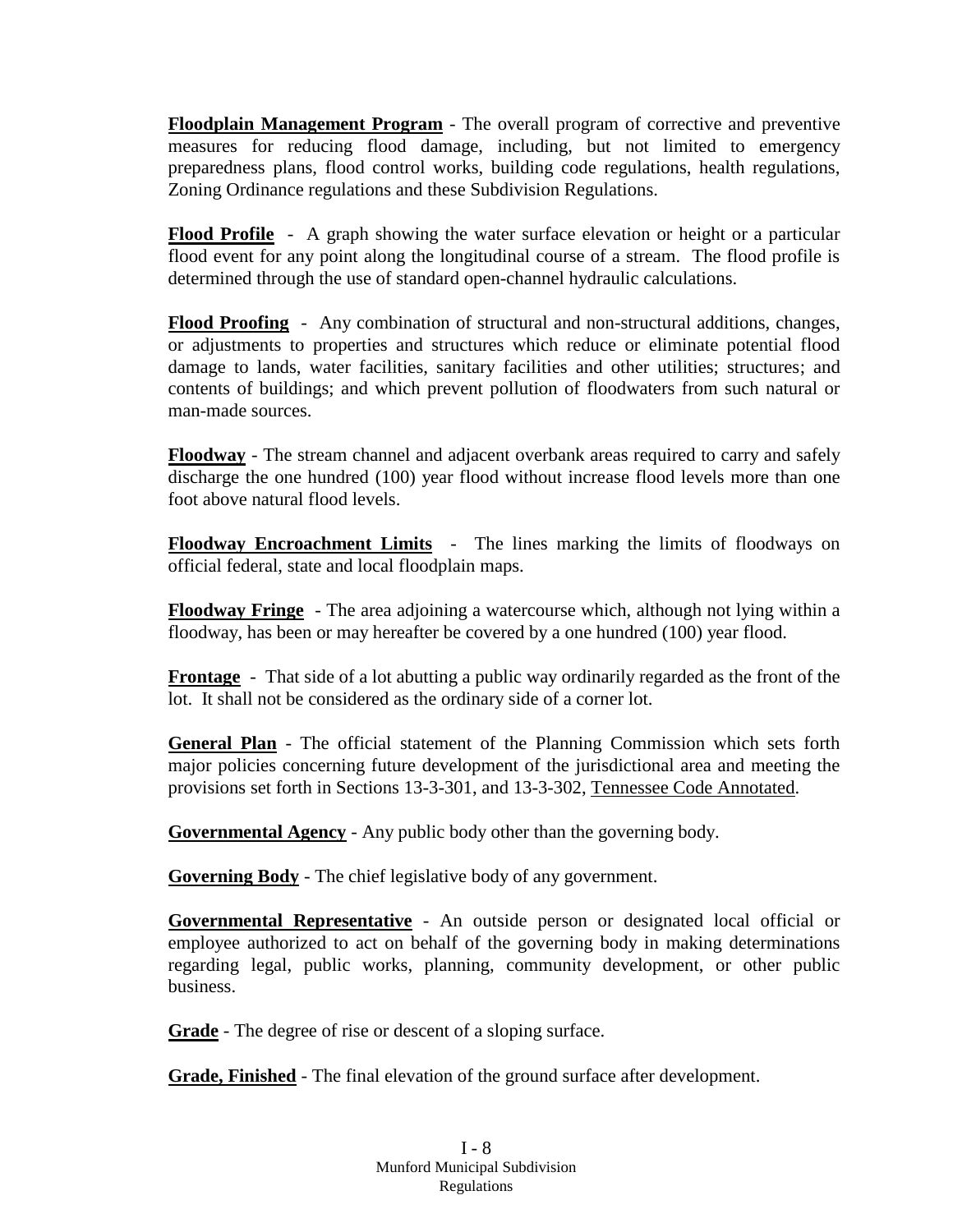**Floodplain Management Program** - The overall program of corrective and preventive measures for reducing flood damage, including, but not limited to emergency preparedness plans, flood control works, building code regulations, health regulations, Zoning Ordinance regulations and these Subdivision Regulations.

**Flood Profile** - A graph showing the water surface elevation or height or a particular flood event for any point along the longitudinal course of a stream. The flood profile is determined through the use of standard open-channel hydraulic calculations.

**Flood Proofing** - Any combination of structural and non-structural additions, changes, or adjustments to properties and structures which reduce or eliminate potential flood damage to lands, water facilities, sanitary facilities and other utilities; structures; and contents of buildings; and which prevent pollution of floodwaters from such natural or man-made sources.

**Floodway** - The stream channel and adjacent overbank areas required to carry and safely discharge the one hundred (100) year flood without increase flood levels more than one foot above natural flood levels.

**Floodway Encroachment Limits** - The lines marking the limits of floodways on official federal, state and local floodplain maps.

**Floodway Fringe** - The area adjoining a watercourse which, although not lying within a floodway, has been or may hereafter be covered by a one hundred (100) year flood.

**Frontage** - That side of a lot abutting a public way ordinarily regarded as the front of the lot. It shall not be considered as the ordinary side of a corner lot.

**General Plan** - The official statement of the Planning Commission which sets forth major policies concerning future development of the jurisdictional area and meeting the provisions set forth in Sections 13-3-301, and 13-3-302, Tennessee Code Annotated.

**Governmental Agency** - Any public body other than the governing body.

**Governing Body** - The chief legislative body of any government.

**Governmental Representative** - An outside person or designated local official or employee authorized to act on behalf of the governing body in making determinations regarding legal, public works, planning, community development, or other public business.

**Grade** - The degree of rise or descent of a sloping surface.

**Grade, Finished** - The final elevation of the ground surface after development.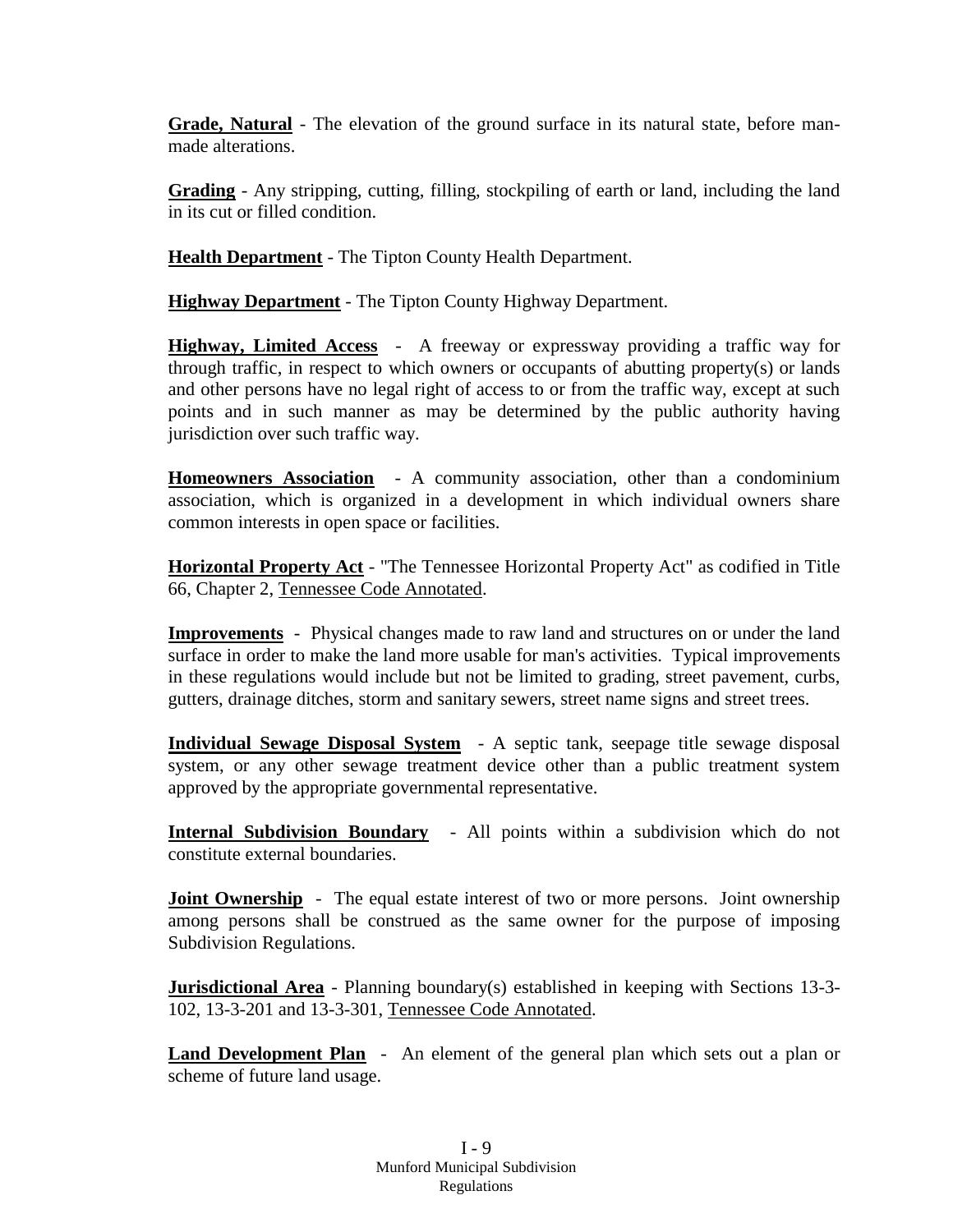**Grade, Natural** - The elevation of the ground surface in its natural state, before man-made alterations.

**Grading** - Any stripping, cutting, filling, stockpiling of earth or land, including the land in its cut or filled condition.

**Health Department** - The Tipton County Health Department.

**Highway Department** - The Tipton County Highway Department.

**Highway, Limited Access** - A freeway or expressway providing a traffic way for through traffic, in respect to which owners or occupants of abutting property(s) or lands and other persons have no legal right of access to or from the traffic way, except at such points and in such manner as may be determined by the public authority having jurisdiction over such traffic way.

**Homeowners Association** - A community association, other than a condominium association, which is organized in a development in which individual owners share common interests in open space or facilities.

**Horizontal Property Act** - "The Tennessee Horizontal Property Act" as codified in Title 66, Chapter 2, Tennessee Code Annotated.

**Improvements** - Physical changes made to raw land and structures on or under the land surface in order to make the land more usable for man's activities. Typical improvements in these regulations would include but not be limited to grading, street pavement, curbs, gutters, drainage ditches, storm and sanitary sewers, street name signs and street trees.

**Individual Sewage Disposal System** - A septic tank, seepage title sewage disposal system, or any other sewage treatment device other than a public treatment system approved by the appropriate governmental representative.

**Internal Subdivision Boundary** - All points within a subdivision which do not constitute external boundaries.

**Joint Ownership** - The equal estate interest of two or more persons. Joint ownership among persons shall be construed as the same owner for the purpose of imposing Subdivision Regulations.

**Jurisdictional Area** - Planning boundary(s) established in keeping with Sections 13-3-102, 13-3-201 and 13-3-301, Tennessee Code Annotated.

**Land Development Plan** - An element of the general plan which sets out a plan or scheme of future land usage.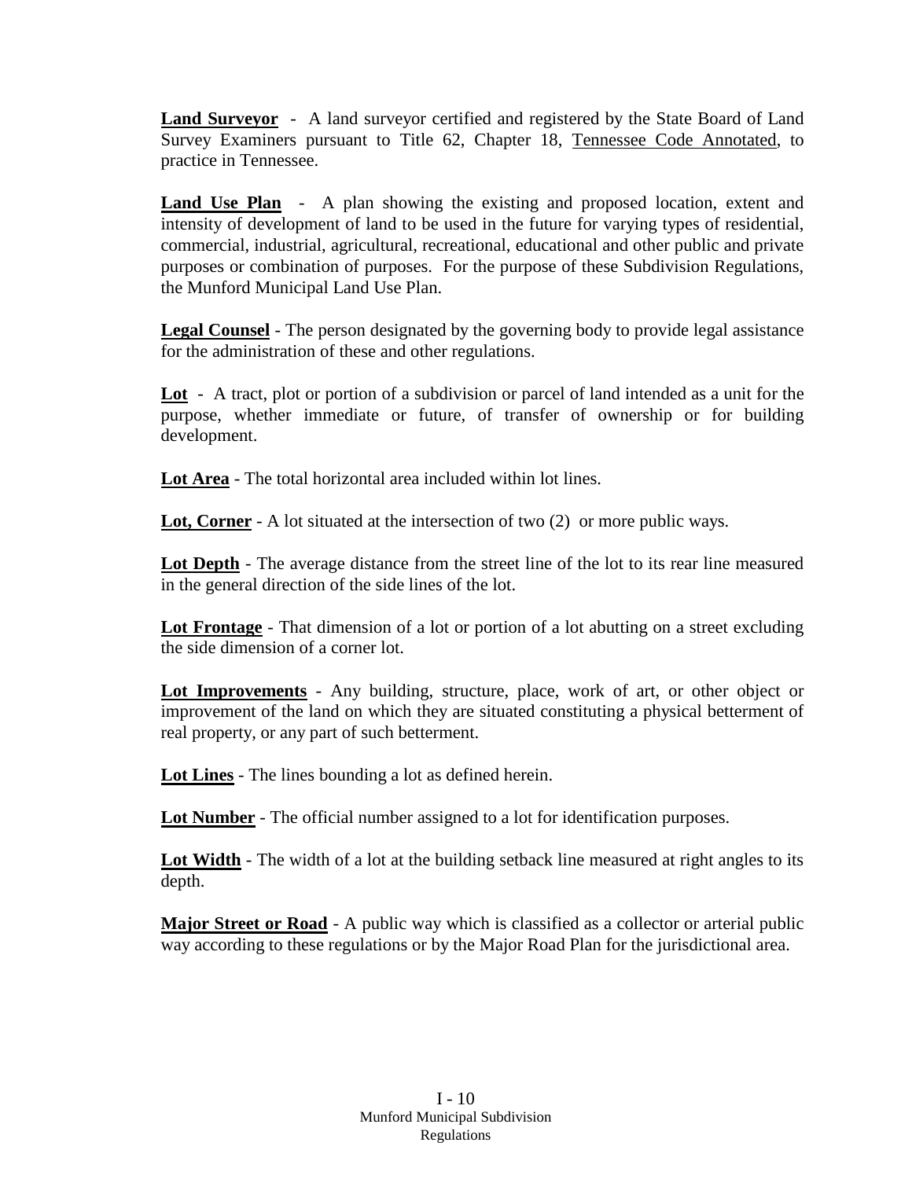**Land Surveyor** - A land surveyor certified and registered by the State Board of Land Survey Examiners pursuant to Title 62, Chapter 18, Tennessee Code Annotated, to practice in Tennessee.

**Land Use Plan** - A plan showing the existing and proposed location, extent and intensity of development of land to be used in the future for varying types of residential, commercial, industrial, agricultural, recreational, educational and other public and private purposes or combination of purposes. For the purpose of these Subdivision Regulations, the Munford Municipal Land Use Plan.

**Legal Counsel** - The person designated by the governing body to provide legal assistance for the administration of these and other regulations.

**Lot** - A tract, plot or portion of a subdivision or parcel of land intended as a unit for the purpose, whether immediate or future, of transfer of ownership or for building development.

**Lot Area** - The total horizontal area included within lot lines.

**Lot, Corner** - A lot situated at the intersection of two (2) or more public ways.

**Lot Depth** - The average distance from the street line of the lot to its rear line measured in the general direction of the side lines of the lot.

**Lot Frontage** - That dimension of a lot or portion of a lot abutting on a street excluding the side dimension of a corner lot.

**Lot Improvements** - Any building, structure, place, work of art, or other object or improvement of the land on which they are situated constituting a physical betterment of real property, or any part of such betterment.

**Lot Lines** - The lines bounding a lot as defined herein.

**Lot Number** - The official number assigned to a lot for identification purposes.

**Lot Width** - The width of a lot at the building setback line measured at right angles to its depth.

**Major Street or Road** - A public way which is classified as a collector or arterial public way according to these regulations or by the Major Road Plan for the jurisdictional area.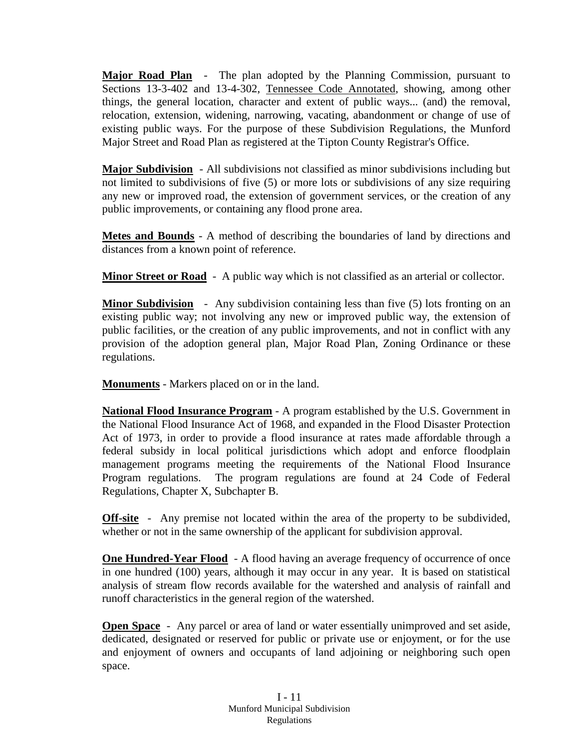**Major Road Plan** - The plan adopted by the Planning Commission, pursuant to Sections 13-3-402 and 13-4-302, Tennessee Code Annotated, showing, among other things, the general location, character and extent of public ways... (and) the removal, relocation, extension, widening, narrowing, vacating, abandonment or change of use of existing public ways. For the purpose of these Subdivision Regulations, the Munford Major Street and Road Plan as registered at the Tipton County Registrar's Office.

**Major Subdivision** - All subdivisions not classified as minor subdivisions including but not limited to subdivisions of five (5) or more lots or subdivisions of any size requiring any new or improved road, the extension of government services, or the creation of any public improvements, or containing any flood prone area.

**Metes and Bounds** - A method of describing the boundaries of land by directions and distances from a known point of reference.

**Minor Street or Road** - A public way which is not classified as an arterial or collector.

**Minor Subdivision** - Any subdivision containing less than five (5) lots fronting on an existing public way; not involving any new or improved public way, the extension of public facilities, or the creation of any public improvements, and not in conflict with any provision of the adoption general plan, Major Road Plan, Zoning Ordinance or these regulations.

**Monuments** - Markers placed on or in the land.

**National Flood Insurance Program** - A program established by the U.S. Government in the National Flood Insurance Act of 1968, and expanded in the Flood Disaster Protection Act of 1973, in order to provide a flood insurance at rates made affordable through a federal subsidy in local political jurisdictions which adopt and enforce floodplain management programs meeting the requirements of the National Flood Insurance Program regulations. The program regulations are found at 24 Code of Federal Regulations, Chapter X, Subchapter B.

**Off-site** - Any premise not located within the area of the property to be subdivided, whether or not in the same ownership of the applicant for subdivision approval.

**One Hundred-Year Flood** - A flood having an average frequency of occurrence of once in one hundred (100) years, although it may occur in any year. It is based on statistical analysis of stream flow records available for the watershed and analysis of rainfall and runoff characteristics in the general region of the watershed.

**Open Space** - Any parcel or area of land or water essentially unimproved and set aside, dedicated, designated or reserved for public or private use or enjoyment, or for the use and enjoyment of owners and occupants of land adjoining or neighboring such open space.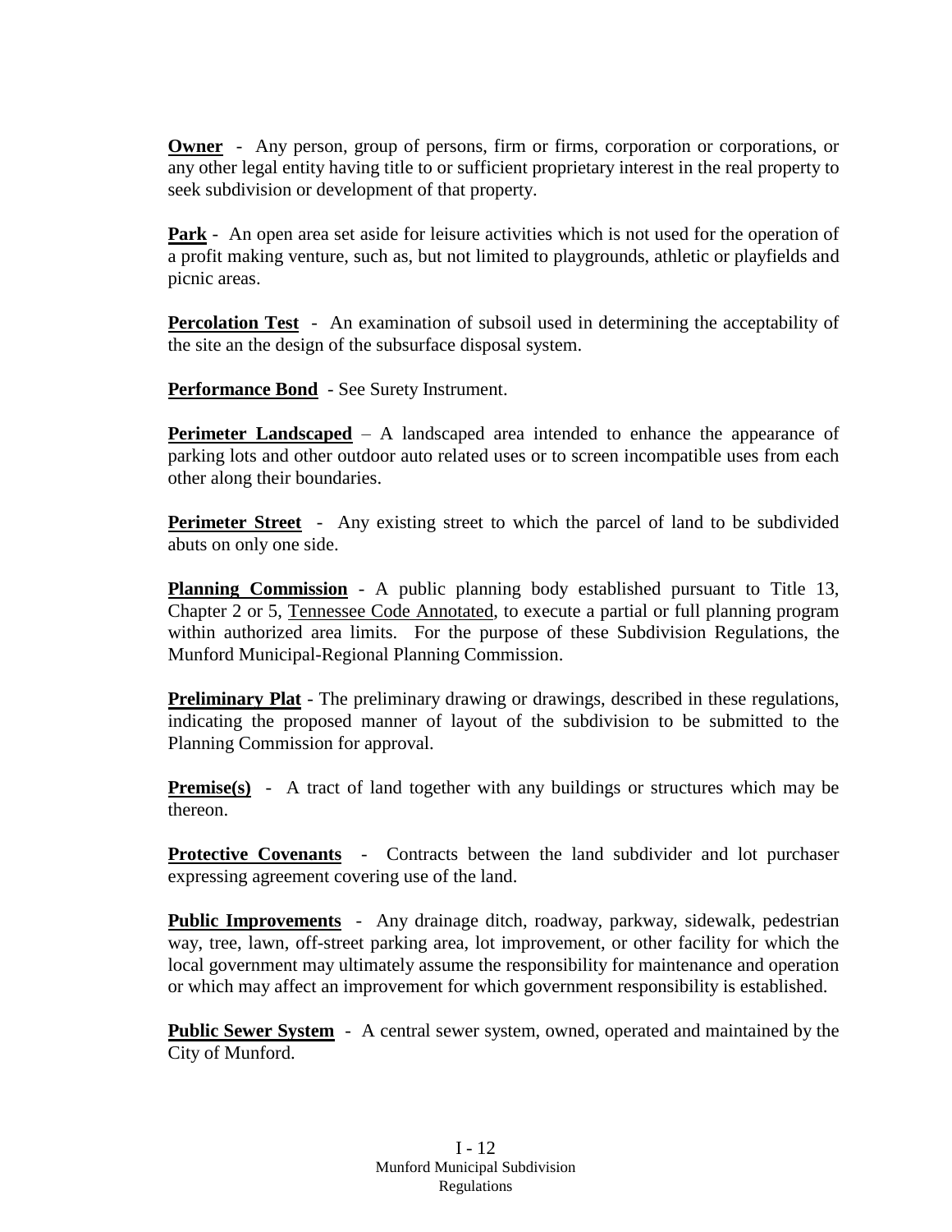**Owner** - Any person, group of persons, firm or firms, corporation or corporations, or any other legal entity having title to or sufficient proprietary interest in the real property to seek subdivision or development of that property.

**Park** - An open area set aside for leisure activities which is not used for the operation of a profit making venture, such as, but not limited to playgrounds, athletic or playfields and picnic areas.

**Percolation Test** - An examination of subsoil used in determining the acceptability of the site an the design of the subsurface disposal system.

**Performance Bond** - See Surety Instrument.

**Perimeter Landscaped** – A landscaped area intended to enhance the appearance of parking lots and other outdoor auto related uses or to screen incompatible uses from each other along their boundaries.

**Perimeter Street** - Any existing street to which the parcel of land to be subdivided abuts on only one side.

**Planning Commission** - A public planning body established pursuant to Title 13, Chapter 2 or 5, Tennessee Code Annotated, to execute a partial or full planning program within authorized area limits. For the purpose of these Subdivision Regulations, the Munford Municipal-Regional Planning Commission.

**Preliminary Plat** - The preliminary drawing or drawings, described in these regulations, indicating the proposed manner of layout of the subdivision to be submitted to the Planning Commission for approval.

**Premise(s)** - A tract of land together with any buildings or structures which may be thereon.

**Protective Covenants** - Contracts between the land subdivider and lot purchaser expressing agreement covering use of the land.

**Public Improvements** - Any drainage ditch, roadway, parkway, sidewalk, pedestrian way, tree, lawn, off-street parking area, lot improvement, or other facility for which the local government may ultimately assume the responsibility for maintenance and operation or which may affect an improvement for which government responsibility is established.

**Public Sewer System** - A central sewer system, owned, operated and maintained by the City of Munford.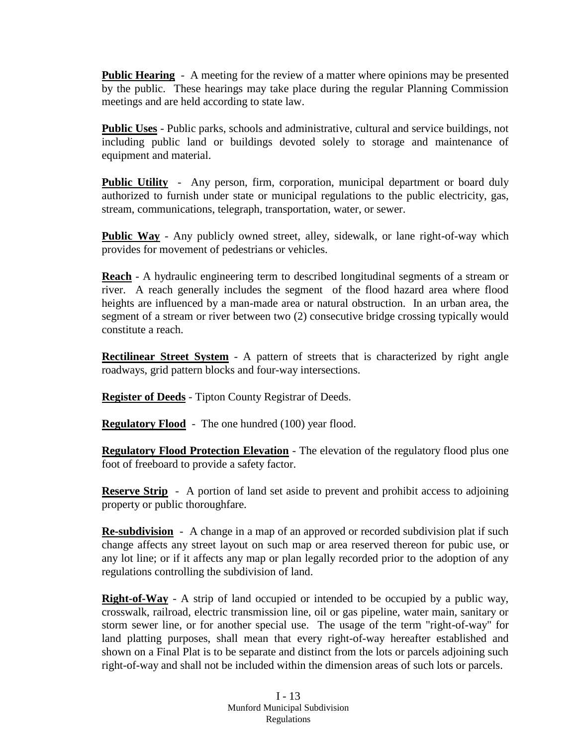**Public Hearing** - A meeting for the review of a matter where opinions may be presented by the public. These hearings may take place during the regular Planning Commission meetings and are held according to state law.

**Public Uses** - Public parks, schools and administrative, cultural and service buildings, not including public land or buildings devoted solely to storage and maintenance of equipment and material.

**Public Utility** - Any person, firm, corporation, municipal department or board duly authorized to furnish under state or municipal regulations to the public electricity, gas, stream, communications, telegraph, transportation, water, or sewer.

**Public Way** - Any publicly owned street, alley, sidewalk, or lane right-of-way which provides for movement of pedestrians or vehicles.

**Reach** - A hydraulic engineering term to described longitudinal segments of a stream or river. A reach generally includes the segment of the flood hazard area where flood heights are influenced by a man-made area or natural obstruction. In an urban area, the segment of a stream or river between two (2) consecutive bridge crossing typically would constitute a reach.

**Rectilinear Street System** - A pattern of streets that is characterized by right angle roadways, grid pattern blocks and four-way intersections.

**Register of Deeds** - Tipton County Registrar of Deeds.

**Regulatory Flood** - The one hundred (100) year flood.

**Regulatory Flood Protection Elevation** - The elevation of the regulatory flood plus one foot of freeboard to provide a safety factor.

**Reserve Strip** - A portion of land set aside to prevent and prohibit access to adjoining property or public thoroughfare.

**Re-subdivision** - A change in a map of an approved or recorded subdivision plat if such change affects any street layout on such map or area reserved thereon for pubic use, or any lot line; or if it affects any map or plan legally recorded prior to the adoption of any regulations controlling the subdivision of land.

**Right-of-Way** - A strip of land occupied or intended to be occupied by a public way, crosswalk, railroad, electric transmission line, oil or gas pipeline, water main, sanitary or storm sewer line, or for another special use. The usage of the term "right-of-way" for land platting purposes, shall mean that every right-of-way hereafter established and shown on a Final Plat is to be separate and distinct from the lots or parcels adjoining such right-of-way and shall not be included within the dimension areas of such lots or parcels.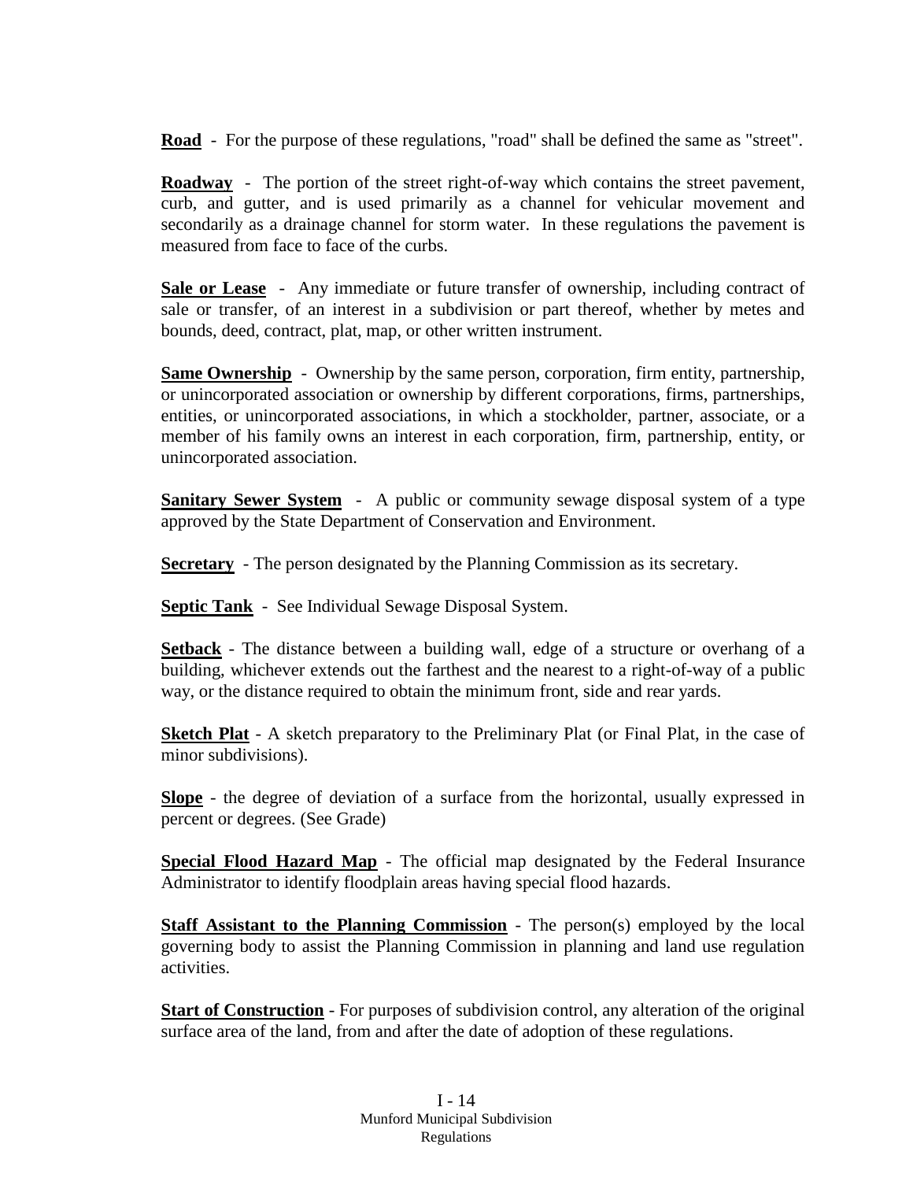**Road** - For the purpose of these regulations, "road" shall be defined the same as "street".

**Roadway** - The portion of the street right-of-way which contains the street pavement, curb, and gutter, and is used primarily as a channel for vehicular movement and secondarily as a drainage channel for storm water. In these regulations the pavement is measured from face to face of the curbs.

**Sale or Lease** - Any immediate or future transfer of ownership, including contract of sale or transfer, of an interest in a subdivision or part thereof, whether by metes and bounds, deed, contract, plat, map, or other written instrument.

**Same Ownership** - Ownership by the same person, corporation, firm entity, partnership, or unincorporated association or ownership by different corporations, firms, partnerships, entities, or unincorporated associations, in which a stockholder, partner, associate, or a member of his family owns an interest in each corporation, firm, partnership, entity, or unincorporated association.

**Sanitary Sewer System** - A public or community sewage disposal system of a type approved by the State Department of Conservation and Environment.

**Secretary** - The person designated by the Planning Commission as its secretary.

**Septic Tank** - See Individual Sewage Disposal System.

**Setback** - The distance between a building wall, edge of a structure or overhang of a building, whichever extends out the farthest and the nearest to a right-of-way of a public way, or the distance required to obtain the minimum front, side and rear yards.

**Sketch Plat** - A sketch preparatory to the Preliminary Plat (or Final Plat, in the case of minor subdivisions).

**Slope** - the degree of deviation of a surface from the horizontal, usually expressed in percent or degrees. (See Grade)

**Special Flood Hazard Map** - The official map designated by the Federal Insurance Administrator to identify floodplain areas having special flood hazards.

**Staff Assistant to the Planning Commission** - The person(s) employed by the local governing body to assist the Planning Commission in planning and land use regulation activities.

**Start of Construction** - For purposes of subdivision control, any alteration of the original surface area of the land, from and after the date of adoption of these regulations.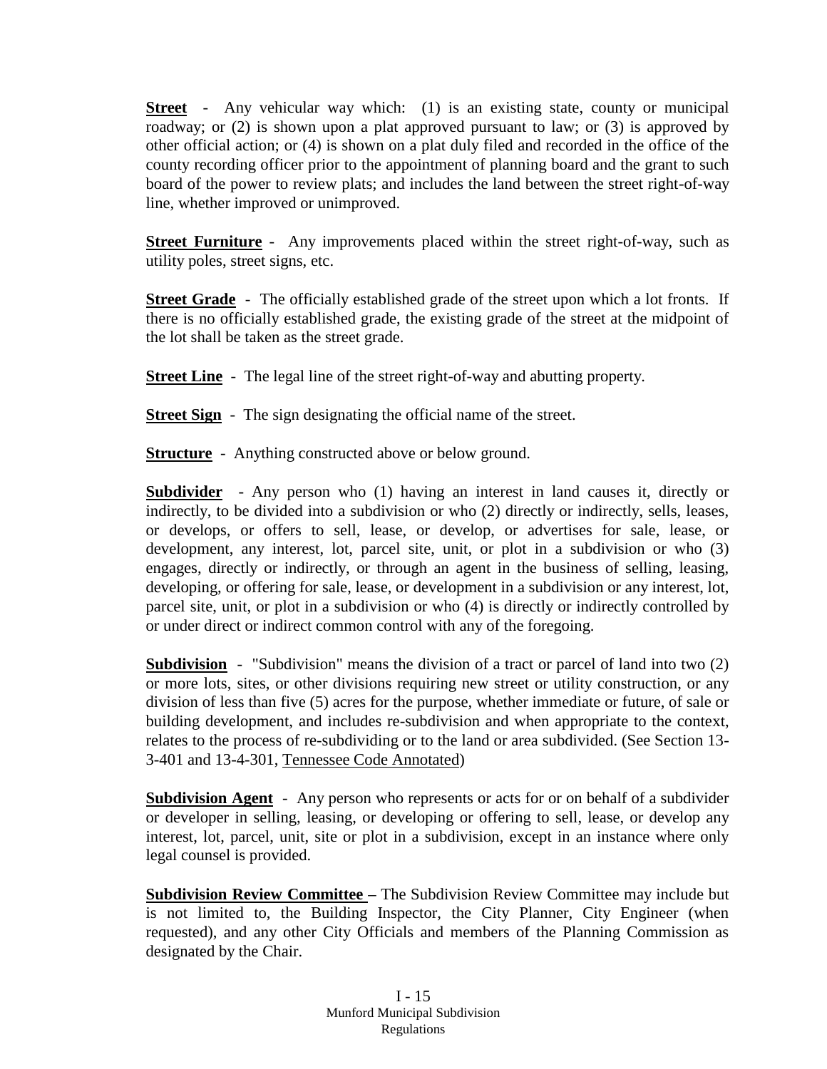**<u>Street</u>** - Any vehicular way which: (1) is an existing state, county or municipal roadway; or (2) is shown upon a plat approved pursuant to law; or (3) is approved by other official action; or (4) is shown on a plat duly filed and recorded in the office of the county recording officer prior to the appointment of planning board and the grant to such board of the power to review plats; and includes the land between the street right-of-way line, whether improved or unimproved.

**<u>Street Furniture</u>** - Any improvements placed within the street right-of-way, such as utility poles, street signs, etc.

**<u>Street Grade</u>** - The officially established grade of the street upon which a lot fronts. If there is no officially established grade, the existing grade of the street at the midpoint of the lot shall be taken as the street grade.

**<u>Street Line</u>** - The legal line of the street right-of-way and abutting property.

**<u>Street Sign</u>** - The sign designating the official name of the street.

**<u>Structure</u>** - Anything constructed above or below ground.

**<u>Subdivider</u>** - Any person who (1) having an interest in land causes it, directly or indirectly, to be divided into a subdivision or who (2) directly or indirectly, sells, leases, or develops, or offers to sell, lease, or develop, or advertises for sale, lease, or development, any interest, lot, parcel site, unit, or plot in a subdivision or who (3) engages, directly or indirectly, or through an agent in the business of selling, leasing, developing, or offering for sale, lease, or development in a subdivision or any interest, lot, parcel site, unit, or plot in a subdivision or who (4) is directly or indirectly controlled by or under direct or indirect common control with any of the foregoing.

**<u>Subdivision</u>** - "Subdivision" means the division of a tract or parcel of land into two (2) or more lots, sites, or other divisions requiring new street or utility construction, or any division of less than five (5) acres for the purpose, whether immediate or future, of sale or building development, and includes re-subdivision and when appropriate to the context, relates to the process of re-subdividing or to the land or area subdivided. (See Section 13-3-401 and 13-4-301, <u>Tennessee Code Annotated</u>)

**<u>Subdivision Agent</u>** - Any person who represents or acts for or on behalf of a subdivider or developer in selling, leasing, or developing or offering to sell, lease, or develop any interest, lot, parcel, unit, site or plot in a subdivision, except in an instance where only legal counsel is provided.

**<u>Subdivision Review Committee</u> –** The Subdivision Review Committee may include but is not limited to, the Building Inspector, the City Planner, City Engineer (when requested), and any other City Officials and members of the Planning Commission as designated by the Chair.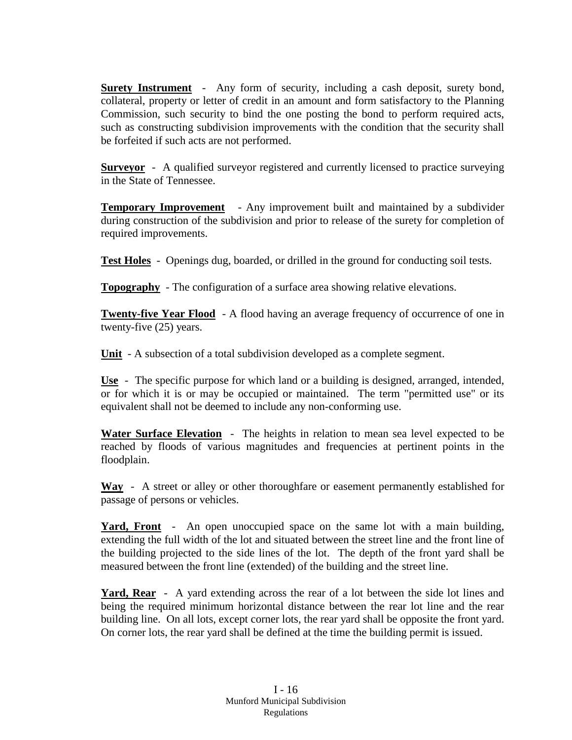**Surety Instrument** - Any form of security, including a cash deposit, surety bond, collateral, property or letter of credit in an amount and form satisfactory to the Planning Commission, such security to bind the one posting the bond to perform required acts, such as constructing subdivision improvements with the condition that the security shall be forfeited if such acts are not performed.

**Surveyor** - A qualified surveyor registered and currently licensed to practice surveying in the State of Tennessee.

**Temporary Improvement** - Any improvement built and maintained by a subdivider during construction of the subdivision and prior to release of the surety for completion of required improvements.

**Test Holes** - Openings dug, boarded, or drilled in the ground for conducting soil tests.

**Topography** - The configuration of a surface area showing relative elevations.

**Twenty-five Year Flood** - A flood having an average frequency of occurrence of one in twenty-five (25) years.

**Unit** - A subsection of a total subdivision developed as a complete segment.

**Use** - The specific purpose for which land or a building is designed, arranged, intended, or for which it is or may be occupied or maintained. The term "permitted use" or its equivalent shall not be deemed to include any non-conforming use.

**Water Surface Elevation** - The heights in relation to mean sea level expected to be reached by floods of various magnitudes and frequencies at pertinent points in the floodplain.

**Way** - A street or alley or other thoroughfare or easement permanently established for passage of persons or vehicles.

**Yard, Front** - An open unoccupied space on the same lot with a main building, extending the full width of the lot and situated between the street line and the front line of the building projected to the side lines of the lot. The depth of the front yard shall be measured between the front line (extended) of the building and the street line.

**Yard, Rear** - A yard extending across the rear of a lot between the side lot lines and being the required minimum horizontal distance between the rear lot line and the rear building line. On all lots, except corner lots, the rear yard shall be opposite the front yard. On corner lots, the rear yard shall be defined at the time the building permit is issued.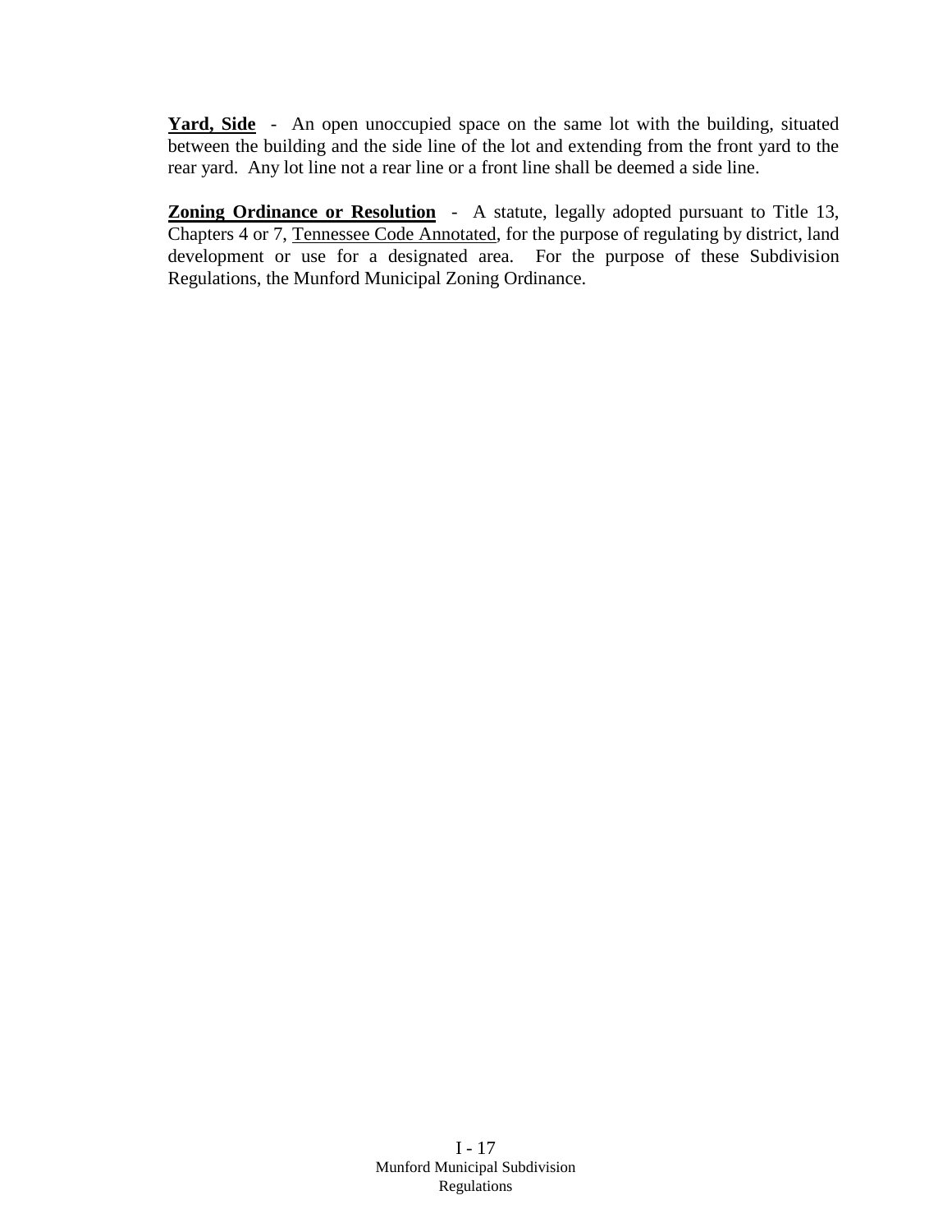**Yard, Side** - An open unoccupied space on the same lot with the building, situated between the building and the side line of the lot and extending from the front yard to the rear yard. Any lot line not a rear line or a front line shall be deemed a side line.

**Zoning Ordinance or Resolution** - A statute, legally adopted pursuant to Title 13, Chapters 4 or 7, Tennessee Code Annotated, for the purpose of regulating by district, land development or use for a designated area. For the purpose of these Subdivision Regulations, the Munford Municipal Zoning Ordinance.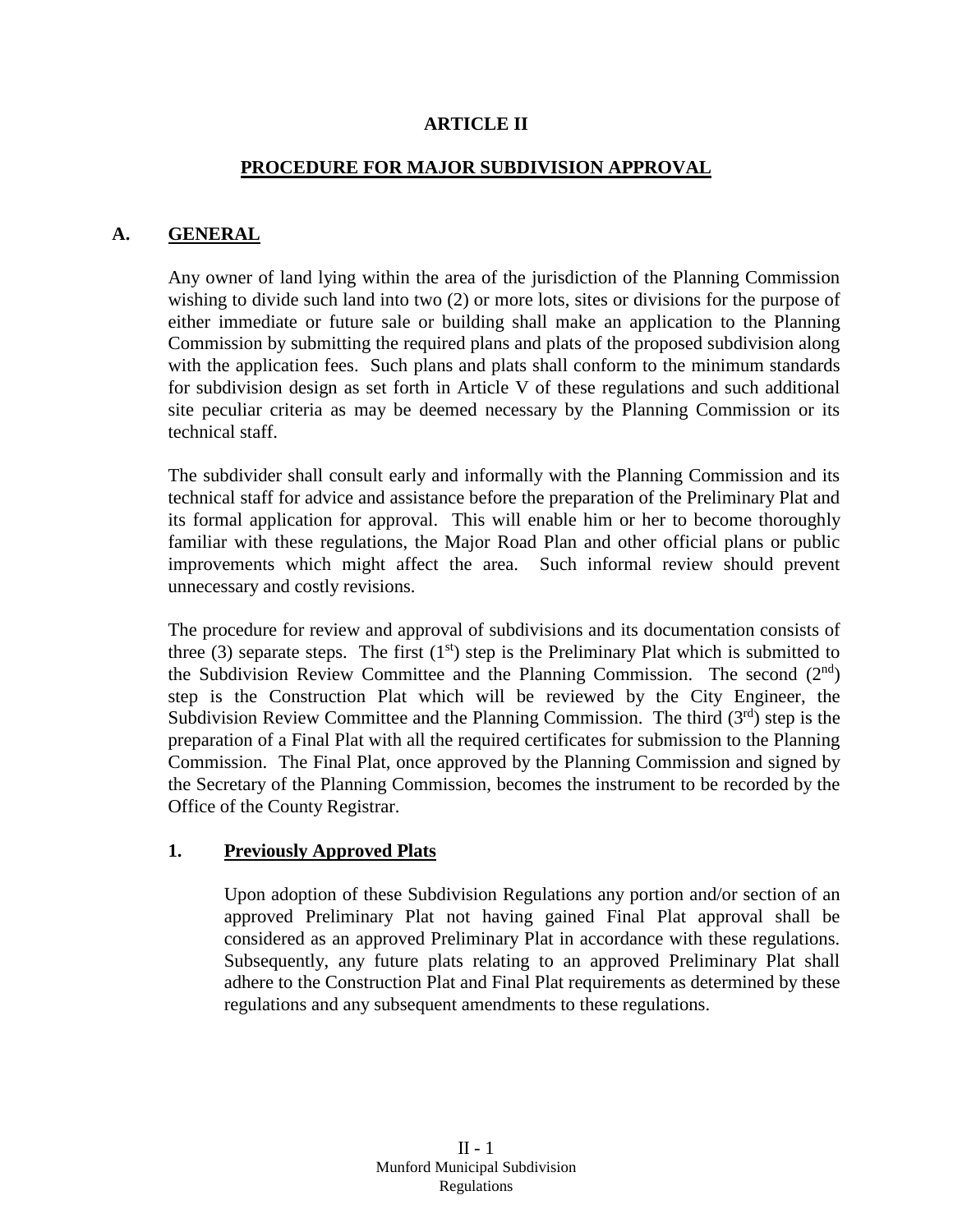# ARTICLE II

## PROCEDURE FOR MAJOR SUBDIVISION APPROVAL

### A. GENERAL

Any owner of land lying within the area of the jurisdiction of the Planning Commission wishing to divide such land into two (2) or more lots, sites or divisions for the purpose of either immediate or future sale or building shall make an application to the Planning Commission by submitting the required plans and plats of the proposed subdivision along with the application fees. Such plans and plats shall conform to the minimum standards for subdivision design as set forth in Article V of these regulations and such additional site peculiar criteria as may be deemed necessary by the Planning Commission or its technical staff.

The subdivider shall consult early and informally with the Planning Commission and its technical staff for advice and assistance before the preparation of the Preliminary Plat and its formal application for approval. This will enable him or her to become thoroughly familiar with these regulations, the Major Road Plan and other official plans or public improvements which might affect the area. Such informal review should prevent unnecessary and costly revisions.

The procedure for review and approval of subdivisions and its documentation consists of three (3) separate steps. The first (1st) step is the Preliminary Plat which is submitted to the Subdivision Review Committee and the Planning Commission. The second (2nd) step is the Construction Plat which will be reviewed by the City Engineer, the Subdivision Review Committee and the Planning Commission. The third (3rd) step is the preparation of a Final Plat with all the required certificates for submission to the Planning Commission. The Final Plat, once approved by the Planning Commission and signed by the Secretary of the Planning Commission, becomes the instrument to be recorded by the Office of the County Registrar.

#### 1. Previously Approved Plats

Upon adoption of these Subdivision Regulations any portion and/or section of an approved Preliminary Plat not having gained Final Plat approval shall be considered as an approved Preliminary Plat in accordance with these regulations. Subsequently, any future plats relating to an approved Preliminary Plat shall adhere to the Construction Plat and Final Plat requirements as determined by these regulations and any subsequent amendments to these regulations.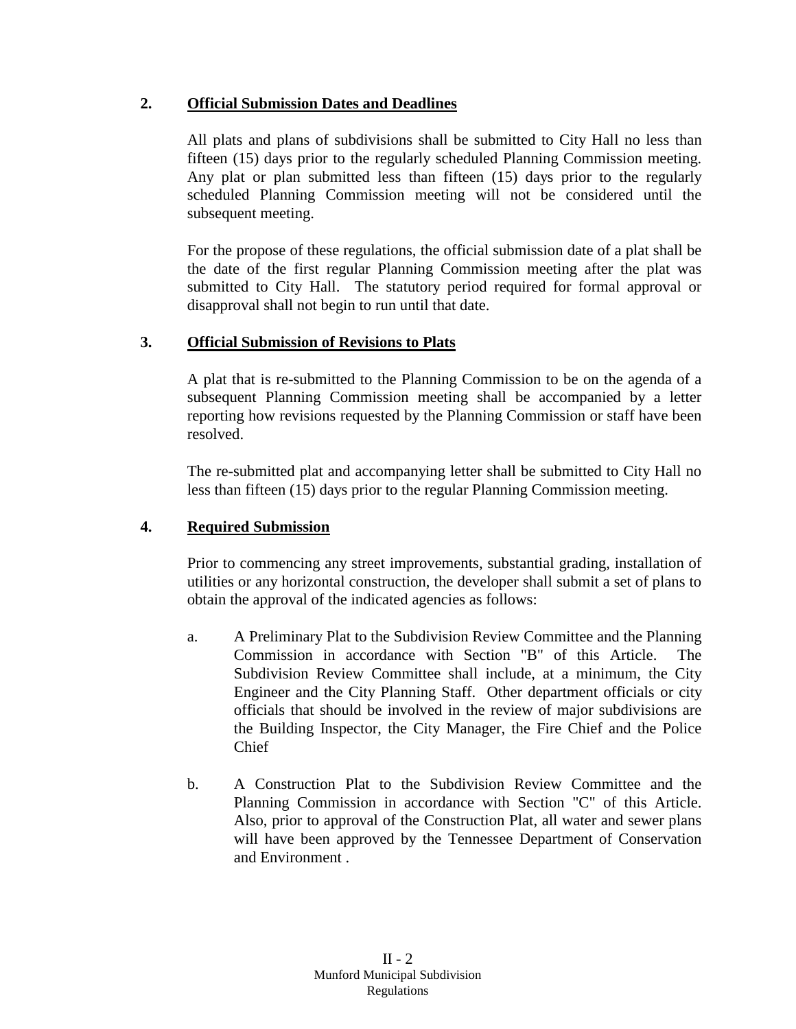**2. Official Submission Dates and Deadlines**

All plats and plans of subdivisions shall be submitted to City Hall no less than fifteen (15) days prior to the regularly scheduled Planning Commission meeting. Any plat or plan submitted less than fifteen (15) days prior to the regularly scheduled Planning Commission meeting will not be considered until the subsequent meeting.

For the propose of these regulations, the official submission date of a plat shall be the date of the first regular Planning Commission meeting after the plat was submitted to City Hall. The statutory period required for formal approval or disapproval shall not begin to run until that date.

**3. Official Submission of Revisions to Plats**

A plat that is re-submitted to the Planning Commission to be on the agenda of a subsequent Planning Commission meeting shall be accompanied by a letter reporting how revisions requested by the Planning Commission or staff have been resolved.

The re-submitted plat and accompanying letter shall be submitted to City Hall no less than fifteen (15) days prior to the regular Planning Commission meeting.

**4. Required Submission**

Prior to commencing any street improvements, substantial grading, installation of utilities or any horizontal construction, the developer shall submit a set of plans to obtain the approval of the indicated agencies as follows:

a. A Preliminary Plat to the Subdivision Review Committee and the Planning Commission in accordance with Section "B" of this Article. The Subdivision Review Committee shall include, at a minimum, the City Engineer and the City Planning Staff. Other department officials or city officials that should be involved in the review of major subdivisions are the Building Inspector, the City Manager, the Fire Chief and the Police Chief

b. A Construction Plat to the Subdivision Review Committee and the Planning Commission in accordance with Section "C" of this Article. Also, prior to approval of the Construction Plat, all water and sewer plans will have been approved by the Tennessee Department of Conservation and Environment .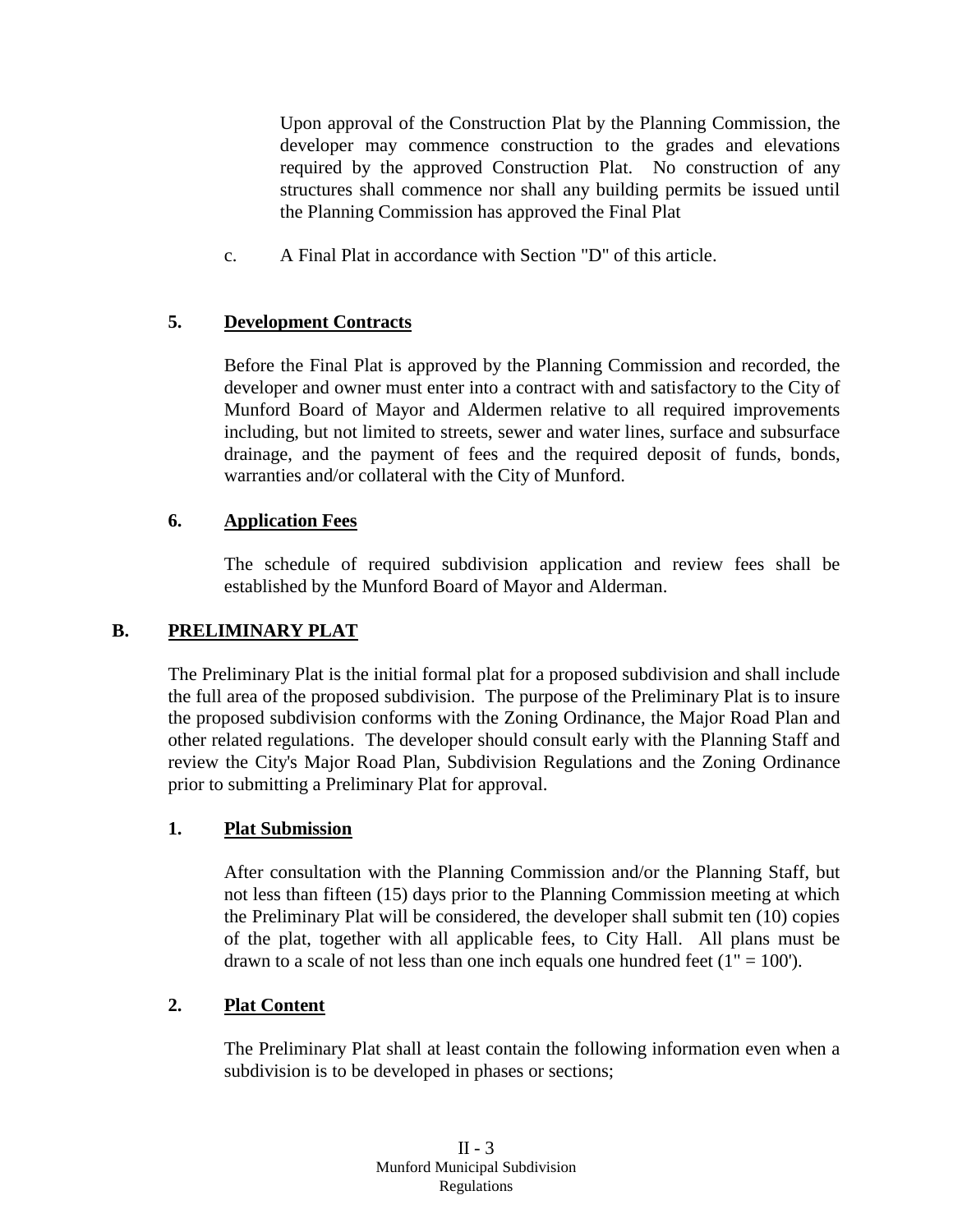Upon approval of the Construction Plat by the Planning Commission, the developer may commence construction to the grades and elevations required by the approved Construction Plat. No construction of any structures shall commence nor shall any building permits be issued until the Planning Commission has approved the Final Plat

c. A Final Plat in accordance with Section "D" of this article.

### 5. Development Contracts

Before the Final Plat is approved by the Planning Commission and recorded, the developer and owner must enter into a contract with and satisfactory to the City of Munford Board of Mayor and Aldermen relative to all required improvements including, but not limited to streets, sewer and water lines, surface and subsurface drainage, and the payment of fees and the required deposit of funds, bonds, warranties and/or collateral with the City of Munford.

### 6. Application Fees

The schedule of required subdivision application and review fees shall be established by the Munford Board of Mayor and Alderman.

## B. PRELIMINARY PLAT

The Preliminary Plat is the initial formal plat for a proposed subdivision and shall include the full area of the proposed subdivision. The purpose of the Preliminary Plat is to insure the proposed subdivision conforms with the Zoning Ordinance, the Major Road Plan and other related regulations. The developer should consult early with the Planning Staff and review the City's Major Road Plan, Subdivision Regulations and the Zoning Ordinance prior to submitting a Preliminary Plat for approval.

### 1. Plat Submission

After consultation with the Planning Commission and/or the Planning Staff, but not less than fifteen (15) days prior to the Planning Commission meeting at which the Preliminary Plat will be considered, the developer shall submit ten (10) copies of the plat, together with all applicable fees, to City Hall. All plans must be drawn to a scale of not less than one inch equals one hundred feet (1" = 100').

### 2. Plat Content

The Preliminary Plat shall at least contain the following information even when a subdivision is to be developed in phases or sections;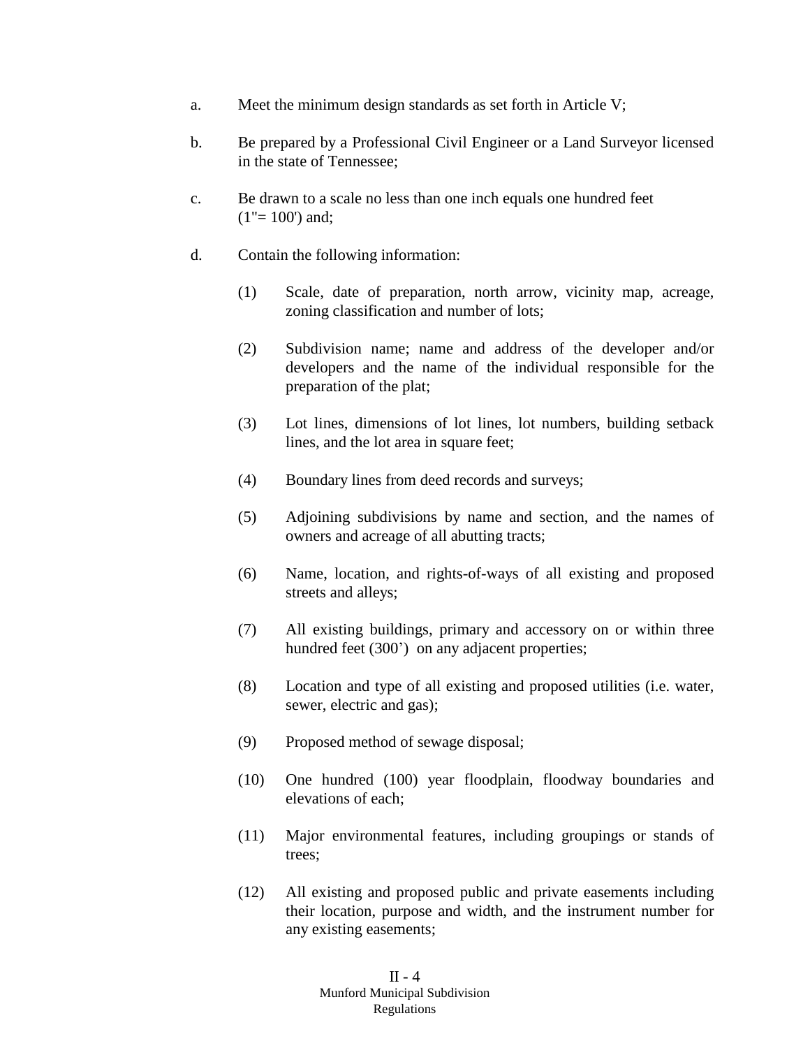a. Meet the minimum design standards as set forth in Article V;

b. Be prepared by a Professional Civil Engineer or a Land Surveyor licensed in the state of Tennessee;

c. Be drawn to a scale no less than one inch equals one hundred feet (1"= 100') and;

d. Contain the following information:

   (1) Scale, date of preparation, north arrow, vicinity map, acreage, zoning classification and number of lots;

   (2) Subdivision name; name and address of the developer and/or developers and the name of the individual responsible for the preparation of the plat;

   (3) Lot lines, dimensions of lot lines, lot numbers, building setback lines, and the lot area in square feet;

   (4) Boundary lines from deed records and surveys;

   (5) Adjoining subdivisions by name and section, and the names of owners and acreage of all abutting tracts;

   (6) Name, location, and rights-of-ways of all existing and proposed streets and alleys;

   (7) All existing buildings, primary and accessory on or within three hundred feet (300') on any adjacent properties;

   (8) Location and type of all existing and proposed utilities (i.e. water, sewer, electric and gas);

   (9) Proposed method of sewage disposal;

   (10) One hundred (100) year floodplain, floodway boundaries and elevations of each;

   (11) Major environmental features, including groupings or stands of trees;

   (12) All existing and proposed public and private easements including their location, purpose and width, and the instrument number for any existing easements;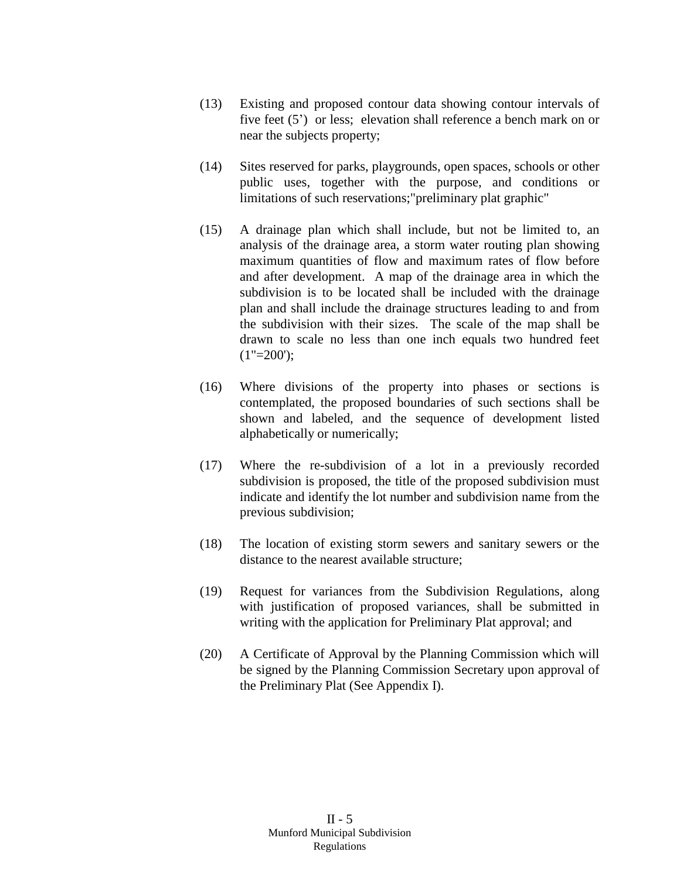(13) Existing and proposed contour data showing contour intervals of five feet (5') or less; elevation shall reference a bench mark on or near the subjects property;

(14) Sites reserved for parks, playgrounds, open spaces, schools or other public uses, together with the purpose, and conditions or limitations of such reservations;"preliminary plat graphic"

(15) A drainage plan which shall include, but not be limited to, an analysis of the drainage area, a storm water routing plan showing maximum quantities of flow and maximum rates of flow before and after development. A map of the drainage area in which the subdivision is to be located shall be included with the drainage plan and shall include the drainage structures leading to and from the subdivision with their sizes. The scale of the map shall be drawn to scale no less than one inch equals two hundred feet (1"=200');

(16) Where divisions of the property into phases or sections is contemplated, the proposed boundaries of such sections shall be shown and labeled, and the sequence of development listed alphabetically or numerically;

(17) Where the re-subdivision of a lot in a previously recorded subdivision is proposed, the title of the proposed subdivision must indicate and identify the lot number and subdivision name from the previous subdivision;

(18) The location of existing storm sewers and sanitary sewers or the distance to the nearest available structure;

(19) Request for variances from the Subdivision Regulations, along with justification of proposed variances, shall be submitted in writing with the application for Preliminary Plat approval; and

(20) A Certificate of Approval by the Planning Commission which will be signed by the Planning Commission Secretary upon approval of the Preliminary Plat (See Appendix I).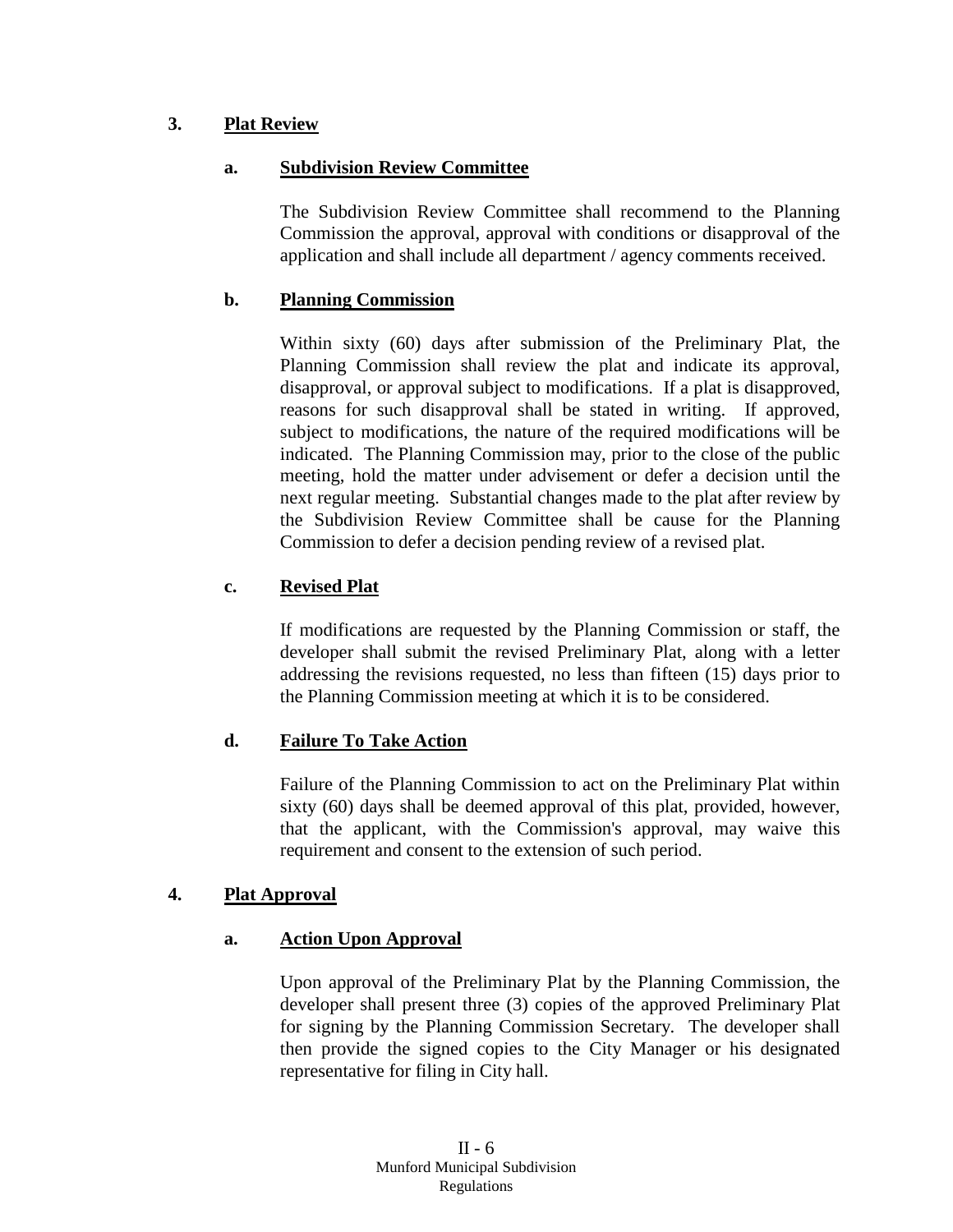## 3. Plat Review

### a. Subdivision Review Committee

The Subdivision Review Committee shall recommend to the Planning Commission the approval, approval with conditions or disapproval of the application and shall include all department / agency comments received.

### b. Planning Commission

Within sixty (60) days after submission of the Preliminary Plat, the Planning Commission shall review the plat and indicate its approval, disapproval, or approval subject to modifications. If a plat is disapproved, reasons for such disapproval shall be stated in writing. If approved, subject to modifications, the nature of the required modifications will be indicated. The Planning Commission may, prior to the close of the public meeting, hold the matter under advisement or defer a decision until the next regular meeting. Substantial changes made to the plat after review by the Subdivision Review Committee shall be cause for the Planning Commission to defer a decision pending review of a revised plat.

### c. Revised Plat

If modifications are requested by the Planning Commission or staff, the developer shall submit the revised Preliminary Plat, along with a letter addressing the revisions requested, no less than fifteen (15) days prior to the Planning Commission meeting at which it is to be considered.

### d. Failure To Take Action

Failure of the Planning Commission to act on the Preliminary Plat within sixty (60) days shall be deemed approval of this plat, provided, however, that the applicant, with the Commission's approval, may waive this requirement and consent to the extension of such period.

## 4. Plat Approval

### a. Action Upon Approval

Upon approval of the Preliminary Plat by the Planning Commission, the developer shall present three (3) copies of the approved Preliminary Plat for signing by the Planning Commission Secretary. The developer shall then provide the signed copies to the City Manager or his designated representative for filing in City hall.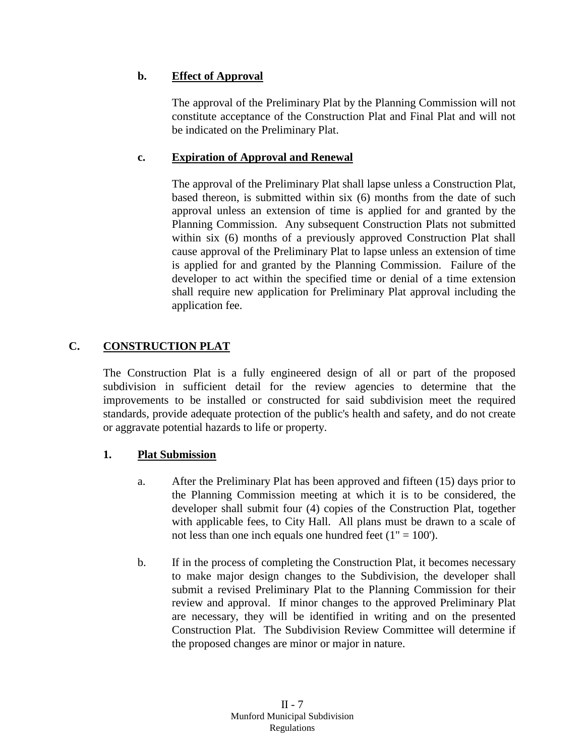**b. Effect of Approval**

The approval of the Preliminary Plat by the Planning Commission will not constitute acceptance of the Construction Plat and Final Plat and will not be indicated on the Preliminary Plat.

**c. Expiration of Approval and Renewal**

The approval of the Preliminary Plat shall lapse unless a Construction Plat, based thereon, is submitted within six (6) months from the date of such approval unless an extension of time is applied for and granted by the Planning Commission. Any subsequent Construction Plats not submitted within six (6) months of a previously approved Construction Plat shall cause approval of the Preliminary Plat to lapse unless an extension of time is applied for and granted by the Planning Commission. Failure of the developer to act within the specified time or denial of a time extension shall require new application for Preliminary Plat approval including the application fee.

## C. CONSTRUCTION PLAT

The Construction Plat is a fully engineered design of all or part of the proposed subdivision in sufficient detail for the review agencies to determine that the improvements to be installed or constructed for said subdivision meet the required standards, provide adequate protection of the public's health and safety, and do not create or aggravate potential hazards to life or property.

### 1. Plat Submission

a. After the Preliminary Plat has been approved and fifteen (15) days prior to the Planning Commission meeting at which it is to be considered, the developer shall submit four (4) copies of the Construction Plat, together with applicable fees, to City Hall. All plans must be drawn to a scale of not less than one inch equals one hundred feet (1" = 100').

b. If in the process of completing the Construction Plat, it becomes necessary to make major design changes to the Subdivision, the developer shall submit a revised Preliminary Plat to the Planning Commission for their review and approval. If minor changes to the approved Preliminary Plat are necessary, they will be identified in writing and on the presented Construction Plat. The Subdivision Review Committee will determine if the proposed changes are minor or major in nature.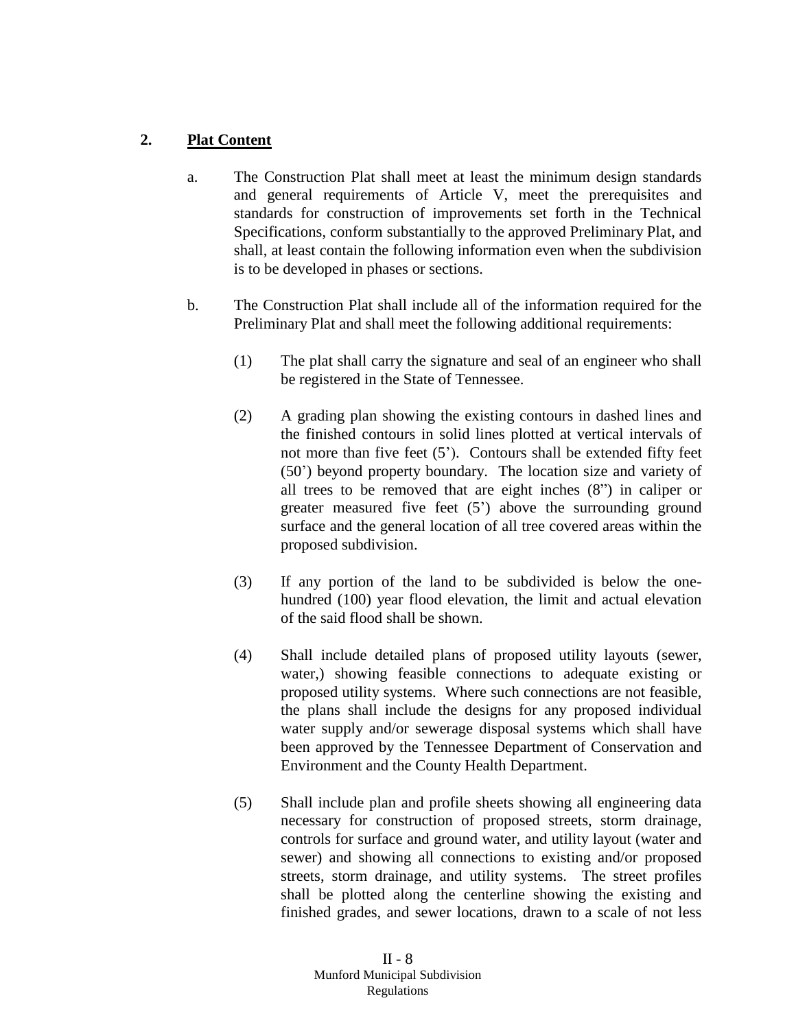## 2. **<u>Plat Content</u>**

a. The Construction Plat shall meet at least the minimum design standards and general requirements of Article V, meet the prerequisites and standards for construction of improvements set forth in the Technical Specifications, conform substantially to the approved Preliminary Plat, and shall, at least contain the following information even when the subdivision is to be developed in phases or sections.

b. The Construction Plat shall include all of the information required for the Preliminary Plat and shall meet the following additional requirements:

   (1) The plat shall carry the signature and seal of an engineer who shall be registered in the State of Tennessee.

   (2) A grading plan showing the existing contours in dashed lines and the finished contours in solid lines plotted at vertical intervals of not more than five feet (5'). Contours shall be extended fifty feet (50') beyond property boundary. The location size and variety of all trees to be removed that are eight inches (8") in caliper or greater measured five feet (5') above the surrounding ground surface and the general location of all tree covered areas within the proposed subdivision.

   (3) If any portion of the land to be subdivided is below the one-hundred (100) year flood elevation, the limit and actual elevation of the said flood shall be shown.

   (4) Shall include detailed plans of proposed utility layouts (sewer, water,) showing feasible connections to adequate existing or proposed utility systems. Where such connections are not feasible, the plans shall include the designs for any proposed individual water supply and/or sewerage disposal systems which shall have been approved by the Tennessee Department of Conservation and Environment and the County Health Department.

   (5) Shall include plan and profile sheets showing all engineering data necessary for construction of proposed streets, storm drainage, controls for surface and ground water, and utility layout (water and sewer) and showing all connections to existing and/or proposed streets, storm drainage, and utility systems. The street profiles shall be plotted along the centerline showing the existing and finished grades, and sewer locations, drawn to a scale of not less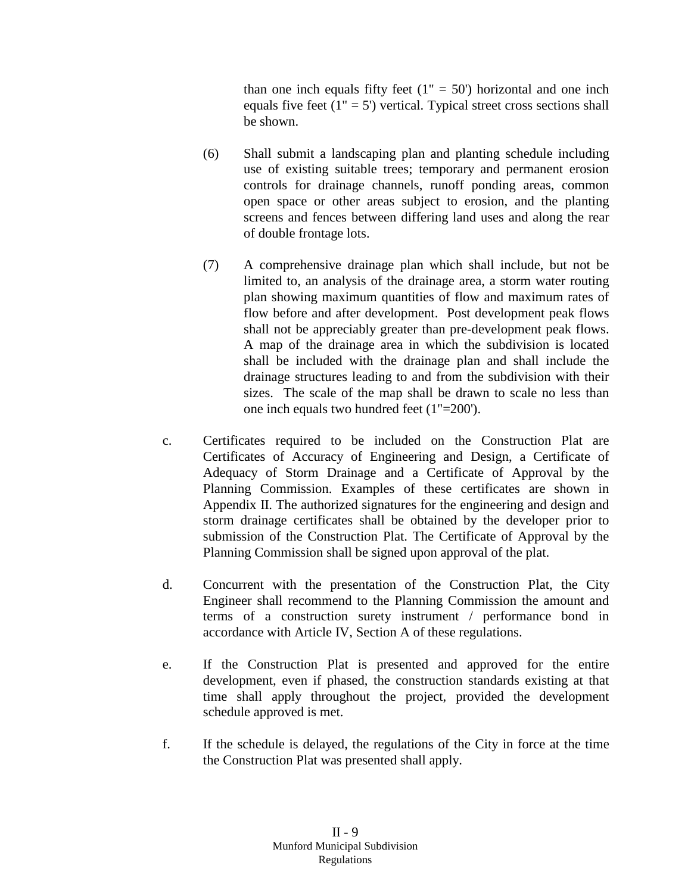than one inch equals fifty feet (1" = 50') horizontal and one inch equals five feet (1" = 5') vertical. Typical street cross sections shall be shown.

(6) Shall submit a landscaping plan and planting schedule including use of existing suitable trees; temporary and permanent erosion controls for drainage channels, runoff ponding areas, common open space or other areas subject to erosion, and the planting screens and fences between differing land uses and along the rear of double frontage lots.

(7) A comprehensive drainage plan which shall include, but not be limited to, an analysis of the drainage area, a storm water routing plan showing maximum quantities of flow and maximum rates of flow before and after development. Post development peak flows shall not be appreciably greater than pre-development peak flows. A map of the drainage area in which the subdivision is located shall be included with the drainage plan and shall include the drainage structures leading to and from the subdivision with their sizes. The scale of the map shall be drawn to scale no less than one inch equals two hundred feet (1"=200').

c. Certificates required to be included on the Construction Plat are Certificates of Accuracy of Engineering and Design, a Certificate of Adequacy of Storm Drainage and a Certificate of Approval by the Planning Commission. Examples of these certificates are shown in Appendix II. The authorized signatures for the engineering and design and storm drainage certificates shall be obtained by the developer prior to submission of the Construction Plat. The Certificate of Approval by the Planning Commission shall be signed upon approval of the plat.

d. Concurrent with the presentation of the Construction Plat, the City Engineer shall recommend to the Planning Commission the amount and terms of a construction surety instrument / performance bond in accordance with Article IV, Section A of these regulations.

e. If the Construction Plat is presented and approved for the entire development, even if phased, the construction standards existing at that time shall apply throughout the project, provided the development schedule approved is met.

f. If the schedule is delayed, the regulations of the City in force at the time the Construction Plat was presented shall apply.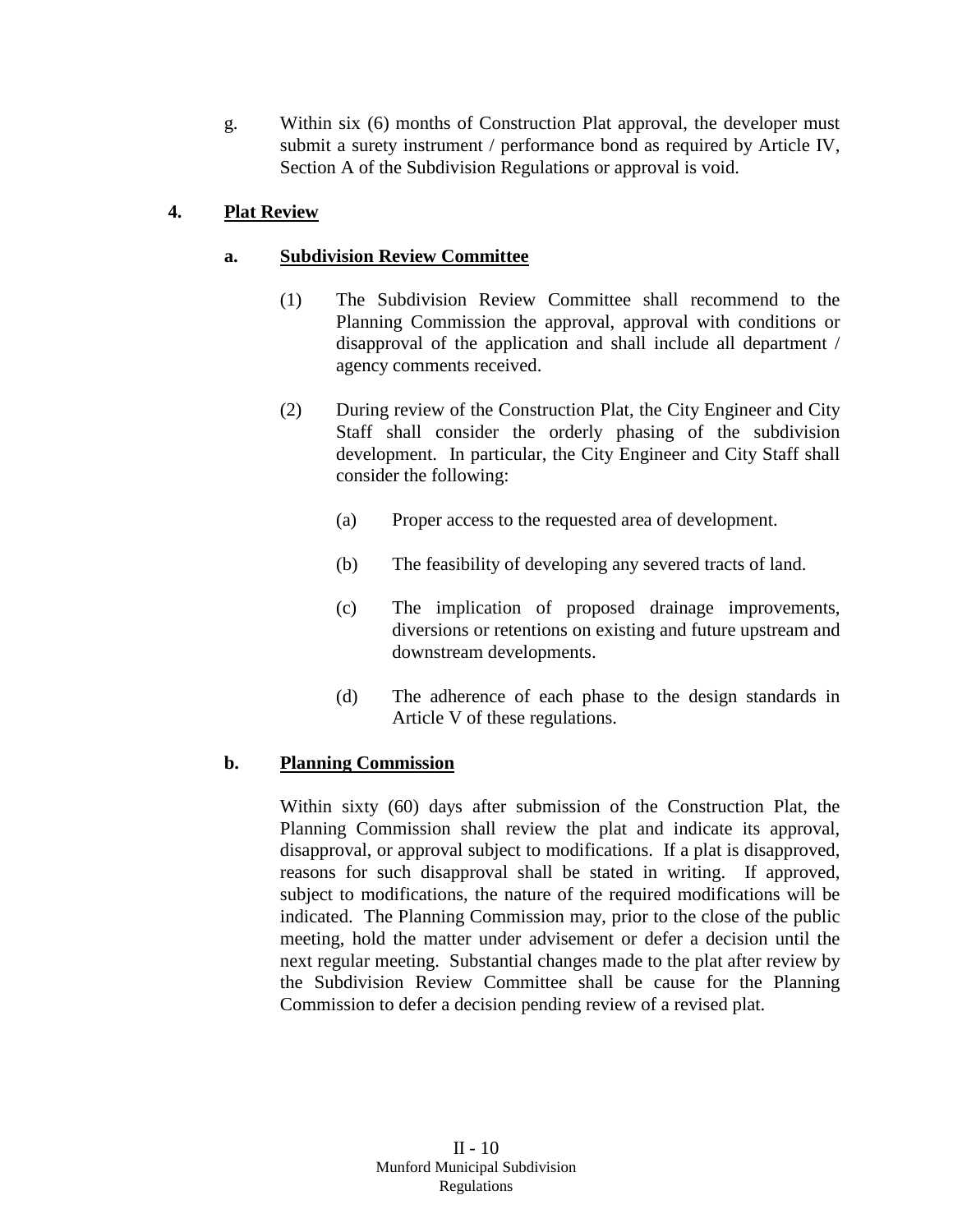g. Within six (6) months of Construction Plat approval, the developer must submit a surety instrument / performance bond as required by Article IV, Section A of the Subdivision Regulations or approval is void.

**4. Plat Review**

**a. Subdivision Review Committee**

(1) The Subdivision Review Committee shall recommend to the Planning Commission the approval, approval with conditions or disapproval of the application and shall include all department / agency comments received.

(2) During review of the Construction Plat, the City Engineer and City Staff shall consider the orderly phasing of the subdivision development. In particular, the City Engineer and City Staff shall consider the following:

(a) Proper access to the requested area of development.

(b) The feasibility of developing any severed tracts of land.

(c) The implication of proposed drainage improvements, diversions or retentions on existing and future upstream and downstream developments.

(d) The adherence of each phase to the design standards in Article V of these regulations.

**b. Planning Commission**

Within sixty (60) days after submission of the Construction Plat, the Planning Commission shall review the plat and indicate its approval, disapproval, or approval subject to modifications. If a plat is disapproved, reasons for such disapproval shall be stated in writing. If approved, subject to modifications, the nature of the required modifications will be indicated. The Planning Commission may, prior to the close of the public meeting, hold the matter under advisement or defer a decision until the next regular meeting. Substantial changes made to the plat after review by the Subdivision Review Committee shall be cause for the Planning Commission to defer a decision pending review of a revised plat.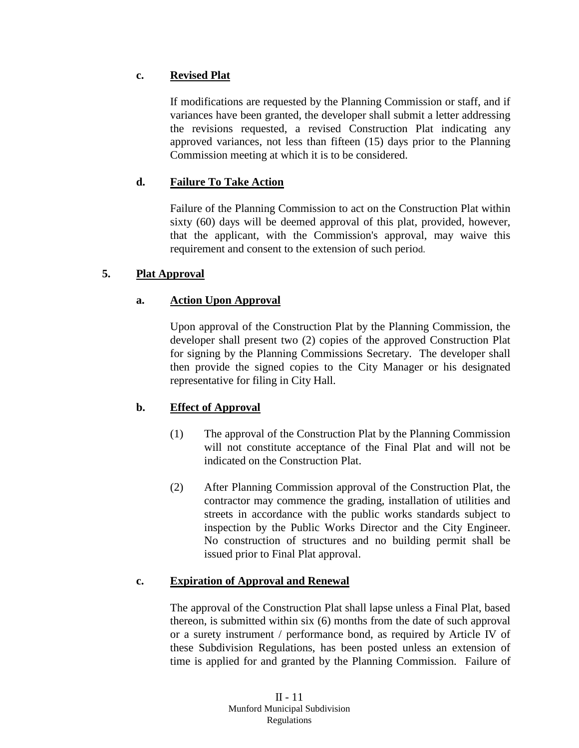**c. Revised Plat**

If modifications are requested by the Planning Commission or staff, and if variances have been granted, the developer shall submit a letter addressing the revisions requested, a revised Construction Plat indicating any approved variances, not less than fifteen (15) days prior to the Planning Commission meeting at which it is to be considered.

**d. Failure To Take Action**

Failure of the Planning Commission to act on the Construction Plat within sixty (60) days will be deemed approval of this plat, provided, however, that the applicant, with the Commission's approval, may waive this requirement and consent to the extension of such period.

**5. Plat Approval**

**a. Action Upon Approval**

Upon approval of the Construction Plat by the Planning Commission, the developer shall present two (2) copies of the approved Construction Plat for signing by the Planning Commissions Secretary. The developer shall then provide the signed copies to the City Manager or his designated representative for filing in City Hall.

**b. Effect of Approval**

(1) The approval of the Construction Plat by the Planning Commission will not constitute acceptance of the Final Plat and will not be indicated on the Construction Plat.

(2) After Planning Commission approval of the Construction Plat, the contractor may commence the grading, installation of utilities and streets in accordance with the public works standards subject to inspection by the Public Works Director and the City Engineer. No construction of structures and no building permit shall be issued prior to Final Plat approval.

**c. Expiration of Approval and Renewal**

The approval of the Construction Plat shall lapse unless a Final Plat, based thereon, is submitted within six (6) months from the date of such approval or a surety instrument / performance bond, as required by Article IV of these Subdivision Regulations, has been posted unless an extension of time is applied for and granted by the Planning Commission. Failure of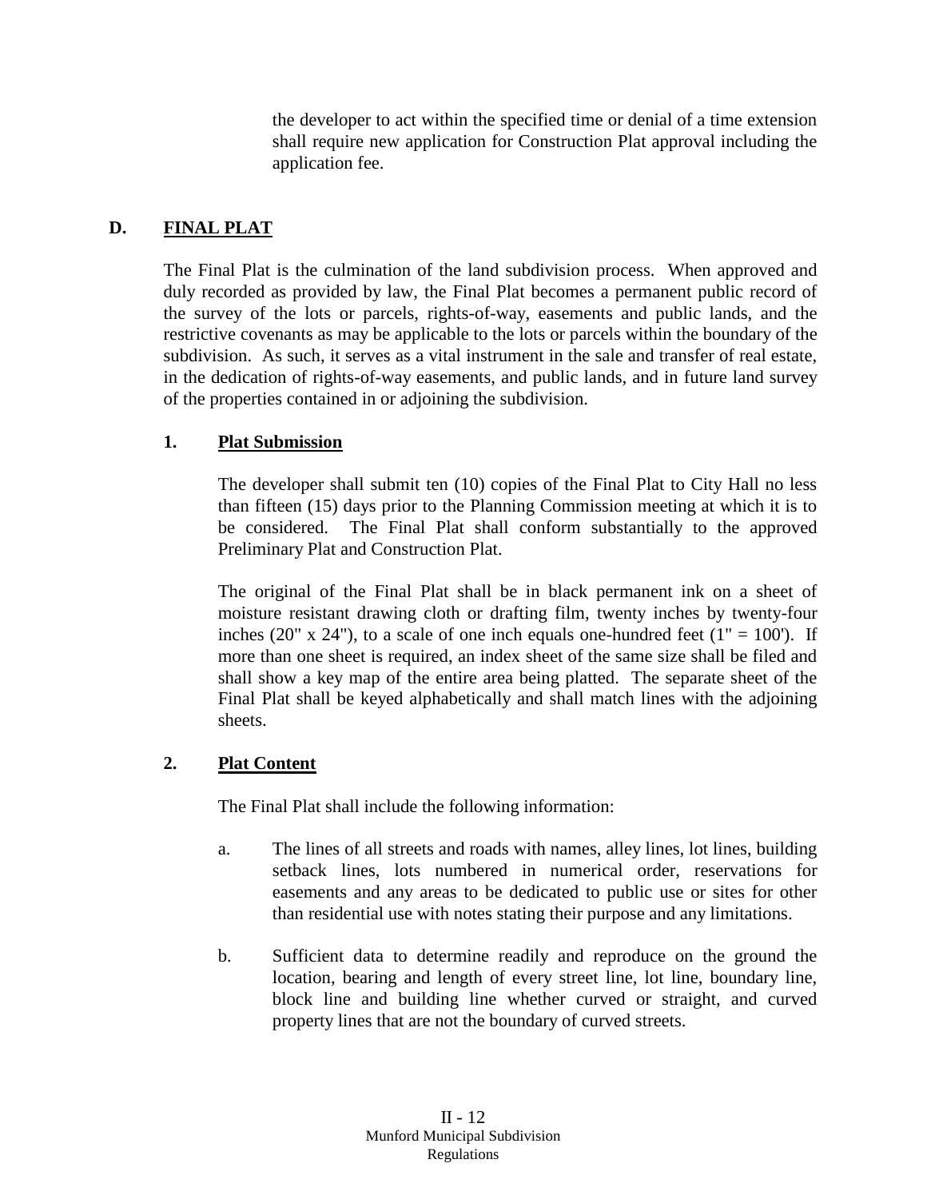the developer to act within the specified time or denial of a time extension shall require new application for Construction Plat approval including the application fee.

## D. FINAL PLAT

The Final Plat is the culmination of the land subdivision process. When approved and duly recorded as provided by law, the Final Plat becomes a permanent public record of the survey of the lots or parcels, rights-of-way, easements and public lands, and the restrictive covenants as may be applicable to the lots or parcels within the boundary of the subdivision. As such, it serves as a vital instrument in the sale and transfer of real estate, in the dedication of rights-of-way easements, and public lands, and in future land survey of the properties contained in or adjoining the subdivision.

### 1. Plat Submission

The developer shall submit ten (10) copies of the Final Plat to City Hall no less than fifteen (15) days prior to the Planning Commission meeting at which it is to be considered. The Final Plat shall conform substantially to the approved Preliminary Plat and Construction Plat.

The original of the Final Plat shall be in black permanent ink on a sheet of moisture resistant drawing cloth or drafting film, twenty inches by twenty-four inches (20" x 24"), to a scale of one inch equals one-hundred feet (1" = 100'). If more than one sheet is required, an index sheet of the same size shall be filed and shall show a key map of the entire area being platted. The separate sheet of the Final Plat shall be keyed alphabetically and shall match lines with the adjoining sheets.

### 2. Plat Content

The Final Plat shall include the following information:

a. The lines of all streets and roads with names, alley lines, lot lines, building setback lines, lots numbered in numerical order, reservations for easements and any areas to be dedicated to public use or sites for other than residential use with notes stating their purpose and any limitations.

b. Sufficient data to determine readily and reproduce on the ground the location, bearing and length of every street line, lot line, boundary line, block line and building line whether curved or straight, and curved property lines that are not the boundary of curved streets.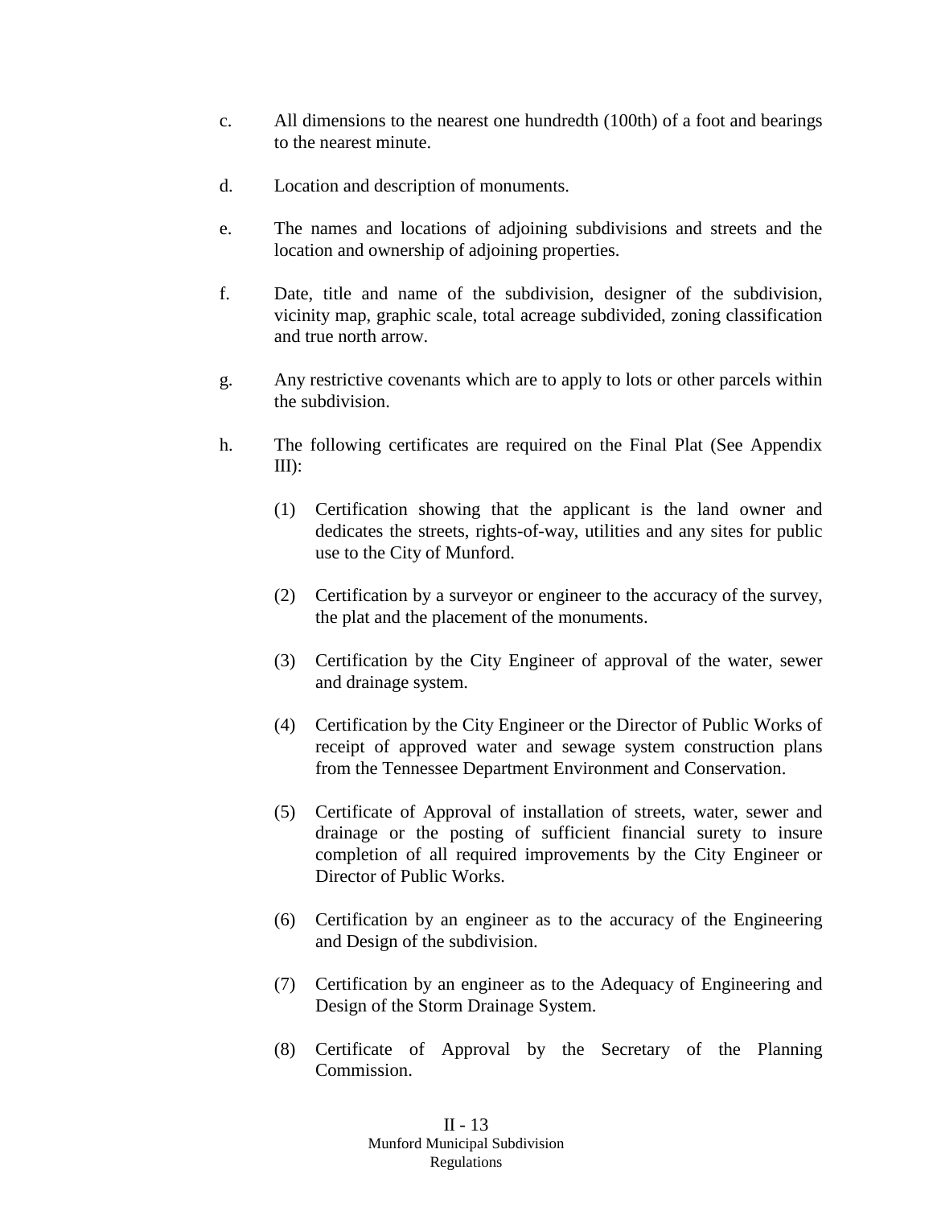c. All dimensions to the nearest one hundredth (100th) of a foot and bearings to the nearest minute.

d. Location and description of monuments.

e. The names and locations of adjoining subdivisions and streets and the location and ownership of adjoining properties.

f. Date, title and name of the subdivision, designer of the subdivision, vicinity map, graphic scale, total acreage subdivided, zoning classification and true north arrow.

g. Any restrictive covenants which are to apply to lots or other parcels within the subdivision.

h. The following certificates are required on the Final Plat (See Appendix III):

   (1) Certification showing that the applicant is the land owner and dedicates the streets, rights-of-way, utilities and any sites for public use to the City of Munford.

   (2) Certification by a surveyor or engineer to the accuracy of the survey, the plat and the placement of the monuments.

   (3) Certification by the City Engineer of approval of the water, sewer and drainage system.

   (4) Certification by the City Engineer or the Director of Public Works of receipt of approved water and sewage system construction plans from the Tennessee Department Environment and Conservation.

   (5) Certificate of Approval of installation of streets, water, sewer and drainage or the posting of sufficient financial surety to insure completion of all required improvements by the City Engineer or Director of Public Works.

   (6) Certification by an engineer as to the accuracy of the Engineering and Design of the subdivision.

   (7) Certification by an engineer as to the Adequacy of Engineering and Design of the Storm Drainage System.

   (8) Certificate of Approval by the Secretary of the Planning Commission.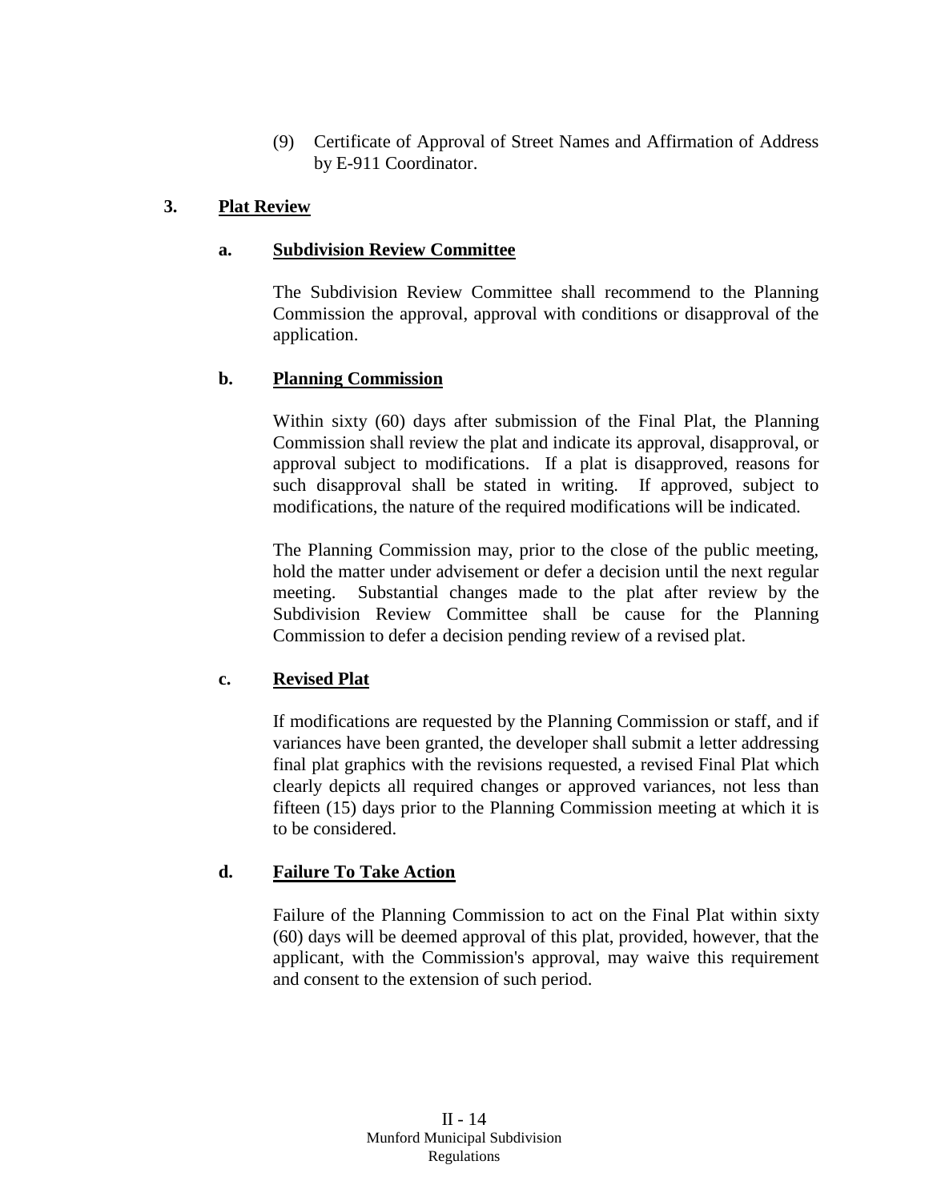(9) Certificate of Approval of Street Names and Affirmation of Address by E-911 Coordinator.

### 3. Plat Review

#### a. Subdivision Review Committee

The Subdivision Review Committee shall recommend to the Planning Commission the approval, approval with conditions or disapproval of the application.

#### b. Planning Commission

Within sixty (60) days after submission of the Final Plat, the Planning Commission shall review the plat and indicate its approval, disapproval, or approval subject to modifications. If a plat is disapproved, reasons for such disapproval shall be stated in writing. If approved, subject to modifications, the nature of the required modifications will be indicated.

The Planning Commission may, prior to the close of the public meeting, hold the matter under advisement or defer a decision until the next regular meeting. Substantial changes made to the plat after review by the Subdivision Review Committee shall be cause for the Planning Commission to defer a decision pending review of a revised plat.

#### c. Revised Plat

If modifications are requested by the Planning Commission or staff, and if variances have been granted, the developer shall submit a letter addressing final plat graphics with the revisions requested, a revised Final Plat which clearly depicts all required changes or approved variances, not less than fifteen (15) days prior to the Planning Commission meeting at which it is to be considered.

#### d. Failure To Take Action

Failure of the Planning Commission to act on the Final Plat within sixty (60) days will be deemed approval of this plat, provided, however, that the applicant, with the Commission's approval, may waive this requirement and consent to the extension of such period.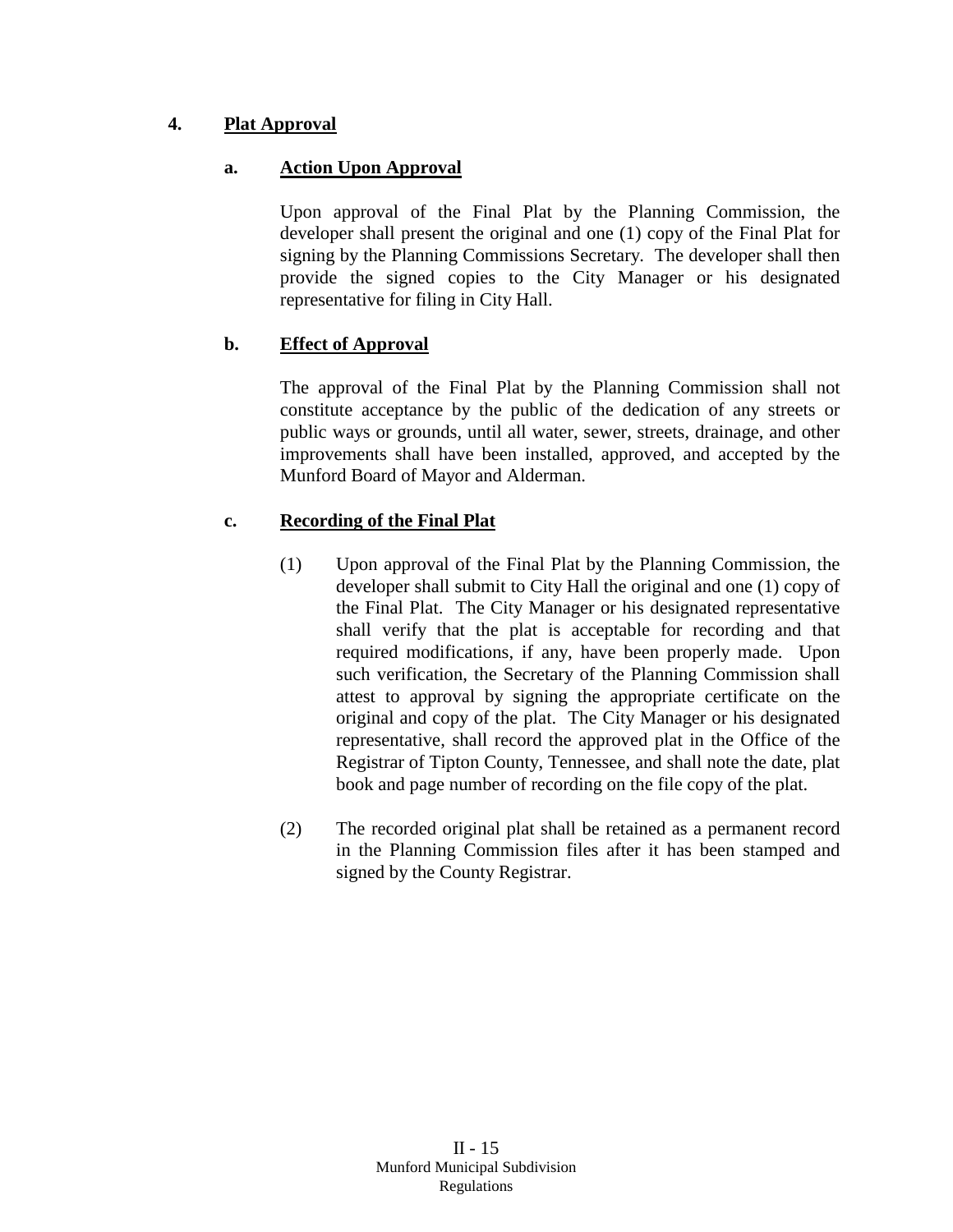## 4. Plat Approval

### a. Action Upon Approval

Upon approval of the Final Plat by the Planning Commission, the developer shall present the original and one (1) copy of the Final Plat for signing by the Planning Commissions Secretary. The developer shall then provide the signed copies to the City Manager or his designated representative for filing in City Hall.

### b. Effect of Approval

The approval of the Final Plat by the Planning Commission shall not constitute acceptance by the public of the dedication of any streets or public ways or grounds, until all water, sewer, streets, drainage, and other improvements shall have been installed, approved, and accepted by the Munford Board of Mayor and Alderman.

### c. Recording of the Final Plat

(1) Upon approval of the Final Plat by the Planning Commission, the developer shall submit to City Hall the original and one (1) copy of the Final Plat. The City Manager or his designated representative shall verify that the plat is acceptable for recording and that required modifications, if any, have been properly made. Upon such verification, the Secretary of the Planning Commission shall attest to approval by signing the appropriate certificate on the original and copy of the plat. The City Manager or his designated representative, shall record the approved plat in the Office of the Registrar of Tipton County, Tennessee, and shall note the date, plat book and page number of recording on the file copy of the plat.

(2) The recorded original plat shall be retained as a permanent record in the Planning Commission files after it has been stamped and signed by the County Registrar.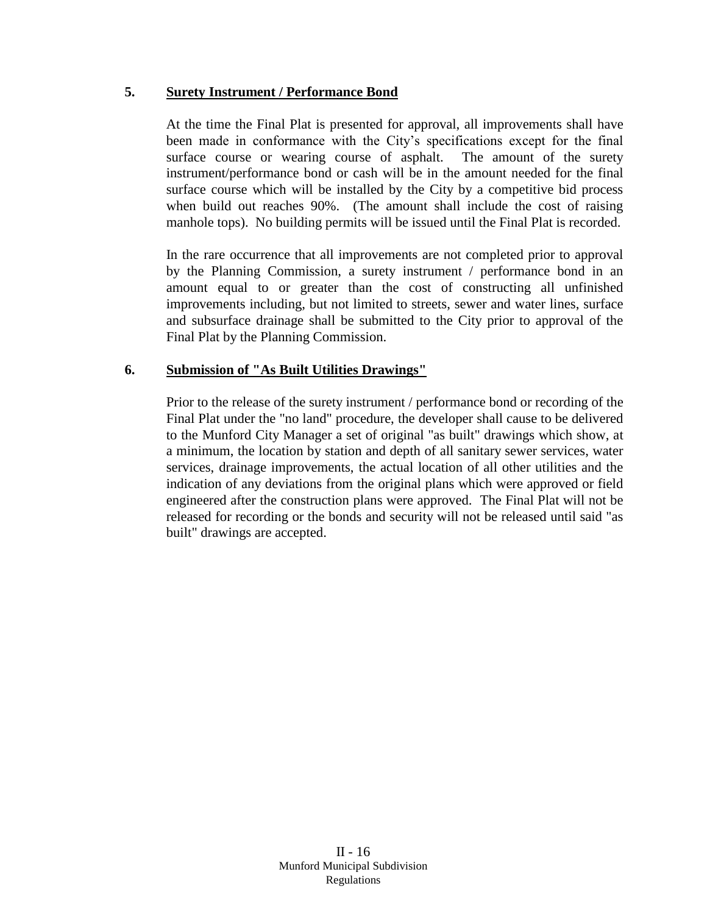**5. Surety Instrument / Performance Bond**

At the time the Final Plat is presented for approval, all improvements shall have been made in conformance with the City's specifications except for the final surface course or wearing course of asphalt. The amount of the surety instrument/performance bond or cash will be in the amount needed for the final surface course which will be installed by the City by a competitive bid process when build out reaches 90%. (The amount shall include the cost of raising manhole tops). No building permits will be issued until the Final Plat is recorded.

In the rare occurrence that all improvements are not completed prior to approval by the Planning Commission, a surety instrument / performance bond in an amount equal to or greater than the cost of constructing all unfinished improvements including, but not limited to streets, sewer and water lines, surface and subsurface drainage shall be submitted to the City prior to approval of the Final Plat by the Planning Commission.

**6. Submission of "As Built Utilities Drawings"**

Prior to the release of the surety instrument / performance bond or recording of the Final Plat under the "no land" procedure, the developer shall cause to be delivered to the Munford City Manager a set of original "as built" drawings which show, at a minimum, the location by station and depth of all sanitary sewer services, water services, drainage improvements, the actual location of all other utilities and the indication of any deviations from the original plans which were approved or field engineered after the construction plans were approved. The Final Plat will not be released for recording or the bonds and security will not be released until said "as built" drawings are accepted.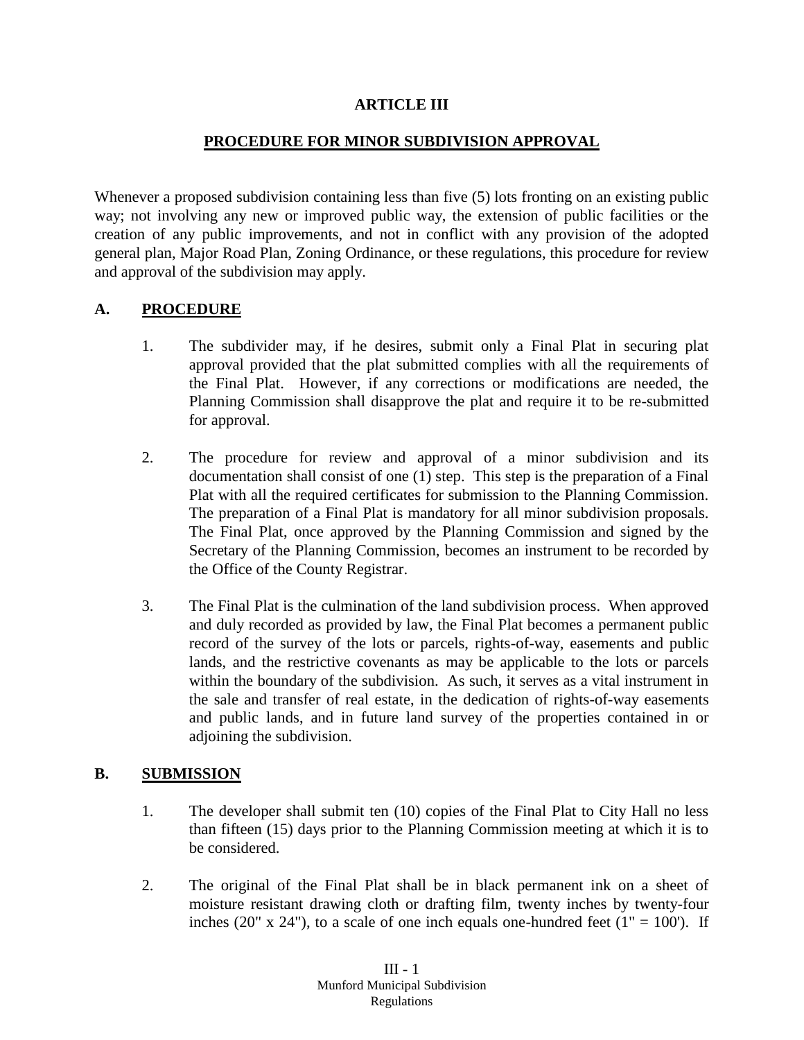# ARTICLE III

## PROCEDURE FOR MINOR SUBDIVISION APPROVAL

Whenever a proposed subdivision containing less than five (5) lots fronting on an existing public way; not involving any new or improved public way, the extension of public facilities or the creation of any public improvements, and not in conflict with any provision of the adopted general plan, Major Road Plan, Zoning Ordinance, or these regulations, this procedure for review and approval of the subdivision may apply.

### A. PROCEDURE

1. The subdivider may, if he desires, submit only a Final Plat in securing plat approval provided that the plat submitted complies with all the requirements of the Final Plat. However, if any corrections or modifications are needed, the Planning Commission shall disapprove the plat and require it to be re-submitted for approval.

2. The procedure for review and approval of a minor subdivision and its documentation shall consist of one (1) step. This step is the preparation of a Final Plat with all the required certificates for submission to the Planning Commission. The preparation of a Final Plat is mandatory for all minor subdivision proposals. The Final Plat, once approved by the Planning Commission and signed by the Secretary of the Planning Commission, becomes an instrument to be recorded by the Office of the County Registrar.

3. The Final Plat is the culmination of the land subdivision process. When approved and duly recorded as provided by law, the Final Plat becomes a permanent public record of the survey of the lots or parcels, rights-of-way, easements and public lands, and the restrictive covenants as may be applicable to the lots or parcels within the boundary of the subdivision. As such, it serves as a vital instrument in the sale and transfer of real estate, in the dedication of rights-of-way easements and public lands, and in future land survey of the properties contained in or adjoining the subdivision.

### B. SUBMISSION

1. The developer shall submit ten (10) copies of the Final Plat to City Hall no less than fifteen (15) days prior to the Planning Commission meeting at which it is to be considered.

2. The original of the Final Plat shall be in black permanent ink on a sheet of moisture resistant drawing cloth or drafting film, twenty inches by twenty-four inches (20" x 24"), to a scale of one inch equals one-hundred feet (1" = 100'). If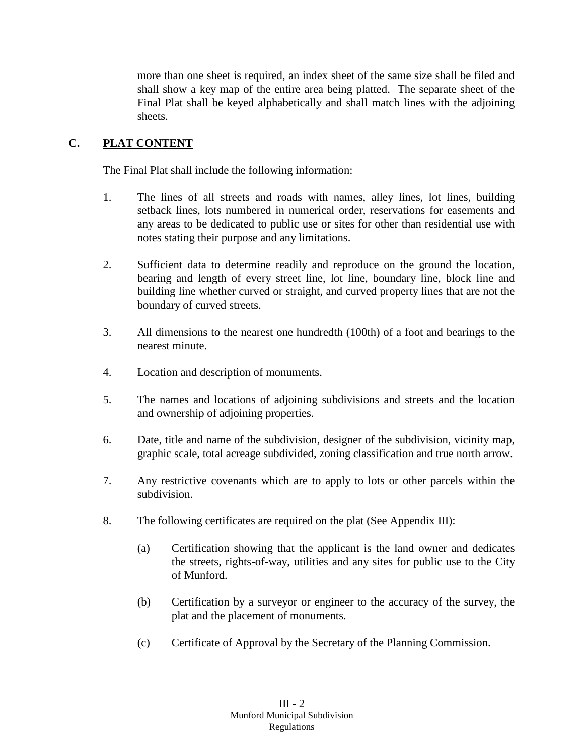more than one sheet is required, an index sheet of the same size shall be filed and shall show a key map of the entire area being platted. The separate sheet of the Final Plat shall be keyed alphabetically and shall match lines with the adjoining sheets.

## C. PLAT CONTENT

The Final Plat shall include the following information:

1. The lines of all streets and roads with names, alley lines, lot lines, building setback lines, lots numbered in numerical order, reservations for easements and any areas to be dedicated to public use or sites for other than residential use with notes stating their purpose and any limitations.

2. Sufficient data to determine readily and reproduce on the ground the location, bearing and length of every street line, lot line, boundary line, block line and building line whether curved or straight, and curved property lines that are not the boundary of curved streets.

3. All dimensions to the nearest one hundredth (100th) of a foot and bearings to the nearest minute.

4. Location and description of monuments.

5. The names and locations of adjoining subdivisions and streets and the location and ownership of adjoining properties.

6. Date, title and name of the subdivision, designer of the subdivision, vicinity map, graphic scale, total acreage subdivided, zoning classification and true north arrow.

7. Any restrictive covenants which are to apply to lots or other parcels within the subdivision.

8. The following certificates are required on the plat (See Appendix III):

   (a) Certification showing that the applicant is the land owner and dedicates the streets, rights-of-way, utilities and any sites for public use to the City of Munford.

   (b) Certification by a surveyor or engineer to the accuracy of the survey, the plat and the placement of monuments.

   (c) Certificate of Approval by the Secretary of the Planning Commission.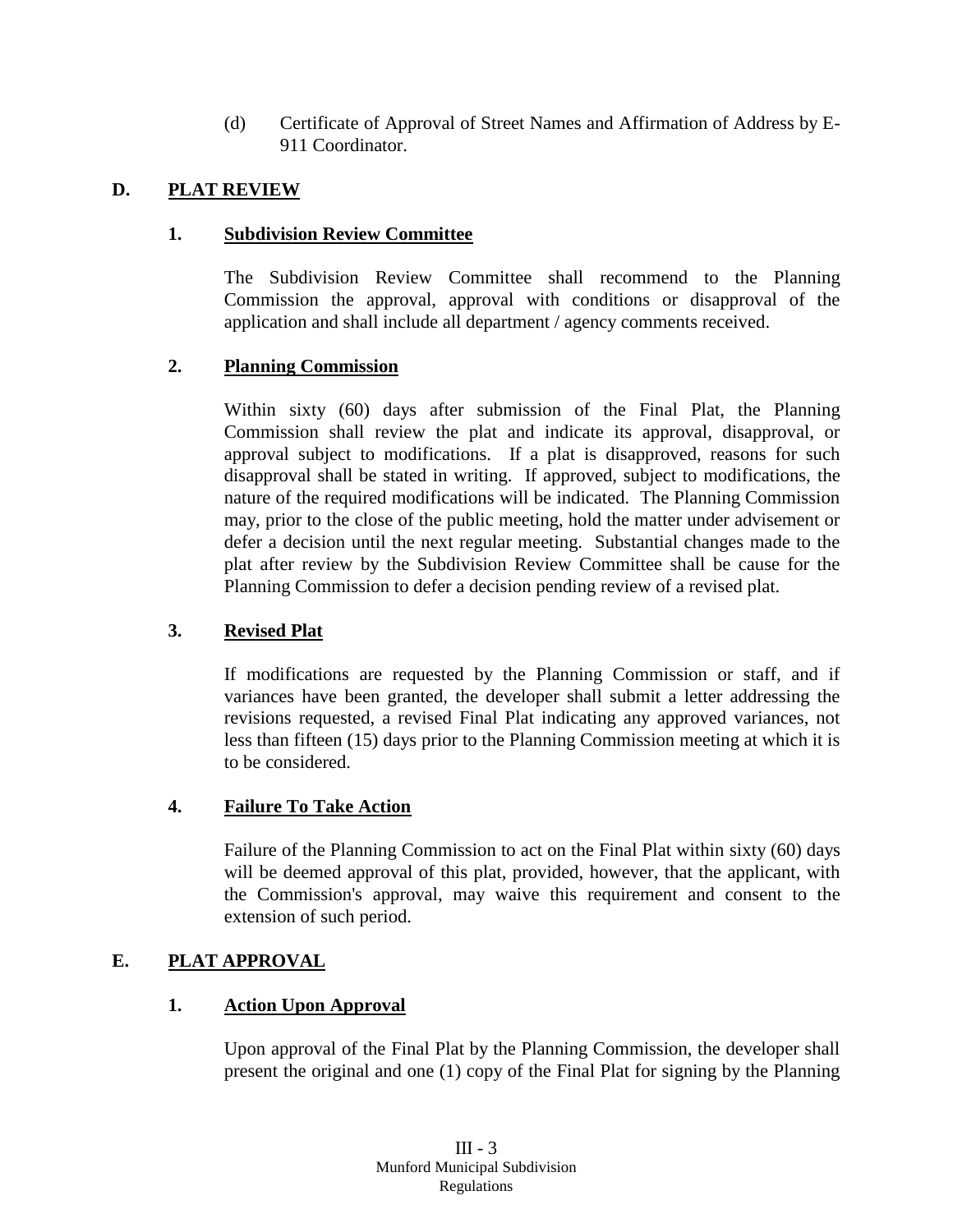(d) Certificate of Approval of Street Names and Affirmation of Address by E-911 Coordinator.

## D. PLAT REVIEW

### 1. Subdivision Review Committee

The Subdivision Review Committee shall recommend to the Planning Commission the approval, approval with conditions or disapproval of the application and shall include all department / agency comments received.

### 2. Planning Commission

Within sixty (60) days after submission of the Final Plat, the Planning Commission shall review the plat and indicate its approval, disapproval, or approval subject to modifications. If a plat is disapproved, reasons for such disapproval shall be stated in writing. If approved, subject to modifications, the nature of the required modifications will be indicated. The Planning Commission may, prior to the close of the public meeting, hold the matter under advisement or defer a decision until the next regular meeting. Substantial changes made to the plat after review by the Subdivision Review Committee shall be cause for the Planning Commission to defer a decision pending review of a revised plat.

### 3. Revised Plat

If modifications are requested by the Planning Commission or staff, and if variances have been granted, the developer shall submit a letter addressing the revisions requested, a revised Final Plat indicating any approved variances, not less than fifteen (15) days prior to the Planning Commission meeting at which it is to be considered.

### 4. Failure To Take Action

Failure of the Planning Commission to act on the Final Plat within sixty (60) days will be deemed approval of this plat, provided, however, that the applicant, with the Commission's approval, may waive this requirement and consent to the extension of such period.

## E. PLAT APPROVAL

### 1. Action Upon Approval

Upon approval of the Final Plat by the Planning Commission, the developer shall present the original and one (1) copy of the Final Plat for signing by the Planning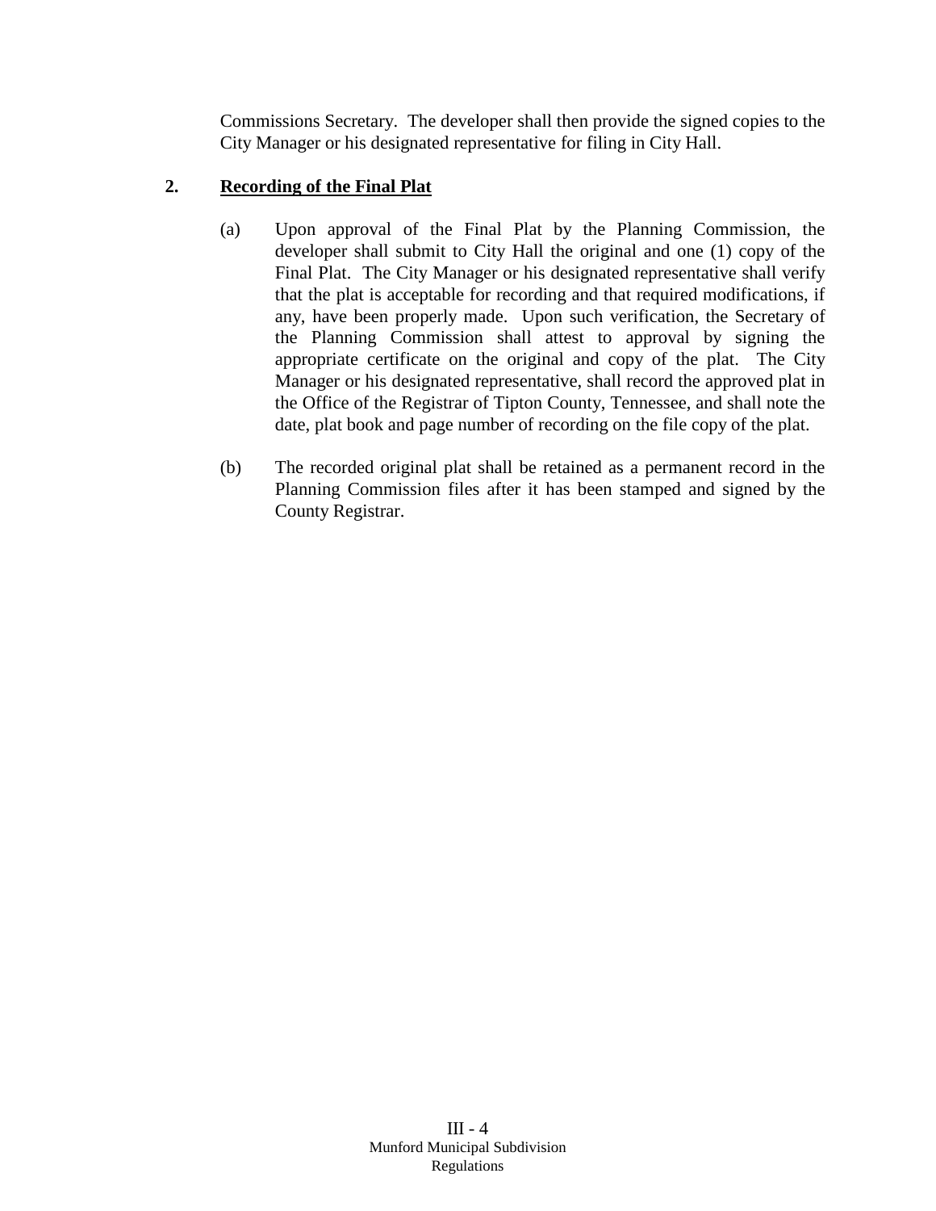Commissions Secretary. The developer shall then provide the signed copies to the City Manager or his designated representative for filing in City Hall.

**2. Recording of the Final Plat**

(a) Upon approval of the Final Plat by the Planning Commission, the developer shall submit to City Hall the original and one (1) copy of the Final Plat. The City Manager or his designated representative shall verify that the plat is acceptable for recording and that required modifications, if any, have been properly made. Upon such verification, the Secretary of the Planning Commission shall attest to approval by signing the appropriate certificate on the original and copy of the plat. The City Manager or his designated representative, shall record the approved plat in the Office of the Registrar of Tipton County, Tennessee, and shall note the date, plat book and page number of recording on the file copy of the plat.

(b) The recorded original plat shall be retained as a permanent record in the Planning Commission files after it has been stamped and signed by the County Registrar.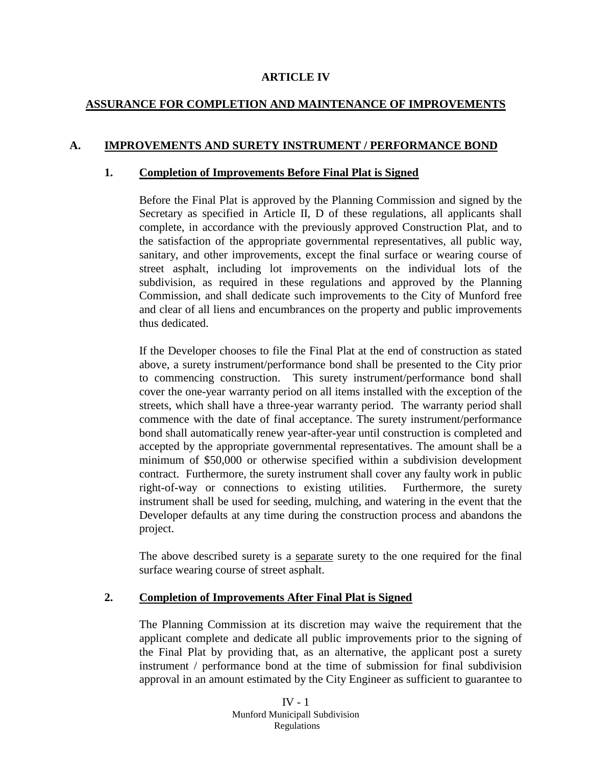# ARTICLE IV

## ASSURANCE FOR COMPLETION AND MAINTENANCE OF IMPROVEMENTS

### A. IMPROVEMENTS AND SURETY INSTRUMENT / PERFORMANCE BOND

#### 1. Completion of Improvements Before Final Plat is Signed

Before the Final Plat is approved by the Planning Commission and signed by the Secretary as specified in Article II, D of these regulations, all applicants shall complete, in accordance with the previously approved Construction Plat, and to the satisfaction of the appropriate governmental representatives, all public way, sanitary, and other improvements, except the final surface or wearing course of street asphalt, including lot improvements on the individual lots of the subdivision, as required in these regulations and approved by the Planning Commission, and shall dedicate such improvements to the City of Munford free and clear of all liens and encumbrances on the property and public improvements thus dedicated.

If the Developer chooses to file the Final Plat at the end of construction as stated above, a surety instrument/performance bond shall be presented to the City prior to commencing construction. This surety instrument/performance bond shall cover the one-year warranty period on all items installed with the exception of the streets, which shall have a three-year warranty period. The warranty period shall commence with the date of final acceptance. The surety instrument/performance bond shall automatically renew year-after-year until construction is completed and accepted by the appropriate governmental representatives. The amount shall be a minimum of $50,000 or otherwise specified within a subdivision development contract. Furthermore, the surety instrument shall cover any faulty work in public right-of-way or connections to existing utilities. Furthermore, the surety instrument shall be used for seeding, mulching, and watering in the event that the Developer defaults at any time during the construction process and abandons the project.

The above described surety is a <u>separate</u> surety to the one required for the final surface wearing course of street asphalt.

#### 2. Completion of Improvements After Final Plat is Signed

The Planning Commission at its discretion may waive the requirement that the applicant complete and dedicate all public improvements prior to the signing of the Final Plat by providing that, as an alternative, the applicant post a surety instrument / performance bond at the time of submission for final subdivision approval in an amount estimated by the City Engineer as sufficient to guarantee to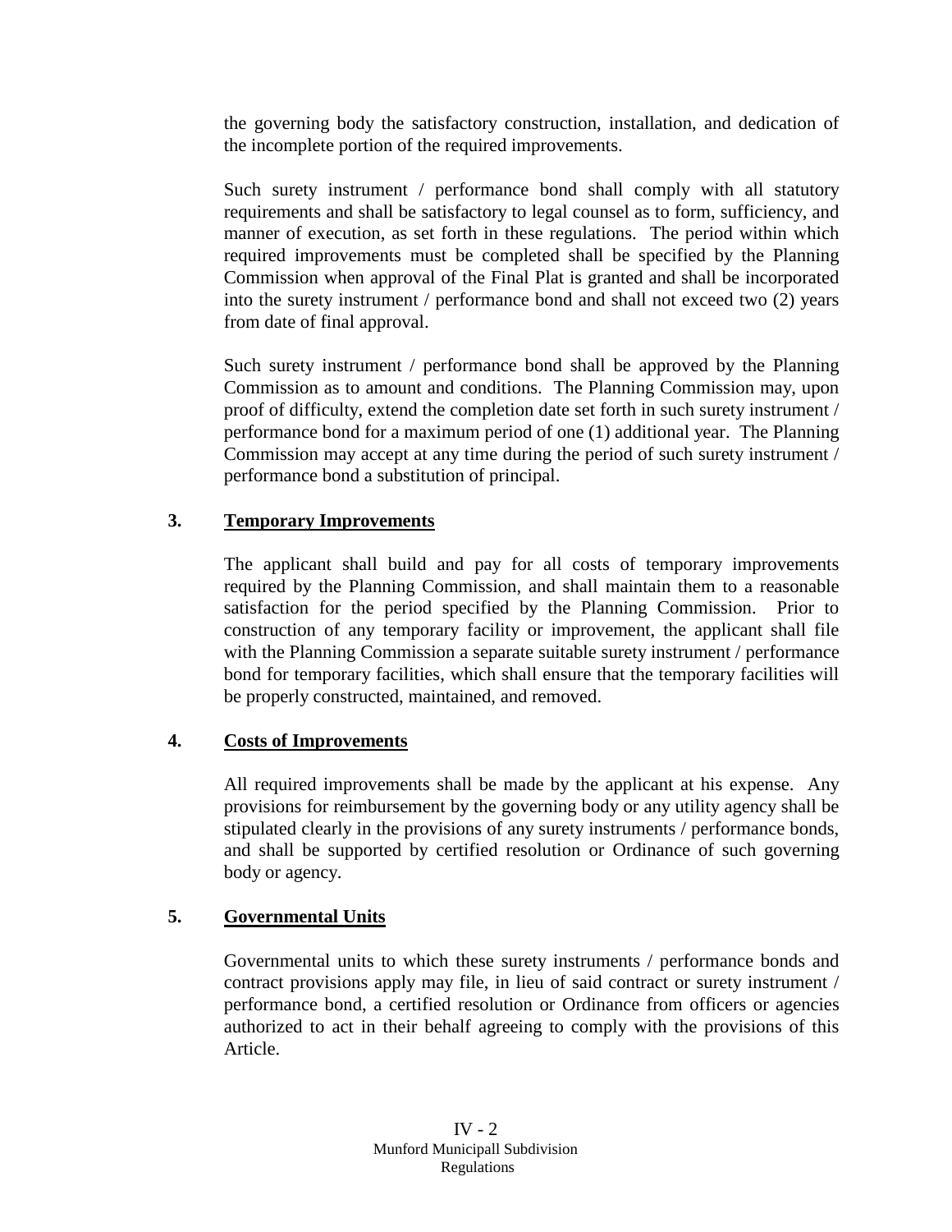the governing body the satisfactory construction, installation, and dedication of the incomplete portion of the required improvements.

Such surety instrument / performance bond shall comply with all statutory requirements and shall be satisfactory to legal counsel as to form, sufficiency, and manner of execution, as set forth in these regulations. The period within which required improvements must be completed shall be specified by the Planning Commission when approval of the Final Plat is granted and shall be incorporated into the surety instrument / performance bond and shall not exceed two (2) years from date of final approval.

Such surety instrument / performance bond shall be approved by the Planning Commission as to amount and conditions. The Planning Commission may, upon proof of difficulty, extend the completion date set forth in such surety instrument / performance bond for a maximum period of one (1) additional year. The Planning Commission may accept at any time during the period of such surety instrument / performance bond a substitution of principal.

**3. Temporary Improvements**

The applicant shall build and pay for all costs of temporary improvements required by the Planning Commission, and shall maintain them to a reasonable satisfaction for the period specified by the Planning Commission. Prior to construction of any temporary facility or improvement, the applicant shall file with the Planning Commission a separate suitable surety instrument / performance bond for temporary facilities, which shall ensure that the temporary facilities will be properly constructed, maintained, and removed.

**4. Costs of Improvements**

All required improvements shall be made by the applicant at his expense. Any provisions for reimbursement by the governing body or any utility agency shall be stipulated clearly in the provisions of any surety instruments / performance bonds, and shall be supported by certified resolution or Ordinance of such governing body or agency.

**5. Governmental Units**

Governmental units to which these surety instruments / performance bonds and contract provisions apply may file, in lieu of said contract or surety instrument / performance bond, a certified resolution or Ordinance from officers or agencies authorized to act in their behalf agreeing to comply with the provisions of this Article.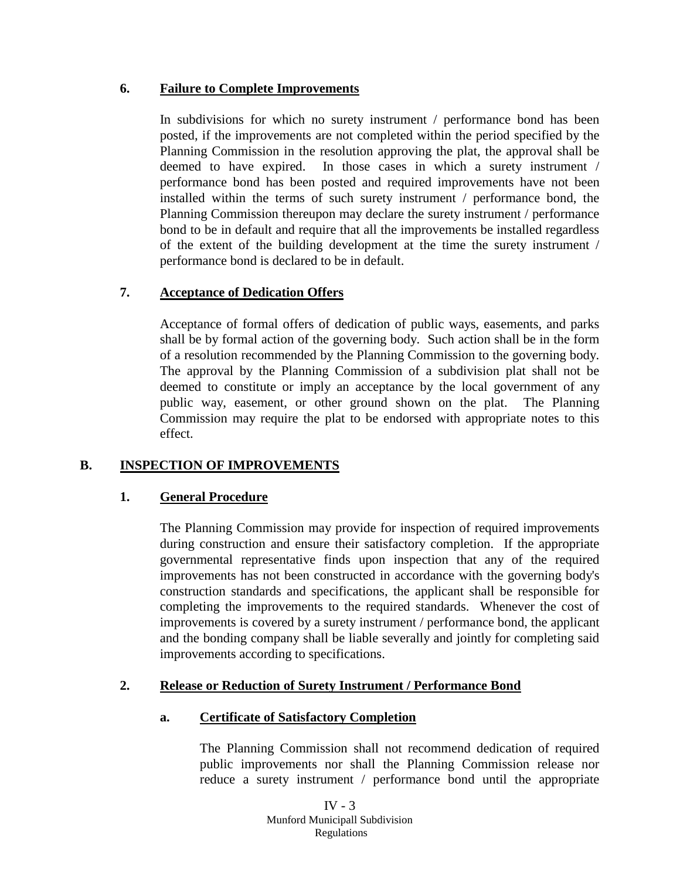### 6. Failure to Complete Improvements

In subdivisions for which no surety instrument / performance bond has been posted, if the improvements are not completed within the period specified by the Planning Commission in the resolution approving the plat, the approval shall be deemed to have expired. In those cases in which a surety instrument / performance bond has been posted and required improvements have not been installed within the terms of such surety instrument / performance bond, the Planning Commission thereupon may declare the surety instrument / performance bond to be in default and require that all the improvements be installed regardless of the extent of the building development at the time the surety instrument / performance bond is declared to be in default.

### 7. Acceptance of Dedication Offers

Acceptance of formal offers of dedication of public ways, easements, and parks shall be by formal action of the governing body. Such action shall be in the form of a resolution recommended by the Planning Commission to the governing body. The approval by the Planning Commission of a subdivision plat shall not be deemed to constitute or imply an acceptance by the local government of any public way, easement, or other ground shown on the plat. The Planning Commission may require the plat to be endorsed with appropriate notes to this effect.

## B. INSPECTION OF IMPROVEMENTS

### 1. General Procedure

The Planning Commission may provide for inspection of required improvements during construction and ensure their satisfactory completion. If the appropriate governmental representative finds upon inspection that any of the required improvements has not been constructed in accordance with the governing body's construction standards and specifications, the applicant shall be responsible for completing the improvements to the required standards. Whenever the cost of improvements is covered by a surety instrument / performance bond, the applicant and the bonding company shall be liable severally and jointly for completing said improvements according to specifications.

### 2. Release or Reduction of Surety Instrument / Performance Bond

#### a. Certificate of Satisfactory Completion

The Planning Commission shall not recommend dedication of required public improvements nor shall the Planning Commission release nor reduce a surety instrument / performance bond until the appropriate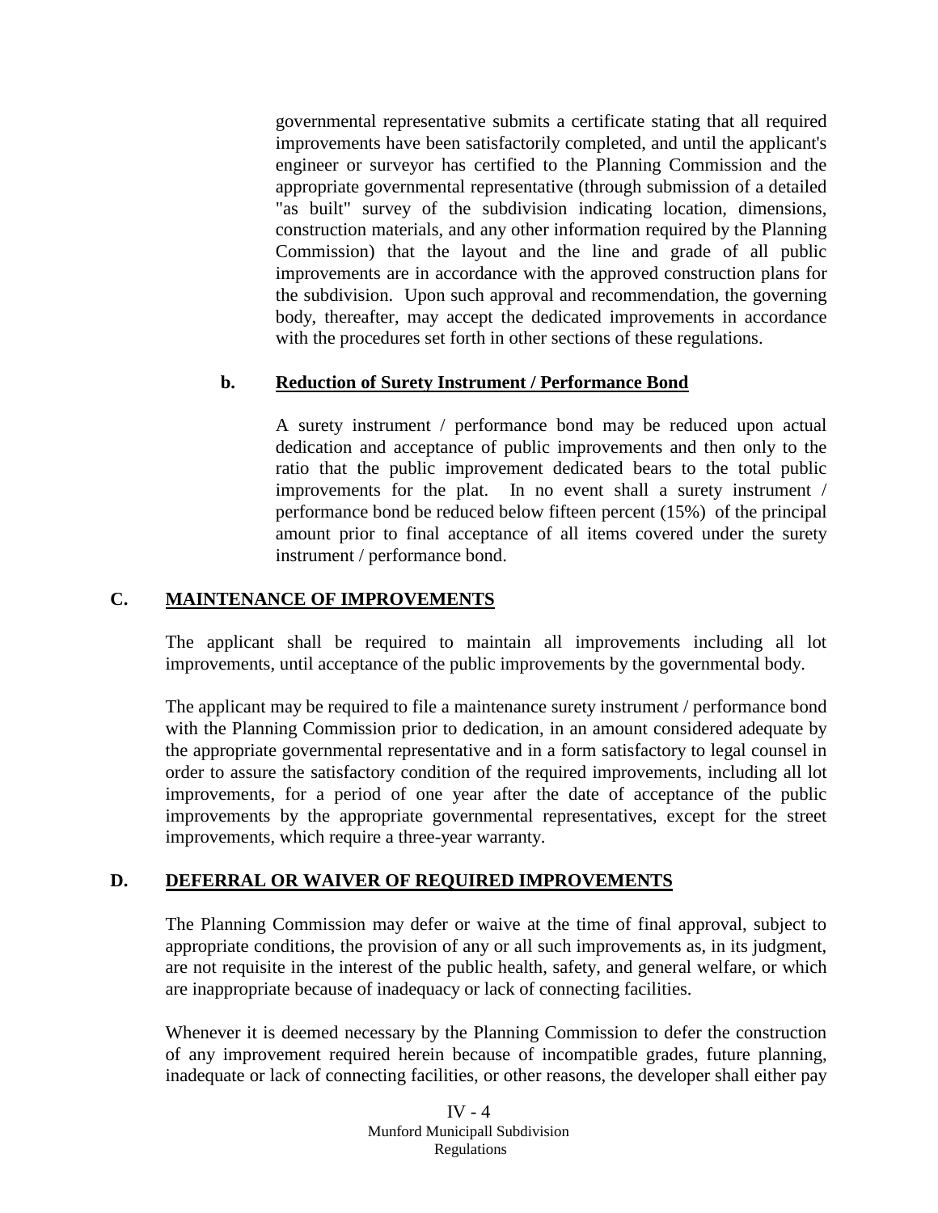governmental representative submits a certificate stating that all required improvements have been satisfactorily completed, and until the applicant's engineer or surveyor has certified to the Planning Commission and the appropriate governmental representative (through submission of a detailed "as built" survey of the subdivision indicating location, dimensions, construction materials, and any other information required by the Planning Commission) that the layout and the line and grade of all public improvements are in accordance with the approved construction plans for the subdivision. Upon such approval and recommendation, the governing body, thereafter, may accept the dedicated improvements in accordance with the procedures set forth in other sections of these regulations.

**b. Reduction of Surety Instrument / Performance Bond**

A surety instrument / performance bond may be reduced upon actual dedication and acceptance of public improvements and then only to the ratio that the public improvement dedicated bears to the total public improvements for the plat. In no event shall a surety instrument / performance bond be reduced below fifteen percent (15%) of the principal amount prior to final acceptance of all items covered under the surety instrument / performance bond.

## C. MAINTENANCE OF IMPROVEMENTS

The applicant shall be required to maintain all improvements including all lot improvements, until acceptance of the public improvements by the governmental body.

The applicant may be required to file a maintenance surety instrument / performance bond with the Planning Commission prior to dedication, in an amount considered adequate by the appropriate governmental representative and in a form satisfactory to legal counsel in order to assure the satisfactory condition of the required improvements, including all lot improvements, for a period of one year after the date of acceptance of the public improvements by the appropriate governmental representatives, except for the street improvements, which require a three-year warranty.

## D. DEFERRAL OR WAIVER OF REQUIRED IMPROVEMENTS

The Planning Commission may defer or waive at the time of final approval, subject to appropriate conditions, the provision of any or all such improvements as, in its judgment, are not requisite in the interest of the public health, safety, and general welfare, or which are inappropriate because of inadequacy or lack of connecting facilities.

Whenever it is deemed necessary by the Planning Commission to defer the construction of any improvement required herein because of incompatible grades, future planning, inadequate or lack of connecting facilities, or other reasons, the developer shall either pay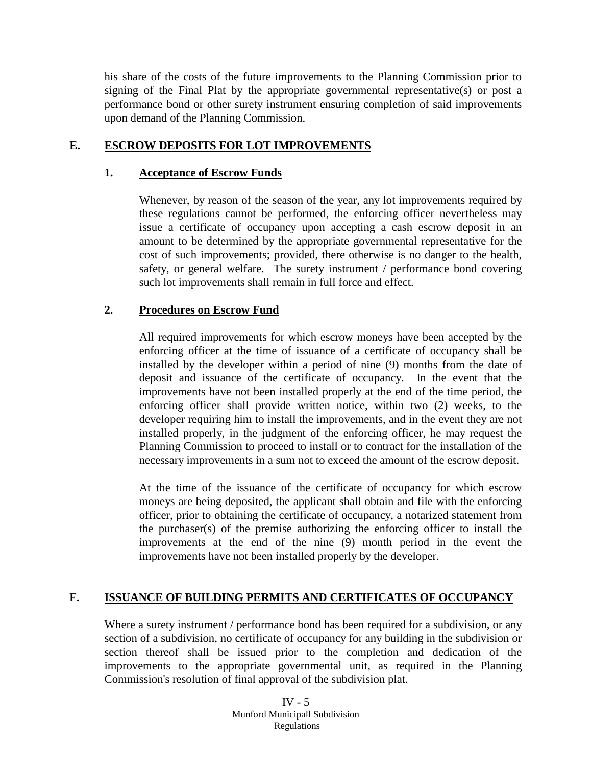his share of the costs of the future improvements to the Planning Commission prior to signing of the Final Plat by the appropriate governmental representative(s) or post a performance bond or other surety instrument ensuring completion of said improvements upon demand of the Planning Commission.

## E. ESCROW DEPOSITS FOR LOT IMPROVEMENTS

### 1. Acceptance of Escrow Funds

Whenever, by reason of the season of the year, any lot improvements required by these regulations cannot be performed, the enforcing officer nevertheless may issue a certificate of occupancy upon accepting a cash escrow deposit in an amount to be determined by the appropriate governmental representative for the cost of such improvements; provided, there otherwise is no danger to the health, safety, or general welfare. The surety instrument / performance bond covering such lot improvements shall remain in full force and effect.

### 2. Procedures on Escrow Fund

All required improvements for which escrow moneys have been accepted by the enforcing officer at the time of issuance of a certificate of occupancy shall be installed by the developer within a period of nine (9) months from the date of deposit and issuance of the certificate of occupancy. In the event that the improvements have not been installed properly at the end of the time period, the enforcing officer shall provide written notice, within two (2) weeks, to the developer requiring him to install the improvements, and in the event they are not installed properly, in the judgment of the enforcing officer, he may request the Planning Commission to proceed to install or to contract for the installation of the necessary improvements in a sum not to exceed the amount of the escrow deposit.

At the time of the issuance of the certificate of occupancy for which escrow moneys are being deposited, the applicant shall obtain and file with the enforcing officer, prior to obtaining the certificate of occupancy, a notarized statement from the purchaser(s) of the premise authorizing the enforcing officer to install the improvements at the end of the nine (9) month period in the event the improvements have not been installed properly by the developer.

## F. ISSUANCE OF BUILDING PERMITS AND CERTIFICATES OF OCCUPANCY

Where a surety instrument / performance bond has been required for a subdivision, or any section of a subdivision, no certificate of occupancy for any building in the subdivision or section thereof shall be issued prior to the completion and dedication of the improvements to the appropriate governmental unit, as required in the Planning Commission's resolution of final approval of the subdivision plat.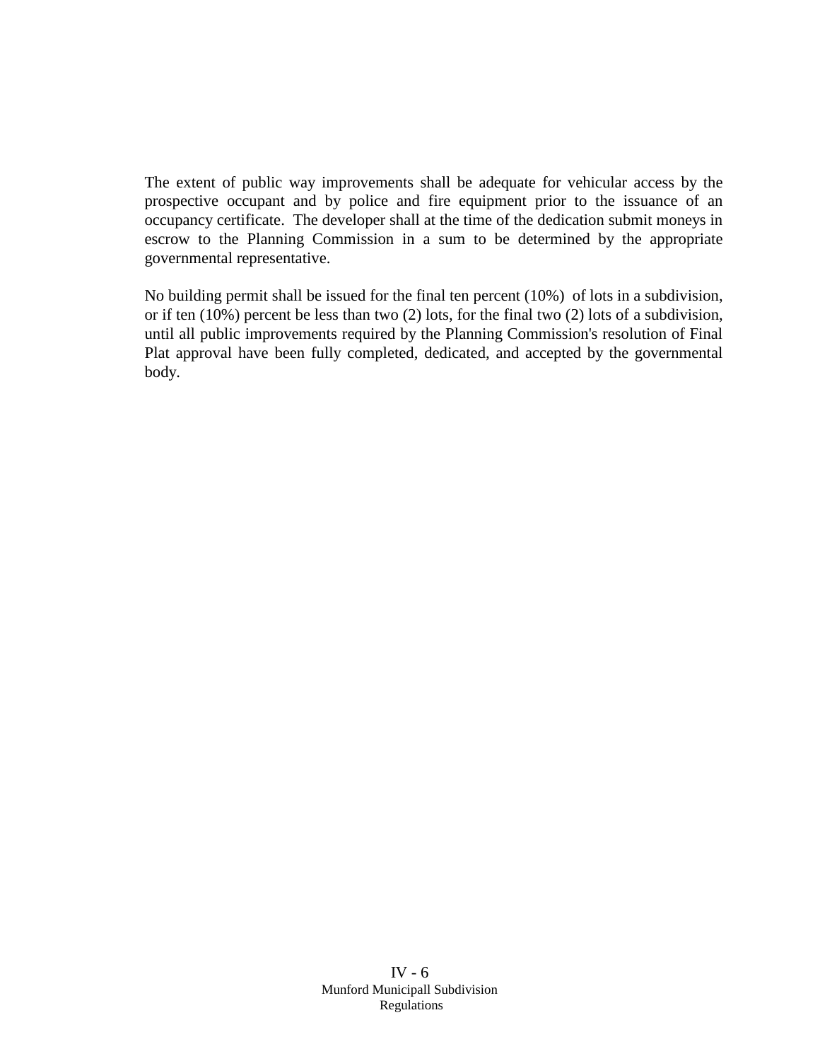The extent of public way improvements shall be adequate for vehicular access by the prospective occupant and by police and fire equipment prior to the issuance of an occupancy certificate. The developer shall at the time of the dedication submit moneys in escrow to the Planning Commission in a sum to be determined by the appropriate governmental representative.

No building permit shall be issued for the final ten percent (10%) of lots in a subdivision, or if ten (10%) percent be less than two (2) lots, for the final two (2) lots of a subdivision, until all public improvements required by the Planning Commission's resolution of Final Plat approval have been fully completed, dedicated, and accepted by the governmental body.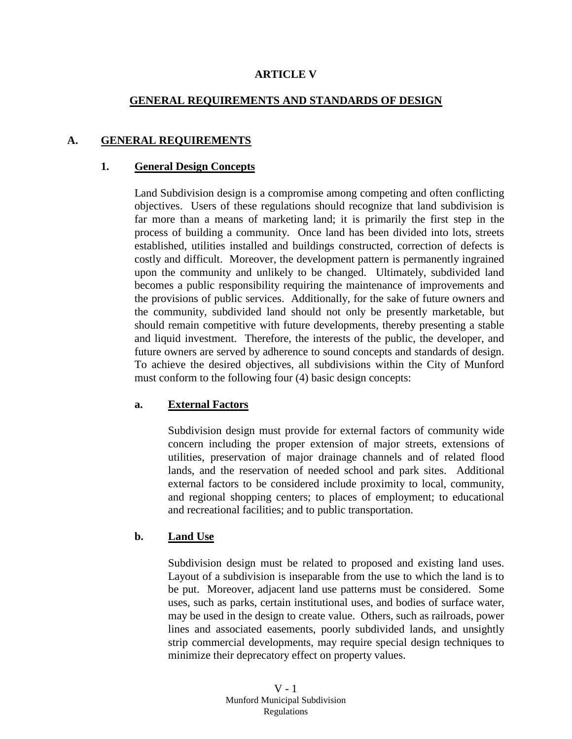# ARTICLE V

## GENERAL REQUIREMENTS AND STANDARDS OF DESIGN

## A. GENERAL REQUIREMENTS

### 1. General Design Concepts

Land Subdivision design is a compromise among competing and often conflicting objectives. Users of these regulations should recognize that land subdivision is far more than a means of marketing land; it is primarily the first step in the process of building a community. Once land has been divided into lots, streets established, utilities installed and buildings constructed, correction of defects is costly and difficult. Moreover, the development pattern is permanently ingrained upon the community and unlikely to be changed. Ultimately, subdivided land becomes a public responsibility requiring the maintenance of improvements and the provisions of public services. Additionally, for the sake of future owners and the community, subdivided land should not only be presently marketable, but should remain competitive with future developments, thereby presenting a stable and liquid investment. Therefore, the interests of the public, the developer, and future owners are served by adherence to sound concepts and standards of design. To achieve the desired objectives, all subdivisions within the City of Munford must conform to the following four (4) basic design concepts:

#### a. External Factors

Subdivision design must provide for external factors of community wide concern including the proper extension of major streets, extensions of utilities, preservation of major drainage channels and of related flood lands, and the reservation of needed school and park sites. Additional external factors to be considered include proximity to local, community, and regional shopping centers; to places of employment; to educational and recreational facilities; and to public transportation.

#### b. Land Use

Subdivision design must be related to proposed and existing land uses. Layout of a subdivision is inseparable from the use to which the land is to be put. Moreover, adjacent land use patterns must be considered. Some uses, such as parks, certain institutional uses, and bodies of surface water, may be used in the design to create value. Others, such as railroads, power lines and associated easements, poorly subdivided lands, and unsightly strip commercial developments, may require special design techniques to minimize their deprecatory effect on property values.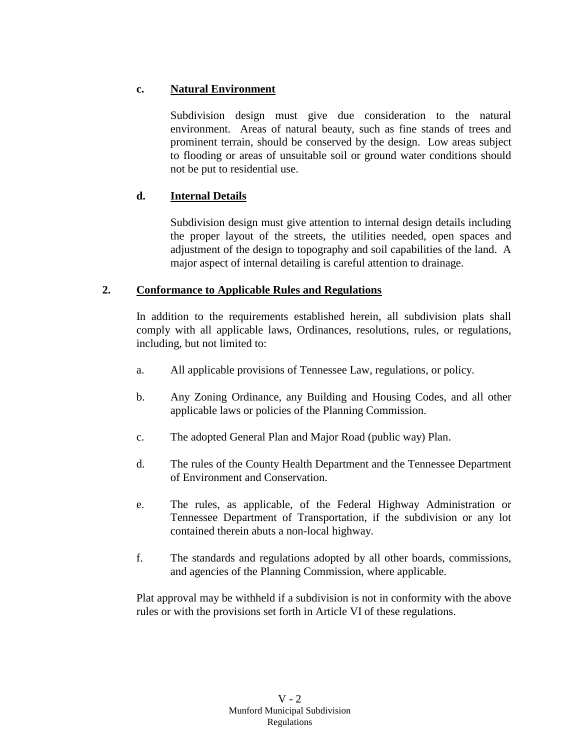**c. Natural Environment**

Subdivision design must give due consideration to the natural environment. Areas of natural beauty, such as fine stands of trees and prominent terrain, should be conserved by the design. Low areas subject to flooding or areas of unsuitable soil or ground water conditions should not be put to residential use.

**d. Internal Details**

Subdivision design must give attention to internal design details including the proper layout of the streets, the utilities needed, open spaces and adjustment of the design to topography and soil capabilities of the land. A major aspect of internal detailing is careful attention to drainage.

**2. Conformance to Applicable Rules and Regulations**

In addition to the requirements established herein, all subdivision plats shall comply with all applicable laws, Ordinances, resolutions, rules, or regulations, including, but not limited to:

a. All applicable provisions of Tennessee Law, regulations, or policy.

b. Any Zoning Ordinance, any Building and Housing Codes, and all other applicable laws or policies of the Planning Commission.

c. The adopted General Plan and Major Road (public way) Plan.

d. The rules of the County Health Department and the Tennessee Department of Environment and Conservation.

e. The rules, as applicable, of the Federal Highway Administration or Tennessee Department of Transportation, if the subdivision or any lot contained therein abuts a non-local highway.

f. The standards and regulations adopted by all other boards, commissions, and agencies of the Planning Commission, where applicable.

Plat approval may be withheld if a subdivision is not in conformity with the above rules or with the provisions set forth in Article VI of these regulations.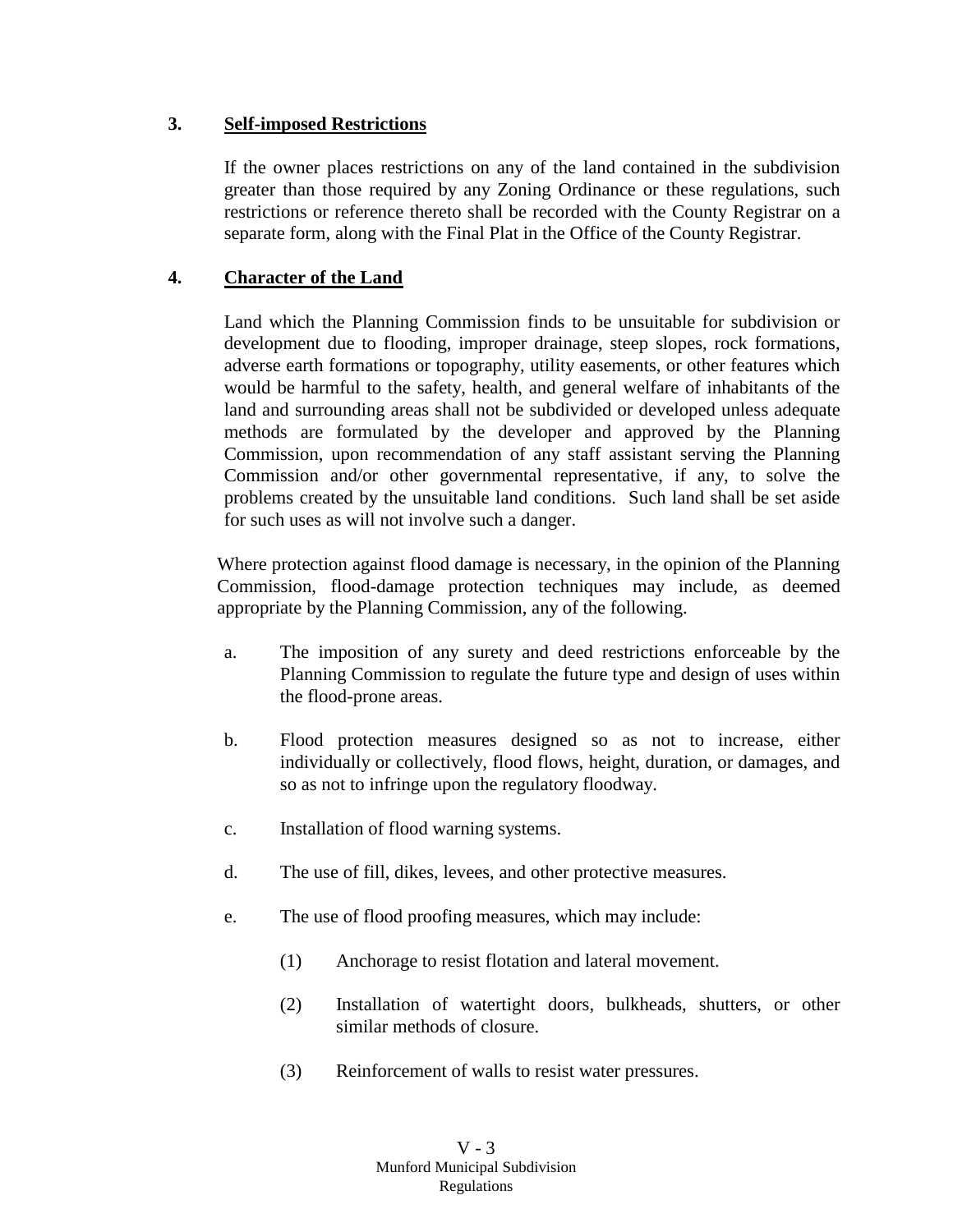### 3. Self-imposed Restrictions

If the owner places restrictions on any of the land contained in the subdivision greater than those required by any Zoning Ordinance or these regulations, such restrictions or reference thereto shall be recorded with the County Registrar on a separate form, along with the Final Plat in the Office of the County Registrar.

### 4. Character of the Land

Land which the Planning Commission finds to be unsuitable for subdivision or development due to flooding, improper drainage, steep slopes, rock formations, adverse earth formations or topography, utility easements, or other features which would be harmful to the safety, health, and general welfare of inhabitants of the land and surrounding areas shall not be subdivided or developed unless adequate methods are formulated by the developer and approved by the Planning Commission, upon recommendation of any staff assistant serving the Planning Commission and/or other governmental representative, if any, to solve the problems created by the unsuitable land conditions. Such land shall be set aside for such uses as will not involve such a danger.

Where protection against flood damage is necessary, in the opinion of the Planning Commission, flood-damage protection techniques may include, as deemed appropriate by the Planning Commission, any of the following.

a. The imposition of any surety and deed restrictions enforceable by the Planning Commission to regulate the future type and design of uses within the flood-prone areas.

b. Flood protection measures designed so as not to increase, either individually or collectively, flood flows, height, duration, or damages, and so as not to infringe upon the regulatory floodway.

c. Installation of flood warning systems.

d. The use of fill, dikes, levees, and other protective measures.

e. The use of flood proofing measures, which may include:

   (1) Anchorage to resist flotation and lateral movement.

   (2) Installation of watertight doors, bulkheads, shutters, or other similar methods of closure.

   (3) Reinforcement of walls to resist water pressures.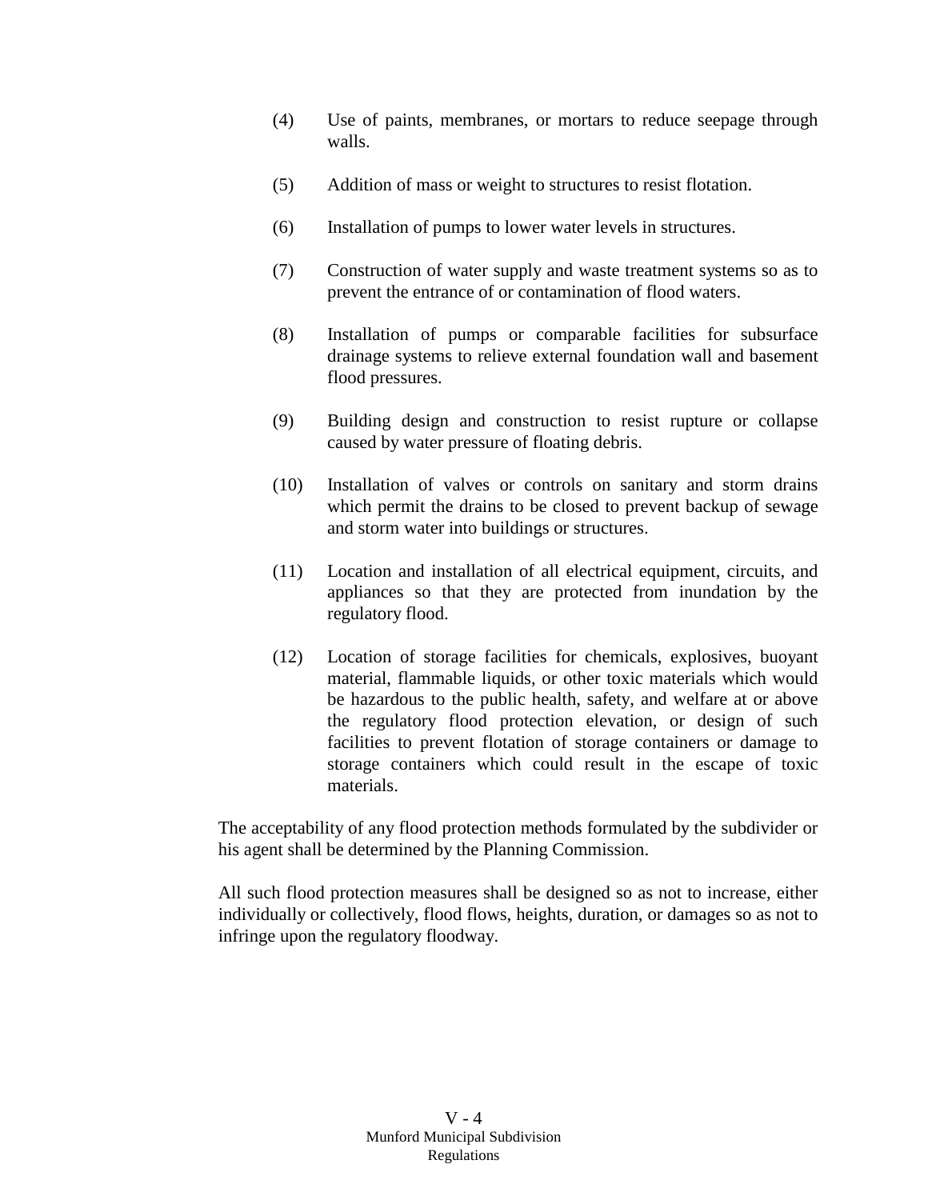(4) Use of paints, membranes, or mortars to reduce seepage through walls.

(5) Addition of mass or weight to structures to resist flotation.

(6) Installation of pumps to lower water levels in structures.

(7) Construction of water supply and waste treatment systems so as to prevent the entrance of or contamination of flood waters.

(8) Installation of pumps or comparable facilities for subsurface drainage systems to relieve external foundation wall and basement flood pressures.

(9) Building design and construction to resist rupture or collapse caused by water pressure of floating debris.

(10) Installation of valves or controls on sanitary and storm drains which permit the drains to be closed to prevent backup of sewage and storm water into buildings or structures.

(11) Location and installation of all electrical equipment, circuits, and appliances so that they are protected from inundation by the regulatory flood.

(12) Location of storage facilities for chemicals, explosives, buoyant material, flammable liquids, or other toxic materials which would be hazardous to the public health, safety, and welfare at or above the regulatory flood protection elevation, or design of such facilities to prevent flotation of storage containers or damage to storage containers which could result in the escape of toxic materials.

The acceptability of any flood protection methods formulated by the subdivider or his agent shall be determined by the Planning Commission.

All such flood protection measures shall be designed so as not to increase, either individually or collectively, flood flows, heights, duration, or damages so as not to infringe upon the regulatory floodway.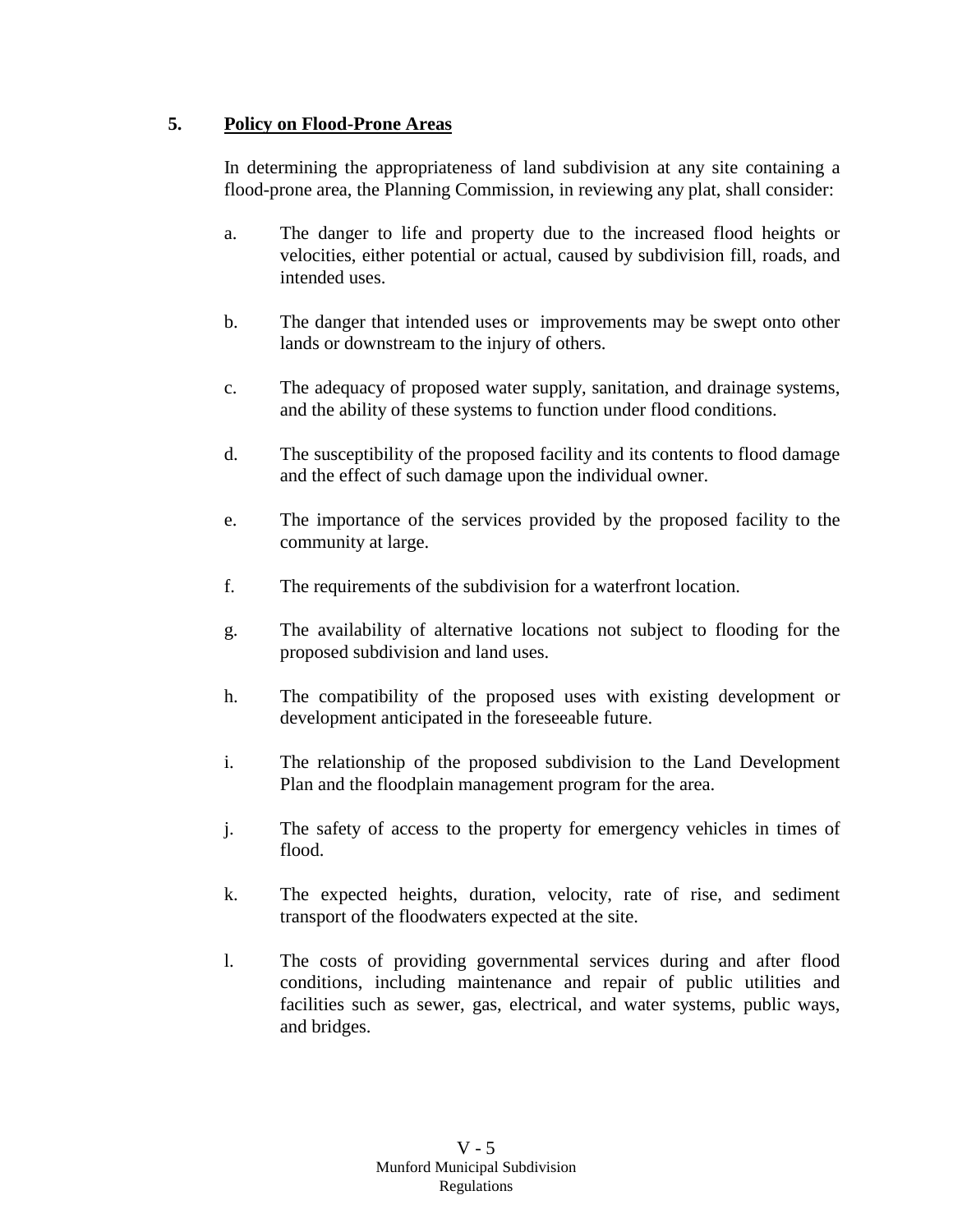**5. Policy on Flood-Prone Areas**

In determining the appropriateness of land subdivision at any site containing a flood-prone area, the Planning Commission, in reviewing any plat, shall consider:

a. The danger to life and property due to the increased flood heights or velocities, either potential or actual, caused by subdivision fill, roads, and intended uses.

b. The danger that intended uses or improvements may be swept onto other lands or downstream to the injury of others.

c. The adequacy of proposed water supply, sanitation, and drainage systems, and the ability of these systems to function under flood conditions.

d. The susceptibility of the proposed facility and its contents to flood damage and the effect of such damage upon the individual owner.

e. The importance of the services provided by the proposed facility to the community at large.

f. The requirements of the subdivision for a waterfront location.

g. The availability of alternative locations not subject to flooding for the proposed subdivision and land uses.

h. The compatibility of the proposed uses with existing development or development anticipated in the foreseeable future.

i. The relationship of the proposed subdivision to the Land Development Plan and the floodplain management program for the area.

j. The safety of access to the property for emergency vehicles in times of flood.

k. The expected heights, duration, velocity, rate of rise, and sediment transport of the floodwaters expected at the site.

l. The costs of providing governmental services during and after flood conditions, including maintenance and repair of public utilities and facilities such as sewer, gas, electrical, and water systems, public ways, and bridges.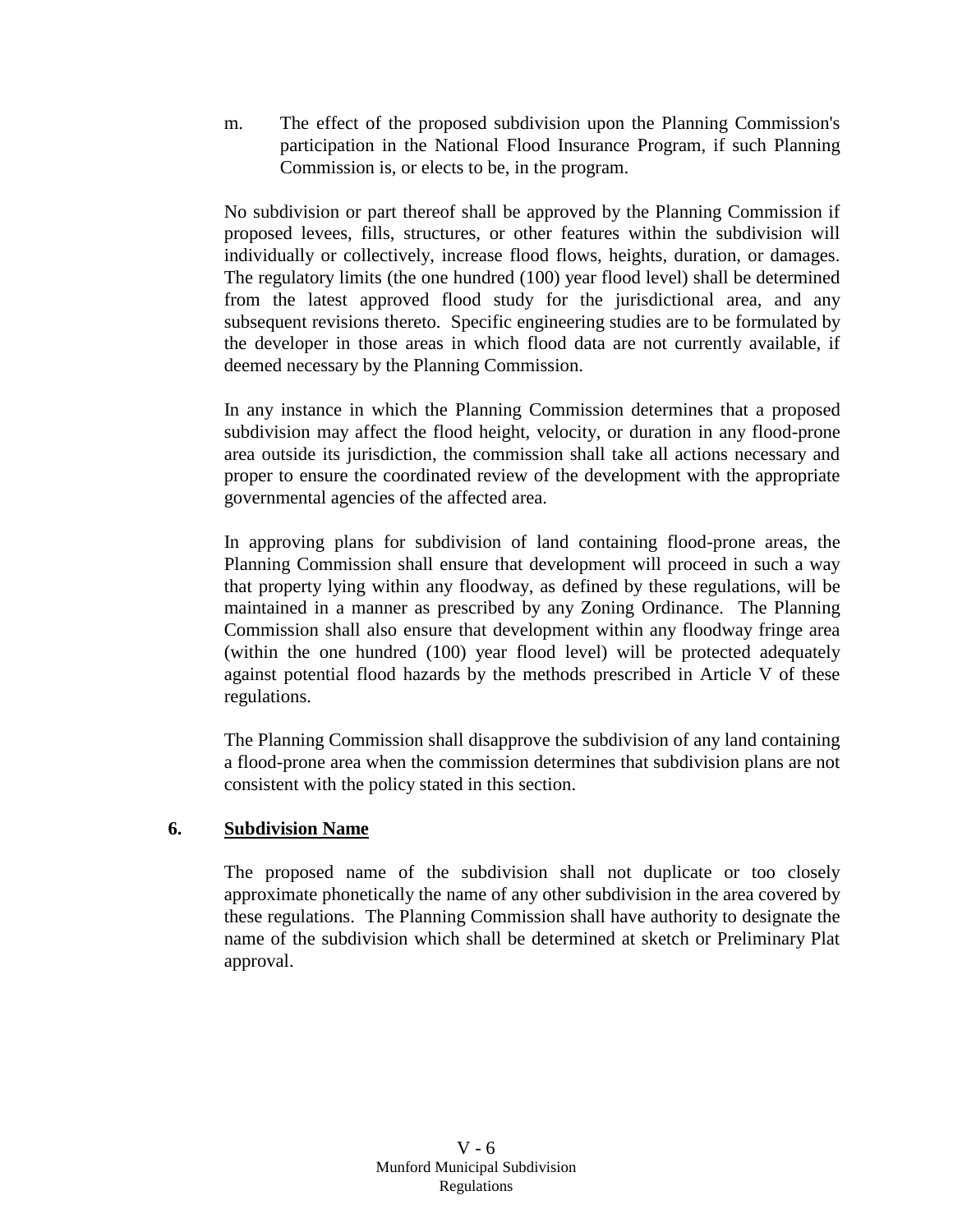m. The effect of the proposed subdivision upon the Planning Commission's participation in the National Flood Insurance Program, if such Planning Commission is, or elects to be, in the program.

No subdivision or part thereof shall be approved by the Planning Commission if proposed levees, fills, structures, or other features within the subdivision will individually or collectively, increase flood flows, heights, duration, or damages. The regulatory limits (the one hundred (100) year flood level) shall be determined from the latest approved flood study for the jurisdictional area, and any subsequent revisions thereto. Specific engineering studies are to be formulated by the developer in those areas in which flood data are not currently available, if deemed necessary by the Planning Commission.

In any instance in which the Planning Commission determines that a proposed subdivision may affect the flood height, velocity, or duration in any flood-prone area outside its jurisdiction, the commission shall take all actions necessary and proper to ensure the coordinated review of the development with the appropriate governmental agencies of the affected area.

In approving plans for subdivision of land containing flood-prone areas, the Planning Commission shall ensure that development will proceed in such a way that property lying within any floodway, as defined by these regulations, will be maintained in a manner as prescribed by any Zoning Ordinance. The Planning Commission shall also ensure that development within any floodway fringe area (within the one hundred (100) year flood level) will be protected adequately against potential flood hazards by the methods prescribed in Article V of these regulations.

The Planning Commission shall disapprove the subdivision of any land containing a flood-prone area when the commission determines that subdivision plans are not consistent with the policy stated in this section.

**6. <u>Subdivision Name</u>**

The proposed name of the subdivision shall not duplicate or too closely approximate phonetically the name of any other subdivision in the area covered by these regulations. The Planning Commission shall have authority to designate the name of the subdivision which shall be determined at sketch or Preliminary Plat approval.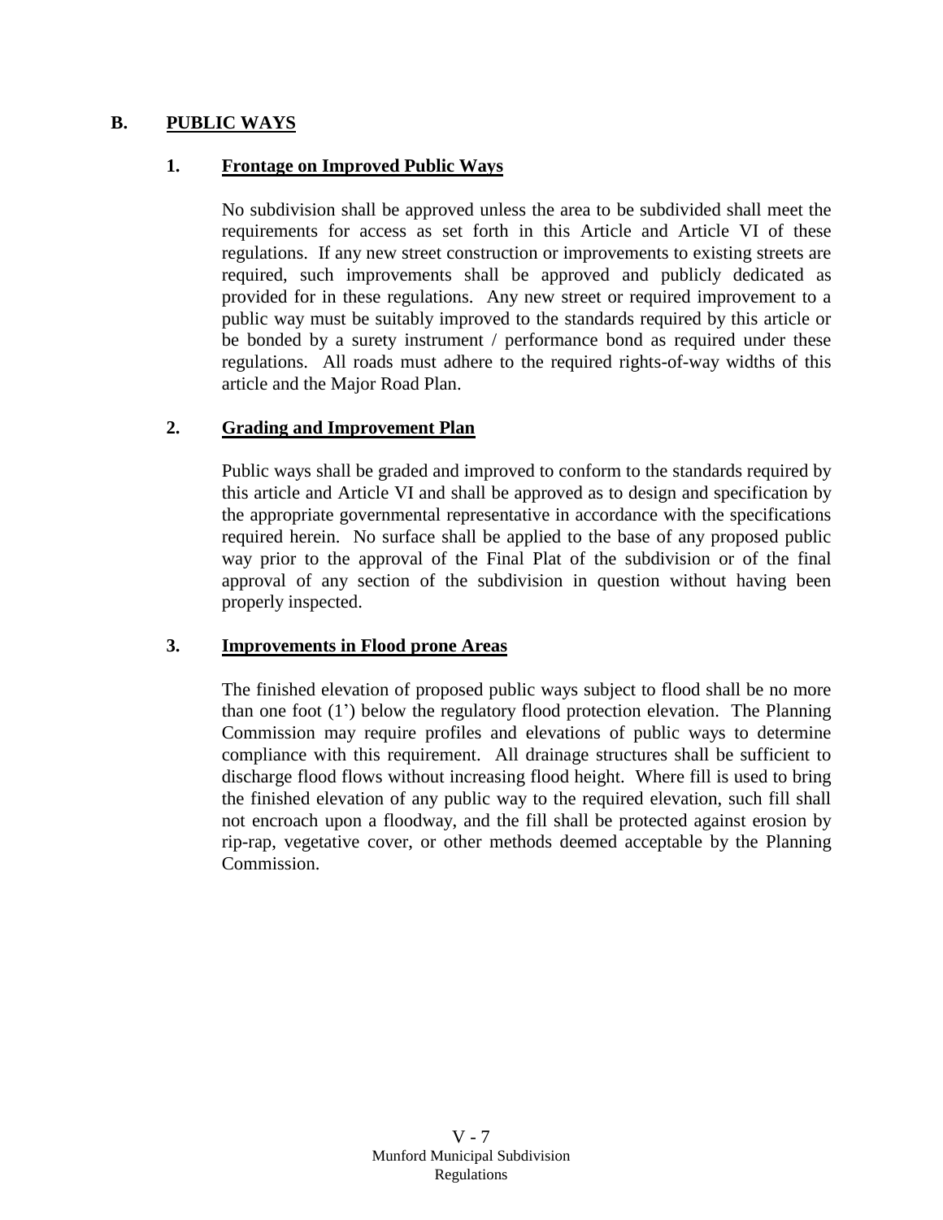## B. PUBLIC WAYS

### 1. Frontage on Improved Public Ways

No subdivision shall be approved unless the area to be subdivided shall meet the requirements for access as set forth in this Article and Article VI of these regulations. If any new street construction or improvements to existing streets are required, such improvements shall be approved and publicly dedicated as provided for in these regulations. Any new street or required improvement to a public way must be suitably improved to the standards required by this article or be bonded by a surety instrument / performance bond as required under these regulations. All roads must adhere to the required rights-of-way widths of this article and the Major Road Plan.

### 2. Grading and Improvement Plan

Public ways shall be graded and improved to conform to the standards required by this article and Article VI and shall be approved as to design and specification by the appropriate governmental representative in accordance with the specifications required herein. No surface shall be applied to the base of any proposed public way prior to the approval of the Final Plat of the subdivision or of the final approval of any section of the subdivision in question without having been properly inspected.

### 3. Improvements in Flood prone Areas

The finished elevation of proposed public ways subject to flood shall be no more than one foot (1') below the regulatory flood protection elevation. The Planning Commission may require profiles and elevations of public ways to determine compliance with this requirement. All drainage structures shall be sufficient to discharge flood flows without increasing flood height. Where fill is used to bring the finished elevation of any public way to the required elevation, such fill shall not encroach upon a floodway, and the fill shall be protected against erosion by rip-rap, vegetative cover, or other methods deemed acceptable by the Planning Commission.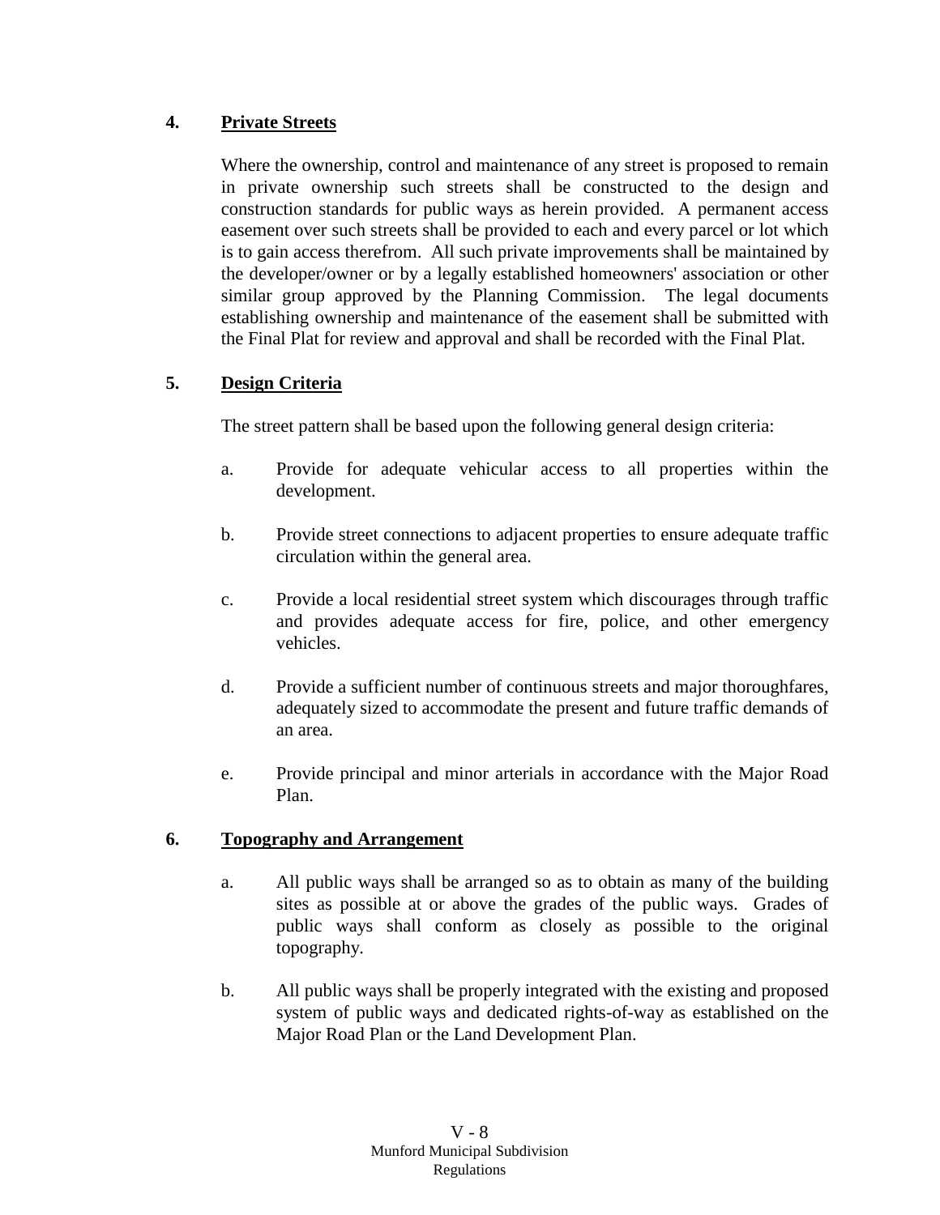### 4. Private Streets

Where the ownership, control and maintenance of any street is proposed to remain in private ownership such streets shall be constructed to the design and construction standards for public ways as herein provided. A permanent access easement over such streets shall be provided to each and every parcel or lot which is to gain access therefrom. All such private improvements shall be maintained by the developer/owner or by a legally established homeowners' association or other similar group approved by the Planning Commission. The legal documents establishing ownership and maintenance of the easement shall be submitted with the Final Plat for review and approval and shall be recorded with the Final Plat.

### 5. Design Criteria

The street pattern shall be based upon the following general design criteria:

a. Provide for adequate vehicular access to all properties within the development.

b. Provide street connections to adjacent properties to ensure adequate traffic circulation within the general area.

c. Provide a local residential street system which discourages through traffic and provides adequate access for fire, police, and other emergency vehicles.

d. Provide a sufficient number of continuous streets and major thoroughfares, adequately sized to accommodate the present and future traffic demands of an area.

e. Provide principal and minor arterials in accordance with the Major Road Plan.

### 6. Topography and Arrangement

a. All public ways shall be arranged so as to obtain as many of the building sites as possible at or above the grades of the public ways. Grades of public ways shall conform as closely as possible to the original topography.

b. All public ways shall be properly integrated with the existing and proposed system of public ways and dedicated rights-of-way as established on the Major Road Plan or the Land Development Plan.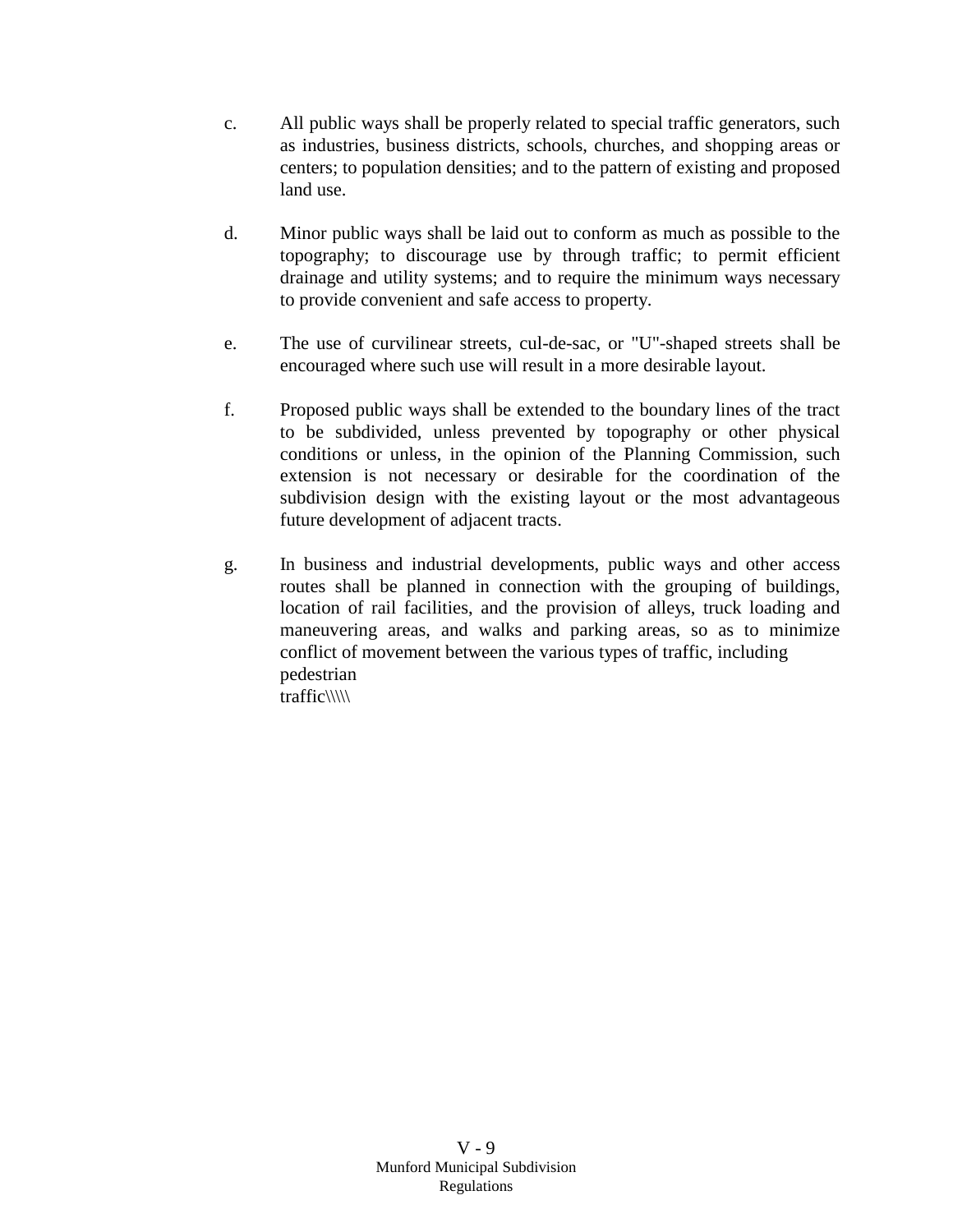c. All public ways shall be properly related to special traffic generators, such as industries, business districts, schools, churches, and shopping areas or centers; to population densities; and to the pattern of existing and proposed land use.

d. Minor public ways shall be laid out to conform as much as possible to the topography; to discourage use by through traffic; to permit efficient drainage and utility systems; and to require the minimum ways necessary to provide convenient and safe access to property.

e. The use of curvilinear streets, cul-de-sac, or "U"-shaped streets shall be encouraged where such use will result in a more desirable layout.

f. Proposed public ways shall be extended to the boundary lines of the tract to be subdivided, unless prevented by topography or other physical conditions or unless, in the opinion of the Planning Commission, such extension is not necessary or desirable for the coordination of the subdivision design with the existing layout or the most advantageous future development of adjacent tracts.

g. In business and industrial developments, public ways and other access routes shall be planned in connection with the grouping of buildings, location of rail facilities, and the provision of alleys, truck loading and maneuvering areas, and walks and parking areas, so as to minimize conflict of movement between the various types of traffic, including pedestrian traffic\\\\\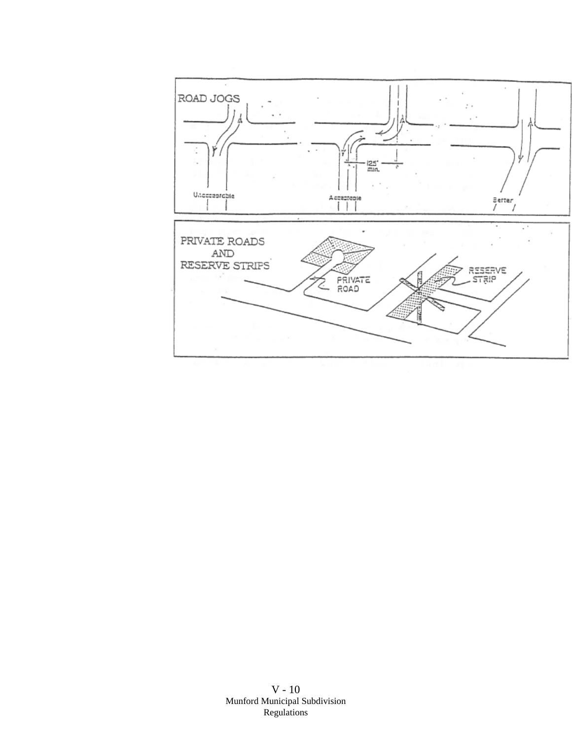ROAD JOGS

125' min.

Unacceptable

Acceptable

Better

PRIVATE ROADS AND RESERVE STRIPS

PRIVATE ROAD

RESERVE STRIP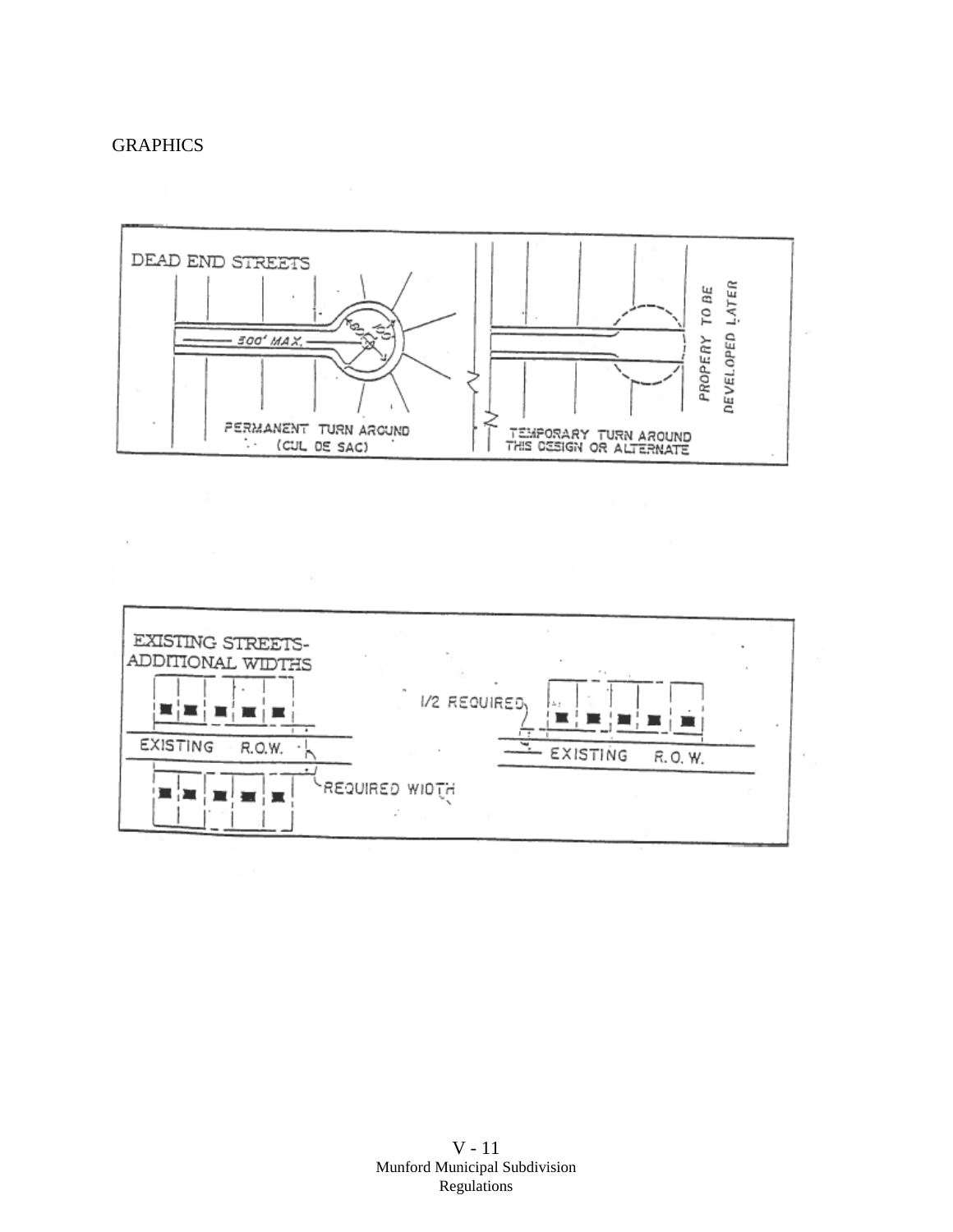# GRAPHICS

DEAD END STREETS

500' MAX.

PERMANENT TURN AROUND (CUL DE SAC)

TEMPORARY TURN AROUND THIS DESIGN OR ALTERNATE

PROPERY TO BE DEVELOPED LATER

EXISTING STREETS-ADDITIONAL WIDTHS

EXISTING R.O.W.

REQUIRED WIDTH

1/2 REQUIRED

EXISTING R.O.W.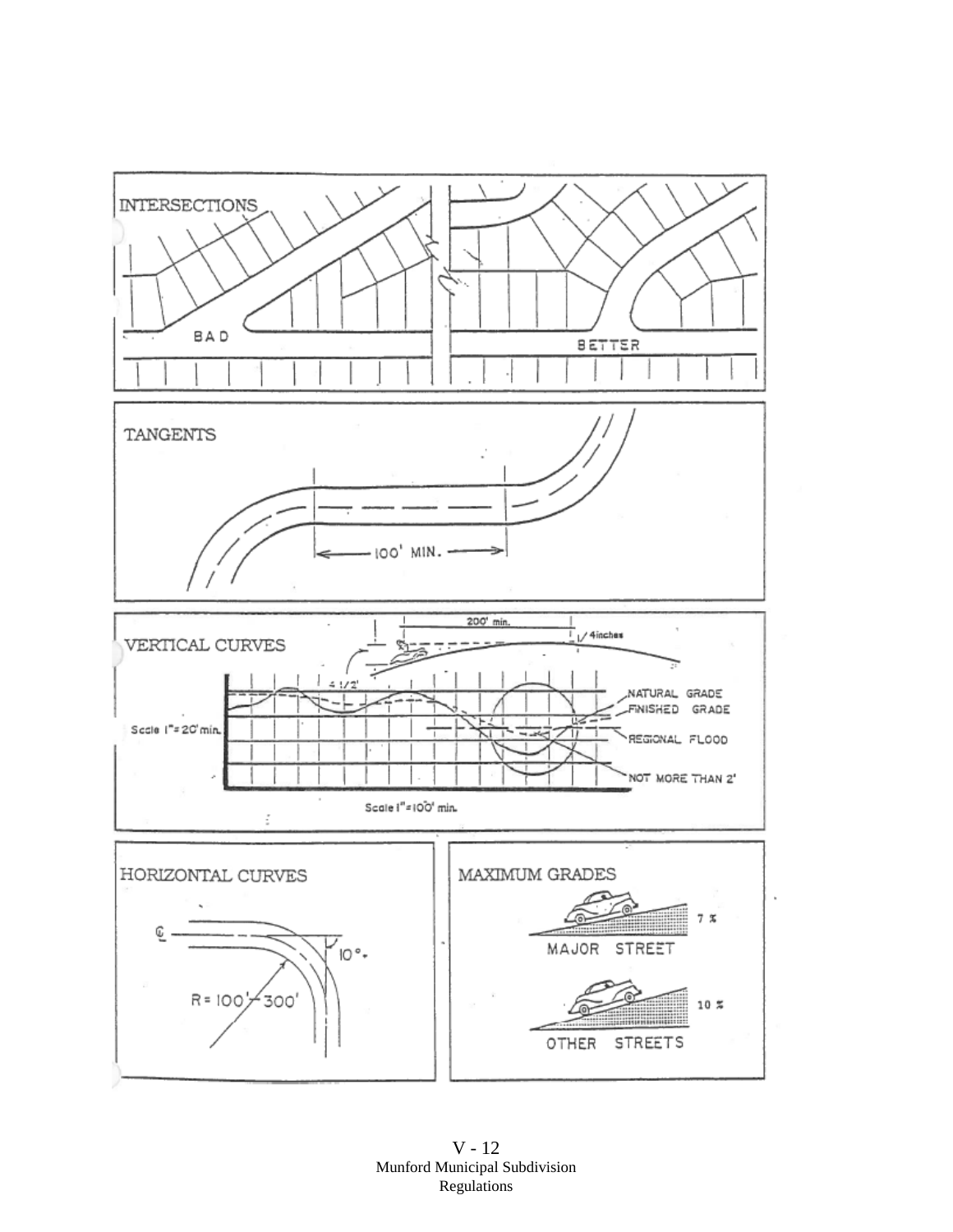INTERSECTIONS

BAD

BETTER

TANGENTS

100' MIN.

VERTICAL CURVES

200' min.

4 inches

4 1/2'

Scale 1" = 20' min.

NATURAL GRADE

FINISHED GRADE

REGIONAL FLOOD

NOT MORE THAN 2'

Scale 1" = 100' min.

HORIZONTAL CURVES

℄

10° +

R = 100' - 300'

MAXIMUM GRADES

7 %

MAJOR STREET

10 %

OTHER STREETS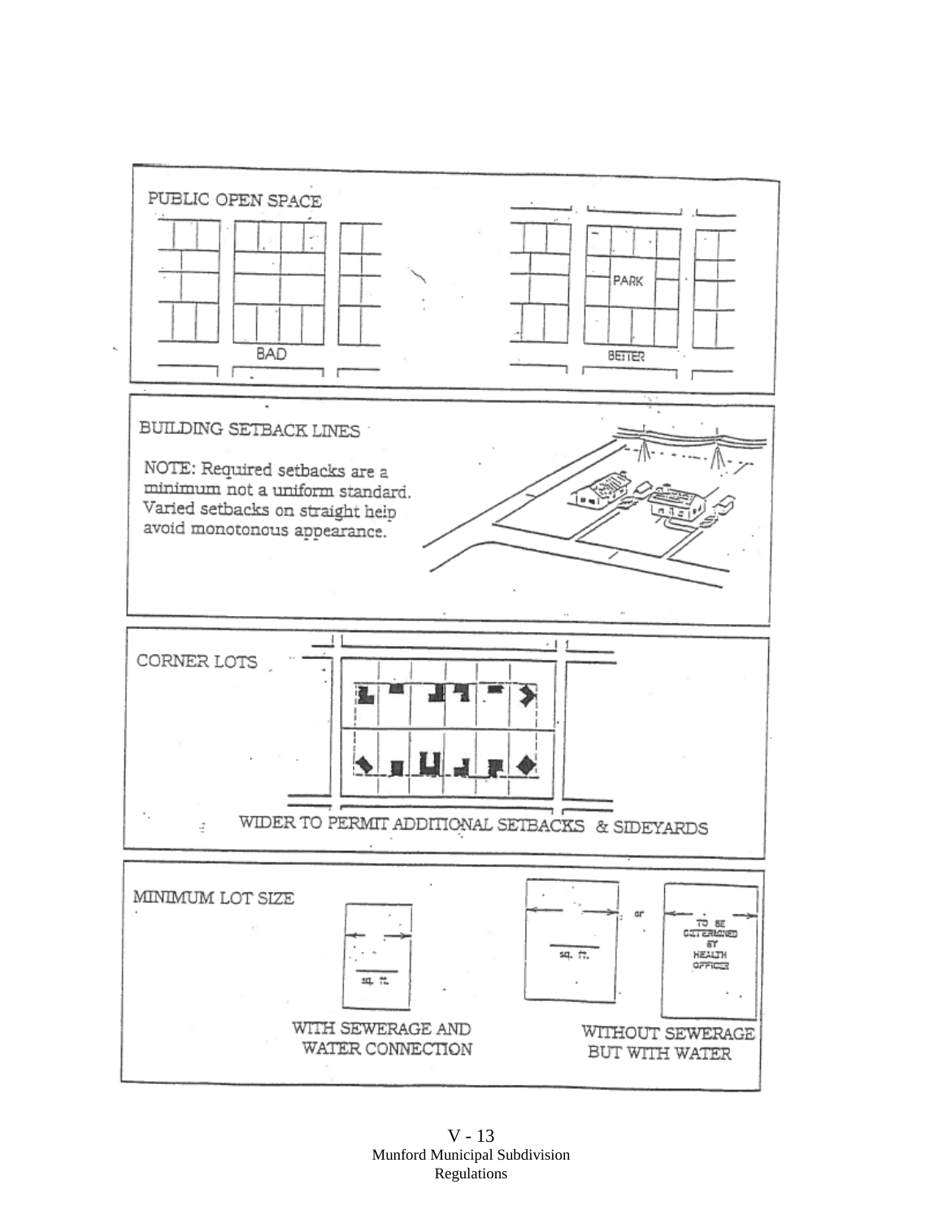PUBLIC OPEN SPACE

BAD

PARK

BETTER

BUILDING SETBACK LINES

NOTE: Required setbacks are a minimum not a uniform standard. Varied setbacks on straight help avoid monotonous appearance.

CORNER LOTS

WIDER TO PERMIT ADDITIONAL SETBACKS & SIDEYARDS

MINIMUM LOT SIZE

sq. ft.

WITH SEWERAGE AND WATER CONNECTION

sq. ft.

or

TO BE DETERMINED BY HEALTH OFFICER

WITHOUT SEWERAGE BUT WITH WATER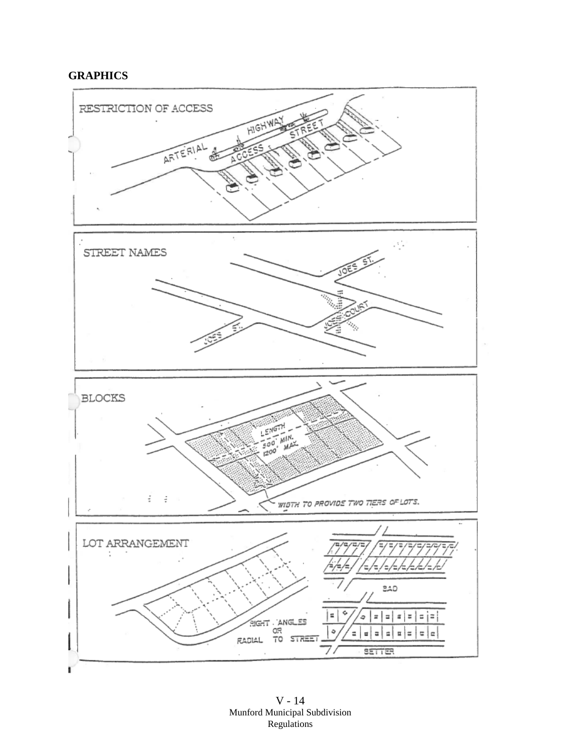## GRAPHICS

RESTRICTION OF ACCESS

ARTERIAL HIGHWAY

ACCESS STREET

STREET NAMES

JOES ST.

JOES COURT

JOES ST.

BLOCKS

LENGTH 500' MIN. 1200' MAX.

WIDTH TO PROVIDE TWO TIERS OF LOTS.

LOT ARRANGEMENT

RIGHT ANGLES OR RADIAL TO STREET

BAD

BETTER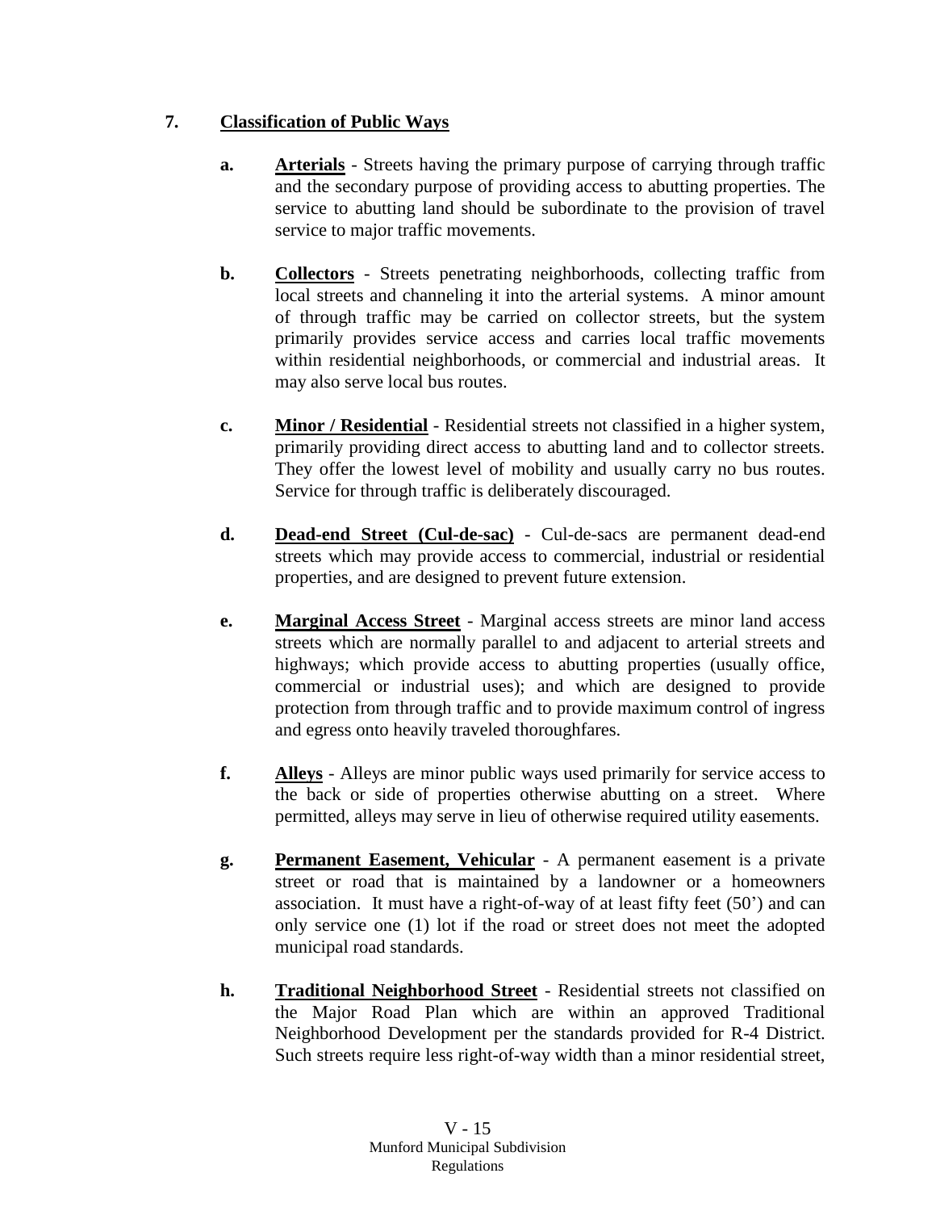## 7. Classification of Public Ways

**a.** **Arterials** - Streets having the primary purpose of carrying through traffic and the secondary purpose of providing access to abutting properties. The service to abutting land should be subordinate to the provision of travel service to major traffic movements.

**b.** **Collectors** - Streets penetrating neighborhoods, collecting traffic from local streets and channeling it into the arterial systems. A minor amount of through traffic may be carried on collector streets, but the system primarily provides service access and carries local traffic movements within residential neighborhoods, or commercial and industrial areas. It may also serve local bus routes.

**c.** **Minor / Residential** - Residential streets not classified in a higher system, primarily providing direct access to abutting land and to collector streets. They offer the lowest level of mobility and usually carry no bus routes. Service for through traffic is deliberately discouraged.

**d.** **Dead-end Street (Cul-de-sac)** - Cul-de-sacs are permanent dead-end streets which may provide access to commercial, industrial or residential properties, and are designed to prevent future extension.

**e.** **Marginal Access Street** - Marginal access streets are minor land access streets which are normally parallel to and adjacent to arterial streets and highways; which provide access to abutting properties (usually office, commercial or industrial uses); and which are designed to provide protection from through traffic and to provide maximum control of ingress and egress onto heavily traveled thoroughfares.

**f.** **Alleys** - Alleys are minor public ways used primarily for service access to the back or side of properties otherwise abutting on a street. Where permitted, alleys may serve in lieu of otherwise required utility easements.

**g.** **Permanent Easement, Vehicular** - A permanent easement is a private street or road that is maintained by a landowner or a homeowners association. It must have a right-of-way of at least fifty feet (50') and can only service one (1) lot if the road or street does not meet the adopted municipal road standards.

**h.** **Traditional Neighborhood Street** - Residential streets not classified on the Major Road Plan which are within an approved Traditional Neighborhood Development per the standards provided for R-4 District. Such streets require less right-of-way width than a minor residential street,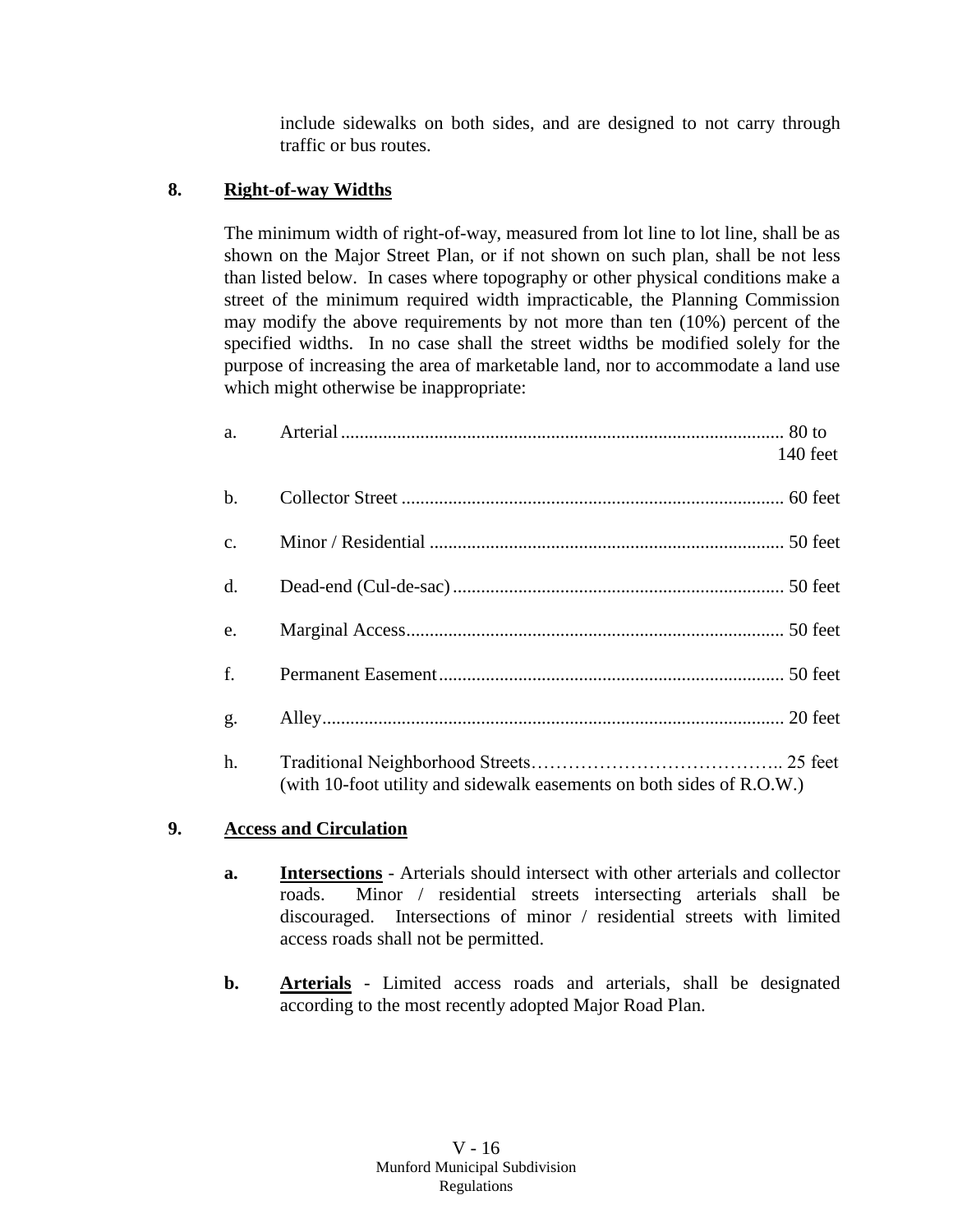include sidewalks on both sides, and are designed to not carry through traffic or bus routes.

**8. Right-of-way Widths**

The minimum width of right-of-way, measured from lot line to lot line, shall be as shown on the Major Street Plan, or if not shown on such plan, shall be not less than listed below. In cases where topography or other physical conditions make a street of the minimum required width impracticable, the Planning Commission may modify the above requirements by not more than ten (10%) percent of the specified widths. In no case shall the street widths be modified solely for the purpose of increasing the area of marketable land, nor to accommodate a land use which might otherwise be inappropriate:

a. Arterial ........................................ 80 to 140 feet

b. Collector Street ........................................ 60 feet

c. Minor / Residential ........................................ 50 feet

d. Dead-end (Cul-de-sac) ........................................ 50 feet

e. Marginal Access ........................................ 50 feet

f. Permanent Easement ........................................ 50 feet

g. Alley ........................................ 20 feet

h. Traditional Neighborhood Streets………………………………….. 25 feet
(with 10-foot utility and sidewalk easements on both sides of R.O.W.)

**9. Access and Circulation**

**a. Intersections** - Arterials should intersect with other arterials and collector roads. Minor / residential streets intersecting arterials shall be discouraged. Intersections of minor / residential streets with limited access roads shall not be permitted.

**b. Arterials** - Limited access roads and arterials, shall be designated according to the most recently adopted Major Road Plan.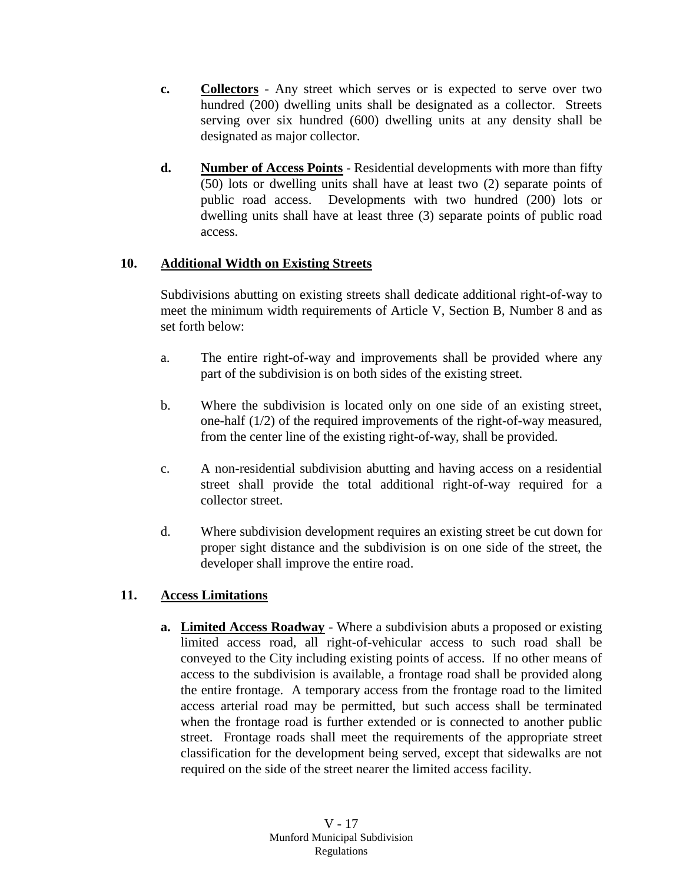c. **Collectors** - Any street which serves or is expected to serve over two hundred (200) dwelling units shall be designated as a collector. Streets serving over six hundred (600) dwelling units at any density shall be designated as major collector.

d. **Number of Access Points** - Residential developments with more than fifty (50) lots or dwelling units shall have at least two (2) separate points of public road access. Developments with two hundred (200) lots or dwelling units shall have at least three (3) separate points of public road access.

## 10. Additional Width on Existing Streets

Subdivisions abutting on existing streets shall dedicate additional right-of-way to meet the minimum width requirements of Article V, Section B, Number 8 and as set forth below:

a. The entire right-of-way and improvements shall be provided where any part of the subdivision is on both sides of the existing street.

b. Where the subdivision is located only on one side of an existing street, one-half (1/2) of the required improvements of the right-of-way measured, from the center line of the existing right-of-way, shall be provided.

c. A non-residential subdivision abutting and having access on a residential street shall provide the total additional right-of-way required for a collector street.

d. Where subdivision development requires an existing street be cut down for proper sight distance and the subdivision is on one side of the street, the developer shall improve the entire road.

## 11. Access Limitations

a. **Limited Access Roadway** - Where a subdivision abuts a proposed or existing limited access road, all right-of-vehicular access to such road shall be conveyed to the City including existing points of access. If no other means of access to the subdivision is available, a frontage road shall be provided along the entire frontage. A temporary access from the frontage road to the limited access arterial road may be permitted, but such access shall be terminated when the frontage road is further extended or is connected to another public street. Frontage roads shall meet the requirements of the appropriate street classification for the development being served, except that sidewalks are not required on the side of the street nearer the limited access facility.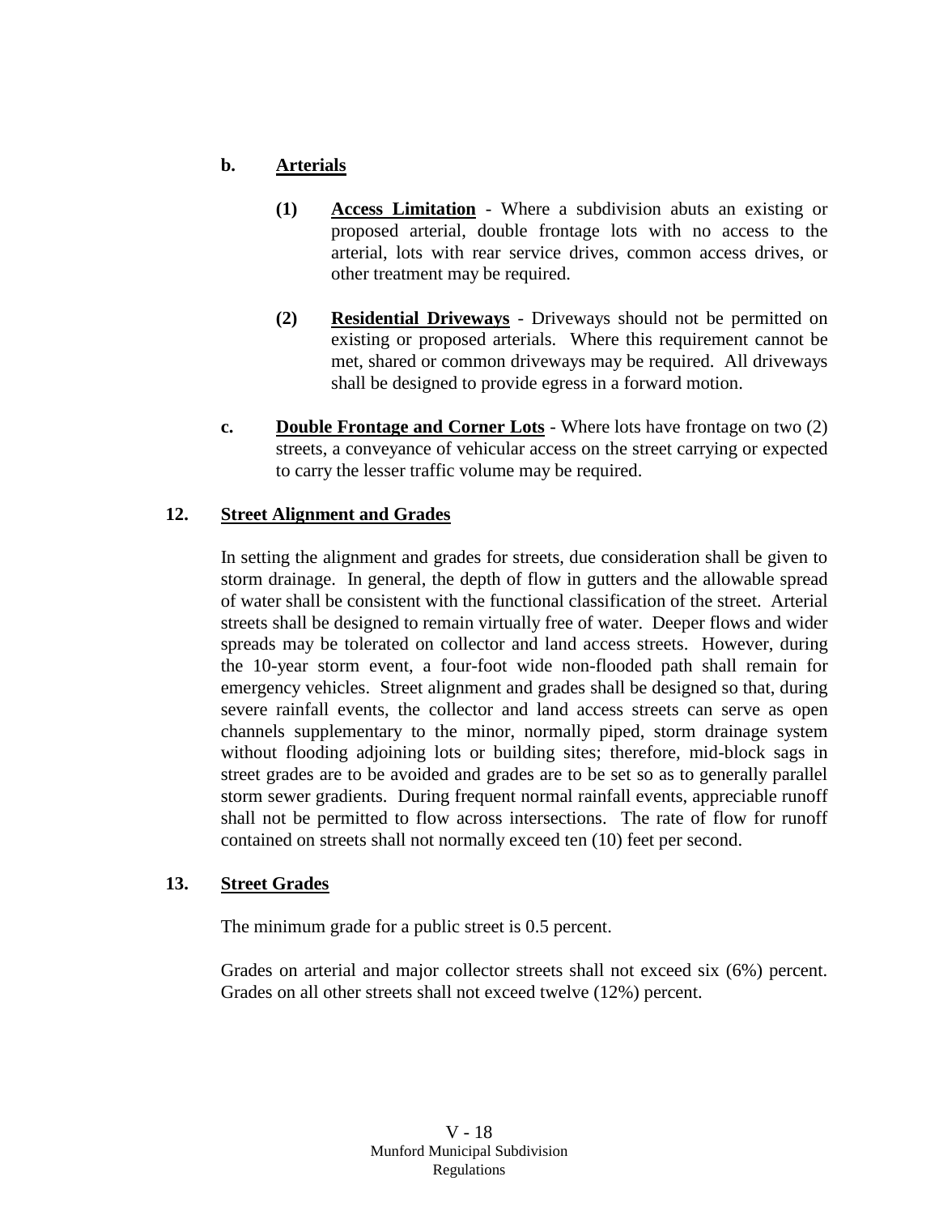**b. Arterials**

**(1) Access Limitation** - Where a subdivision abuts an existing or proposed arterial, double frontage lots with no access to the arterial, lots with rear service drives, common access drives, or other treatment may be required.

**(2) Residential Driveways** - Driveways should not be permitted on existing or proposed arterials. Where this requirement cannot be met, shared or common driveways may be required. All driveways shall be designed to provide egress in a forward motion.

**c. Double Frontage and Corner Lots** - Where lots have frontage on two (2) streets, a conveyance of vehicular access on the street carrying or expected to carry the lesser traffic volume may be required.

**12. Street Alignment and Grades**

In setting the alignment and grades for streets, due consideration shall be given to storm drainage. In general, the depth of flow in gutters and the allowable spread of water shall be consistent with the functional classification of the street. Arterial streets shall be designed to remain virtually free of water. Deeper flows and wider spreads may be tolerated on collector and land access streets. However, during the 10-year storm event, a four-foot wide non-flooded path shall remain for emergency vehicles. Street alignment and grades shall be designed so that, during severe rainfall events, the collector and land access streets can serve as open channels supplementary to the minor, normally piped, storm drainage system without flooding adjoining lots or building sites; therefore, mid-block sags in street grades are to be avoided and grades are to be set so as to generally parallel storm sewer gradients. During frequent normal rainfall events, appreciable runoff shall not be permitted to flow across intersections. The rate of flow for runoff contained on streets shall not normally exceed ten (10) feet per second.

**13. Street Grades**

The minimum grade for a public street is 0.5 percent.

Grades on arterial and major collector streets shall not exceed six (6%) percent. Grades on all other streets shall not exceed twelve (12%) percent.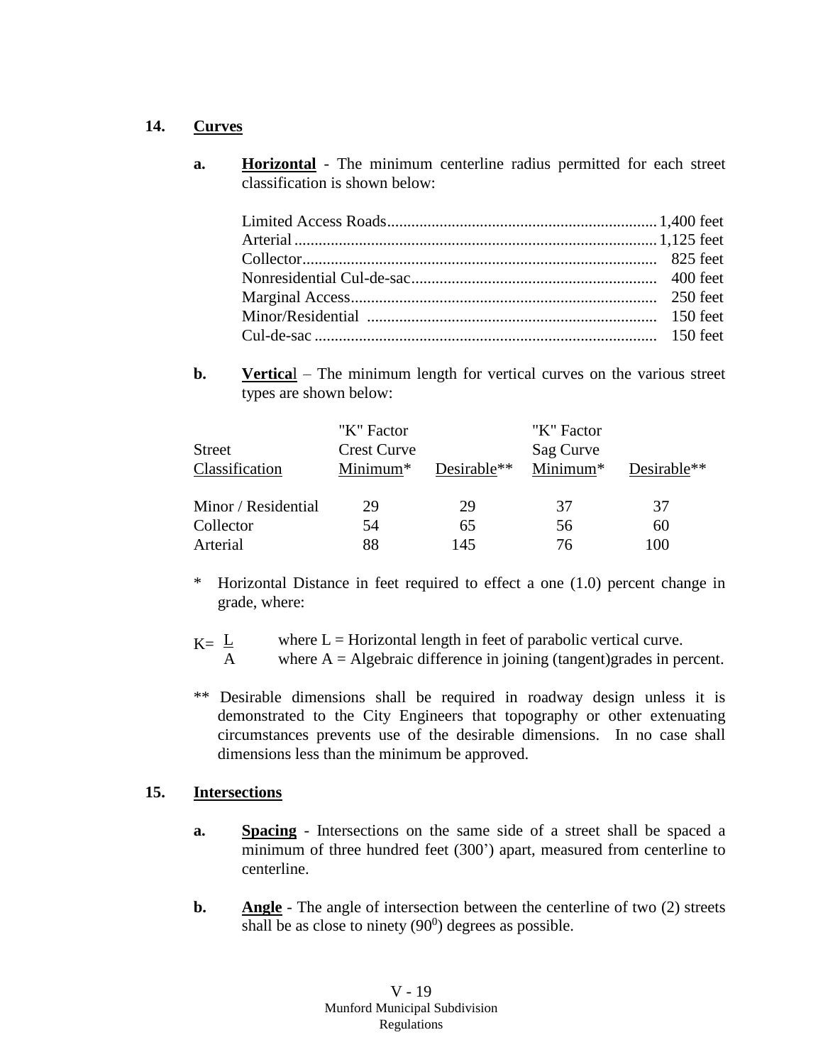## 14. Curves

**a.** **Horizontal** - The minimum centerline radius permitted for each street classification is shown below:

| | |
|---|---|
| Limited Access Roads | 1,400 feet |
| Arterial | 1,125 feet |
| Collector | 825 feet |
| Nonresidential Cul-de-sac | 400 feet |
| Marginal Access | 250 feet |
| Minor/Residential | 150 feet |
| Cul-de-sac | 150 feet |

**b.** **Vertical** – The minimum length for vertical curves on the various street types are shown below:

| Street Classification | "K" Factor Crest Curve Minimum* | Desirable** | "K" Factor Sag Curve Minimum* | Desirable** |
|---|---|---|---|---|
| Minor / Residential | 29 | 29 | 37 | 37 |
| Collector | 54 | 65 | 56 | 60 |
| Arterial | 88 | 145 | 76 | 100 |

\* Horizontal Distance in feet required to effect a one (1.0) percent change in grade, where:

$K = \frac{L}{A}$ where L = Horizontal length in feet of parabolic vertical curve.
where A = Algebraic difference in joining (tangent)grades in percent.

\*\* Desirable dimensions shall be required in roadway design unless it is demonstrated to the City Engineers that topography or other extenuating circumstances prevents use of the desirable dimensions. In no case shall dimensions less than the minimum be approved.

## 15. Intersections

**a.** **Spacing** - Intersections on the same side of a street shall be spaced a minimum of three hundred feet (300') apart, measured from centerline to centerline.

**b.** **Angle** - The angle of intersection between the centerline of two (2) streets shall be as close to ninety ($90^0$) degrees as possible.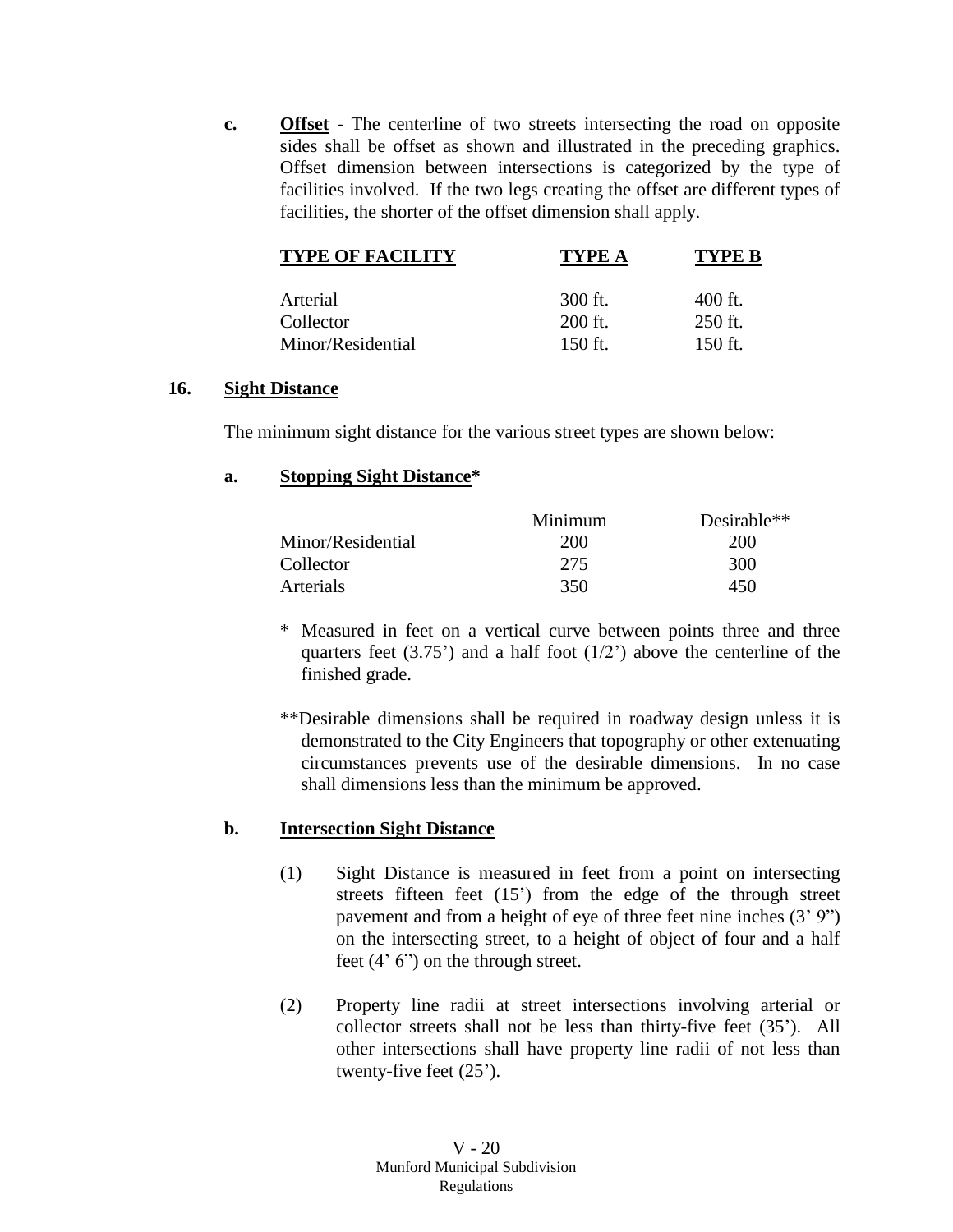**c.** **Offset** - The centerline of two streets intersecting the road on opposite sides shall be offset as shown and illustrated in the preceding graphics. Offset dimension between intersections is categorized by the type of facilities involved. If the two legs creating the offset are different types of facilities, the shorter of the offset dimension shall apply.

| TYPE OF FACILITY | TYPE A | TYPE B |
|---|---|---|
| Arterial | 300 ft. | 400 ft. |
| Collector | 200 ft. | 250 ft. |
| Minor/Residential | 150 ft. | 150 ft. |

## 16. Sight Distance

The minimum sight distance for the various street types are shown below:

**a.** **Stopping Sight Distance***

| | Minimum | Desirable** |
|---|---|---|
| Minor/Residential | 200 | 200 |
| Collector | 275 | 300 |
| Arterials | 350 | 450 |

\* Measured in feet on a vertical curve between points three and three quarters feet (3.75') and a half foot (1/2') above the centerline of the finished grade.

**Desirable dimensions shall be required in roadway design unless it is demonstrated to the City Engineers that topography or other extenuating circumstances prevents use of the desirable dimensions. In no case shall dimensions less than the minimum be approved.

**b.** **Intersection Sight Distance**

(1) Sight Distance is measured in feet from a point on intersecting streets fifteen feet (15') from the edge of the through street pavement and from a height of eye of three feet nine inches (3' 9") on the intersecting street, to a height of object of four and a half feet (4' 6") on the through street.

(2) Property line radii at street intersections involving arterial or collector streets shall not be less than thirty-five feet (35'). All other intersections shall have property line radii of not less than twenty-five feet (25').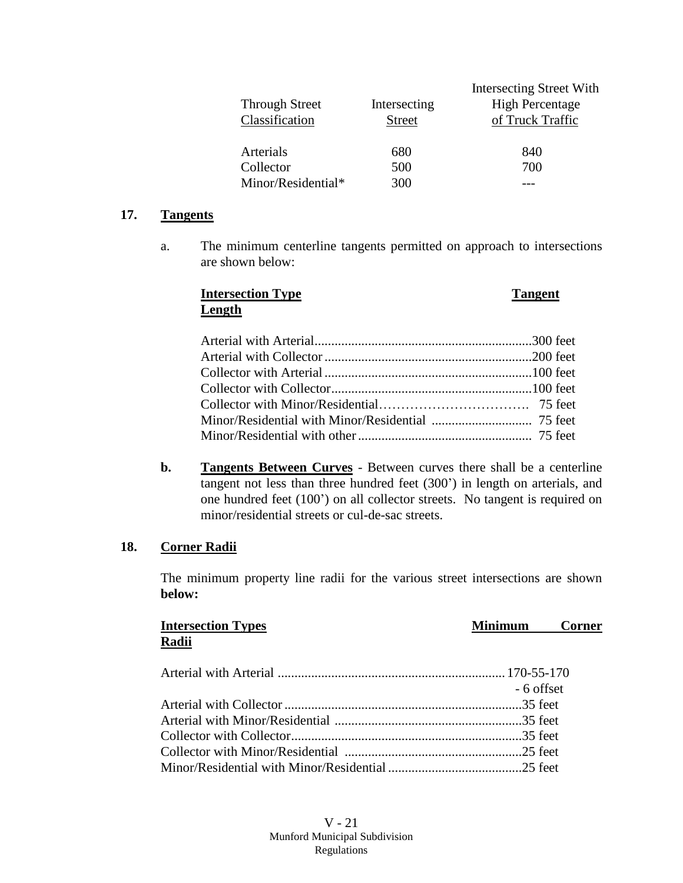| Through Street Classification | Intersecting Street | Intersecting Street With High Percentage of Truck Traffic |
|---|---|---|
| Arterials | 680 | 840 |
| Collector | 500 | 700 |
| Minor/Residential* | 300 | --- |

## 17. Tangents

a. The minimum centerline tangents permitted on approach to intersections are shown below:

| Intersection Type | Tangent Length |
|---|---|
| Arterial with Arterial | 300 feet |
| Arterial with Collector | 200 feet |
| Collector with Arterial | 100 feet |
| Collector with Collector | 100 feet |
| Collector with Minor/Residential | 75 feet |
| Minor/Residential with Minor/Residential | 75 feet |
| Minor/Residential with other | 75 feet |

**b. Tangents Between Curves** - Between curves there shall be a centerline tangent not less than three hundred feet (300') in length on arterials, and one hundred feet (100') on all collector streets. No tangent is required on minor/residential streets or cul-de-sac streets.

## 18. Corner Radii

The minimum property line radii for the various street intersections are shown **below:**

| Intersection Types | Minimum Corner Radii |
|---|---|
| Arterial with Arterial | 170-55-170 - 6 offset |
| Arterial with Collector | 35 feet |
| Arterial with Minor/Residential | 35 feet |
| Collector with Collector | 35 feet |
| Collector with Minor/Residential | 25 feet |
| Minor/Residential with Minor/Residential | 25 feet |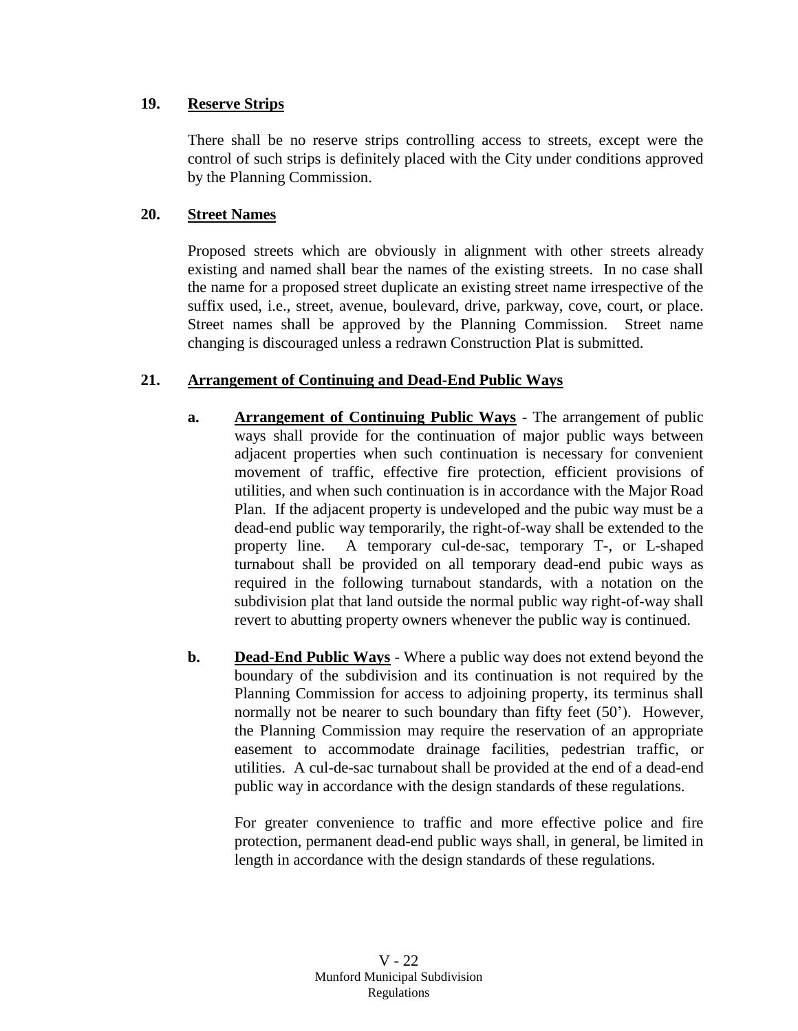**19. Reserve Strips**

There shall be no reserve strips controlling access to streets, except were the control of such strips is definitely placed with the City under conditions approved by the Planning Commission.

**20. Street Names**

Proposed streets which are obviously in alignment with other streets already existing and named shall bear the names of the existing streets. In no case shall the name for a proposed street duplicate an existing street name irrespective of the suffix used, i.e., street, avenue, boulevard, drive, parkway, cove, court, or place. Street names shall be approved by the Planning Commission. Street name changing is discouraged unless a redrawn Construction Plat is submitted.

**21. Arrangement of Continuing and Dead-End Public Ways**

**a. Arrangement of Continuing Public Ways** - The arrangement of public ways shall provide for the continuation of major public ways between adjacent properties when such continuation is necessary for convenient movement of traffic, effective fire protection, efficient provisions of utilities, and when such continuation is in accordance with the Major Road Plan. If the adjacent property is undeveloped and the pubic way must be a dead-end public way temporarily, the right-of-way shall be extended to the property line. A temporary cul-de-sac, temporary T-, or L-shaped turnabout shall be provided on all temporary dead-end pubic ways as required in the following turnabout standards, with a notation on the subdivision plat that land outside the normal public way right-of-way shall revert to abutting property owners whenever the public way is continued.

**b. Dead-End Public Ways** - Where a public way does not extend beyond the boundary of the subdivision and its continuation is not required by the Planning Commission for access to adjoining property, its terminus shall normally not be nearer to such boundary than fifty feet (50'). However, the Planning Commission may require the reservation of an appropriate easement to accommodate drainage facilities, pedestrian traffic, or utilities. A cul-de-sac turnabout shall be provided at the end of a dead-end public way in accordance with the design standards of these regulations.

For greater convenience to traffic and more effective police and fire protection, permanent dead-end public ways shall, in general, be limited in length in accordance with the design standards of these regulations.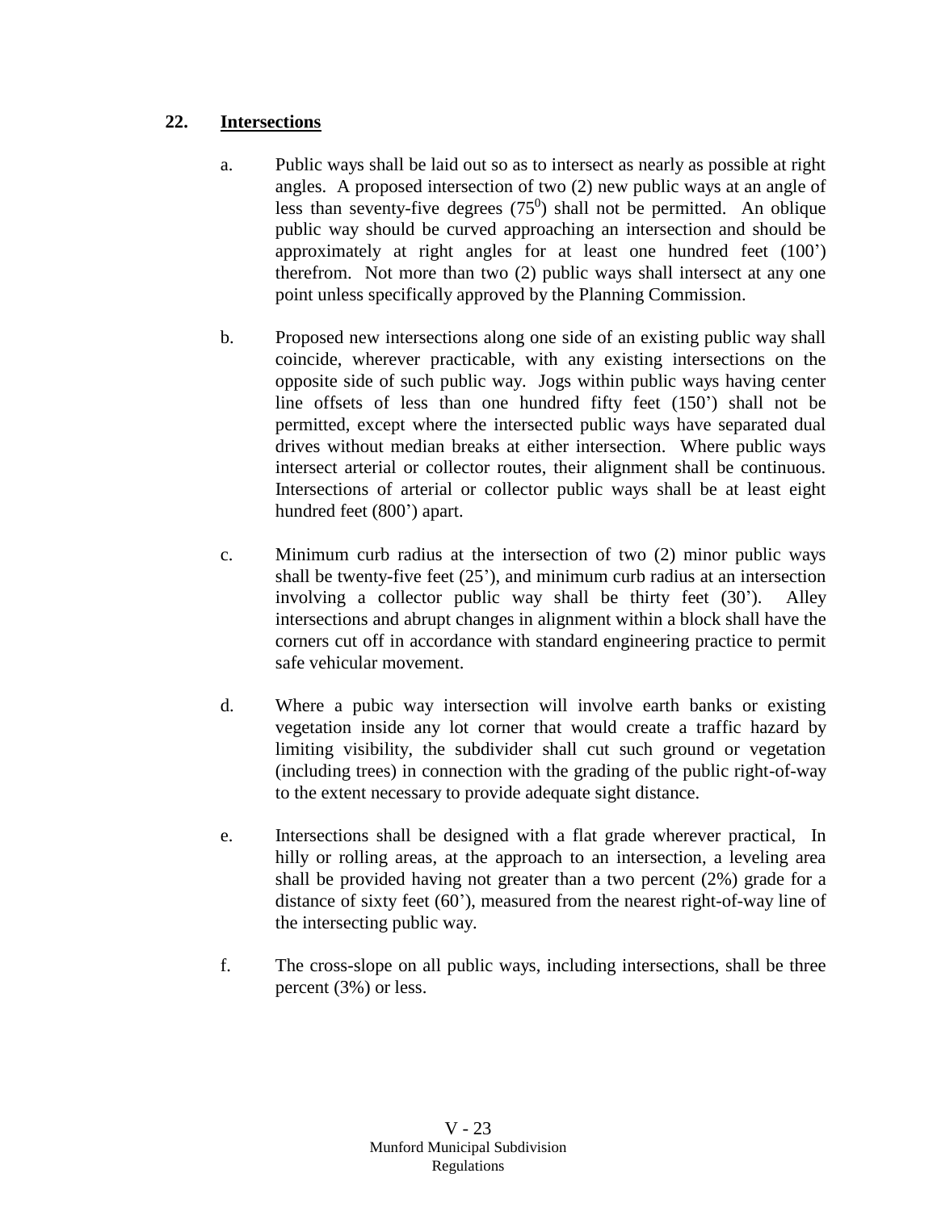**22. Intersections**

a. Public ways shall be laid out so as to intersect as nearly as possible at right angles. A proposed intersection of two (2) new public ways at an angle of less than seventy-five degrees ($75^0$) shall not be permitted. An oblique public way should be curved approaching an intersection and should be approximately at right angles for at least one hundred feet (100') therefrom. Not more than two (2) public ways shall intersect at any one point unless specifically approved by the Planning Commission.

b. Proposed new intersections along one side of an existing public way shall coincide, wherever practicable, with any existing intersections on the opposite side of such public way. Jogs within public ways having center line offsets of less than one hundred fifty feet (150') shall not be permitted, except where the intersected public ways have separated dual drives without median breaks at either intersection. Where public ways intersect arterial or collector routes, their alignment shall be continuous. Intersections of arterial or collector public ways shall be at least eight hundred feet (800') apart.

c. Minimum curb radius at the intersection of two (2) minor public ways shall be twenty-five feet (25'), and minimum curb radius at an intersection involving a collector public way shall be thirty feet (30'). Alley intersections and abrupt changes in alignment within a block shall have the corners cut off in accordance with standard engineering practice to permit safe vehicular movement.

d. Where a pubic way intersection will involve earth banks or existing vegetation inside any lot corner that would create a traffic hazard by limiting visibility, the subdivider shall cut such ground or vegetation (including trees) in connection with the grading of the public right-of-way to the extent necessary to provide adequate sight distance.

e. Intersections shall be designed with a flat grade wherever practical, In hilly or rolling areas, at the approach to an intersection, a leveling area shall be provided having not greater than a two percent (2%) grade for a distance of sixty feet (60'), measured from the nearest right-of-way line of the intersecting public way.

f. The cross-slope on all public ways, including intersections, shall be three percent (3%) or less.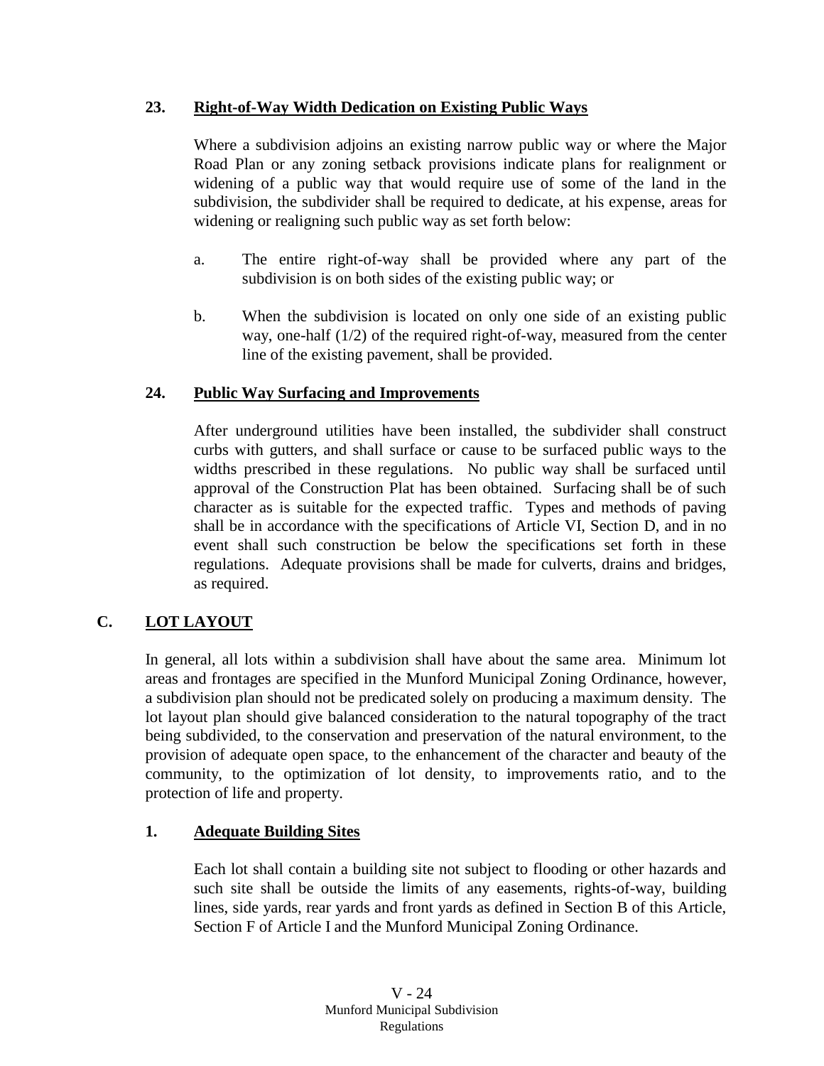### 23. Right-of-Way Width Dedication on Existing Public Ways

Where a subdivision adjoins an existing narrow public way or where the Major Road Plan or any zoning setback provisions indicate plans for realignment or widening of a public way that would require use of some of the land in the subdivision, the subdivider shall be required to dedicate, at his expense, areas for widening or realigning such public way as set forth below:

a. The entire right-of-way shall be provided where any part of the subdivision is on both sides of the existing public way; or

b. When the subdivision is located on only one side of an existing public way, one-half (1/2) of the required right-of-way, measured from the center line of the existing pavement, shall be provided.

### 24. Public Way Surfacing and Improvements

After underground utilities have been installed, the subdivider shall construct curbs with gutters, and shall surface or cause to be surfaced public ways to the widths prescribed in these regulations. No public way shall be surfaced until approval of the Construction Plat has been obtained. Surfacing shall be of such character as is suitable for the expected traffic. Types and methods of paving shall be in accordance with the specifications of Article VI, Section D, and in no event shall such construction be below the specifications set forth in these regulations. Adequate provisions shall be made for culverts, drains and bridges, as required.

## C. LOT LAYOUT

In general, all lots within a subdivision shall have about the same area. Minimum lot areas and frontages are specified in the Munford Municipal Zoning Ordinance, however, a subdivision plan should not be predicated solely on producing a maximum density. The lot layout plan should give balanced consideration to the natural topography of the tract being subdivided, to the conservation and preservation of the natural environment, to the provision of adequate open space, to the enhancement of the character and beauty of the community, to the optimization of lot density, to improvements ratio, and to the protection of life and property.

### 1. Adequate Building Sites

Each lot shall contain a building site not subject to flooding or other hazards and such site shall be outside the limits of any easements, rights-of-way, building lines, side yards, rear yards and front yards as defined in Section B of this Article, Section F of Article I and the Munford Municipal Zoning Ordinance.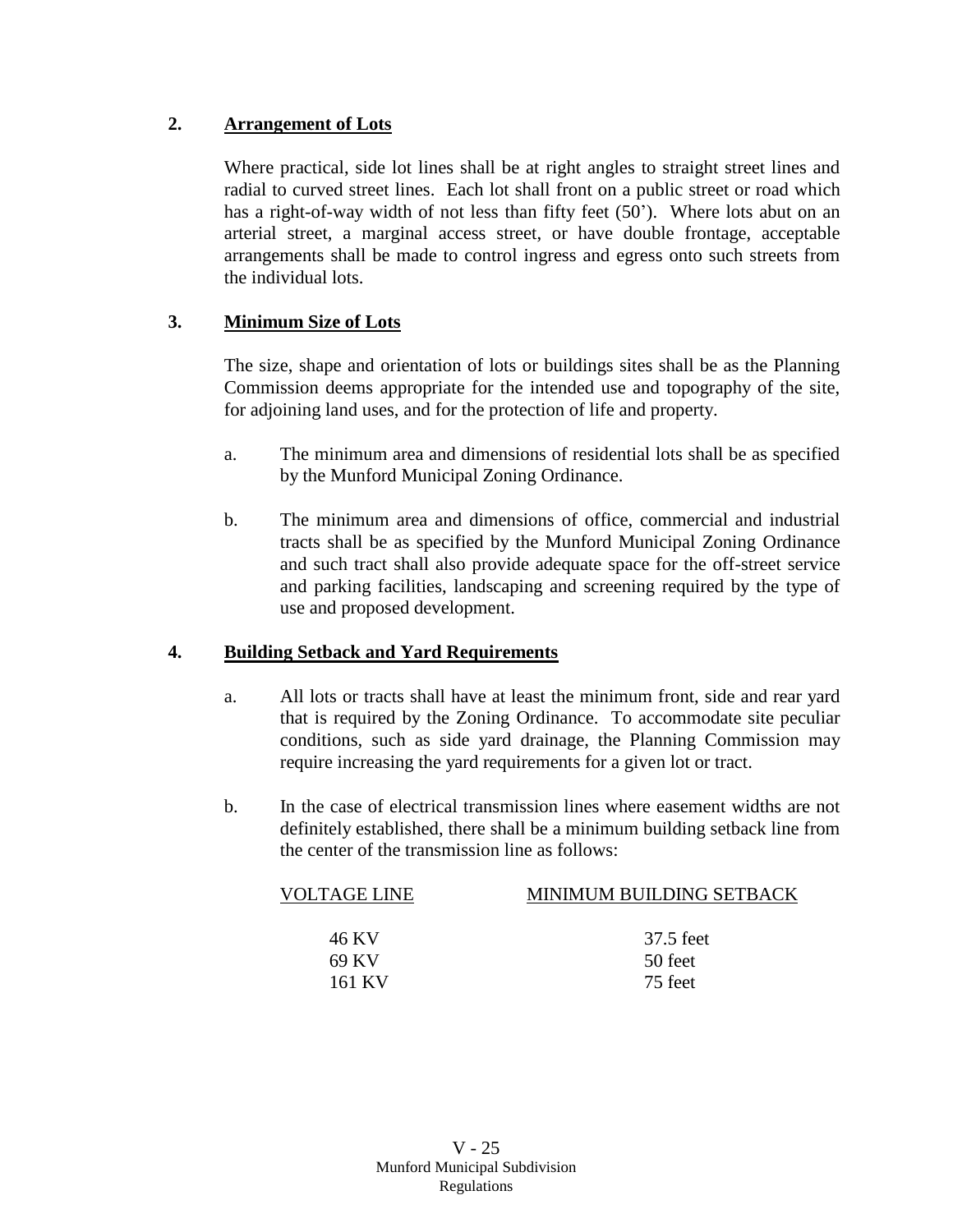## 2. Arrangement of Lots

Where practical, side lot lines shall be at right angles to straight street lines and radial to curved street lines. Each lot shall front on a public street or road which has a right-of-way width of not less than fifty feet (50'). Where lots abut on an arterial street, a marginal access street, or have double frontage, acceptable arrangements shall be made to control ingress and egress onto such streets from the individual lots.

## 3. Minimum Size of Lots

The size, shape and orientation of lots or buildings sites shall be as the Planning Commission deems appropriate for the intended use and topography of the site, for adjoining land uses, and for the protection of life and property.

a. The minimum area and dimensions of residential lots shall be as specified by the Munford Municipal Zoning Ordinance.

b. The minimum area and dimensions of office, commercial and industrial tracts shall be as specified by the Munford Municipal Zoning Ordinance and such tract shall also provide adequate space for the off-street service and parking facilities, landscaping and screening required by the type of use and proposed development.

## 4. Building Setback and Yard Requirements

a. All lots or tracts shall have at least the minimum front, side and rear yard that is required by the Zoning Ordinance. To accommodate site peculiar conditions, such as side yard drainage, the Planning Commission may require increasing the yard requirements for a given lot or tract.

b. In the case of electrical transmission lines where easement widths are not definitely established, there shall be a minimum building setback line from the center of the transmission line as follows:

| VOLTAGE LINE | MINIMUM BUILDING SETBACK |
|---|---|
| 46 KV | 37.5 feet |
| 69 KV | 50 feet |
| 161 KV | 75 feet |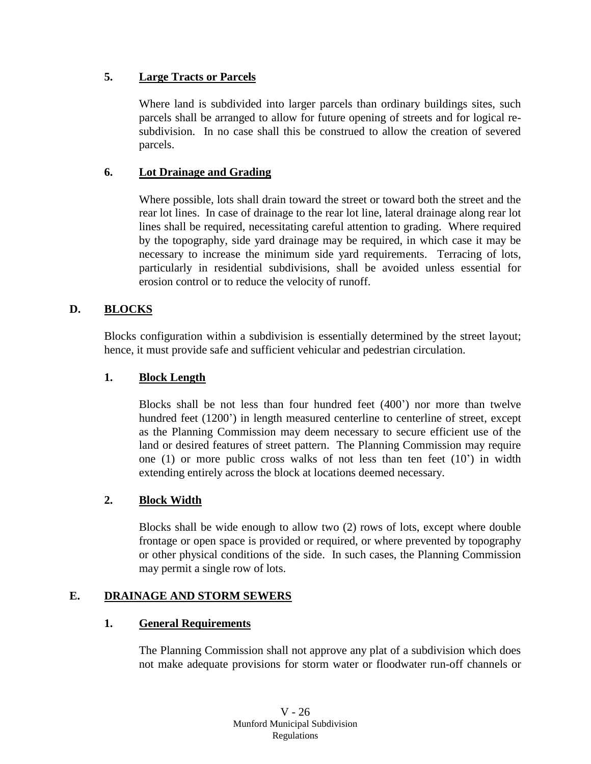### 5. Large Tracts or Parcels

Where land is subdivided into larger parcels than ordinary buildings sites, such parcels shall be arranged to allow for future opening of streets and for logical re-subdivision. In no case shall this be construed to allow the creation of severed parcels.

### 6. Lot Drainage and Grading

Where possible, lots shall drain toward the street or toward both the street and the rear lot lines. In case of drainage to the rear lot line, lateral drainage along rear lot lines shall be required, necessitating careful attention to grading. Where required by the topography, side yard drainage may be required, in which case it may be necessary to increase the minimum side yard requirements. Terracing of lots, particularly in residential subdivisions, shall be avoided unless essential for erosion control or to reduce the velocity of runoff.

## D. BLOCKS

Blocks configuration within a subdivision is essentially determined by the street layout; hence, it must provide safe and sufficient vehicular and pedestrian circulation.

### 1. Block Length

Blocks shall be not less than four hundred feet (400') nor more than twelve hundred feet (1200') in length measured centerline to centerline of street, except as the Planning Commission may deem necessary to secure efficient use of the land or desired features of street pattern. The Planning Commission may require one (1) or more public cross walks of not less than ten feet (10') in width extending entirely across the block at locations deemed necessary.

### 2. Block Width

Blocks shall be wide enough to allow two (2) rows of lots, except where double frontage or open space is provided or required, or where prevented by topography or other physical conditions of the side. In such cases, the Planning Commission may permit a single row of lots.

## E. DRAINAGE AND STORM SEWERS

### 1. General Requirements

The Planning Commission shall not approve any plat of a subdivision which does not make adequate provisions for storm water or floodwater run-off channels or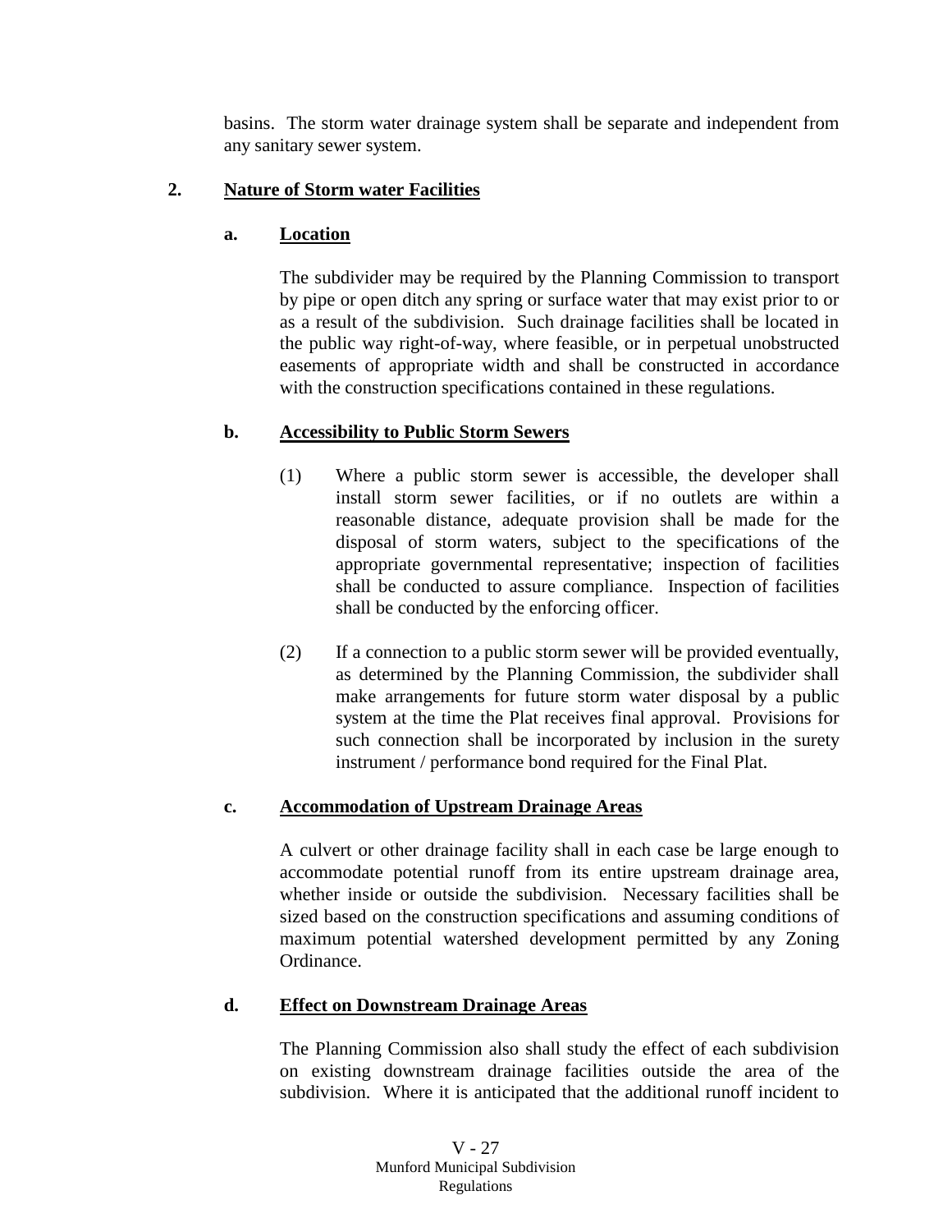basins. The storm water drainage system shall be separate and independent from any sanitary sewer system.

**2. Nature of Storm water Facilities**

**a. Location**

The subdivider may be required by the Planning Commission to transport by pipe or open ditch any spring or surface water that may exist prior to or as a result of the subdivision. Such drainage facilities shall be located in the public way right-of-way, where feasible, or in perpetual unobstructed easements of appropriate width and shall be constructed in accordance with the construction specifications contained in these regulations.

**b. Accessibility to Public Storm Sewers**

(1) Where a public storm sewer is accessible, the developer shall install storm sewer facilities, or if no outlets are within a reasonable distance, adequate provision shall be made for the disposal of storm waters, subject to the specifications of the appropriate governmental representative; inspection of facilities shall be conducted to assure compliance. Inspection of facilities shall be conducted by the enforcing officer.

(2) If a connection to a public storm sewer will be provided eventually, as determined by the Planning Commission, the subdivider shall make arrangements for future storm water disposal by a public system at the time the Plat receives final approval. Provisions for such connection shall be incorporated by inclusion in the surety instrument / performance bond required for the Final Plat.

**c. Accommodation of Upstream Drainage Areas**

A culvert or other drainage facility shall in each case be large enough to accommodate potential runoff from its entire upstream drainage area, whether inside or outside the subdivision. Necessary facilities shall be sized based on the construction specifications and assuming conditions of maximum potential watershed development permitted by any Zoning Ordinance.

**d. Effect on Downstream Drainage Areas**

The Planning Commission also shall study the effect of each subdivision on existing downstream drainage facilities outside the area of the subdivision. Where it is anticipated that the additional runoff incident to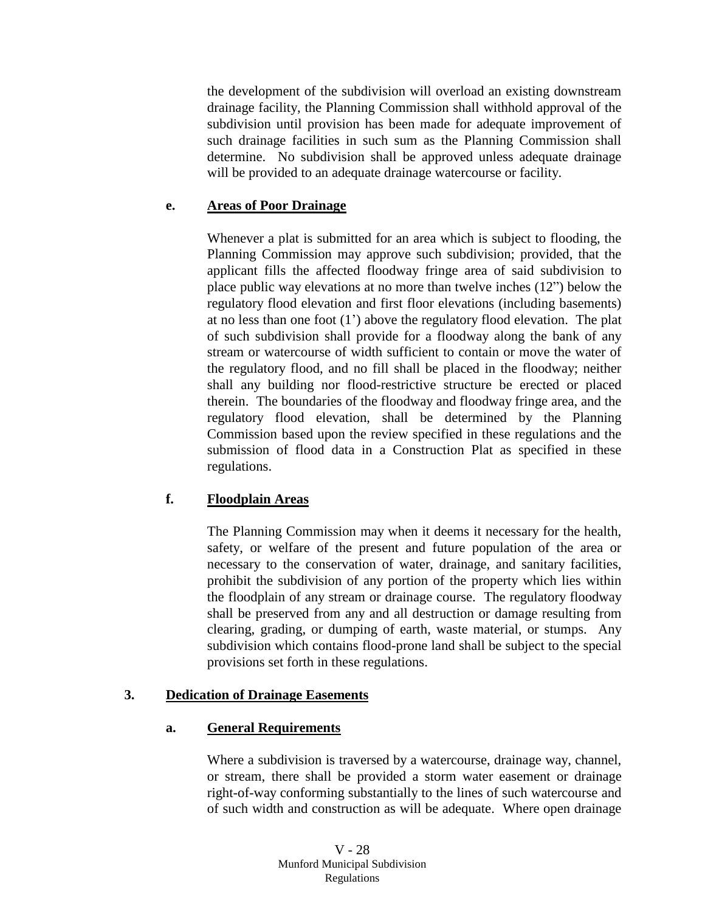the development of the subdivision will overload an existing downstream drainage facility, the Planning Commission shall withhold approval of the subdivision until provision has been made for adequate improvement of such drainage facilities in such sum as the Planning Commission shall determine. No subdivision shall be approved unless adequate drainage will be provided to an adequate drainage watercourse or facility.

**e. Areas of Poor Drainage**

Whenever a plat is submitted for an area which is subject to flooding, the Planning Commission may approve such subdivision; provided, that the applicant fills the affected floodway fringe area of said subdivision to place public way elevations at no more than twelve inches (12") below the regulatory flood elevation and first floor elevations (including basements) at no less than one foot (1') above the regulatory flood elevation. The plat of such subdivision shall provide for a floodway along the bank of any stream or watercourse of width sufficient to contain or move the water of the regulatory flood, and no fill shall be placed in the floodway; neither shall any building nor flood-restrictive structure be erected or placed therein. The boundaries of the floodway and floodway fringe area, and the regulatory flood elevation, shall be determined by the Planning Commission based upon the review specified in these regulations and the submission of flood data in a Construction Plat as specified in these regulations.

**f. Floodplain Areas**

The Planning Commission may when it deems it necessary for the health, safety, or welfare of the present and future population of the area or necessary to the conservation of water, drainage, and sanitary facilities, prohibit the subdivision of any portion of the property which lies within the floodplain of any stream or drainage course. The regulatory floodway shall be preserved from any and all destruction or damage resulting from clearing, grading, or dumping of earth, waste material, or stumps. Any subdivision which contains flood-prone land shall be subject to the special provisions set forth in these regulations.

**3. Dedication of Drainage Easements**

**a. General Requirements**

Where a subdivision is traversed by a watercourse, drainage way, channel, or stream, there shall be provided a storm water easement or drainage right-of-way conforming substantially to the lines of such watercourse and of such width and construction as will be adequate. Where open drainage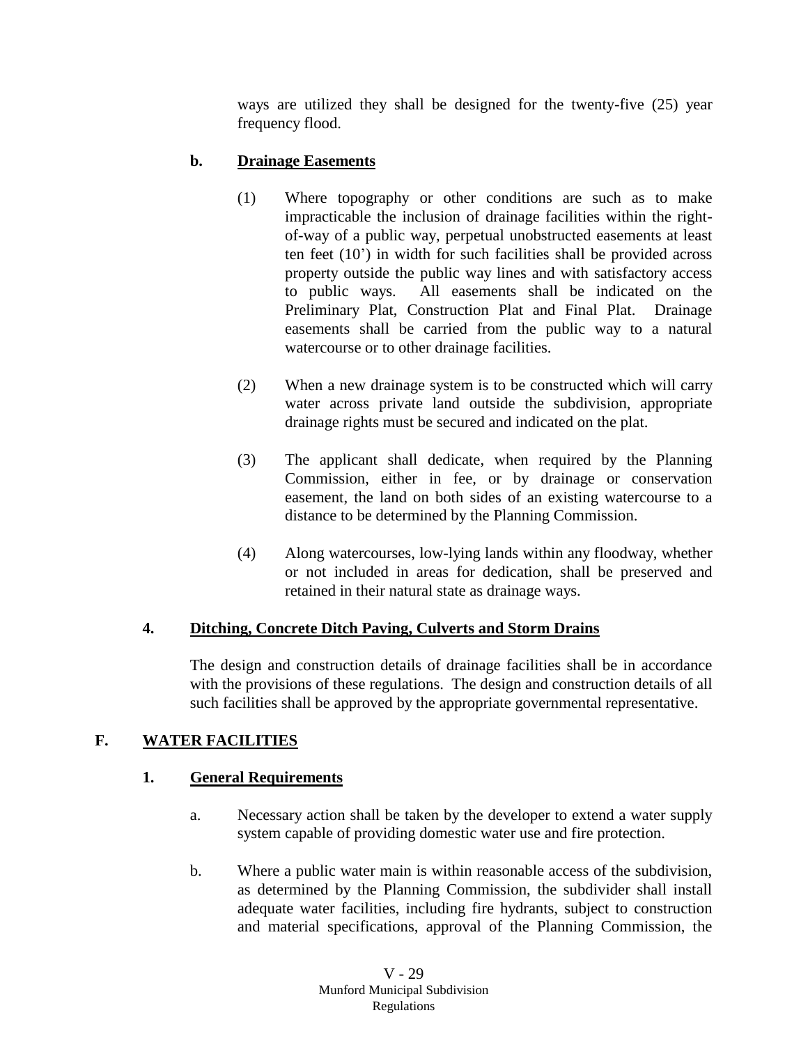ways are utilized they shall be designed for the twenty-five (25) year frequency flood.

**b. <u>Drainage Easements</u>**

(1) Where topography or other conditions are such as to make impracticable the inclusion of drainage facilities within the right-of-way of a public way, perpetual unobstructed easements at least ten feet (10') in width for such facilities shall be provided across property outside the public way lines and with satisfactory access to public ways. All easements shall be indicated on the Preliminary Plat, Construction Plat and Final Plat. Drainage easements shall be carried from the public way to a natural watercourse or to other drainage facilities.

(2) When a new drainage system is to be constructed which will carry water across private land outside the subdivision, appropriate drainage rights must be secured and indicated on the plat.

(3) The applicant shall dedicate, when required by the Planning Commission, either in fee, or by drainage or conservation easement, the land on both sides of an existing watercourse to a distance to be determined by the Planning Commission.

(4) Along watercourses, low-lying lands within any floodway, whether or not included in areas for dedication, shall be preserved and retained in their natural state as drainage ways.

**4. <u>Ditching, Concrete Ditch Paving, Culverts and Storm Drains</u>**

The design and construction details of drainage facilities shall be in accordance with the provisions of these regulations. The design and construction details of all such facilities shall be approved by the appropriate governmental representative.

## F. <u>WATER FACILITIES</u>

**1. <u>General Requirements</u>**

a. Necessary action shall be taken by the developer to extend a water supply system capable of providing domestic water use and fire protection.

b. Where a public water main is within reasonable access of the subdivision, as determined by the Planning Commission, the subdivider shall install adequate water facilities, including fire hydrants, subject to construction and material specifications, approval of the Planning Commission, the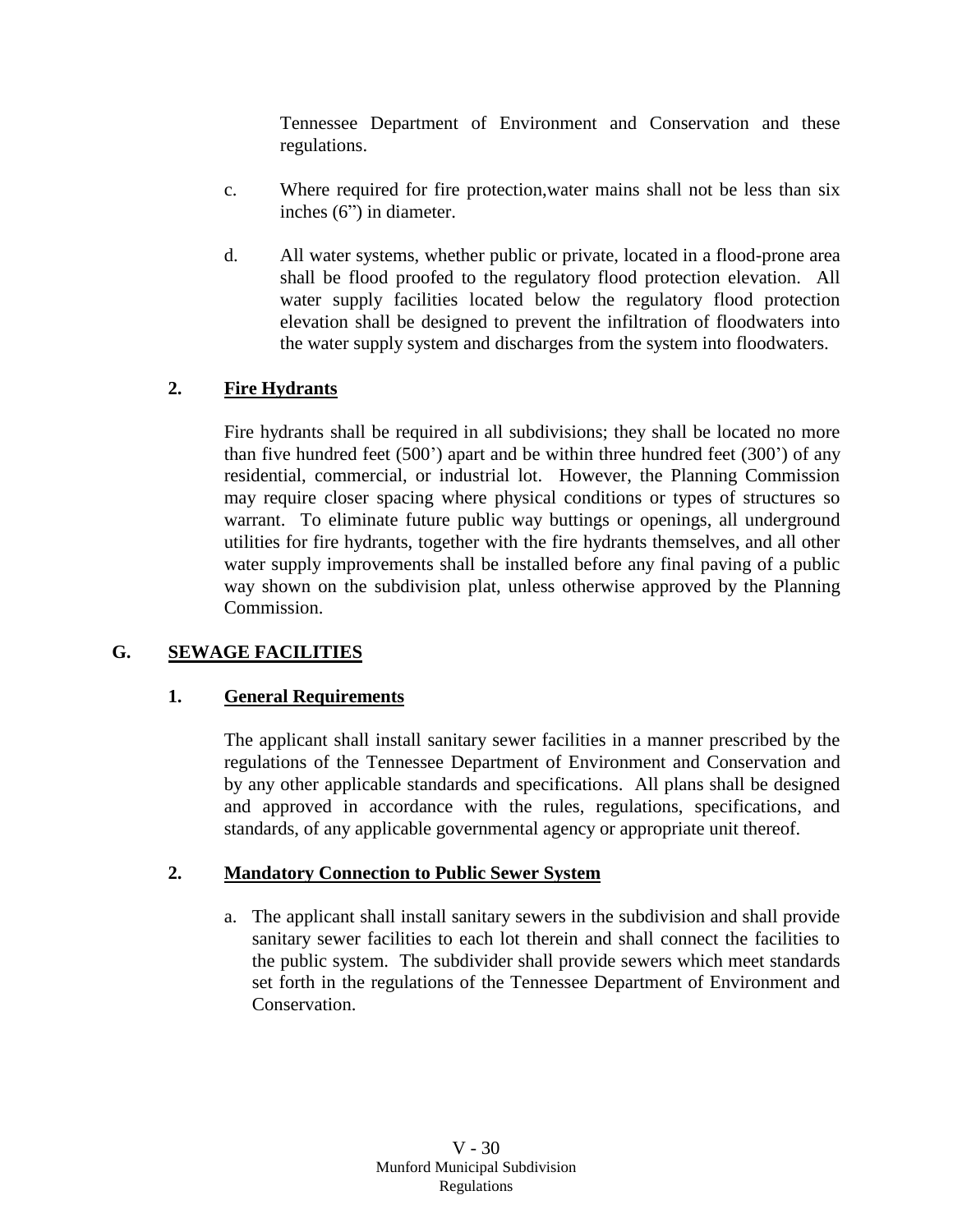Tennessee Department of Environment and Conservation and these regulations.

c. Where required for fire protection,water mains shall not be less than six inches (6") in diameter.

d. All water systems, whether public or private, located in a flood-prone area shall be flood proofed to the regulatory flood protection elevation. All water supply facilities located below the regulatory flood protection elevation shall be designed to prevent the infiltration of floodwaters into the water supply system and discharges from the system into floodwaters.

### 2. Fire Hydrants

Fire hydrants shall be required in all subdivisions; they shall be located no more than five hundred feet (500') apart and be within three hundred feet (300') of any residential, commercial, or industrial lot. However, the Planning Commission may require closer spacing where physical conditions or types of structures so warrant. To eliminate future public way buttings or openings, all underground utilities for fire hydrants, together with the fire hydrants themselves, and all other water supply improvements shall be installed before any final paving of a public way shown on the subdivision plat, unless otherwise approved by the Planning Commission.

## G. SEWAGE FACILITIES

### 1. General Requirements

The applicant shall install sanitary sewer facilities in a manner prescribed by the regulations of the Tennessee Department of Environment and Conservation and by any other applicable standards and specifications. All plans shall be designed and approved in accordance with the rules, regulations, specifications, and standards, of any applicable governmental agency or appropriate unit thereof.

### 2. Mandatory Connection to Public Sewer System

a. The applicant shall install sanitary sewers in the subdivision and shall provide sanitary sewer facilities to each lot therein and shall connect the facilities to the public system. The subdivider shall provide sewers which meet standards set forth in the regulations of the Tennessee Department of Environment and Conservation.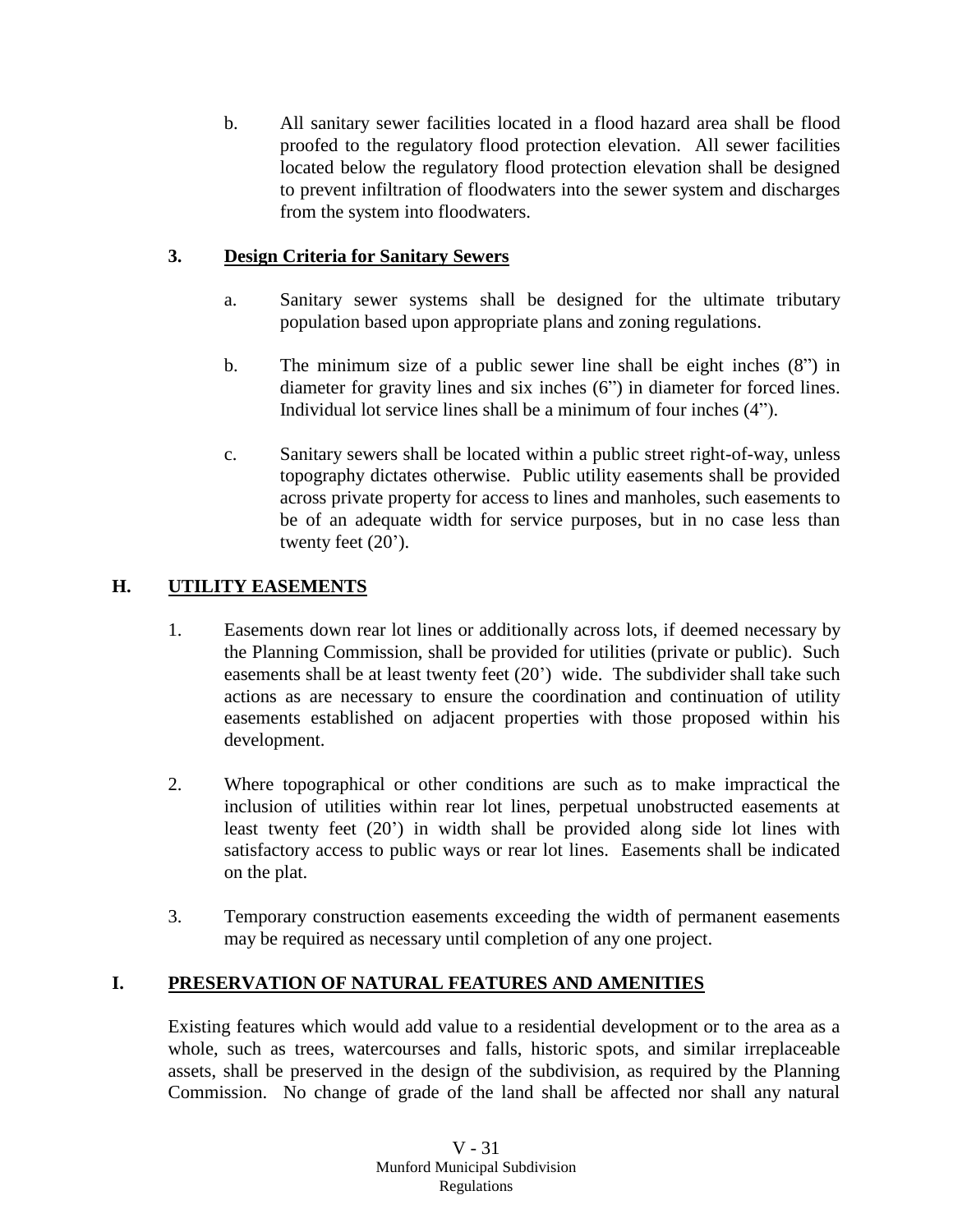b. All sanitary sewer facilities located in a flood hazard area shall be flood proofed to the regulatory flood protection elevation. All sewer facilities located below the regulatory flood protection elevation shall be designed to prevent infiltration of floodwaters into the sewer system and discharges from the system into floodwaters.

### 3. Design Criteria for Sanitary Sewers

a. Sanitary sewer systems shall be designed for the ultimate tributary population based upon appropriate plans and zoning regulations.

b. The minimum size of a public sewer line shall be eight inches (8") in diameter for gravity lines and six inches (6") in diameter for forced lines. Individual lot service lines shall be a minimum of four inches (4").

c. Sanitary sewers shall be located within a public street right-of-way, unless topography dictates otherwise. Public utility easements shall be provided across private property for access to lines and manholes, such easements to be of an adequate width for service purposes, but in no case less than twenty feet (20').

## H. UTILITY EASEMENTS

1. Easements down rear lot lines or additionally across lots, if deemed necessary by the Planning Commission, shall be provided for utilities (private or public). Such easements shall be at least twenty feet (20') wide. The subdivider shall take such actions as are necessary to ensure the coordination and continuation of utility easements established on adjacent properties with those proposed within his development.

2. Where topographical or other conditions are such as to make impractical the inclusion of utilities within rear lot lines, perpetual unobstructed easements at least twenty feet (20') in width shall be provided along side lot lines with satisfactory access to public ways or rear lot lines. Easements shall be indicated on the plat.

3. Temporary construction easements exceeding the width of permanent easements may be required as necessary until completion of any one project.

## I. PRESERVATION OF NATURAL FEATURES AND AMENITIES

Existing features which would add value to a residential development or to the area as a whole, such as trees, watercourses and falls, historic spots, and similar irreplaceable assets, shall be preserved in the design of the subdivision, as required by the Planning Commission. No change of grade of the land shall be affected nor shall any natural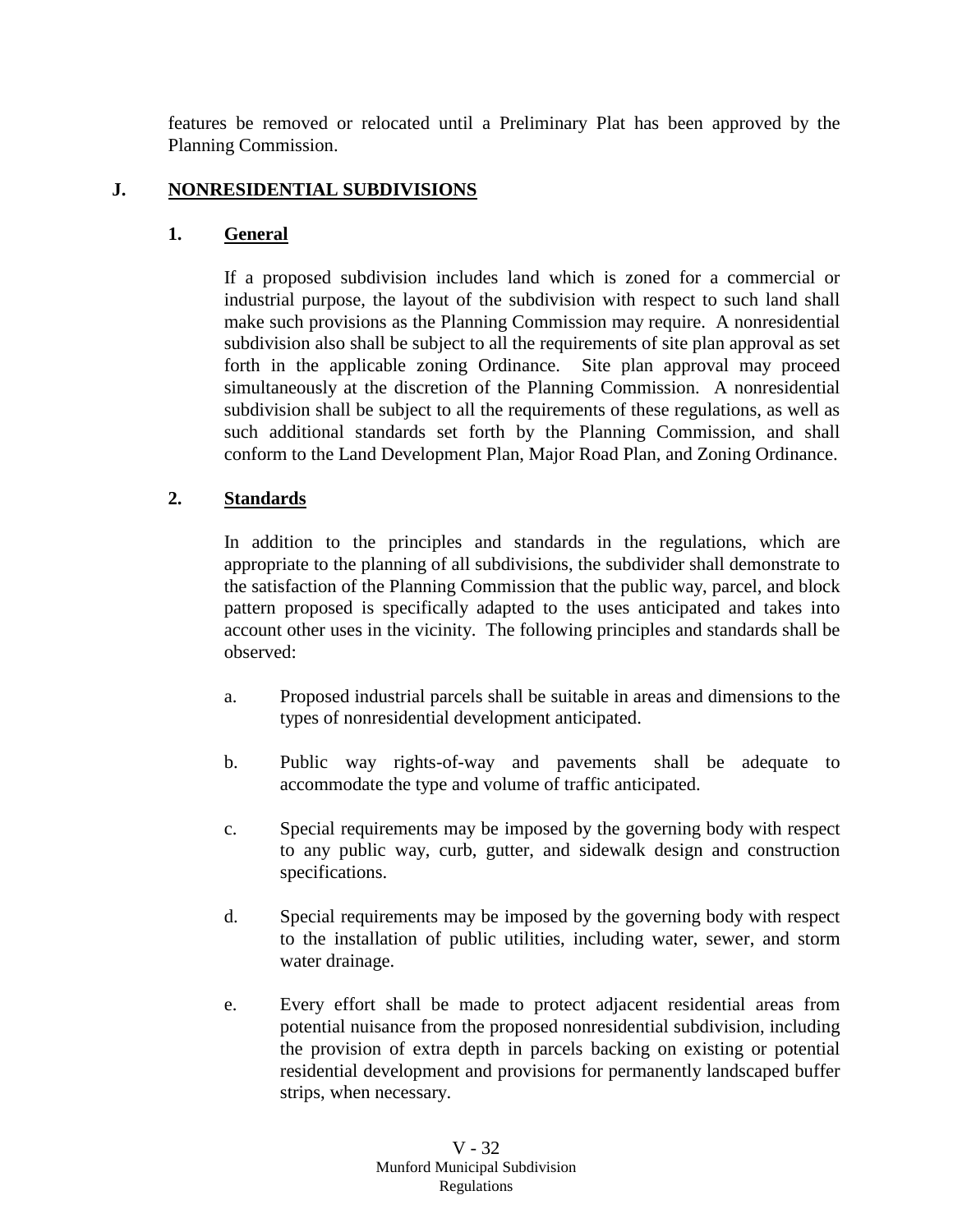features be removed or relocated until a Preliminary Plat has been approved by the Planning Commission.

## J. NONRESIDENTIAL SUBDIVISIONS

### 1. General

If a proposed subdivision includes land which is zoned for a commercial or industrial purpose, the layout of the subdivision with respect to such land shall make such provisions as the Planning Commission may require. A nonresidential subdivision also shall be subject to all the requirements of site plan approval as set forth in the applicable zoning Ordinance. Site plan approval may proceed simultaneously at the discretion of the Planning Commission. A nonresidential subdivision shall be subject to all the requirements of these regulations, as well as such additional standards set forth by the Planning Commission, and shall conform to the Land Development Plan, Major Road Plan, and Zoning Ordinance.

### 2. Standards

In addition to the principles and standards in the regulations, which are appropriate to the planning of all subdivisions, the subdivider shall demonstrate to the satisfaction of the Planning Commission that the public way, parcel, and block pattern proposed is specifically adapted to the uses anticipated and takes into account other uses in the vicinity. The following principles and standards shall be observed:

a. Proposed industrial parcels shall be suitable in areas and dimensions to the types of nonresidential development anticipated.

b. Public way rights-of-way and pavements shall be adequate to accommodate the type and volume of traffic anticipated.

c. Special requirements may be imposed by the governing body with respect to any public way, curb, gutter, and sidewalk design and construction specifications.

d. Special requirements may be imposed by the governing body with respect to the installation of public utilities, including water, sewer, and storm water drainage.

e. Every effort shall be made to protect adjacent residential areas from potential nuisance from the proposed nonresidential subdivision, including the provision of extra depth in parcels backing on existing or potential residential development and provisions for permanently landscaped buffer strips, when necessary.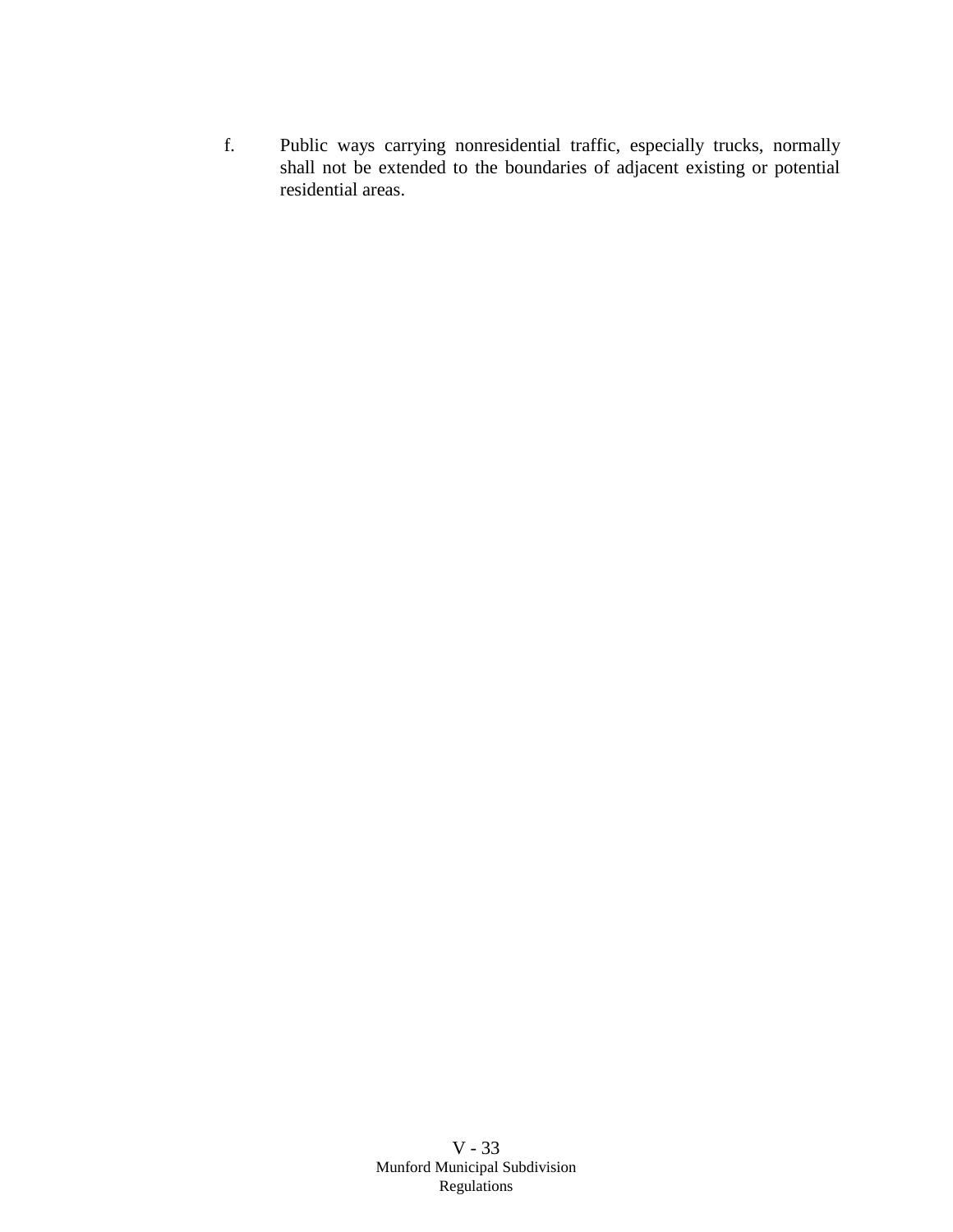f. Public ways carrying nonresidential traffic, especially trucks, normally shall not be extended to the boundaries of adjacent existing or potential residential areas.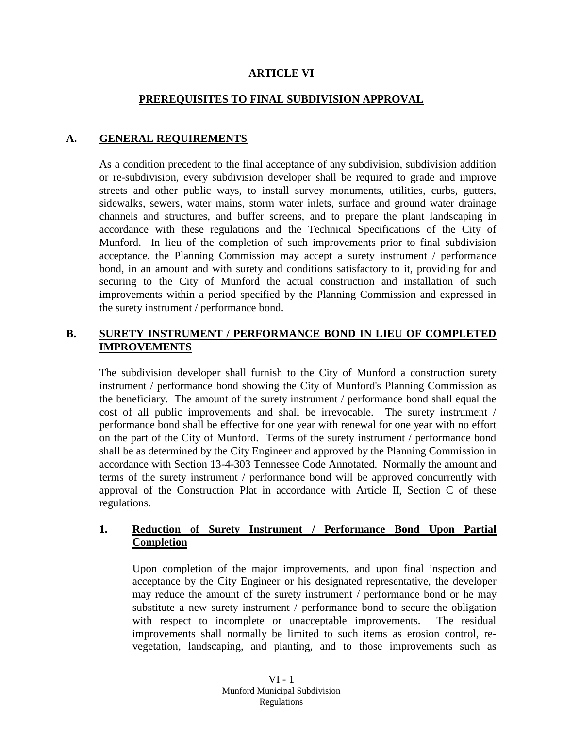# ARTICLE VI

## PREREQUISITES TO FINAL SUBDIVISION APPROVAL

### A. GENERAL REQUIREMENTS

As a condition precedent to the final acceptance of any subdivision, subdivision addition or re-subdivision, every subdivision developer shall be required to grade and improve streets and other public ways, to install survey monuments, utilities, curbs, gutters, sidewalks, sewers, water mains, storm water inlets, surface and ground water drainage channels and structures, and buffer screens, and to prepare the plant landscaping in accordance with these regulations and the Technical Specifications of the City of Munford. In lieu of the completion of such improvements prior to final subdivision acceptance, the Planning Commission may accept a surety instrument / performance bond, in an amount and with surety and conditions satisfactory to it, providing for and securing to the City of Munford the actual construction and installation of such improvements within a period specified by the Planning Commission and expressed in the surety instrument / performance bond.

### B. SURETY INSTRUMENT / PERFORMANCE BOND IN LIEU OF COMPLETED IMPROVEMENTS

The subdivision developer shall furnish to the City of Munford a construction surety instrument / performance bond showing the City of Munford's Planning Commission as the beneficiary. The amount of the surety instrument / performance bond shall equal the cost of all public improvements and shall be irrevocable. The surety instrument / performance bond shall be effective for one year with renewal for one year with no effort on the part of the City of Munford. Terms of the surety instrument / performance bond shall be as determined by the City Engineer and approved by the Planning Commission in accordance with Section 13-4-303 Tennessee Code Annotated. Normally the amount and terms of the surety instrument / performance bond will be approved concurrently with approval of the Construction Plat in accordance with Article II, Section C of these regulations.

#### 1. Reduction of Surety Instrument / Performance Bond Upon Partial Completion

Upon completion of the major improvements, and upon final inspection and acceptance by the City Engineer or his designated representative, the developer may reduce the amount of the surety instrument / performance bond or he may substitute a new surety instrument / performance bond to secure the obligation with respect to incomplete or unacceptable improvements. The residual improvements shall normally be limited to such items as erosion control, re-vegetation, landscaping, and planting, and to those improvements such as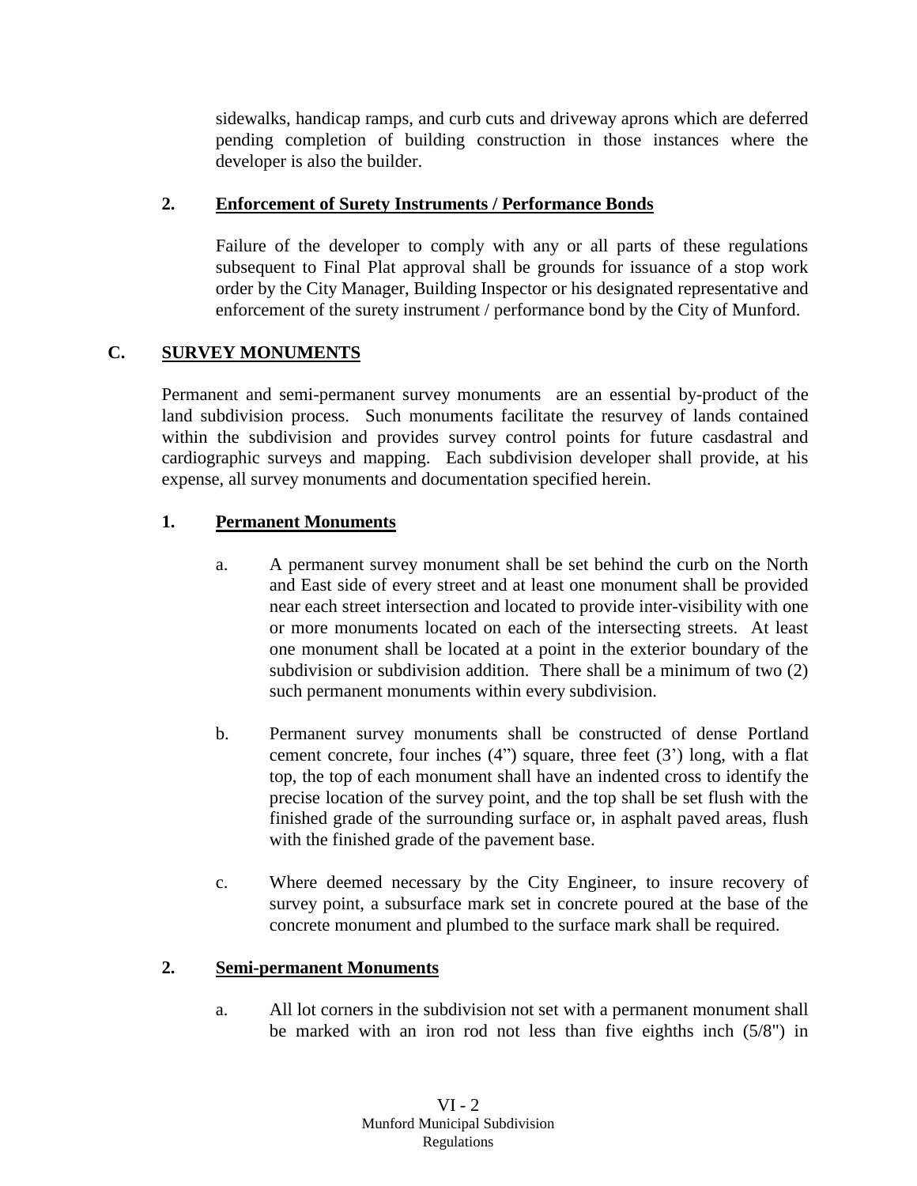sidewalks, handicap ramps, and curb cuts and driveway aprons which are deferred pending completion of building construction in those instances where the developer is also the builder.

**2. Enforcement of Surety Instruments / Performance Bonds**

Failure of the developer to comply with any or all parts of these regulations subsequent to Final Plat approval shall be grounds for issuance of a stop work order by the City Manager, Building Inspector or his designated representative and enforcement of the surety instrument / performance bond by the City of Munford.

## C. SURVEY MONUMENTS

Permanent and semi-permanent survey monuments are an essential by-product of the land subdivision process. Such monuments facilitate the resurvey of lands contained within the subdivision and provides survey control points for future casdastral and cardiographic surveys and mapping. Each subdivision developer shall provide, at his expense, all survey monuments and documentation specified herein.

**1. Permanent Monuments**

a. A permanent survey monument shall be set behind the curb on the North and East side of every street and at least one monument shall be provided near each street intersection and located to provide inter-visibility with one or more monuments located on each of the intersecting streets. At least one monument shall be located at a point in the exterior boundary of the subdivision or subdivision addition. There shall be a minimum of two (2) such permanent monuments within every subdivision.

b. Permanent survey monuments shall be constructed of dense Portland cement concrete, four inches (4") square, three feet (3') long, with a flat top, the top of each monument shall have an indented cross to identify the precise location of the survey point, and the top shall be set flush with the finished grade of the surrounding surface or, in asphalt paved areas, flush with the finished grade of the pavement base.

c. Where deemed necessary by the City Engineer, to insure recovery of survey point, a subsurface mark set in concrete poured at the base of the concrete monument and plumbed to the surface mark shall be required.

**2. Semi-permanent Monuments**

a. All lot corners in the subdivision not set with a permanent monument shall be marked with an iron rod not less than five eighths inch (5/8") in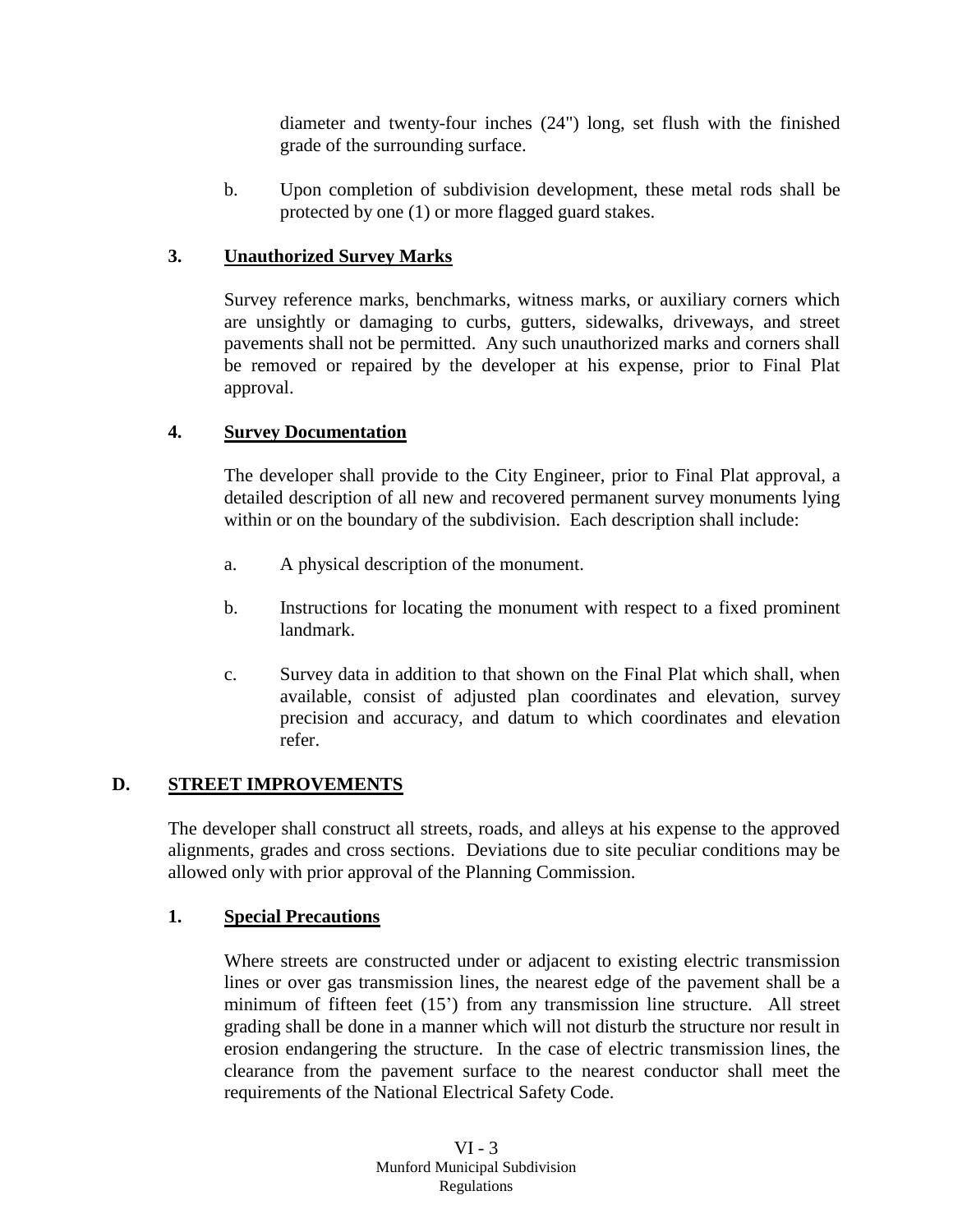diameter and twenty-four inches (24") long, set flush with the finished grade of the surrounding surface.

b. Upon completion of subdivision development, these metal rods shall be protected by one (1) or more flagged guard stakes.

### 3. Unauthorized Survey Marks

Survey reference marks, benchmarks, witness marks, or auxiliary corners which are unsightly or damaging to curbs, gutters, sidewalks, driveways, and street pavements shall not be permitted. Any such unauthorized marks and corners shall be removed or repaired by the developer at his expense, prior to Final Plat approval.

### 4. Survey Documentation

The developer shall provide to the City Engineer, prior to Final Plat approval, a detailed description of all new and recovered permanent survey monuments lying within or on the boundary of the subdivision. Each description shall include:

a. A physical description of the monument.

b. Instructions for locating the monument with respect to a fixed prominent landmark.

c. Survey data in addition to that shown on the Final Plat which shall, when available, consist of adjusted plan coordinates and elevation, survey precision and accuracy, and datum to which coordinates and elevation refer.

## D. STREET IMPROVEMENTS

The developer shall construct all streets, roads, and alleys at his expense to the approved alignments, grades and cross sections. Deviations due to site peculiar conditions may be allowed only with prior approval of the Planning Commission.

### 1. Special Precautions

Where streets are constructed under or adjacent to existing electric transmission lines or over gas transmission lines, the nearest edge of the pavement shall be a minimum of fifteen feet (15') from any transmission line structure. All street grading shall be done in a manner which will not disturb the structure nor result in erosion endangering the structure. In the case of electric transmission lines, the clearance from the pavement surface to the nearest conductor shall meet the requirements of the National Electrical Safety Code.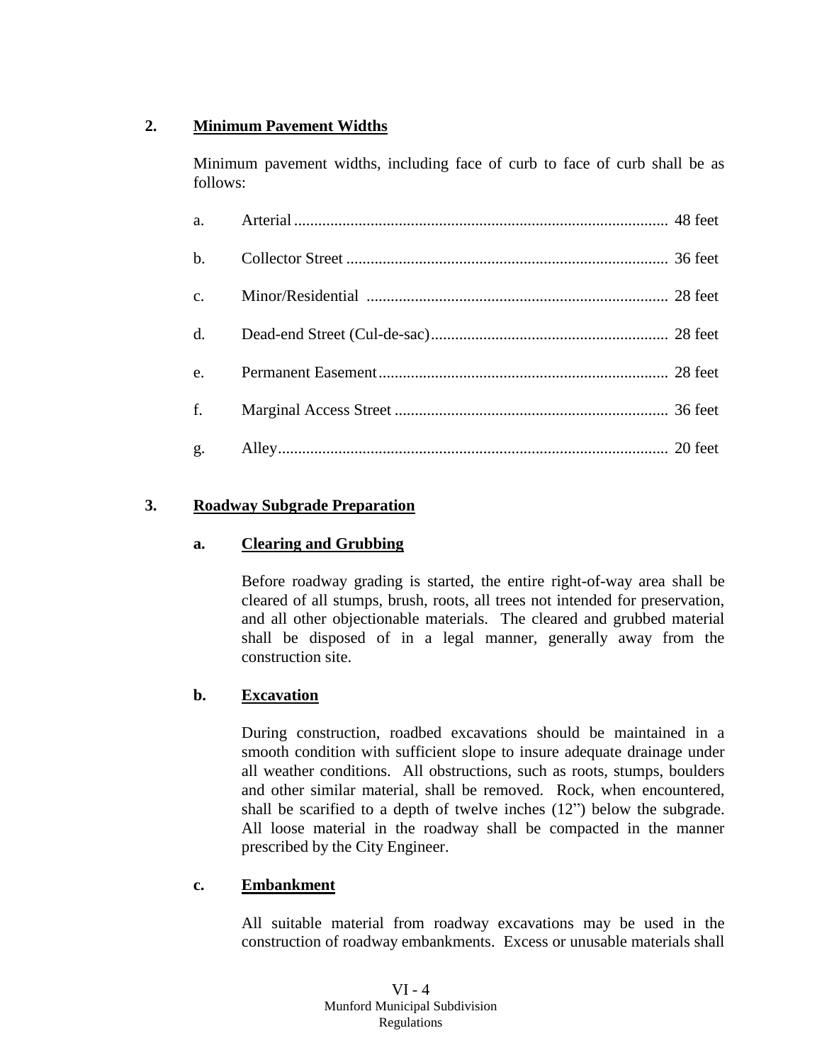## 2. Minimum Pavement Widths

Minimum pavement widths, including face of curb to face of curb shall be as follows:

a. Arterial ........................................................................................... 48 feet

b. Collector Street ............................................................................... 36 feet

c. Minor/Residential ........................................................................... 28 feet

d. Dead-end Street (Cul-de-sac)........................................................... 28 feet

e. Permanent Easement........................................................................ 28 feet

f. Marginal Access Street .................................................................... 36 feet

g. Alley................................................................................................ 20 feet

## 3. Roadway Subgrade Preparation

### a. Clearing and Grubbing

Before roadway grading is started, the entire right-of-way area shall be cleared of all stumps, brush, roots, all trees not intended for preservation, and all other objectionable materials. The cleared and grubbed material shall be disposed of in a legal manner, generally away from the construction site.

### b. Excavation

During construction, roadbed excavations should be maintained in a smooth condition with sufficient slope to insure adequate drainage under all weather conditions. All obstructions, such as roots, stumps, boulders and other similar material, shall be removed. Rock, when encountered, shall be scarified to a depth of twelve inches (12") below the subgrade. All loose material in the roadway shall be compacted in the manner prescribed by the City Engineer.

### c. Embankment

All suitable material from roadway excavations may be used in the construction of roadway embankments. Excess or unusable materials shall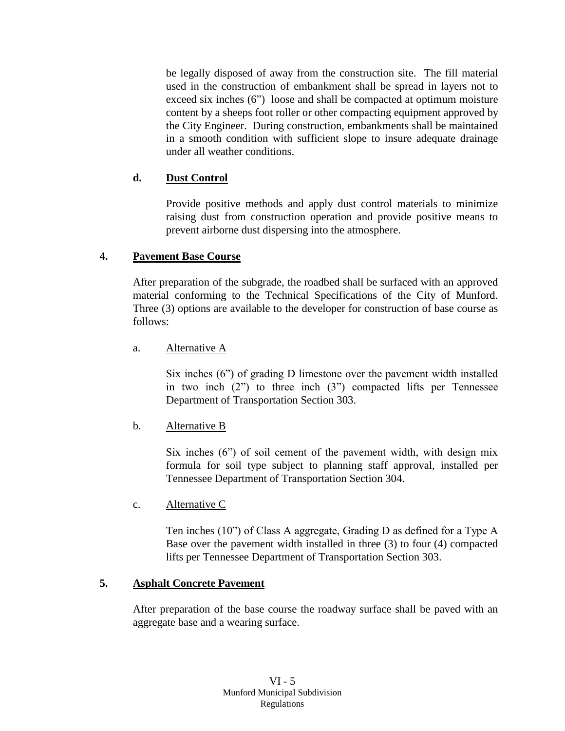be legally disposed of away from the construction site. The fill material used in the construction of embankment shall be spread in layers not to exceed six inches (6") loose and shall be compacted at optimum moisture content by a sheeps foot roller or other compacting equipment approved by the City Engineer. During construction, embankments shall be maintained in a smooth condition with sufficient slope to insure adequate drainage under all weather conditions.

**d. <u>Dust Control</u>**

Provide positive methods and apply dust control materials to minimize raising dust from construction operation and provide positive means to prevent airborne dust dispersing into the atmosphere.

### 4. <u>Pavement Base Course</u>

After preparation of the subgrade, the roadbed shall be surfaced with an approved material conforming to the Technical Specifications of the City of Munford. Three (3) options are available to the developer for construction of base course as follows:

a. <u>Alternative A</u>

Six inches (6") of grading D limestone over the pavement width installed in two inch (2") to three inch (3") compacted lifts per Tennessee Department of Transportation Section 303.

b. <u>Alternative B</u>

Six inches (6") of soil cement of the pavement width, with design mix formula for soil type subject to planning staff approval, installed per Tennessee Department of Transportation Section 304.

c. <u>Alternative C</u>

Ten inches (10") of Class A aggregate, Grading D as defined for a Type A Base over the pavement width installed in three (3) to four (4) compacted lifts per Tennessee Department of Transportation Section 303.

### 5. <u>Asphalt Concrete Pavement</u>

After preparation of the base course the roadway surface shall be paved with an aggregate base and a wearing surface.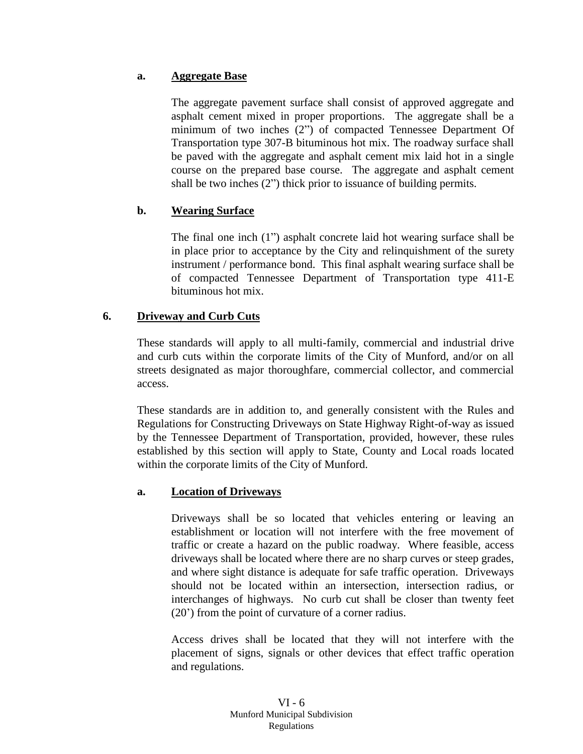### a. **Aggregate Base**

The aggregate pavement surface shall consist of approved aggregate and asphalt cement mixed in proper proportions. The aggregate shall be a minimum of two inches (2") of compacted Tennessee Department Of Transportation type 307-B bituminous hot mix. The roadway surface shall be paved with the aggregate and asphalt cement mix laid hot in a single course on the prepared base course. The aggregate and asphalt cement shall be two inches (2") thick prior to issuance of building permits.

### b. **Wearing Surface**

The final one inch (1") asphalt concrete laid hot wearing surface shall be in place prior to acceptance by the City and relinquishment of the surety instrument / performance bond. This final asphalt wearing surface shall be of compacted Tennessee Department of Transportation type 411-E bituminous hot mix.

## 6. **Driveway and Curb Cuts**

These standards will apply to all multi-family, commercial and industrial drive and curb cuts within the corporate limits of the City of Munford, and/or on all streets designated as major thoroughfare, commercial collector, and commercial access.

These standards are in addition to, and generally consistent with the Rules and Regulations for Constructing Driveways on State Highway Right-of-way as issued by the Tennessee Department of Transportation, provided, however, these rules established by this section will apply to State, County and Local roads located within the corporate limits of the City of Munford.

### a. **Location of Driveways**

Driveways shall be so located that vehicles entering or leaving an establishment or location will not interfere with the free movement of traffic or create a hazard on the public roadway. Where feasible, access driveways shall be located where there are no sharp curves or steep grades, and where sight distance is adequate for safe traffic operation. Driveways should not be located within an intersection, intersection radius, or interchanges of highways. No curb cut shall be closer than twenty feet (20') from the point of curvature of a corner radius.

Access drives shall be located that they will not interfere with the placement of signs, signals or other devices that effect traffic operation and regulations.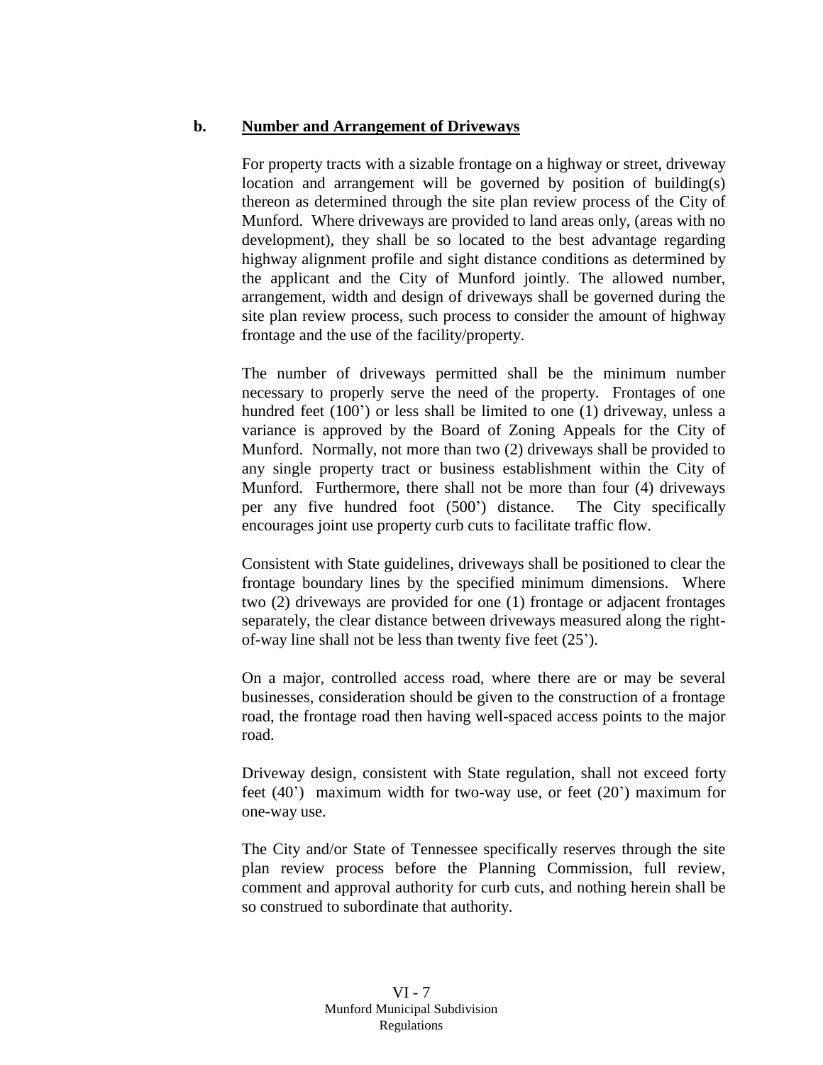**b. Number and Arrangement of Driveways**

For property tracts with a sizable frontage on a highway or street, driveway location and arrangement will be governed by position of building(s) thereon as determined through the site plan review process of the City of Munford. Where driveways are provided to land areas only, (areas with no development), they shall be so located to the best advantage regarding highway alignment profile and sight distance conditions as determined by the applicant and the City of Munford jointly. The allowed number, arrangement, width and design of driveways shall be governed during the site plan review process, such process to consider the amount of highway frontage and the use of the facility/property.

The number of driveways permitted shall be the minimum number necessary to properly serve the need of the property. Frontages of one hundred feet (100') or less shall be limited to one (1) driveway, unless a variance is approved by the Board of Zoning Appeals for the City of Munford. Normally, not more than two (2) driveways shall be provided to any single property tract or business establishment within the City of Munford. Furthermore, there shall not be more than four (4) driveways per any five hundred foot (500') distance. The City specifically encourages joint use property curb cuts to facilitate traffic flow.

Consistent with State guidelines, driveways shall be positioned to clear the frontage boundary lines by the specified minimum dimensions. Where two (2) driveways are provided for one (1) frontage or adjacent frontages separately, the clear distance between driveways measured along the right-of-way line shall not be less than twenty five feet (25').

On a major, controlled access road, where there are or may be several businesses, consideration should be given to the construction of a frontage road, the frontage road then having well-spaced access points to the major road.

Driveway design, consistent with State regulation, shall not exceed forty feet (40') maximum width for two-way use, or feet (20') maximum for one-way use.

The City and/or State of Tennessee specifically reserves through the site plan review process before the Planning Commission, full review, comment and approval authority for curb cuts, and nothing herein shall be so construed to subordinate that authority.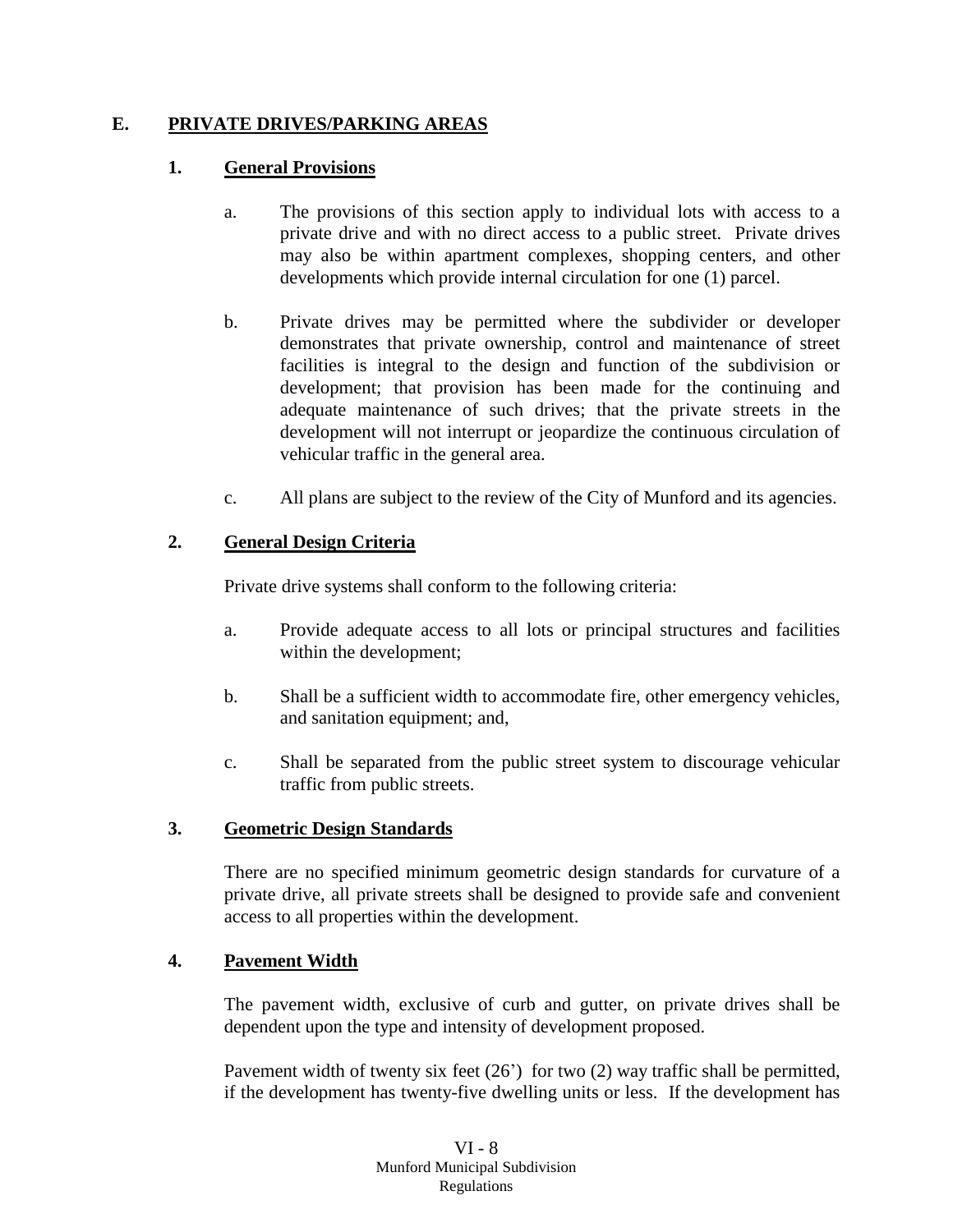## E. PRIVATE DRIVES/PARKING AREAS

### 1. General Provisions

a. The provisions of this section apply to individual lots with access to a private drive and with no direct access to a public street. Private drives may also be within apartment complexes, shopping centers, and other developments which provide internal circulation for one (1) parcel.

b. Private drives may be permitted where the subdivider or developer demonstrates that private ownership, control and maintenance of street facilities is integral to the design and function of the subdivision or development; that provision has been made for the continuing and adequate maintenance of such drives; that the private streets in the development will not interrupt or jeopardize the continuous circulation of vehicular traffic in the general area.

c. All plans are subject to the review of the City of Munford and its agencies.

### 2. General Design Criteria

Private drive systems shall conform to the following criteria:

a. Provide adequate access to all lots or principal structures and facilities within the development;

b. Shall be a sufficient width to accommodate fire, other emergency vehicles, and sanitation equipment; and,

c. Shall be separated from the public street system to discourage vehicular traffic from public streets.

### 3. Geometric Design Standards

There are no specified minimum geometric design standards for curvature of a private drive, all private streets shall be designed to provide safe and convenient access to all properties within the development.

### 4. Pavement Width

The pavement width, exclusive of curb and gutter, on private drives shall be dependent upon the type and intensity of development proposed.

Pavement width of twenty six feet (26') for two (2) way traffic shall be permitted, if the development has twenty-five dwelling units or less. If the development has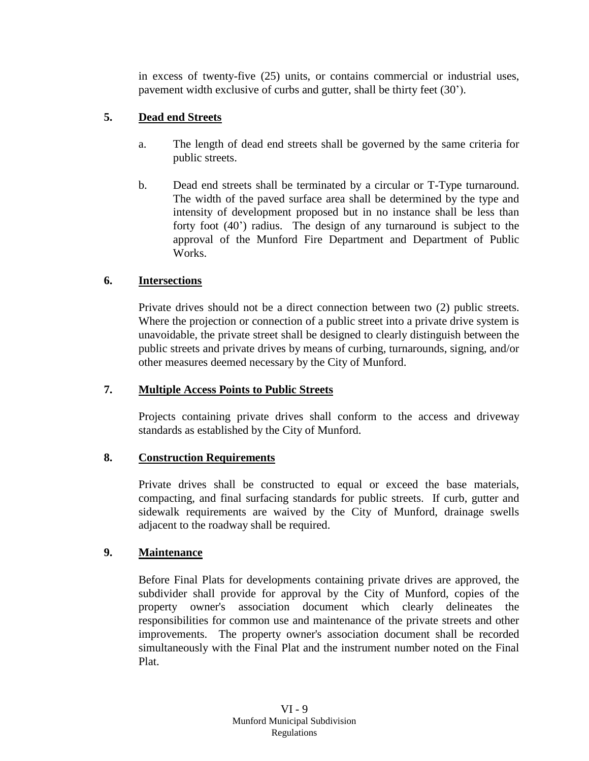in excess of twenty-five (25) units, or contains commercial or industrial uses, pavement width exclusive of curbs and gutter, shall be thirty feet (30').

**5. Dead end Streets**

a. The length of dead end streets shall be governed by the same criteria for public streets.

b. Dead end streets shall be terminated by a circular or T-Type turnaround. The width of the paved surface area shall be determined by the type and intensity of development proposed but in no instance shall be less than forty foot (40') radius. The design of any turnaround is subject to the approval of the Munford Fire Department and Department of Public Works.

**6. Intersections**

Private drives should not be a direct connection between two (2) public streets. Where the projection or connection of a public street into a private drive system is unavoidable, the private street shall be designed to clearly distinguish between the public streets and private drives by means of curbing, turnarounds, signing, and/or other measures deemed necessary by the City of Munford.

**7. Multiple Access Points to Public Streets**

Projects containing private drives shall conform to the access and driveway standards as established by the City of Munford.

**8. Construction Requirements**

Private drives shall be constructed to equal or exceed the base materials, compacting, and final surfacing standards for public streets. If curb, gutter and sidewalk requirements are waived by the City of Munford, drainage swells adjacent to the roadway shall be required.

**9. Maintenance**

Before Final Plats for developments containing private drives are approved, the subdivider shall provide for approval by the City of Munford, copies of the property owner's association document which clearly delineates the responsibilities for common use and maintenance of the private streets and other improvements. The property owner's association document shall be recorded simultaneously with the Final Plat and the instrument number noted on the Final Plat.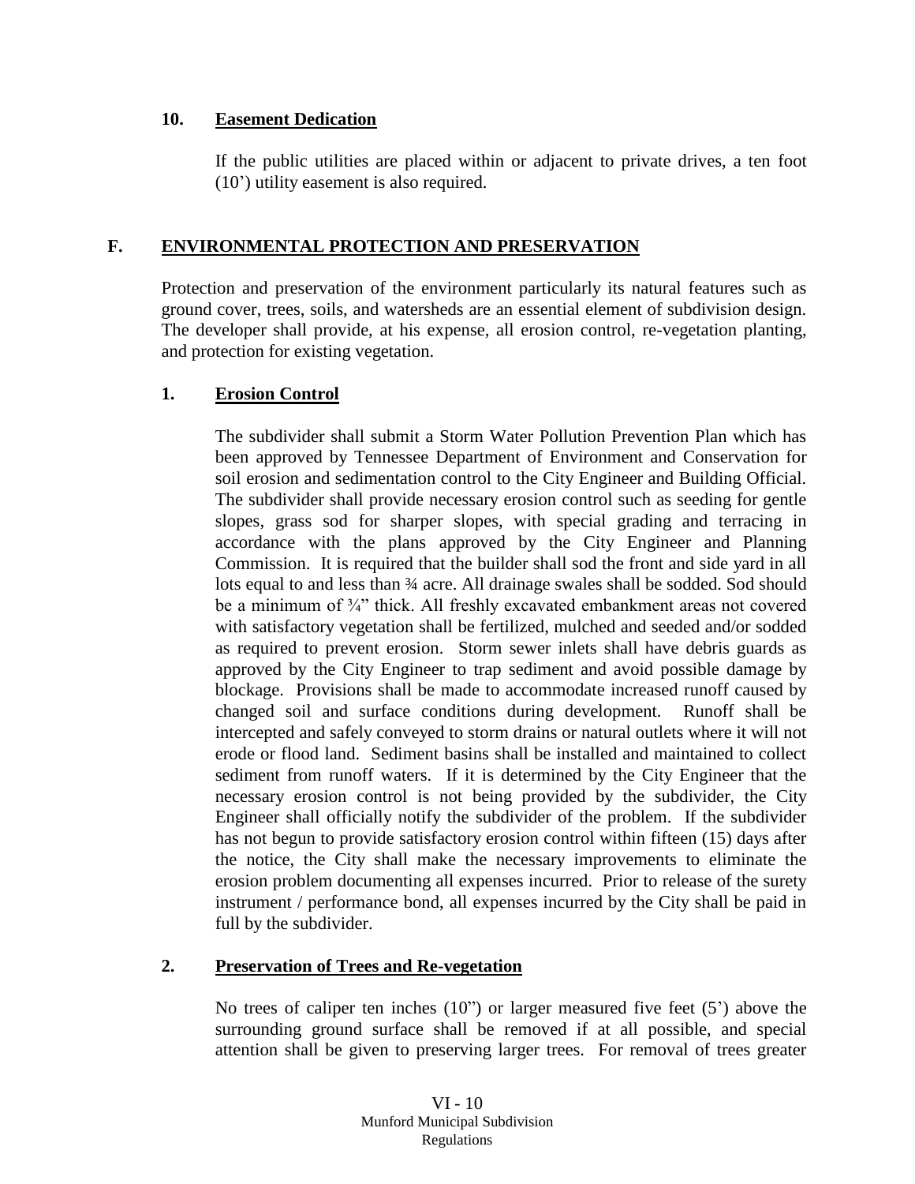### 10. Easement Dedication

If the public utilities are placed within or adjacent to private drives, a ten foot (10') utility easement is also required.

## F. ENVIRONMENTAL PROTECTION AND PRESERVATION

Protection and preservation of the environment particularly its natural features such as ground cover, trees, soils, and watersheds are an essential element of subdivision design. The developer shall provide, at his expense, all erosion control, re-vegetation planting, and protection for existing vegetation.

### 1. Erosion Control

The subdivider shall submit a Storm Water Pollution Prevention Plan which has been approved by Tennessee Department of Environment and Conservation for soil erosion and sedimentation control to the City Engineer and Building Official. The subdivider shall provide necessary erosion control such as seeding for gentle slopes, grass sod for sharper slopes, with special grading and terracing in accordance with the plans approved by the City Engineer and Planning Commission. It is required that the builder shall sod the front and side yard in all lots equal to and less than ¾ acre. All drainage swales shall be sodded. Sod should be a minimum of ¾" thick. All freshly excavated embankment areas not covered with satisfactory vegetation shall be fertilized, mulched and seeded and/or sodded as required to prevent erosion. Storm sewer inlets shall have debris guards as approved by the City Engineer to trap sediment and avoid possible damage by blockage. Provisions shall be made to accommodate increased runoff caused by changed soil and surface conditions during development. Runoff shall be intercepted and safely conveyed to storm drains or natural outlets where it will not erode or flood land. Sediment basins shall be installed and maintained to collect sediment from runoff waters. If it is determined by the City Engineer that the necessary erosion control is not being provided by the subdivider, the City Engineer shall officially notify the subdivider of the problem. If the subdivider has not begun to provide satisfactory erosion control within fifteen (15) days after the notice, the City shall make the necessary improvements to eliminate the erosion problem documenting all expenses incurred. Prior to release of the surety instrument / performance bond, all expenses incurred by the City shall be paid in full by the subdivider.

### 2. Preservation of Trees and Re-vegetation

No trees of caliper ten inches (10") or larger measured five feet (5') above the surrounding ground surface shall be removed if at all possible, and special attention shall be given to preserving larger trees. For removal of trees greater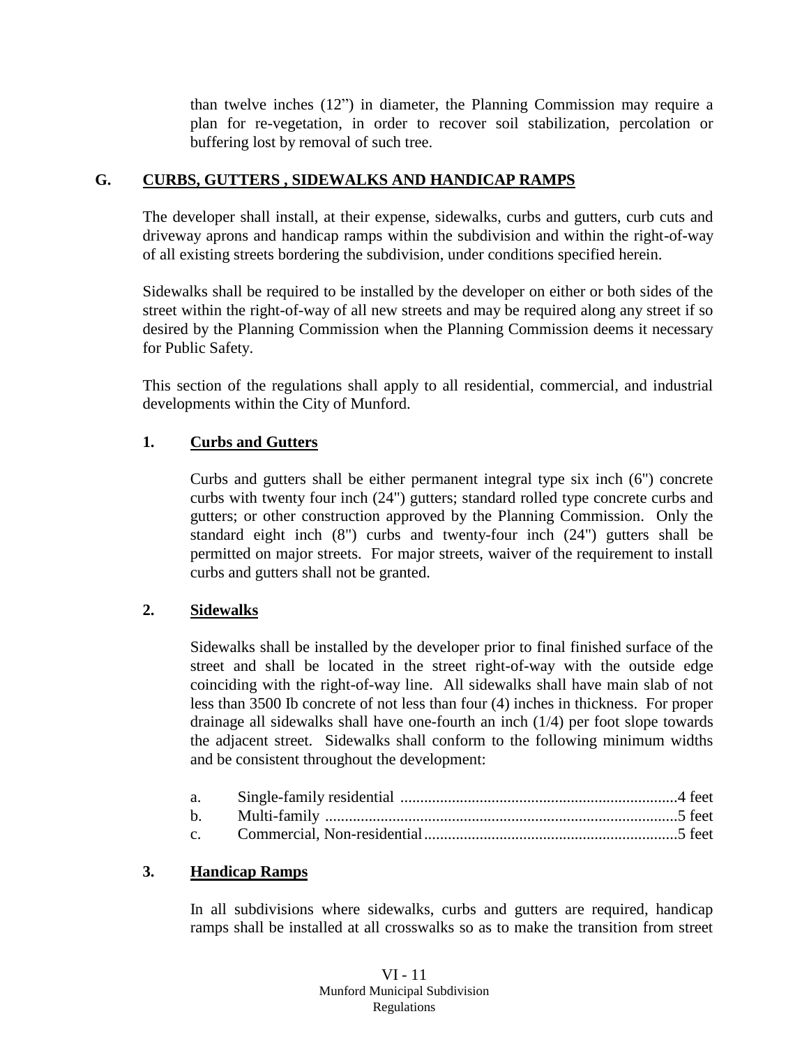than twelve inches (12") in diameter, the Planning Commission may require a plan for re-vegetation, in order to recover soil stabilization, percolation or buffering lost by removal of such tree.

## G. CURBS, GUTTERS , SIDEWALKS AND HANDICAP RAMPS

The developer shall install, at their expense, sidewalks, curbs and gutters, curb cuts and driveway aprons and handicap ramps within the subdivision and within the right-of-way of all existing streets bordering the subdivision, under conditions specified herein.

Sidewalks shall be required to be installed by the developer on either or both sides of the street within the right-of-way of all new streets and may be required along any street if so desired by the Planning Commission when the Planning Commission deems it necessary for Public Safety.

This section of the regulations shall apply to all residential, commercial, and industrial developments within the City of Munford.

### 1. Curbs and Gutters

Curbs and gutters shall be either permanent integral type six inch (6") concrete curbs with twenty four inch (24") gutters; standard rolled type concrete curbs and gutters; or other construction approved by the Planning Commission. Only the standard eight inch (8") curbs and twenty-four inch (24") gutters shall be permitted on major streets. For major streets, waiver of the requirement to install curbs and gutters shall not be granted.

### 2. Sidewalks

Sidewalks shall be installed by the developer prior to final finished surface of the street and shall be located in the street right-of-way with the outside edge coinciding with the right-of-way line. All sidewalks shall have main slab of not less than 3500 Ib concrete of not less than four (4) inches in thickness. For proper drainage all sidewalks shall have one-fourth an inch (1/4) per foot slope towards the adjacent street. Sidewalks shall conform to the following minimum widths and be consistent throughout the development:

a. Single-family residential ......................................................................4 feet
b. Multi-family .........................................................................................5 feet
c. Commercial, Non-residential................................................................5 feet

### 3. Handicap Ramps

In all subdivisions where sidewalks, curbs and gutters are required, handicap ramps shall be installed at all crosswalks so as to make the transition from street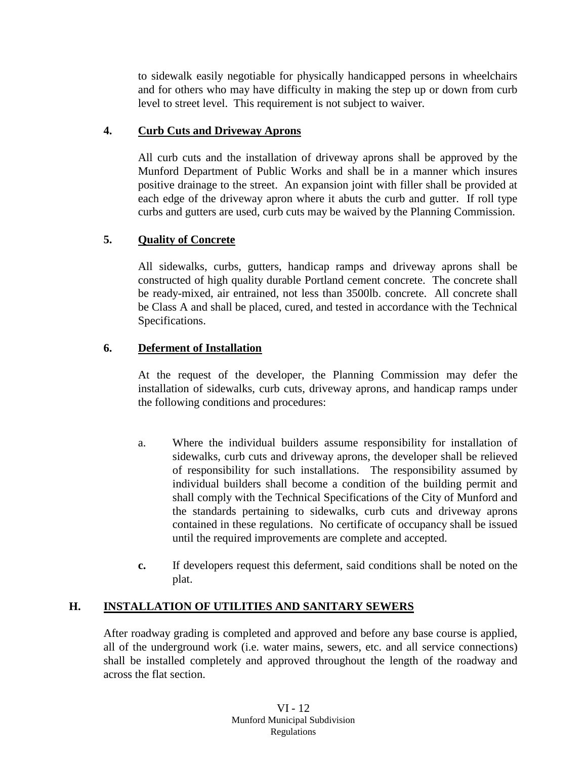to sidewalk easily negotiable for physically handicapped persons in wheelchairs and for others who may have difficulty in making the step up or down from curb level to street level. This requirement is not subject to waiver.

**4. Curb Cuts and Driveway Aprons**

All curb cuts and the installation of driveway aprons shall be approved by the Munford Department of Public Works and shall be in a manner which insures positive drainage to the street. An expansion joint with filler shall be provided at each edge of the driveway apron where it abuts the curb and gutter. If roll type curbs and gutters are used, curb cuts may be waived by the Planning Commission.

**5. Quality of Concrete**

All sidewalks, curbs, gutters, handicap ramps and driveway aprons shall be constructed of high quality durable Portland cement concrete. The concrete shall be ready-mixed, air entrained, not less than 3500lb. concrete. All concrete shall be Class A and shall be placed, cured, and tested in accordance with the Technical Specifications.

**6. Deferment of Installation**

At the request of the developer, the Planning Commission may defer the installation of sidewalks, curb cuts, driveway aprons, and handicap ramps under the following conditions and procedures:

a. Where the individual builders assume responsibility for installation of sidewalks, curb cuts and driveway aprons, the developer shall be relieved of responsibility for such installations. The responsibility assumed by individual builders shall become a condition of the building permit and shall comply with the Technical Specifications of the City of Munford and the standards pertaining to sidewalks, curb cuts and driveway aprons contained in these regulations. No certificate of occupancy shall be issued until the required improvements are complete and accepted.

**c.** If developers request this deferment, said conditions shall be noted on the plat.

## H. INSTALLATION OF UTILITIES AND SANITARY SEWERS

After roadway grading is completed and approved and before any base course is applied, all of the underground work (i.e. water mains, sewers, etc. and all service connections) shall be installed completely and approved throughout the length of the roadway and across the flat section.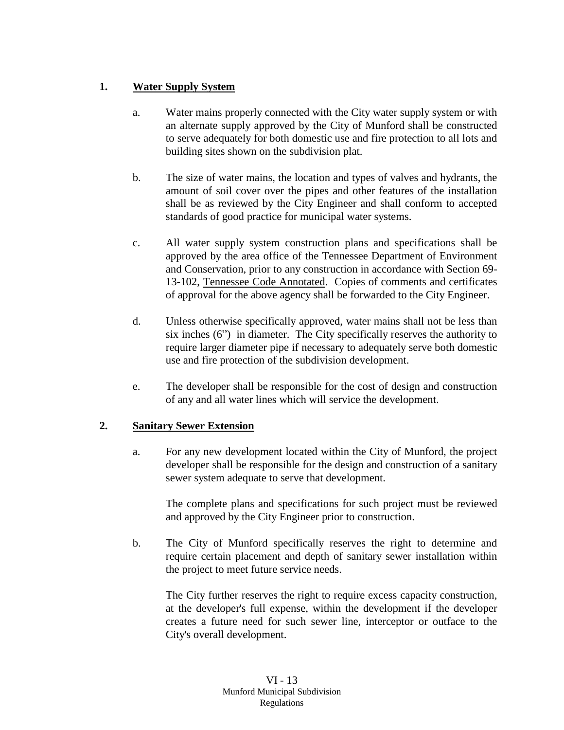**1. Water Supply System**

a. Water mains properly connected with the City water supply system or with an alternate supply approved by the City of Munford shall be constructed to serve adequately for both domestic use and fire protection to all lots and building sites shown on the subdivision plat.

b. The size of water mains, the location and types of valves and hydrants, the amount of soil cover over the pipes and other features of the installation shall be as reviewed by the City Engineer and shall conform to accepted standards of good practice for municipal water systems.

c. All water supply system construction plans and specifications shall be approved by the area office of the Tennessee Department of Environment and Conservation, prior to any construction in accordance with Section 69-13-102, Tennessee Code Annotated. Copies of comments and certificates of approval for the above agency shall be forwarded to the City Engineer.

d. Unless otherwise specifically approved, water mains shall not be less than six inches (6") in diameter. The City specifically reserves the authority to require larger diameter pipe if necessary to adequately serve both domestic use and fire protection of the subdivision development.

e. The developer shall be responsible for the cost of design and construction of any and all water lines which will service the development.

**2. Sanitary Sewer Extension**

a. For any new development located within the City of Munford, the project developer shall be responsible for the design and construction of a sanitary sewer system adequate to serve that development.

The complete plans and specifications for such project must be reviewed and approved by the City Engineer prior to construction.

b. The City of Munford specifically reserves the right to determine and require certain placement and depth of sanitary sewer installation within the project to meet future service needs.

The City further reserves the right to require excess capacity construction, at the developer's full expense, within the development if the developer creates a future need for such sewer line, interceptor or outface to the City's overall development.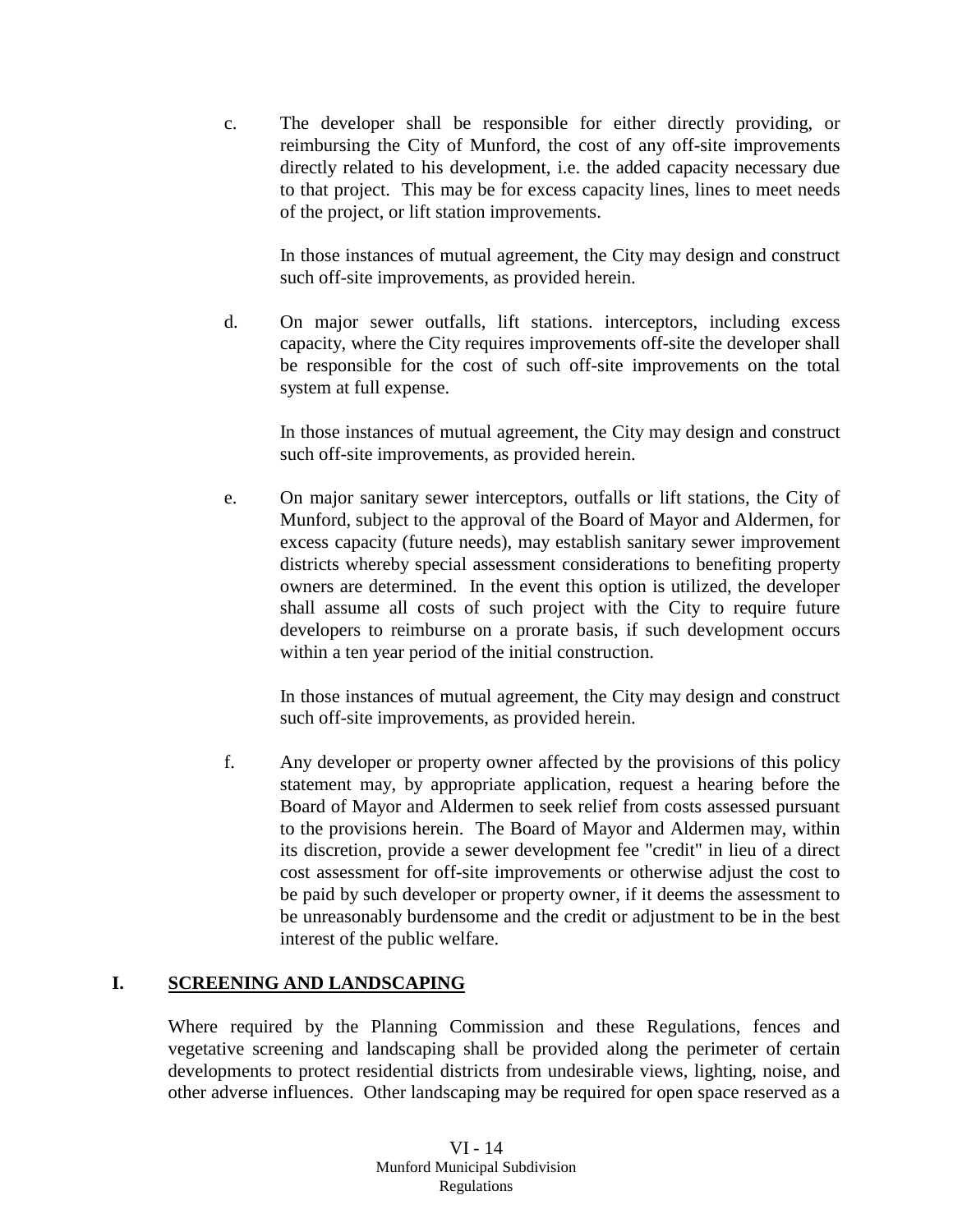c. The developer shall be responsible for either directly providing, or reimbursing the City of Munford, the cost of any off-site improvements directly related to his development, i.e. the added capacity necessary due to that project. This may be for excess capacity lines, lines to meet needs of the project, or lift station improvements.

   In those instances of mutual agreement, the City may design and construct such off-site improvements, as provided herein.

d. On major sewer outfalls, lift stations. interceptors, including excess capacity, where the City requires improvements off-site the developer shall be responsible for the cost of such off-site improvements on the total system at full expense.

   In those instances of mutual agreement, the City may design and construct such off-site improvements, as provided herein.

e. On major sanitary sewer interceptors, outfalls or lift stations, the City of Munford, subject to the approval of the Board of Mayor and Aldermen, for excess capacity (future needs), may establish sanitary sewer improvement districts whereby special assessment considerations to benefiting property owners are determined. In the event this option is utilized, the developer shall assume all costs of such project with the City to require future developers to reimburse on a prorate basis, if such development occurs within a ten year period of the initial construction.

   In those instances of mutual agreement, the City may design and construct such off-site improvements, as provided herein.

f. Any developer or property owner affected by the provisions of this policy statement may, by appropriate application, request a hearing before the Board of Mayor and Aldermen to seek relief from costs assessed pursuant to the provisions herein. The Board of Mayor and Aldermen may, within its discretion, provide a sewer development fee "credit" in lieu of a direct cost assessment for off-site improvements or otherwise adjust the cost to be paid by such developer or property owner, if it deems the assessment to be unreasonably burdensome and the credit or adjustment to be in the best interest of the public welfare.

## I. SCREENING AND LANDSCAPING

Where required by the Planning Commission and these Regulations, fences and vegetative screening and landscaping shall be provided along the perimeter of certain developments to protect residential districts from undesirable views, lighting, noise, and other adverse influences. Other landscaping may be required for open space reserved as a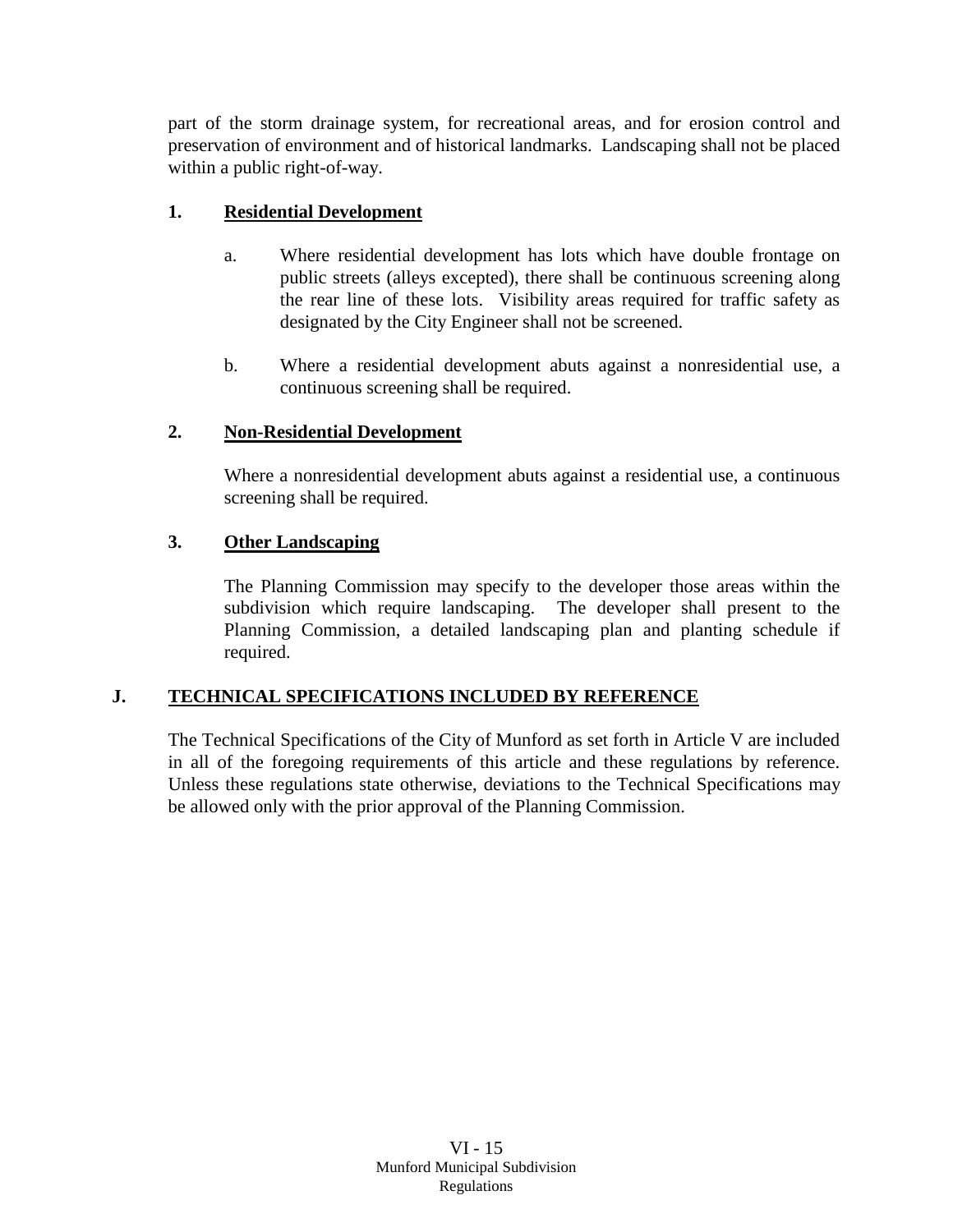part of the storm drainage system, for recreational areas, and for erosion control and preservation of environment and of historical landmarks. Landscaping shall not be placed within a public right-of-way.

### 1. Residential Development

a. Where residential development has lots which have double frontage on public streets (alleys excepted), there shall be continuous screening along the rear line of these lots. Visibility areas required for traffic safety as designated by the City Engineer shall not be screened.

b. Where a residential development abuts against a nonresidential use, a continuous screening shall be required.

### 2. Non-Residential Development

Where a nonresidential development abuts against a residential use, a continuous screening shall be required.

### 3. Other Landscaping

The Planning Commission may specify to the developer those areas within the subdivision which require landscaping. The developer shall present to the Planning Commission, a detailed landscaping plan and planting schedule if required.

## J. TECHNICAL SPECIFICATIONS INCLUDED BY REFERENCE

The Technical Specifications of the City of Munford as set forth in Article V are included in all of the foregoing requirements of this article and these regulations by reference. Unless these regulations state otherwise, deviations to the Technical Specifications may be allowed only with the prior approval of the Planning Commission.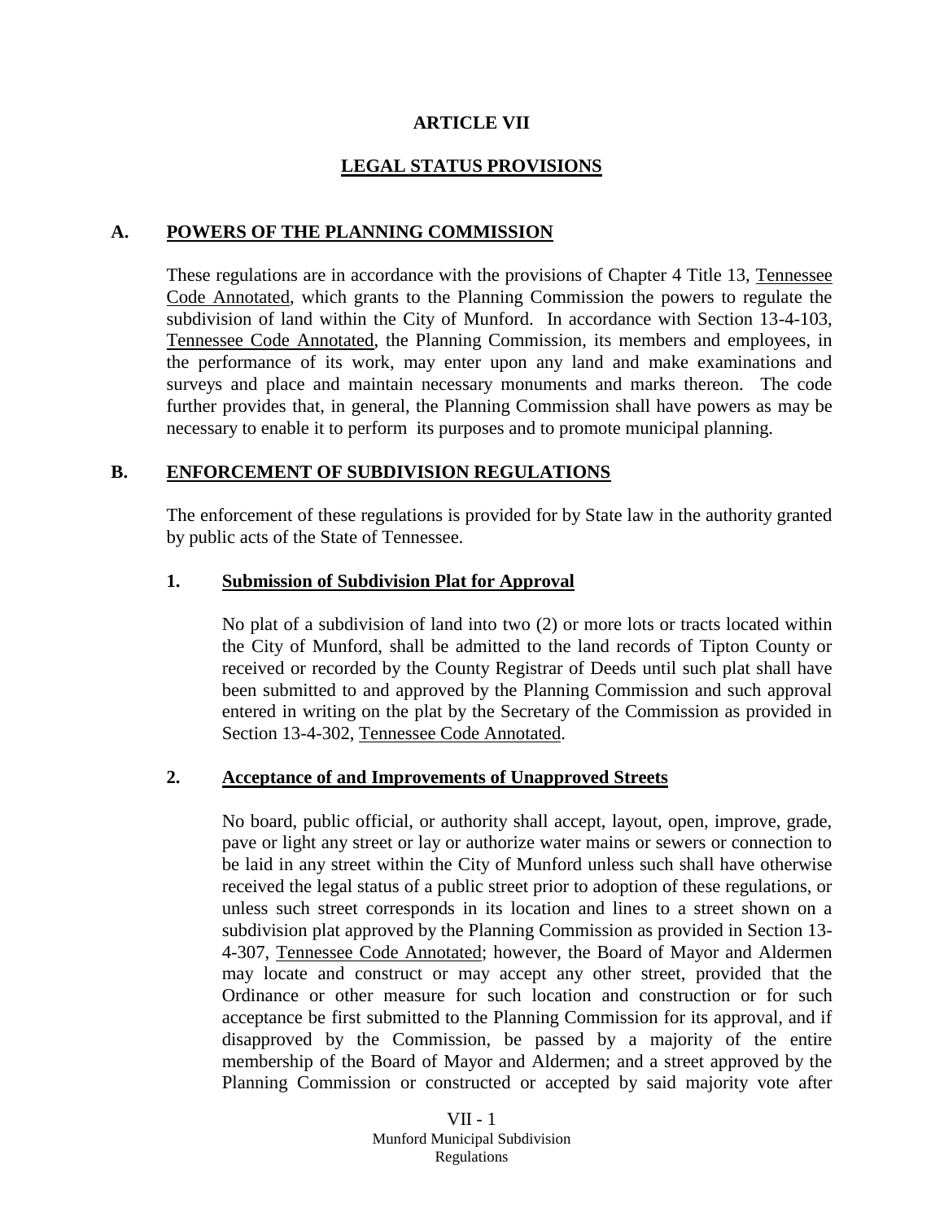# ARTICLE VII

## LEGAL STATUS PROVISIONS

### A. POWERS OF THE PLANNING COMMISSION

These regulations are in accordance with the provisions of Chapter 4 Title 13, Tennessee Code Annotated, which grants to the Planning Commission the powers to regulate the subdivision of land within the City of Munford. In accordance with Section 13-4-103, Tennessee Code Annotated, the Planning Commission, its members and employees, in the performance of its work, may enter upon any land and make examinations and surveys and place and maintain necessary monuments and marks thereon. The code further provides that, in general, the Planning Commission shall have powers as may be necessary to enable it to perform its purposes and to promote municipal planning.

### B. ENFORCEMENT OF SUBDIVISION REGULATIONS

The enforcement of these regulations is provided for by State law in the authority granted by public acts of the State of Tennessee.

#### 1. Submission of Subdivision Plat for Approval

No plat of a subdivision of land into two (2) or more lots or tracts located within the City of Munford, shall be admitted to the land records of Tipton County or received or recorded by the County Registrar of Deeds until such plat shall have been submitted to and approved by the Planning Commission and such approval entered in writing on the plat by the Secretary of the Commission as provided in Section 13-4-302, Tennessee Code Annotated.

#### 2. Acceptance of and Improvements of Unapproved Streets

No board, public official, or authority shall accept, layout, open, improve, grade, pave or light any street or lay or authorize water mains or sewers or connection to be laid in any street within the City of Munford unless such shall have otherwise received the legal status of a public street prior to adoption of these regulations, or unless such street corresponds in its location and lines to a street shown on a subdivision plat approved by the Planning Commission as provided in Section 13-4-307, Tennessee Code Annotated; however, the Board of Mayor and Aldermen may locate and construct or may accept any other street, provided that the Ordinance or other measure for such location and construction or for such acceptance be first submitted to the Planning Commission for its approval, and if disapproved by the Commission, be passed by a majority of the entire membership of the Board of Mayor and Aldermen; and a street approved by the Planning Commission or constructed or accepted by said majority vote after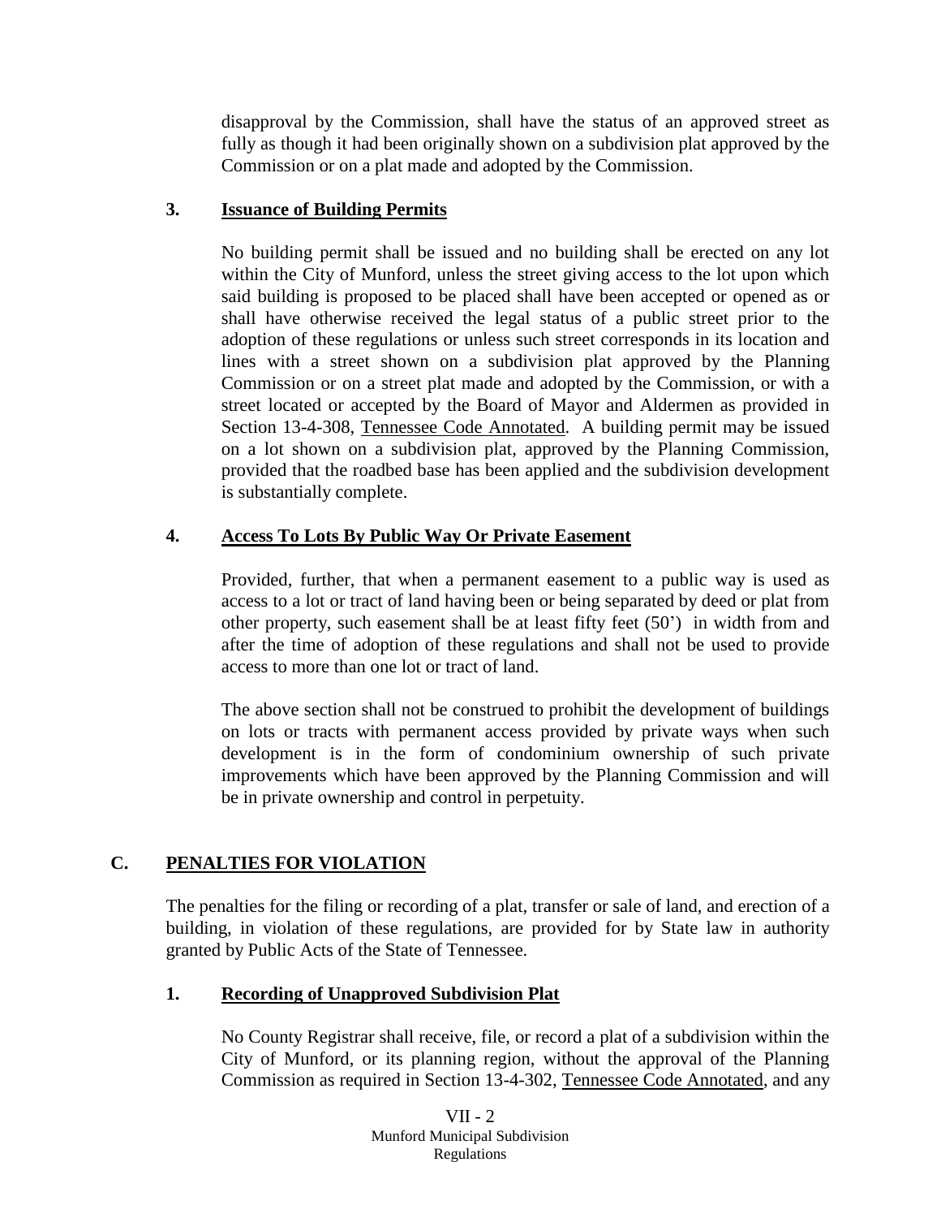disapproval by the Commission, shall have the status of an approved street as fully as though it had been originally shown on a subdivision plat approved by the Commission or on a plat made and adopted by the Commission.

### 3. Issuance of Building Permits

No building permit shall be issued and no building shall be erected on any lot within the City of Munford, unless the street giving access to the lot upon which said building is proposed to be placed shall have been accepted or opened as or shall have otherwise received the legal status of a public street prior to the adoption of these regulations or unless such street corresponds in its location and lines with a street shown on a subdivision plat approved by the Planning Commission or on a street plat made and adopted by the Commission, or with a street located or accepted by the Board of Mayor and Aldermen as provided in Section 13-4-308, Tennessee Code Annotated. A building permit may be issued on a lot shown on a subdivision plat, approved by the Planning Commission, provided that the roadbed base has been applied and the subdivision development is substantially complete.

### 4. Access To Lots By Public Way Or Private Easement

Provided, further, that when a permanent easement to a public way is used as access to a lot or tract of land having been or being separated by deed or plat from other property, such easement shall be at least fifty feet (50') in width from and after the time of adoption of these regulations and shall not be used to provide access to more than one lot or tract of land.

The above section shall not be construed to prohibit the development of buildings on lots or tracts with permanent access provided by private ways when such development is in the form of condominium ownership of such private improvements which have been approved by the Planning Commission and will be in private ownership and control in perpetuity.

## C. PENALTIES FOR VIOLATION

The penalties for the filing or recording of a plat, transfer or sale of land, and erection of a building, in violation of these regulations, are provided for by State law in authority granted by Public Acts of the State of Tennessee.

### 1. Recording of Unapproved Subdivision Plat

No County Registrar shall receive, file, or record a plat of a subdivision within the City of Munford, or its planning region, without the approval of the Planning Commission as required in Section 13-4-302, Tennessee Code Annotated, and any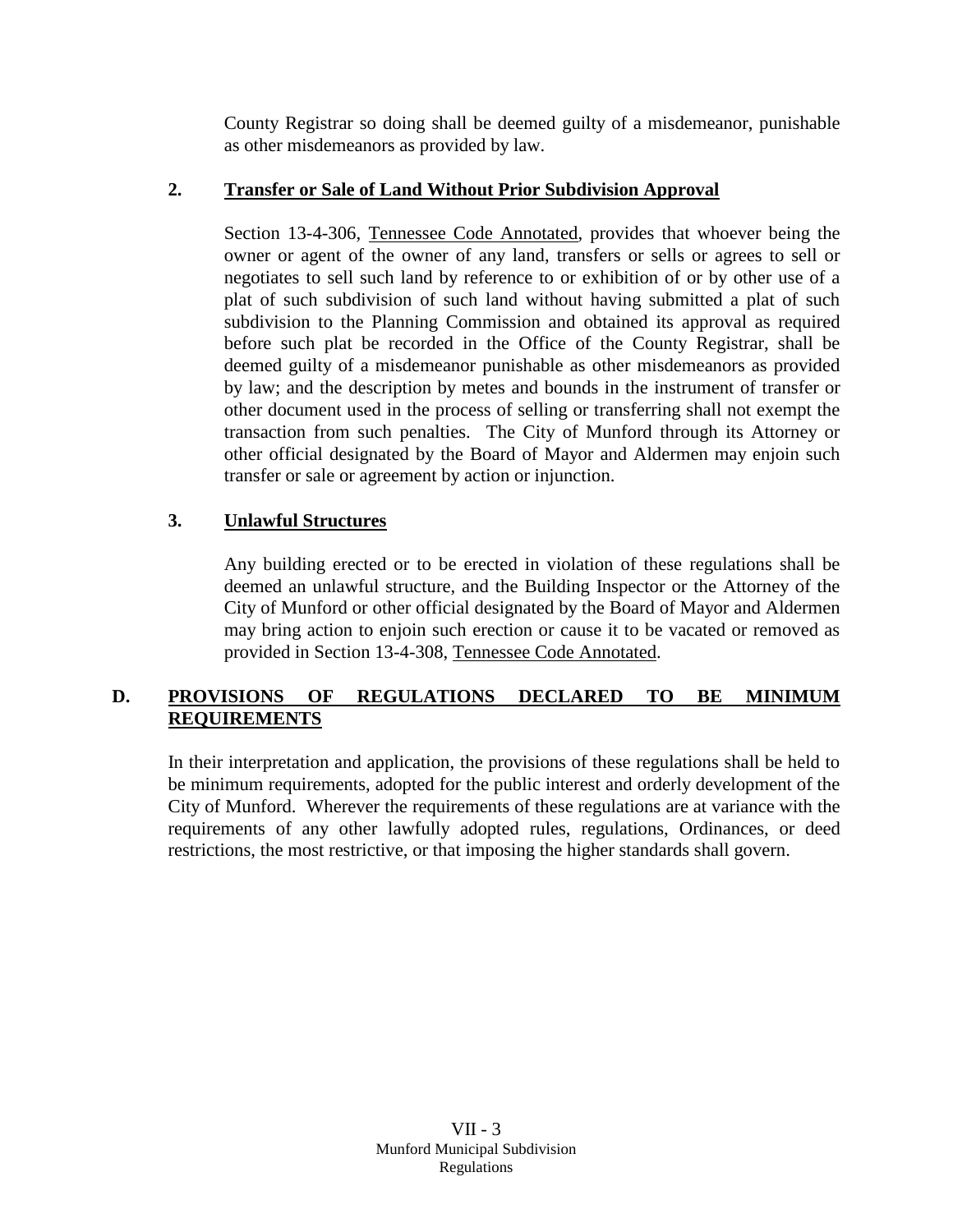County Registrar so doing shall be deemed guilty of a misdemeanor, punishable as other misdemeanors as provided by law.

### 2. Transfer or Sale of Land Without Prior Subdivision Approval

Section 13-4-306, Tennessee Code Annotated, provides that whoever being the owner or agent of the owner of any land, transfers or sells or agrees to sell or negotiates to sell such land by reference to or exhibition of or by other use of a plat of such subdivision of such land without having submitted a plat of such subdivision to the Planning Commission and obtained its approval as required before such plat be recorded in the Office of the County Registrar, shall be deemed guilty of a misdemeanor punishable as other misdemeanors as provided by law; and the description by metes and bounds in the instrument of transfer or other document used in the process of selling or transferring shall not exempt the transaction from such penalties. The City of Munford through its Attorney or other official designated by the Board of Mayor and Aldermen may enjoin such transfer or sale or agreement by action or injunction.

### 3. Unlawful Structures

Any building erected or to be erected in violation of these regulations shall be deemed an unlawful structure, and the Building Inspector or the Attorney of the City of Munford or other official designated by the Board of Mayor and Aldermen may bring action to enjoin such erection or cause it to be vacated or removed as provided in Section 13-4-308, Tennessee Code Annotated.

## D. PROVISIONS OF REGULATIONS DECLARED TO BE MINIMUM REQUIREMENTS

In their interpretation and application, the provisions of these regulations shall be held to be minimum requirements, adopted for the public interest and orderly development of the City of Munford. Wherever the requirements of these regulations are at variance with the requirements of any other lawfully adopted rules, regulations, Ordinances, or deed restrictions, the most restrictive, or that imposing the higher standards shall govern.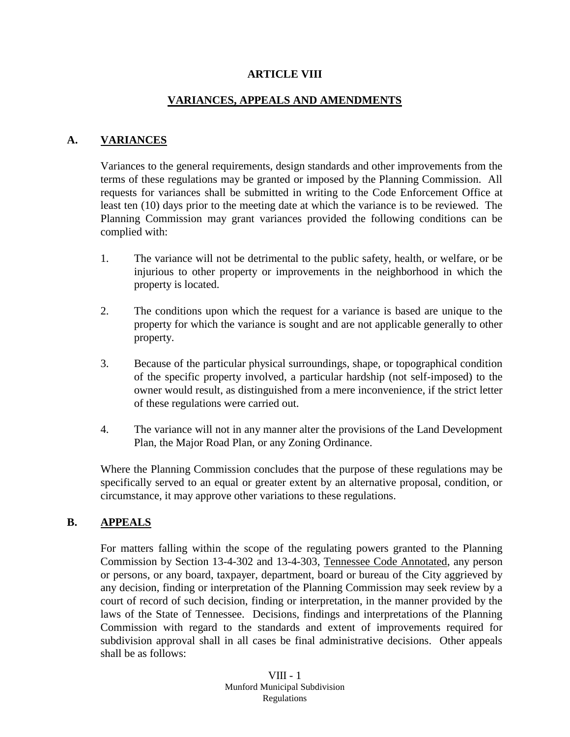# ARTICLE VIII

## VARIANCES, APPEALS AND AMENDMENTS

### A. VARIANCES

Variances to the general requirements, design standards and other improvements from the terms of these regulations may be granted or imposed by the Planning Commission. All requests for variances shall be submitted in writing to the Code Enforcement Office at least ten (10) days prior to the meeting date at which the variance is to be reviewed. The Planning Commission may grant variances provided the following conditions can be complied with:

1. The variance will not be detrimental to the public safety, health, or welfare, or be injurious to other property or improvements in the neighborhood in which the property is located.

2. The conditions upon which the request for a variance is based are unique to the property for which the variance is sought and are not applicable generally to other property.

3. Because of the particular physical surroundings, shape, or topographical condition of the specific property involved, a particular hardship (not self-imposed) to the owner would result, as distinguished from a mere inconvenience, if the strict letter of these regulations were carried out.

4. The variance will not in any manner alter the provisions of the Land Development Plan, the Major Road Plan, or any Zoning Ordinance.

Where the Planning Commission concludes that the purpose of these regulations may be specifically served to an equal or greater extent by an alternative proposal, condition, or circumstance, it may approve other variations to these regulations.

### B. APPEALS

For matters falling within the scope of the regulating powers granted to the Planning Commission by Section 13-4-302 and 13-4-303, Tennessee Code Annotated, any person or persons, or any board, taxpayer, department, board or bureau of the City aggrieved by any decision, finding or interpretation of the Planning Commission may seek review by a court of record of such decision, finding or interpretation, in the manner provided by the laws of the State of Tennessee. Decisions, findings and interpretations of the Planning Commission with regard to the standards and extent of improvements required for subdivision approval shall in all cases be final administrative decisions. Other appeals shall be as follows: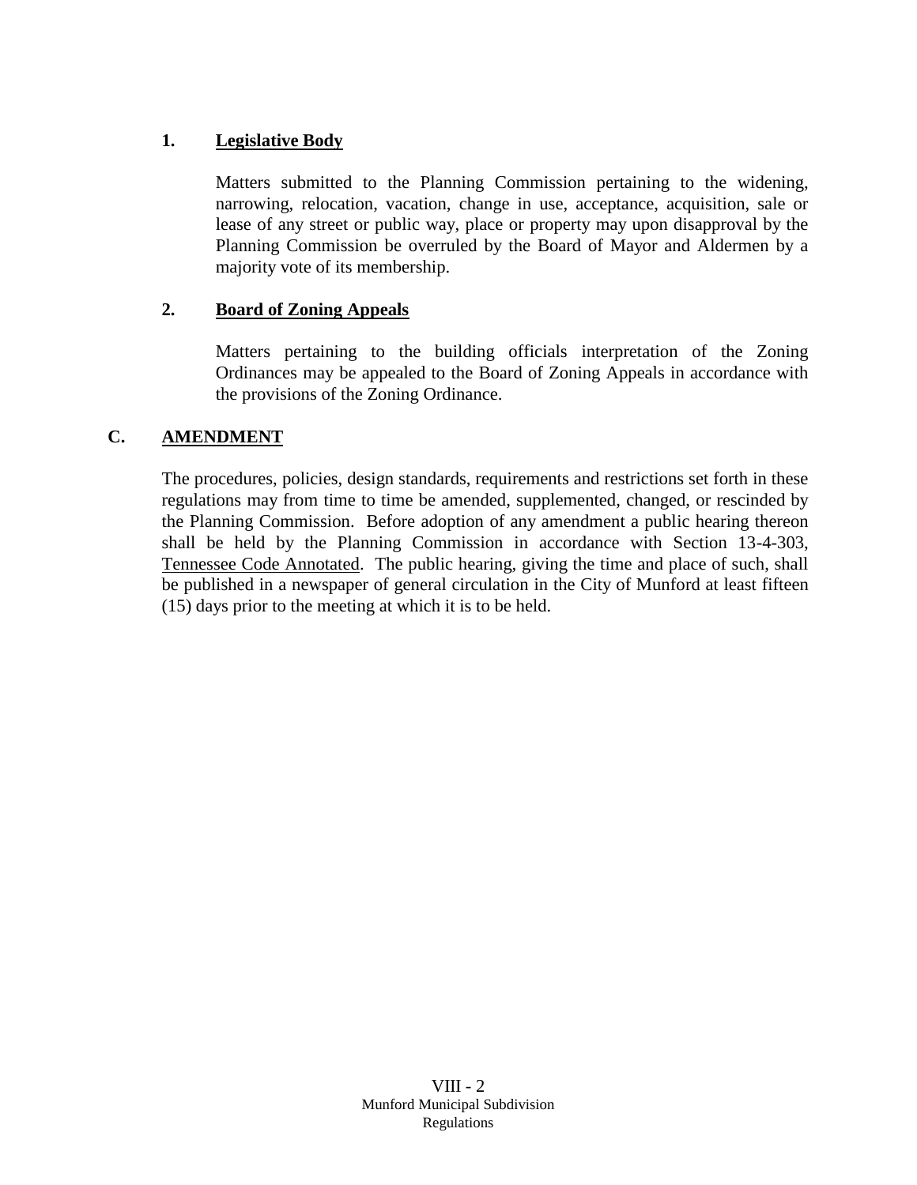**1. Legislative Body**

Matters submitted to the Planning Commission pertaining to the widening, narrowing, relocation, vacation, change in use, acceptance, acquisition, sale or lease of any street or public way, place or property may upon disapproval by the Planning Commission be overruled by the Board of Mayor and Aldermen by a majority vote of its membership.

**2. Board of Zoning Appeals**

Matters pertaining to the building officials interpretation of the Zoning Ordinances may be appealed to the Board of Zoning Appeals in accordance with the provisions of the Zoning Ordinance.

## C. AMENDMENT

The procedures, policies, design standards, requirements and restrictions set forth in these regulations may from time to time be amended, supplemented, changed, or rescinded by the Planning Commission. Before adoption of any amendment a public hearing thereon shall be held by the Planning Commission in accordance with Section 13-4-303, Tennessee Code Annotated. The public hearing, giving the time and place of such, shall be published in a newspaper of general circulation in the City of Munford at least fifteen (15) days prior to the meeting at which it is to be held.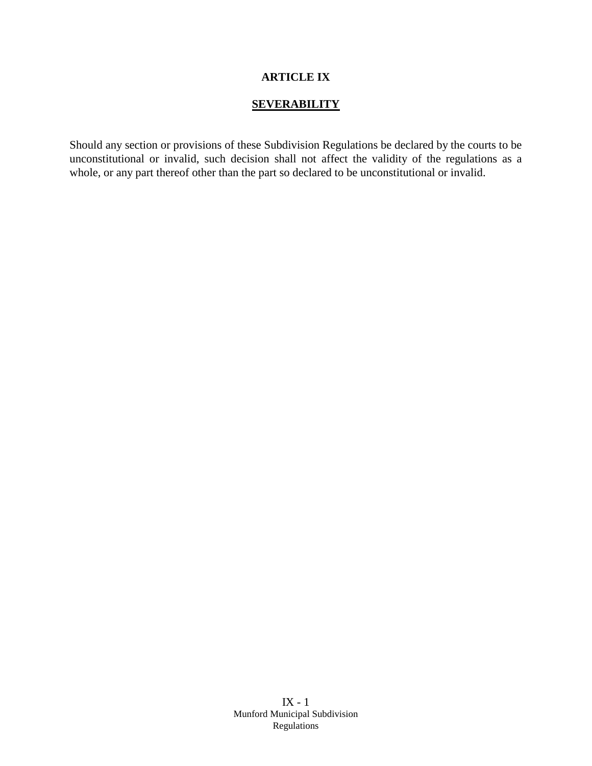# ARTICLE IX

## SEVERABILITY

Should any section or provisions of these Subdivision Regulations be declared by the courts to be unconstitutional or invalid, such decision shall not affect the validity of the regulations as a whole, or any part thereof other than the part so declared to be unconstitutional or invalid.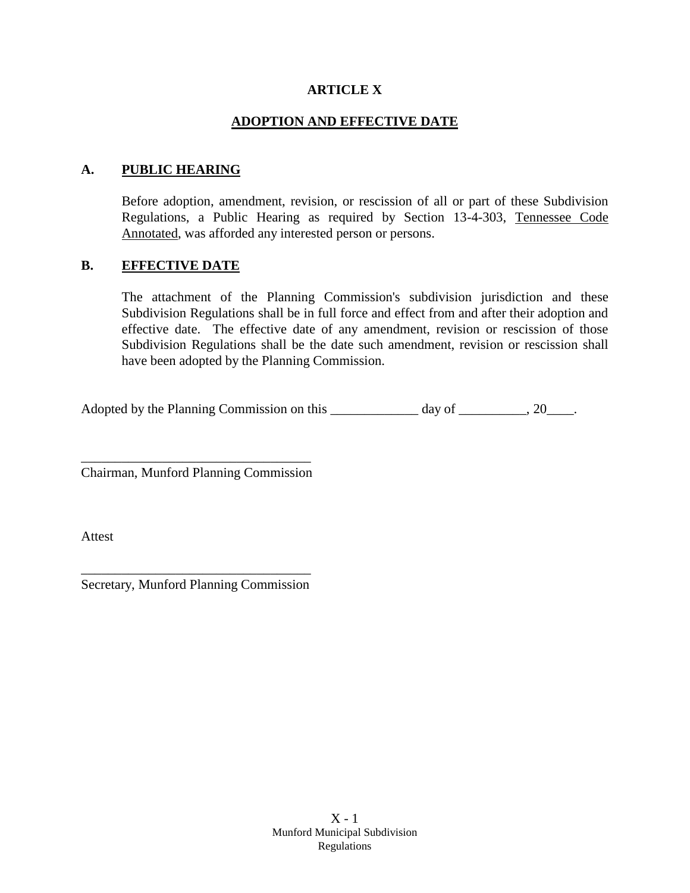# ARTICLE X

## ADOPTION AND EFFECTIVE DATE

### A. PUBLIC HEARING

Before adoption, amendment, revision, or rescission of all or part of these Subdivision Regulations, a Public Hearing as required by Section 13-4-303, Tennessee Code Annotated, was afforded any interested person or persons.

### B. EFFECTIVE DATE

The attachment of the Planning Commission's subdivision jurisdiction and these Subdivision Regulations shall be in full force and effect from and after their adoption and effective date. The effective date of any amendment, revision or rescission of those Subdivision Regulations shall be the date such amendment, revision or rescission shall have been adopted by the Planning Commission.

Adopted by the Planning Commission on this _____________ day of __________, 20____.

__________________________________
Chairman, Munford Planning Commission

Attest

__________________________________
Secretary, Munford Planning Commission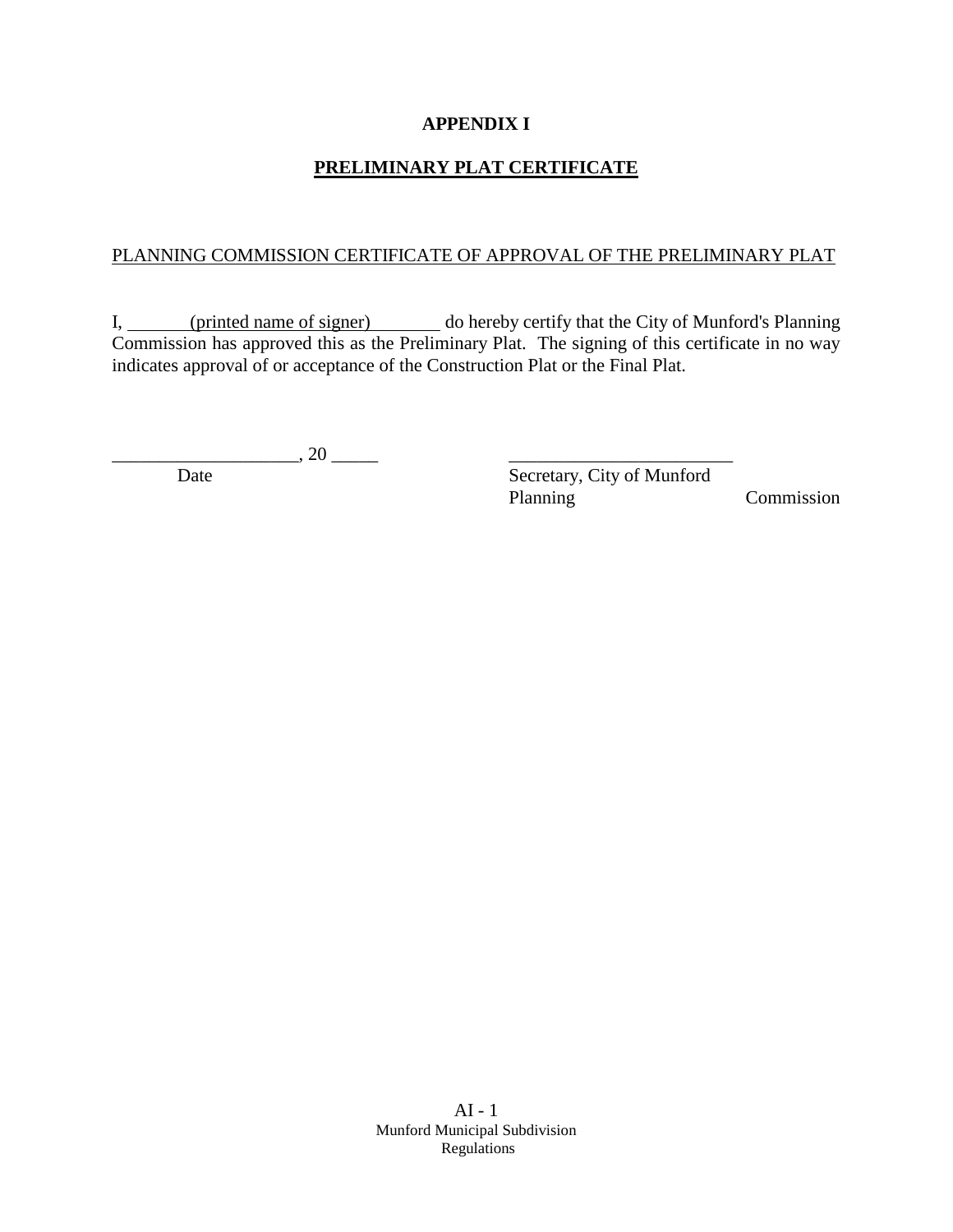# APPENDIX I

## PRELIMINARY PLAT CERTIFICATE

PLANNING COMMISSION CERTIFICATE OF APPROVAL OF THE PRELIMINARY PLAT

I, _______(printed name of signer)________ do hereby certify that the City of Munford's Planning Commission has approved this as the Preliminary Plat. The signing of this certificate in no way indicates approval of or acceptance of the Construction Plat or the Final Plat.

____________________, 20 _____
Date

________________________
Secretary, City of Munford Planning Commission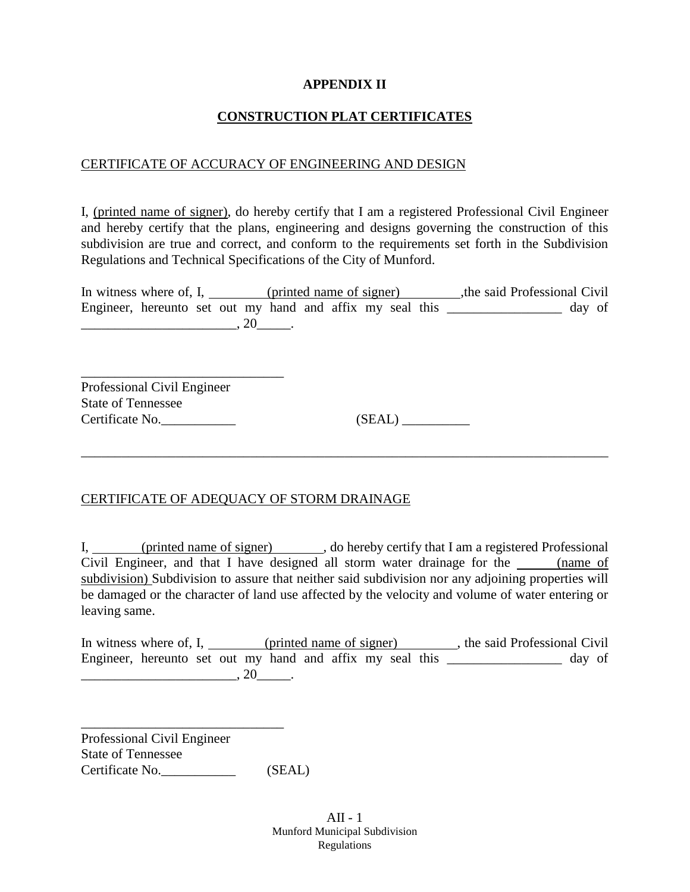# APPENDIX II

## CONSTRUCTION PLAT CERTIFICATES

CERTIFICATE OF ACCURACY OF ENGINEERING AND DESIGN

I, (printed name of signer), do hereby certify that I am a registered Professional Civil Engineer and hereby certify that the plans, engineering and designs governing the construction of this subdivision are true and correct, and conform to the requirements set forth in the Subdivision Regulations and Technical Specifications of the City of Munford.

In witness where of, I, (printed name of signer),the said Professional Civil Engineer, hereunto set out my hand and affix my seal this _________________ day of _______________________, 20_____.

_______________________________
Professional Civil Engineer
State of Tennessee
Certificate No.___________ (SEAL) __________

---

CERTIFICATE OF ADEQUACY OF STORM DRAINAGE

I, (printed name of signer), do hereby certify that I am a registered Professional Civil Engineer, and that I have designed all storm water drainage for the (name of subdivision) Subdivision to assure that neither said subdivision nor any adjoining properties will be damaged or the character of land use affected by the velocity and volume of water entering or leaving same.

In witness where of, I, (printed name of signer), the said Professional Civil Engineer, hereunto set out my hand and affix my seal this _________________ day of _______________________, 20_____.

_______________________________
Professional Civil Engineer
State of Tennessee
Certificate No.___________ (SEAL)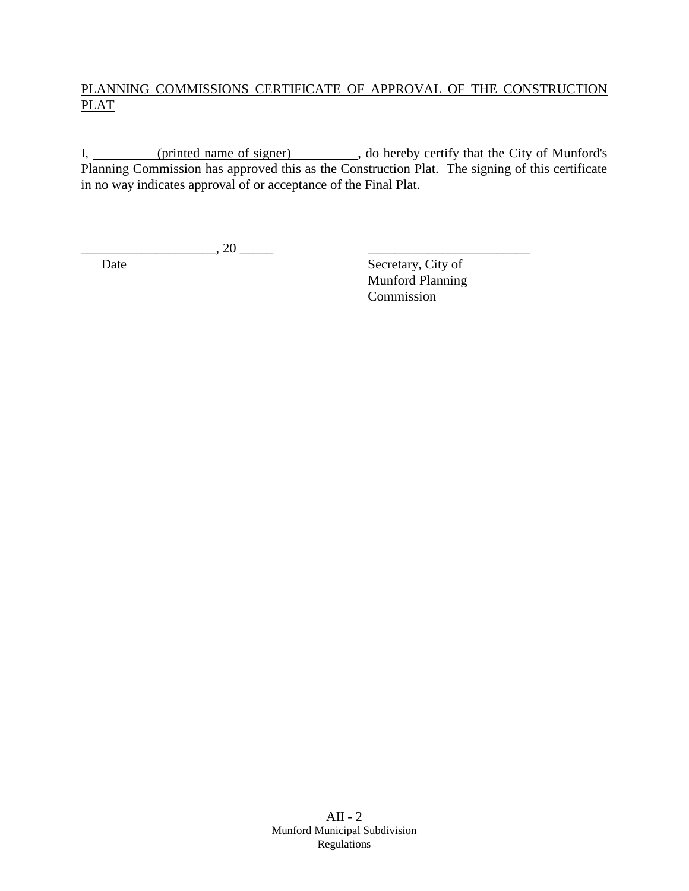PLANNING COMMISSIONS CERTIFICATE OF APPROVAL OF THE CONSTRUCTION PLAT

I, __________(printed name of signer)__________, do hereby certify that the City of Munford's Planning Commission has approved this as the Construction Plat. The signing of this certificate in no way indicates approval of or acceptance of the Final Plat.

____________________, 20 _____ &nbsp;&nbsp;&nbsp;&nbsp;&nbsp;&nbsp;&nbsp;&nbsp; ________________________

Date &nbsp;&nbsp;&nbsp;&nbsp;&nbsp;&nbsp;&nbsp;&nbsp;&nbsp;&nbsp;&nbsp;&nbsp;&nbsp;&nbsp;&nbsp;&nbsp;&nbsp;&nbsp;&nbsp;&nbsp;&nbsp;&nbsp;&nbsp;&nbsp;&nbsp;&nbsp;&nbsp;&nbsp;&nbsp;&nbsp;&nbsp;&nbsp;&nbsp;&nbsp;&nbsp;&nbsp;&nbsp;&nbsp;&nbsp; Secretary, City of Munford Planning Commission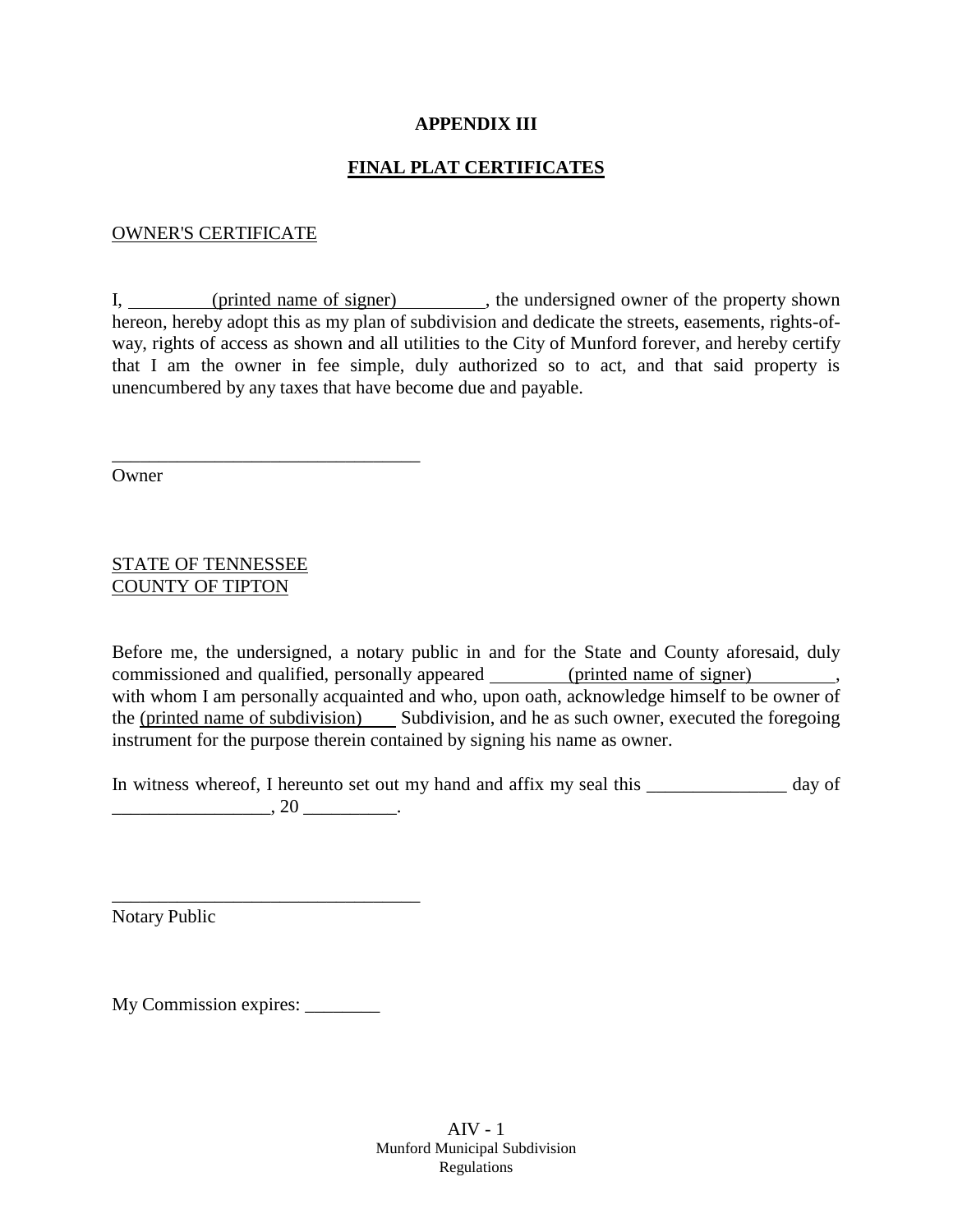# APPENDIX III

## FINAL PLAT CERTIFICATES

OWNER'S CERTIFICATE

I, ________(printed name of signer)________, the undersigned owner of the property shown hereon, hereby adopt this as my plan of subdivision and dedicate the streets, easements, rights-of-way, rights of access as shown and all utilities to the City of Munford forever, and hereby certify that I am the owner in fee simple, duly authorized so to act, and that said property is unencumbered by any taxes that have become due and payable.

_________________________________
Owner

STATE OF TENNESSEE
COUNTY OF TIPTON

Before me, the undersigned, a notary public in and for the State and County aforesaid, duly commissioned and qualified, personally appeared ________(printed name of signer)________, with whom I am personally acquainted and who, upon oath, acknowledge himself to be owner of the (printed name of subdivision)___ Subdivision, and he as such owner, executed the foregoing instrument for the purpose therein contained by signing his name as owner.

In witness whereof, I hereunto set out my hand and affix my seal this _______________ day of _________________, 20 __________.

_________________________________
Notary Public

My Commission expires: ________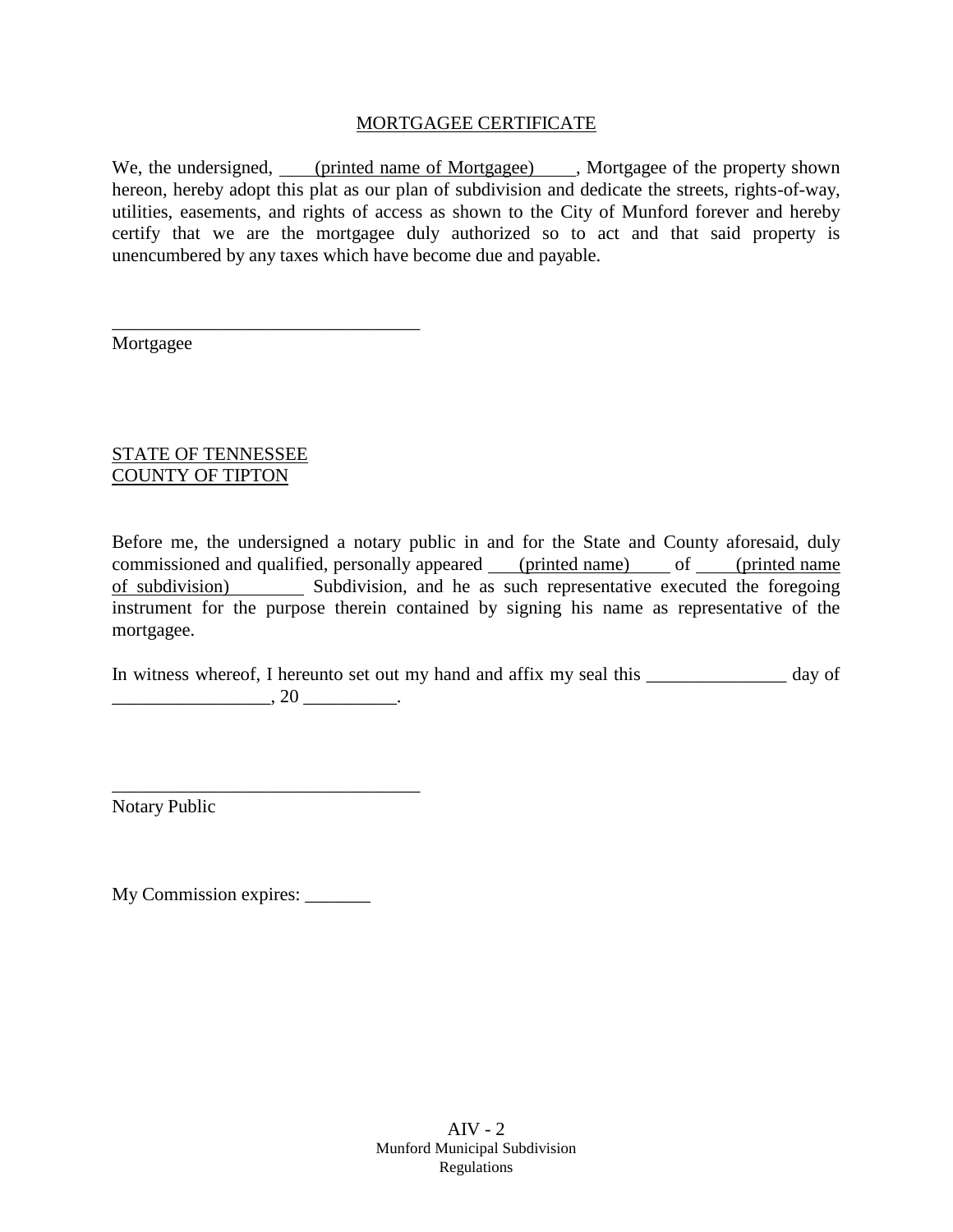## MORTGAGEE CERTIFICATE

We, the undersigned, ____(printed name of Mortgagee)____, Mortgagee of the property shown hereon, hereby adopt this plat as our plan of subdivision and dedicate the streets, rights-of-way, utilities, easements, and rights of access as shown to the City of Munford forever and hereby certify that we are the mortgagee duly authorized so to act and that said property is unencumbered by any taxes which have become due and payable.

_________________________________
Mortgagee

STATE OF TENNESSEE
COUNTY OF TIPTON

Before me, the undersigned a notary public in and for the State and County aforesaid, duly commissioned and qualified, personally appeared ___(printed name)____ of ____(printed name of subdivision)________ Subdivision, and he as such representative executed the foregoing instrument for the purpose therein contained by signing his name as representative of the mortgagee.

In witness whereof, I hereunto set out my hand and affix my seal this _______________ day of _________________, 20 __________.

_________________________________
Notary Public

My Commission expires: _______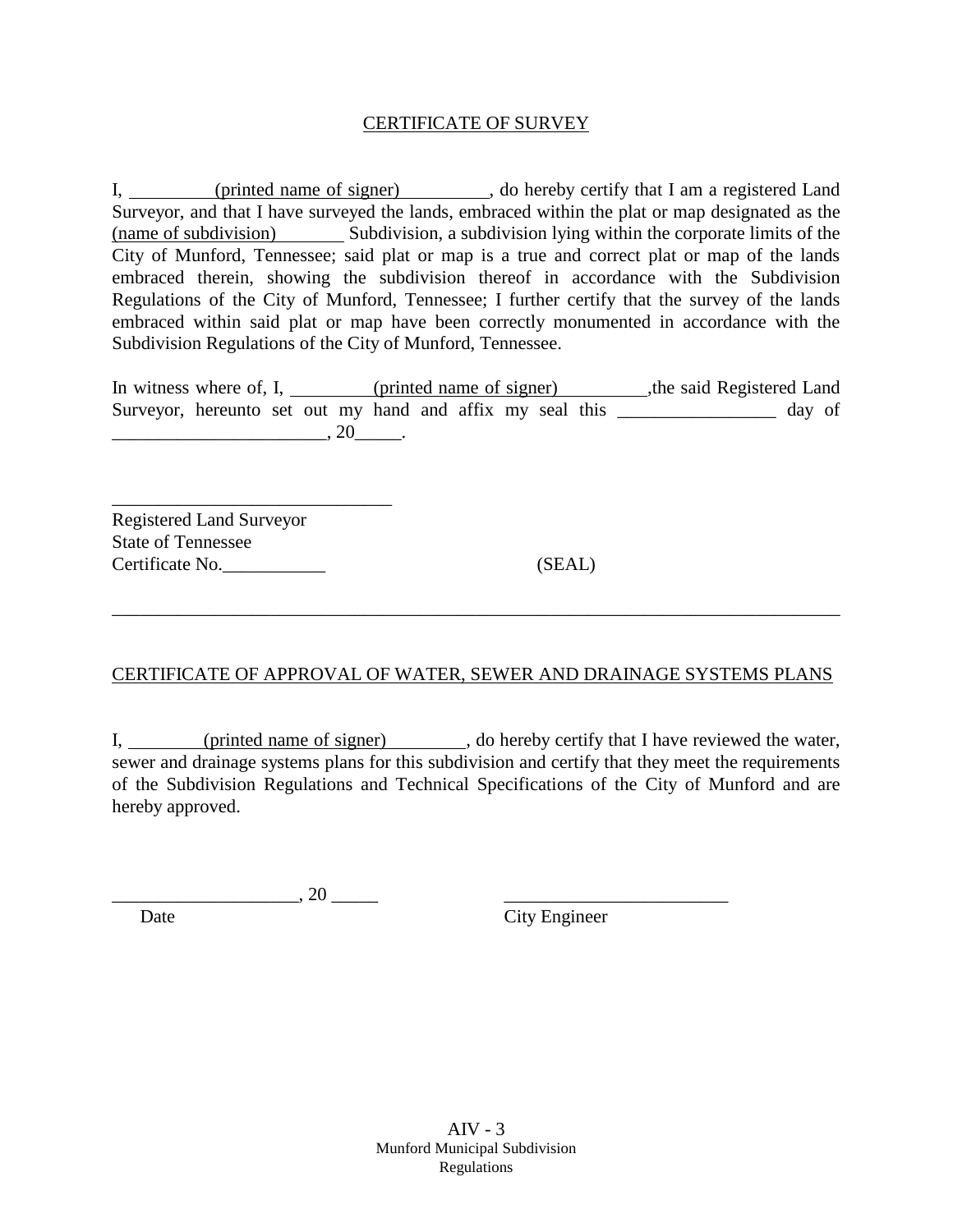## CERTIFICATE OF SURVEY

I, (printed name of signer), do hereby certify that I am a registered Land Surveyor, and that I have surveyed the lands, embraced within the plat or map designated as the (name of subdivision) Subdivision, a subdivision lying within the corporate limits of the City of Munford, Tennessee; said plat or map is a true and correct plat or map of the lands embraced therein, showing the subdivision thereof in accordance with the Subdivision Regulations of the City of Munford, Tennessee; I further certify that the survey of the lands embraced within said plat or map have been correctly monumented in accordance with the Subdivision Regulations of the City of Munford, Tennessee.

In witness where of, I, (printed name of signer),the said Registered Land Surveyor, hereunto set out my hand and affix my seal this _________________ day of _______________________, 20_____.

______________________________
Registered Land Surveyor
State of Tennessee
Certificate No.___________ (SEAL)

---

## CERTIFICATE OF APPROVAL OF WATER, SEWER AND DRAINAGE SYSTEMS PLANS

I, (printed name of signer), do hereby certify that I have reviewed the water, sewer and drainage systems plans for this subdivision and certify that they meet the requirements of the Subdivision Regulations and Technical Specifications of the City of Munford and are hereby approved.

___________________, 20 _____ ________________________
Date City Engineer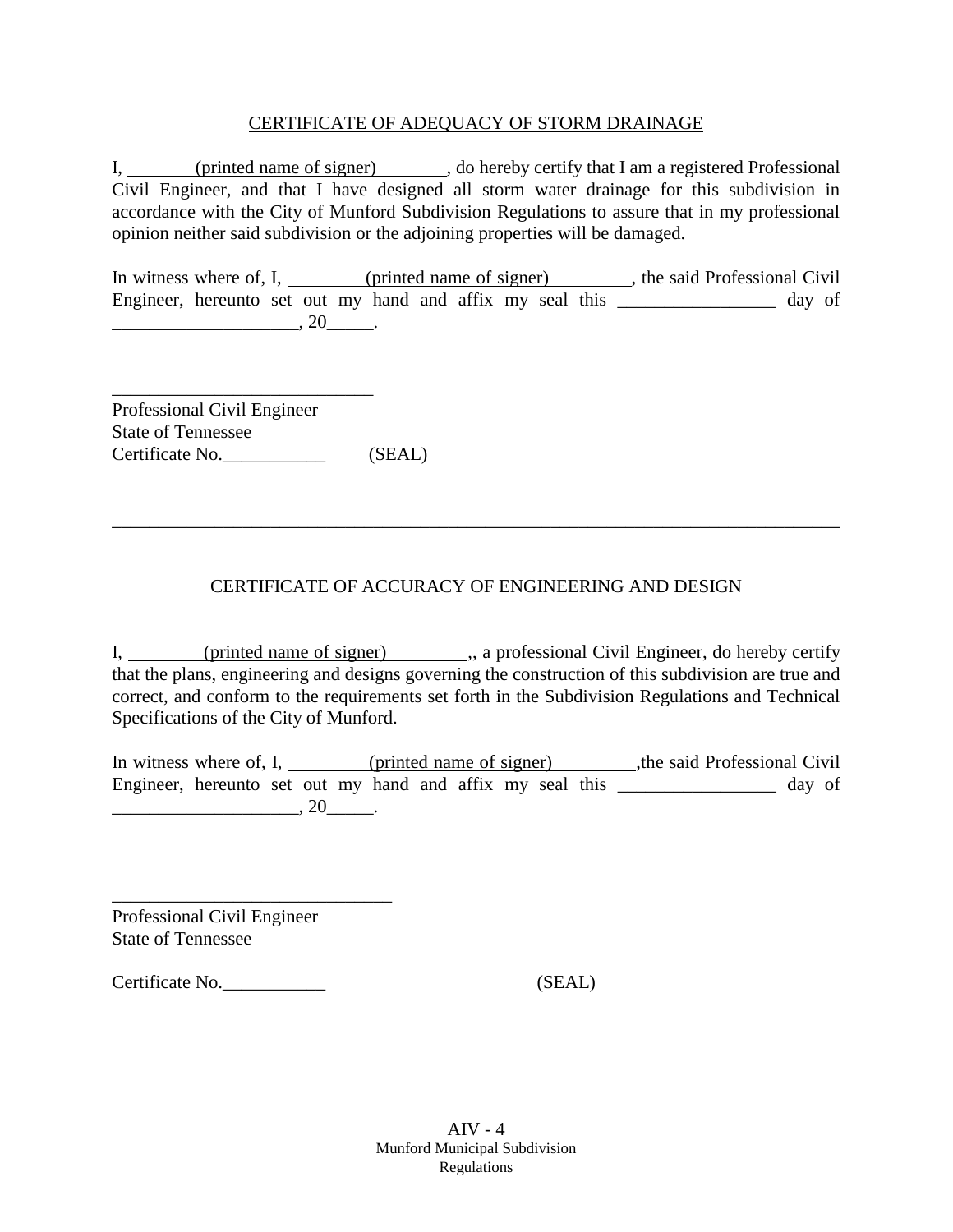## CERTIFICATE OF ADEQUACY OF STORM DRAINAGE

I, ________(printed name of signer)________, do hereby certify that I am a registered Professional Civil Engineer, and that I have designed all storm water drainage for this subdivision in accordance with the City of Munford Subdivision Regulations to assure that in my professional opinion neither said subdivision or the adjoining properties will be damaged.

In witness where of, I, ________(printed name of signer)________, the said Professional Civil Engineer, hereunto set out my hand and affix my seal this _________________ day of ____________________, 20_____.

____________________________
Professional Civil Engineer
State of Tennessee
Certificate No.___________ (SEAL)

---

## CERTIFICATE OF ACCURACY OF ENGINEERING AND DESIGN

I, ________(printed name of signer)________,, a professional Civil Engineer, do hereby certify that the plans, engineering and designs governing the construction of this subdivision are true and correct, and conform to the requirements set forth in the Subdivision Regulations and Technical Specifications of the City of Munford.

In witness where of, I, ________(printed name of signer)________,the said Professional Civil Engineer, hereunto set out my hand and affix my seal this _________________ day of ____________________, 20_____.

______________________________
Professional Civil Engineer
State of Tennessee

Certificate No.___________ (SEAL)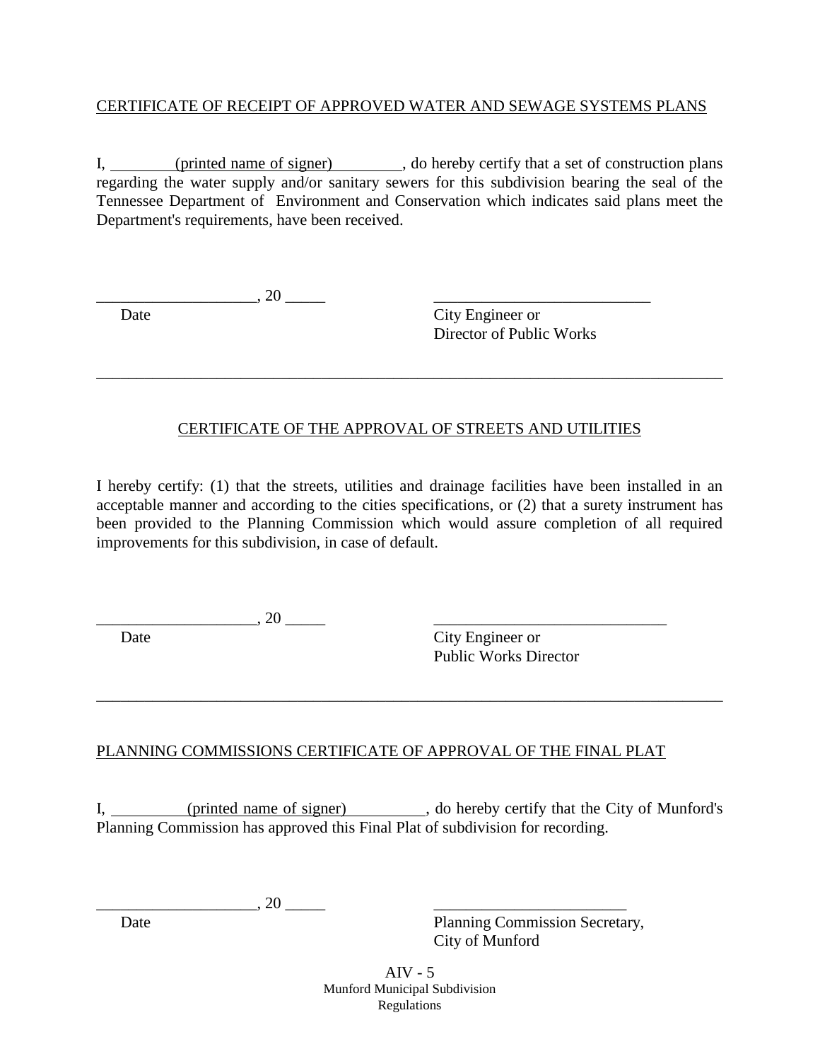CERTIFICATE OF RECEIPT OF APPROVED WATER AND SEWAGE SYSTEMS PLANS

I, ________(printed name of signer)________, do hereby certify that a set of construction plans regarding the water supply and/or sanitary sewers for this subdivision bearing the seal of the Tennessee Department of Environment and Conservation which indicates said plans meet the Department's requirements, have been received.

___________________, 20 _____ &nbsp;&nbsp;&nbsp;&nbsp;&nbsp;&nbsp;&nbsp;&nbsp;&nbsp;&nbsp; ___________________________

Date &nbsp;&nbsp;&nbsp;&nbsp;&nbsp;&nbsp;&nbsp;&nbsp;&nbsp;&nbsp;&nbsp;&nbsp;&nbsp;&nbsp;&nbsp;&nbsp;&nbsp;&nbsp;&nbsp;&nbsp;&nbsp;&nbsp;&nbsp;&nbsp;&nbsp;&nbsp;&nbsp;&nbsp;&nbsp;&nbsp;&nbsp;&nbsp;&nbsp;&nbsp; City Engineer or
Director of Public Works

---

CERTIFICATE OF THE APPROVAL OF STREETS AND UTILITIES

I hereby certify: (1) that the streets, utilities and drainage facilities have been installed in an acceptable manner and according to the cities specifications, or (2) that a surety instrument has been provided to the Planning Commission which would assure completion of all required improvements for this subdivision, in case of default.

___________________, 20 _____ &nbsp;&nbsp;&nbsp;&nbsp;&nbsp;&nbsp;&nbsp;&nbsp;&nbsp;&nbsp; _____________________________

Date &nbsp;&nbsp;&nbsp;&nbsp;&nbsp;&nbsp;&nbsp;&nbsp;&nbsp;&nbsp;&nbsp;&nbsp;&nbsp;&nbsp;&nbsp;&nbsp;&nbsp;&nbsp;&nbsp;&nbsp;&nbsp;&nbsp;&nbsp;&nbsp;&nbsp;&nbsp;&nbsp;&nbsp;&nbsp;&nbsp;&nbsp;&nbsp;&nbsp;&nbsp; City Engineer or
Public Works Director

---

PLANNING COMMISSIONS CERTIFICATE OF APPROVAL OF THE FINAL PLAT

I, _________(printed name of signer)_________, do hereby certify that the City of Munford's Planning Commission has approved this Final Plat of subdivision for recording.

___________________, 20 _____ &nbsp;&nbsp;&nbsp;&nbsp;&nbsp;&nbsp;&nbsp;&nbsp;&nbsp;&nbsp; ________________________

Date &nbsp;&nbsp;&nbsp;&nbsp;&nbsp;&nbsp;&nbsp;&nbsp;&nbsp;&nbsp;&nbsp;&nbsp;&nbsp;&nbsp;&nbsp;&nbsp;&nbsp;&nbsp;&nbsp;&nbsp;&nbsp;&nbsp;&nbsp;&nbsp;&nbsp;&nbsp;&nbsp;&nbsp;&nbsp;&nbsp;&nbsp;&nbsp;&nbsp;&nbsp; Planning Commission Secretary,
City of Munford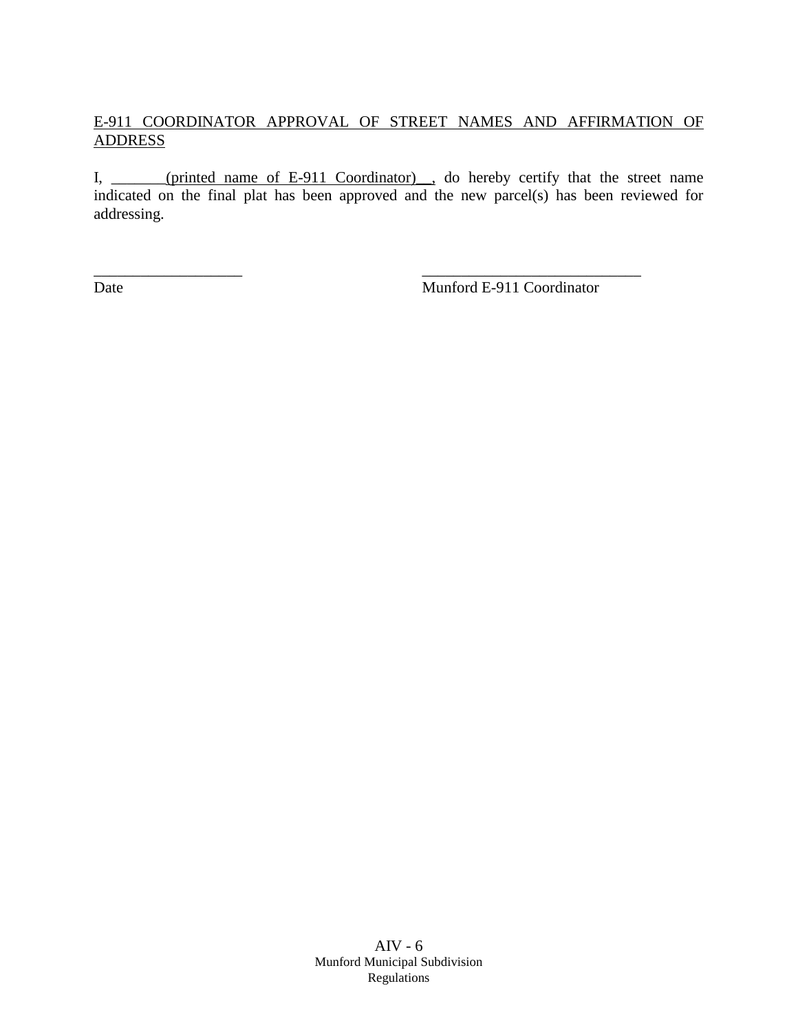<u>E-911 COORDINATOR APPROVAL OF STREET NAMES AND AFFIRMATION OF ADDRESS</u>

I, _______(printed name of E-911 Coordinator)__, do hereby certify that the street name indicated on the final plat has been approved and the new parcel(s) has been reviewed for addressing.

___________________ ____________________________

Date Munford E-911 Coordinator